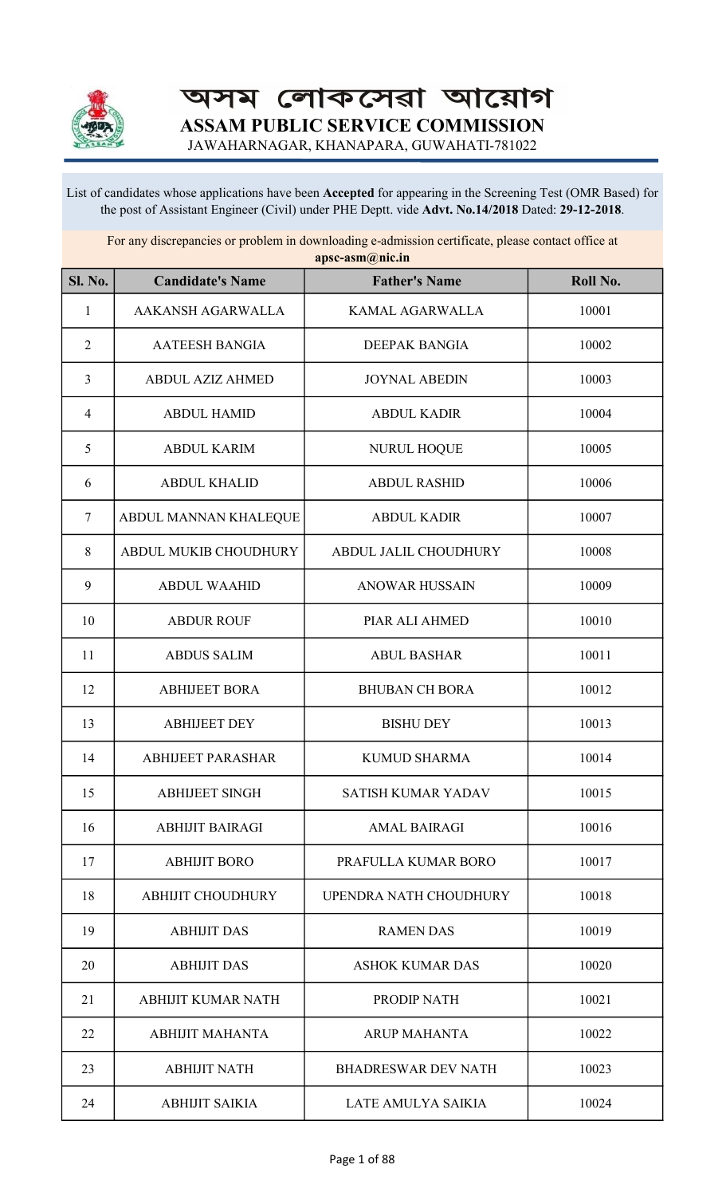# অসম লোকসেৱা আয়োগ

# ASSAM PUBLIC SERVICE COMMISSION

JAWAHARNAGAR, KHANAPARA, GUWAHATI-781022

List of candidates whose applications have been **Accepted** for appearing in the Screening Test (OMR Based) for the post of Assistant Engineer (Civil) under PHE Deptt. vide **Advt. No.14/2018** Dated: **29-12-2018**.

For any discrepancies or problem in downloading e-admission certificate, please contact office at **apsc-asm@nic.in**

| Sl. No. | Candidate's Name | Father's Name | Roll No. |
|---|---|---|---|
| 1 | AAKANSH AGARWALLA | KAMAL AGARWALLA | 10001 |
| 2 | AATEESH BANGIA | DEEPAK BANGIA | 10002 |
| 3 | ABDUL AZIZ AHMED | JOYNAL ABEDIN | 10003 |
| 4 | ABDUL HAMID | ABDUL KADIR | 10004 |
| 5 | ABDUL KARIM | NURUL HOQUE | 10005 |
| 6 | ABDUL KHALID | ABDUL RASHID | 10006 |
| 7 | ABDUL MANNAN KHALEQUE | ABDUL KADIR | 10007 |
| 8 | ABDUL MUKIB CHOUDHURY | ABDUL JALIL CHOUDHURY | 10008 |
| 9 | ABDUL WAAHID | ANOWAR HUSSAIN | 10009 |
| 10 | ABDUR ROUF | PIAR ALI AHMED | 10010 |
| 11 | ABDUS SALIM | ABUL BASHAR | 10011 |
| 12 | ABHIJEET BORA | BHUBAN CH BORA | 10012 |
| 13 | ABHIJEET DEY | BISHU DEY | 10013 |
| 14 | ABHIJEET PARASHAR | KUMUD SHARMA | 10014 |
| 15 | ABHIJEET SINGH | SATISH KUMAR YADAV | 10015 |
| 16 | ABHIJIT BAIRAGI | AMAL BAIRAGI | 10016 |
| 17 | ABHIJIT BORO | PRAFULLA KUMAR BORO | 10017 |
| 18 | ABHIJIT CHOUDHURY | UPENDRA NATH CHOUDHURY | 10018 |
| 19 | ABHIJIT DAS | RAMEN DAS | 10019 |
| 20 | ABHIJIT DAS | ASHOK KUMAR DAS | 10020 |
| 21 | ABHIJIT KUMAR NATH | PRODIP NATH | 10021 |
| 22 | ABHIJIT MAHANTA | ARUP MAHANTA | 10022 |
| 23 | ABHIJIT NATH | BHADRESWAR DEV NATH | 10023 |
| 24 | ABHIJIT SAIKIA | LATE AMULYA SAIKIA | 10024 |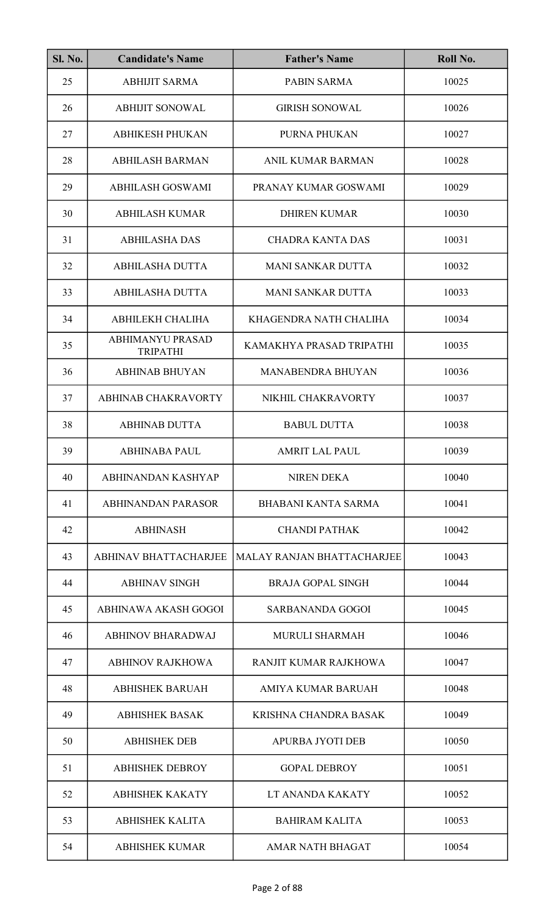| Sl. No. | Candidate's Name | Father's Name | Roll No. |
|---|---|---|---|
| 25 | ABHIJIT SARMA | PABIN SARMA | 10025 |
| 26 | ABHIJIT SONOWAL | GIRISH SONOWAL | 10026 |
| 27 | ABHIKESH PHUKAN | PURNA PHUKAN | 10027 |
| 28 | ABHILASH BARMAN | ANIL KUMAR BARMAN | 10028 |
| 29 | ABHILASH GOSWAMI | PRANAY KUMAR GOSWAMI | 10029 |
| 30 | ABHILASH KUMAR | DHIREN KUMAR | 10030 |
| 31 | ABHILASHA DAS | CHADRA KANTA DAS | 10031 |
| 32 | ABHILASHA DUTTA | MANI SANKAR DUTTA | 10032 |
| 33 | ABHILASHA DUTTA | MANI SANKAR DUTTA | 10033 |
| 34 | ABHILEKH CHALIHA | KHAGENDRA NATH CHALIHA | 10034 |
| 35 | ABHIMANYU PRASAD TRIPATHI | KAMAKHYA PRASAD TRIPATHI | 10035 |
| 36 | ABHINAB BHUYAN | MANABENDRA BHUYAN | 10036 |
| 37 | ABHINAB CHAKRAVORTY | NIKHIL CHAKRAVORTY | 10037 |
| 38 | ABHINAB DUTTA | BABUL DUTTA | 10038 |
| 39 | ABHINABA PAUL | AMRIT LAL PAUL | 10039 |
| 40 | ABHINANDAN KASHYAP | NIREN DEKA | 10040 |
| 41 | ABHINANDAN PARASOR | BHABANI KANTA SARMA | 10041 |
| 42 | ABHINASH | CHANDI PATHAK | 10042 |
| 43 | ABHINAV BHATTACHARJEE | MALAY RANJAN BHATTACHARJEE | 10043 |
| 44 | ABHINAV SINGH | BRAJA GOPAL SINGH | 10044 |
| 45 | ABHINAWA AKASH GOGOI | SARBANANDA GOGOI | 10045 |
| 46 | ABHINOV BHARADWAJ | MURULI SHARMAH | 10046 |
| 47 | ABHINOV RAJKHOWA | RANJIT KUMAR RAJKHOWA | 10047 |
| 48 | ABHISHEK BARUAH | AMIYA KUMAR BARUAH | 10048 |
| 49 | ABHISHEK BASAK | KRISHNA CHANDRA BASAK | 10049 |
| 50 | ABHISHEK DEB | APURBA JYOTI DEB | 10050 |
| 51 | ABHISHEK DEBROY | GOPAL DEBROY | 10051 |
| 52 | ABHISHEK KAKATY | LT ANANDA KAKATY | 10052 |
| 53 | ABHISHEK KALITA | BAHIRAM KALITA | 10053 |
| 54 | ABHISHEK KUMAR | AMAR NATH BHAGAT | 10054 |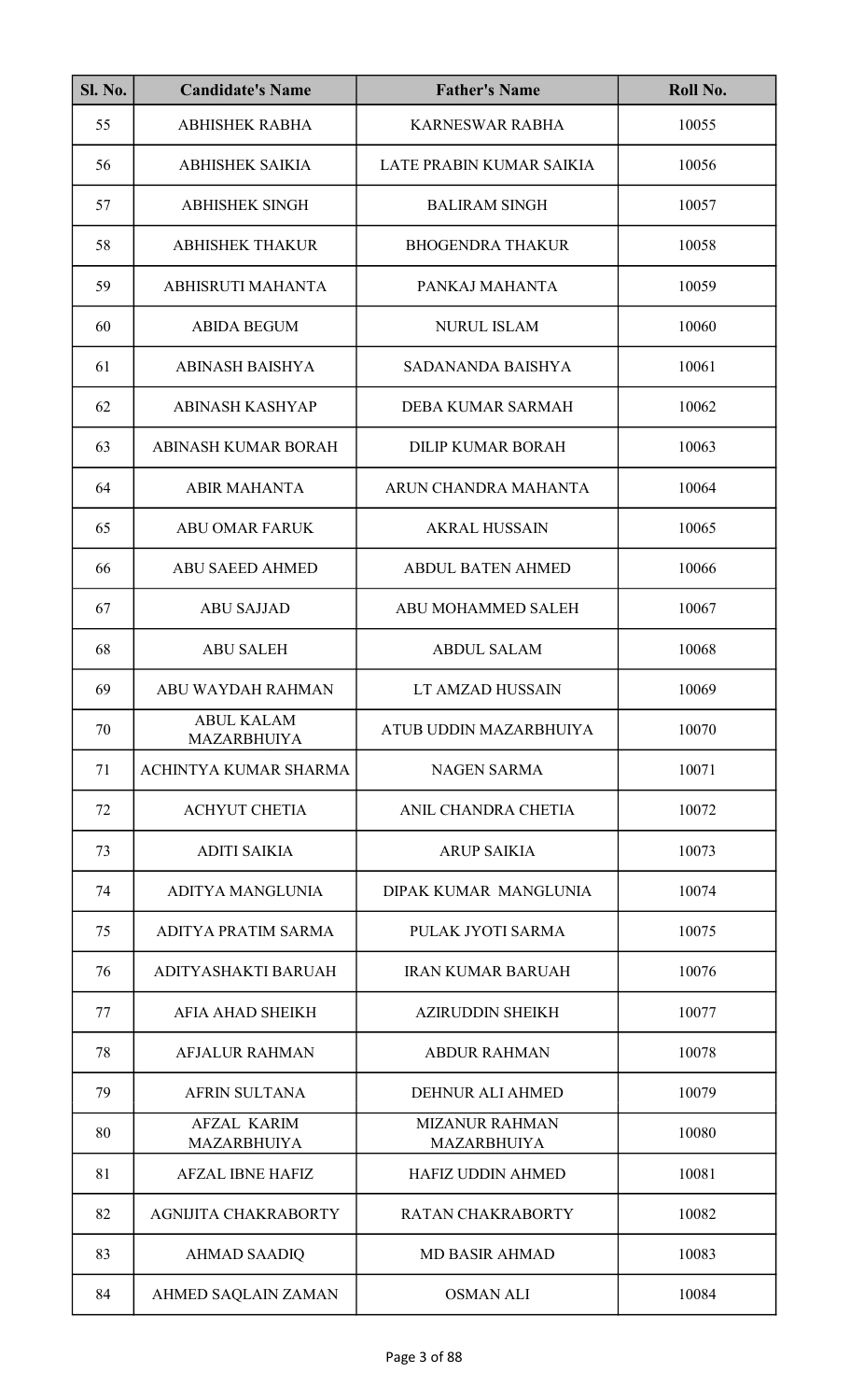| Sl. No. | Candidate's Name | Father's Name | Roll No. |
|---|---|---|---|
| 55 | ABHISHEK RABHA | KARNESWAR RABHA | 10055 |
| 56 | ABHISHEK SAIKIA | LATE PRABIN KUMAR SAIKIA | 10056 |
| 57 | ABHISHEK SINGH | BALIRAM SINGH | 10057 |
| 58 | ABHISHEK THAKUR | BHOGENDRA THAKUR | 10058 |
| 59 | ABHISRUTI MAHANTA | PANKAJ MAHANTA | 10059 |
| 60 | ABIDA BEGUM | NURUL ISLAM | 10060 |
| 61 | ABINASH BAISHYA | SADANANDA BAISHYA | 10061 |
| 62 | ABINASH KASHYAP | DEBA KUMAR SARMAH | 10062 |
| 63 | ABINASH KUMAR BORAH | DILIP KUMAR BORAH | 10063 |
| 64 | ABIR MAHANTA | ARUN CHANDRA MAHANTA | 10064 |
| 65 | ABU OMAR FARUK | AKRAL HUSSAIN | 10065 |
| 66 | ABU SAEED AHMED | ABDUL BATEN AHMED | 10066 |
| 67 | ABU SAJJAD | ABU MOHAMMED SALEH | 10067 |
| 68 | ABU SALEH | ABDUL SALAM | 10068 |
| 69 | ABU WAYDAH RAHMAN | LT AMZAD HUSSAIN | 10069 |
| 70 | ABUL KALAM MAZARBHUIYA | ATUB UDDIN MAZARBHUIYA | 10070 |
| 71 | ACHINTYA KUMAR SHARMA | NAGEN SARMA | 10071 |
| 72 | ACHYUT CHETIA | ANIL CHANDRA CHETIA | 10072 |
| 73 | ADITI SAIKIA | ARUP SAIKIA | 10073 |
| 74 | ADITYA MANGLUNIA | DIPAK KUMAR MANGLUNIA | 10074 |
| 75 | ADITYA PRATIM SARMA | PULAK JYOTI SARMA | 10075 |
| 76 | ADITYASHAKTI BARUAH | IRAN KUMAR BARUAH | 10076 |
| 77 | AFIA AHAD SHEIKH | AZIRUDDIN SHEIKH | 10077 |
| 78 | AFJALUR RAHMAN | ABDUR RAHMAN | 10078 |
| 79 | AFRIN SULTANA | DEHNUR ALI AHMED | 10079 |
| 80 | AFZAL KARIM MAZARBHUIYA | MIZANUR RAHMAN MAZARBHUIYA | 10080 |
| 81 | AFZAL IBNE HAFIZ | HAFIZ UDDIN AHMED | 10081 |
| 82 | AGNIJITA CHAKRABORTY | RATAN CHAKRABORTY | 10082 |
| 83 | AHMAD SAADIQ | MD BASIR AHMAD | 10083 |
| 84 | AHMED SAQLAIN ZAMAN | OSMAN ALI | 10084 |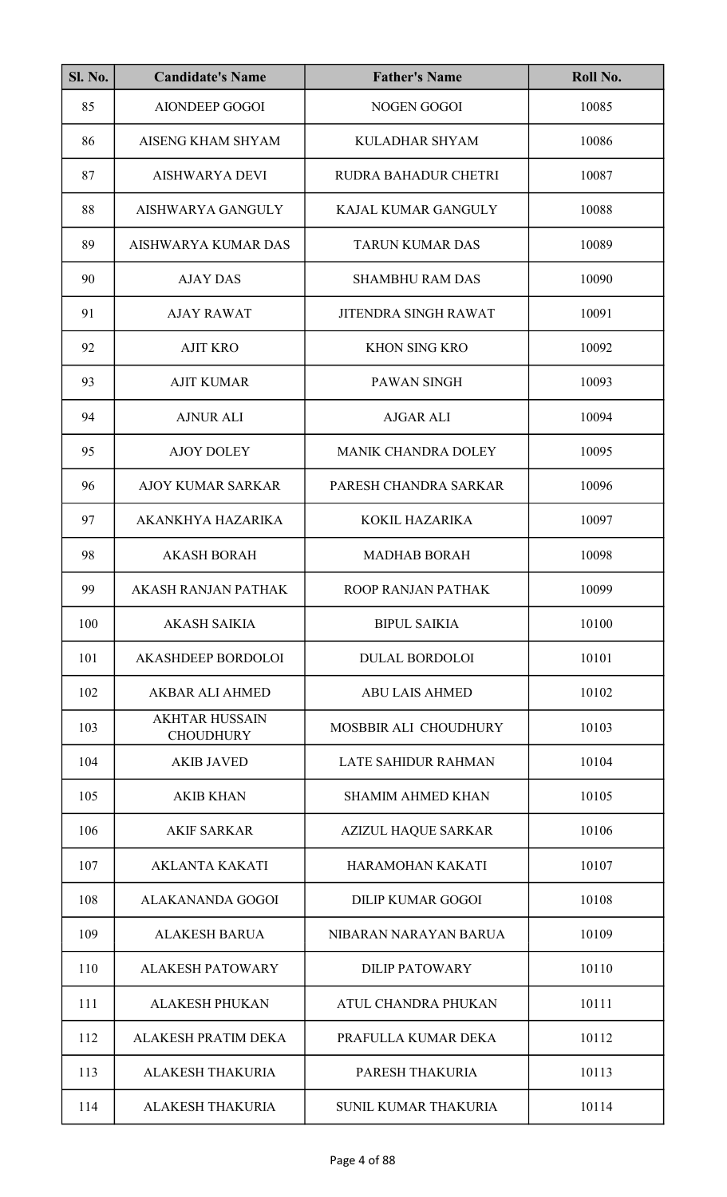| Sl. No. | Candidate's Name | Father's Name | Roll No. |
|---|---|---|---|
| 85 | AIONDEEP GOGOI | NOGEN GOGOI | 10085 |
| 86 | AISENG KHAM SHYAM | KULADHAR SHYAM | 10086 |
| 87 | AISHWARYA DEVI | RUDRA BAHADUR CHETRI | 10087 |
| 88 | AISHWARYA GANGULY | KAJAL KUMAR GANGULY | 10088 |
| 89 | AISHWARYA KUMAR DAS | TARUN KUMAR DAS | 10089 |
| 90 | AJAY DAS | SHAMBHU RAM DAS | 10090 |
| 91 | AJAY RAWAT | JITENDRA SINGH RAWAT | 10091 |
| 92 | AJIT KRO | KHON SING KRO | 10092 |
| 93 | AJIT KUMAR | PAWAN SINGH | 10093 |
| 94 | AJNUR ALI | AJGAR ALI | 10094 |
| 95 | AJOY DOLEY | MANIK CHANDRA DOLEY | 10095 |
| 96 | AJOY KUMAR SARKAR | PARESH CHANDRA SARKAR | 10096 |
| 97 | AKANKHYA HAZARIKA | KOKIL HAZARIKA | 10097 |
| 98 | AKASH BORAH | MADHAB BORAH | 10098 |
| 99 | AKASH RANJAN PATHAK | ROOP RANJAN PATHAK | 10099 |
| 100 | AKASH SAIKIA | BIPUL SAIKIA | 10100 |
| 101 | AKASHDEEP BORDOLOI | DULAL BORDOLOI | 10101 |
| 102 | AKBAR ALI AHMED | ABU LAIS AHMED | 10102 |
| 103 | AKHTAR HUSSAIN CHOUDHURY | MOSBBIR ALI CHOUDHURY | 10103 |
| 104 | AKIB JAVED | LATE SAHIDUR RAHMAN | 10104 |
| 105 | AKIB KHAN | SHAMIM AHMED KHAN | 10105 |
| 106 | AKIF SARKAR | AZIZUL HAQUE SARKAR | 10106 |
| 107 | AKLANTA KAKATI | HARAMOHAN KAKATI | 10107 |
| 108 | ALAKANANDA GOGOI | DILIP KUMAR GOGOI | 10108 |
| 109 | ALAKESH BARUA | NIBARAN NARAYAN BARUA | 10109 |
| 110 | ALAKESH PATOWARY | DILIP PATOWARY | 10110 |
| 111 | ALAKESH PHUKAN | ATUL CHANDRA PHUKAN | 10111 |
| 112 | ALAKESH PRATIM DEKA | PRAFULLA KUMAR DEKA | 10112 |
| 113 | ALAKESH THAKURIA | PARESH THAKURIA | 10113 |
| 114 | ALAKESH THAKURIA | SUNIL KUMAR THAKURIA | 10114 |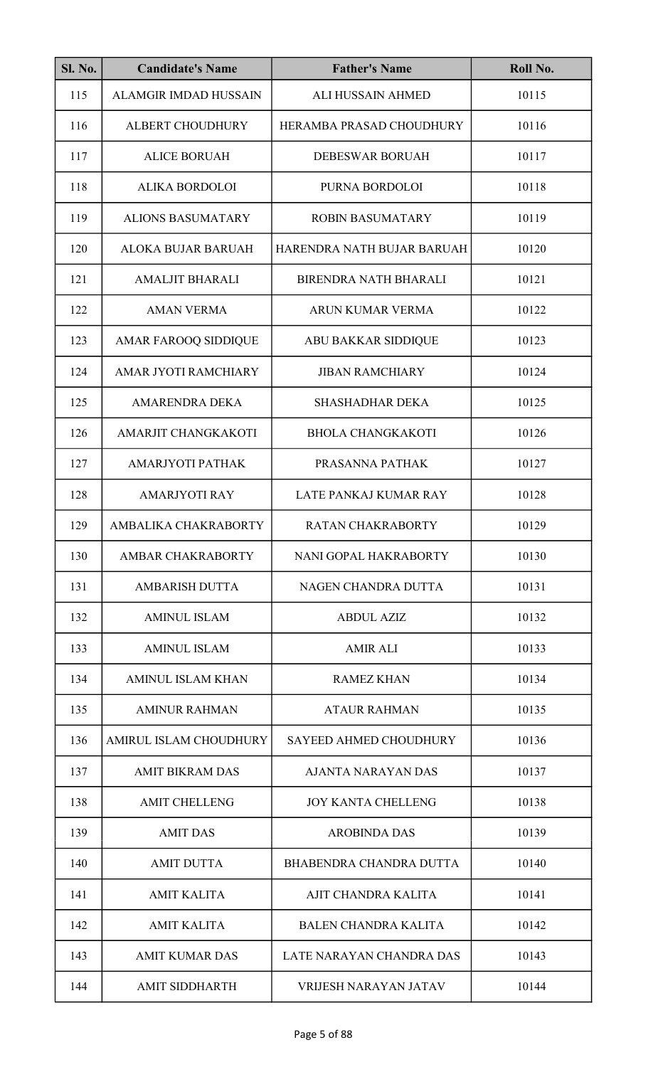| Sl. No. | Candidate's Name | Father's Name | Roll No. |
|---|---|---|---|
| 115 | ALAMGIR IMDAD HUSSAIN | ALI HUSSAIN AHMED | 10115 |
| 116 | ALBERT CHOUDHURY | HERAMBA PRASAD CHOUDHURY | 10116 |
| 117 | ALICE BORUAH | DEBESWAR BORUAH | 10117 |
| 118 | ALIKA BORDOLOI | PURNA BORDOLOI | 10118 |
| 119 | ALIONS BASUMATARY | ROBIN BASUMATARY | 10119 |
| 120 | ALOKA BUJAR BARUAH | HARENDRA NATH BUJAR BARUAH | 10120 |
| 121 | AMALJIT BHARALI | BIRENDRA NATH BHARALI | 10121 |
| 122 | AMAN VERMA | ARUN KUMAR VERMA | 10122 |
| 123 | AMAR FAROOQ SIDDIQUE | ABU BAKKAR SIDDIQUE | 10123 |
| 124 | AMAR JYOTI RAMCHIARY | JIBAN RAMCHIARY | 10124 |
| 125 | AMARENDRA DEKA | SHASHADHAR DEKA | 10125 |
| 126 | AMARJIT CHANGKAKOTI | BHOLA CHANGKAKOTI | 10126 |
| 127 | AMARJYOTI PATHAK | PRASANNA PATHAK | 10127 |
| 128 | AMARJYOTI RAY | LATE PANKAJ KUMAR RAY | 10128 |
| 129 | AMBALIKA CHAKRABORTY | RATAN CHAKRABORTY | 10129 |
| 130 | AMBAR CHAKRABORTY | NANI GOPAL HAKRABORTY | 10130 |
| 131 | AMBARISH DUTTA | NAGEN CHANDRA DUTTA | 10131 |
| 132 | AMINUL ISLAM | ABDUL AZIZ | 10132 |
| 133 | AMINUL ISLAM | AMIR ALI | 10133 |
| 134 | AMINUL ISLAM KHAN | RAMEZ KHAN | 10134 |
| 135 | AMINUR RAHMAN | ATAUR RAHMAN | 10135 |
| 136 | AMIRUL ISLAM CHOUDHURY | SAYEED AHMED CHOUDHURY | 10136 |
| 137 | AMIT BIKRAM DAS | AJANTA NARAYAN DAS | 10137 |
| 138 | AMIT CHELLENG | JOY KANTA CHELLENG | 10138 |
| 139 | AMIT DAS | AROBINDA DAS | 10139 |
| 140 | AMIT DUTTA | BHABENDRA CHANDRA DUTTA | 10140 |
| 141 | AMIT KALITA | AJIT CHANDRA KALITA | 10141 |
| 142 | AMIT KALITA | BALEN CHANDRA KALITA | 10142 |
| 143 | AMIT KUMAR DAS | LATE NARAYAN CHANDRA DAS | 10143 |
| 144 | AMIT SIDDHARTH | VRIJESH NARAYAN JATAV | 10144 |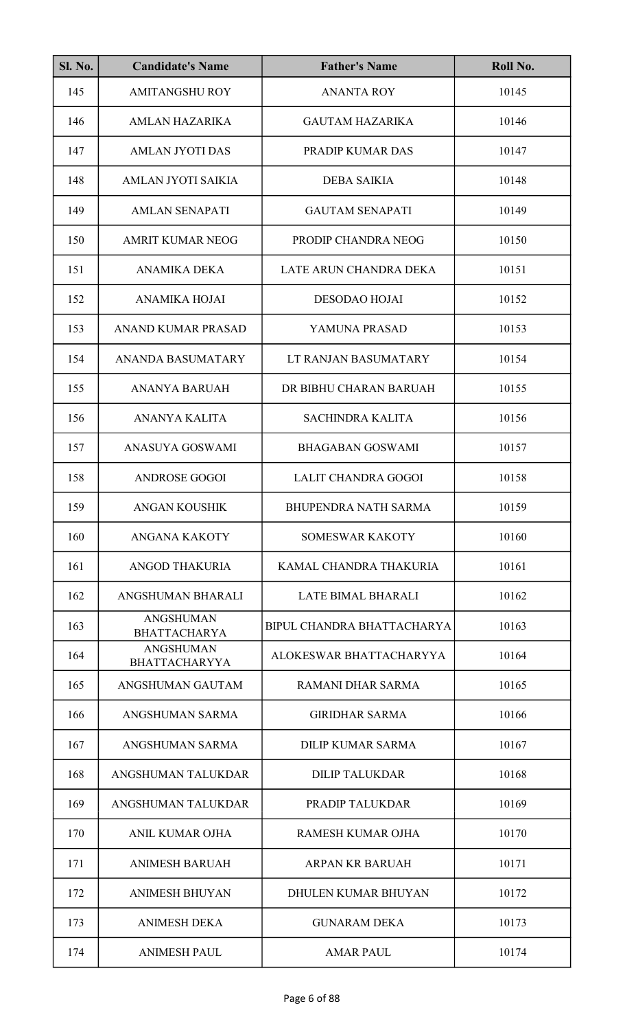| Sl. No. | Candidate's Name | Father's Name | Roll No. |
|---|---|---|---|
| 145 | AMITANGSHU ROY | ANANTA ROY | 10145 |
| 146 | AMLAN HAZARIKA | GAUTAM HAZARIKA | 10146 |
| 147 | AMLAN JYOTI DAS | PRADIP KUMAR DAS | 10147 |
| 148 | AMLAN JYOTI SAIKIA | DEBA SAIKIA | 10148 |
| 149 | AMLAN SENAPATI | GAUTAM SENAPATI | 10149 |
| 150 | AMRIT KUMAR NEOG | PRODIP CHANDRA NEOG | 10150 |
| 151 | ANAMIKA DEKA | LATE ARUN CHANDRA DEKA | 10151 |
| 152 | ANAMIKA HOJAI | DESODAO HOJAI | 10152 |
| 153 | ANAND KUMAR PRASAD | YAMUNA PRASAD | 10153 |
| 154 | ANANDA BASUMATARY | LT RANJAN BASUMATARY | 10154 |
| 155 | ANANYA BARUAH | DR BIBHU CHARAN BARUAH | 10155 |
| 156 | ANANYA KALITA | SACHINDRA KALITA | 10156 |
| 157 | ANASUYA GOSWAMI | BHAGABAN GOSWAMI | 10157 |
| 158 | ANDROSE GOGOI | LALIT CHANDRA GOGOI | 10158 |
| 159 | ANGAN KOUSHIK | BHUPENDRA NATH SARMA | 10159 |
| 160 | ANGANA KAKOTY | SOMESWAR KAKOTY | 10160 |
| 161 | ANGOD THAKURIA | KAMAL CHANDRA THAKURIA | 10161 |
| 162 | ANGSHUMAN BHARALI | LATE BIMAL BHARALI | 10162 |
| 163 | ANGSHUMAN BHATTACHARYA | BIPUL CHANDRA BHATTACHARYA | 10163 |
| 164 | ANGSHUMAN BHATTACHARYYA | ALOKESWAR BHATTACHARYYA | 10164 |
| 165 | ANGSHUMAN GAUTAM | RAMANI DHAR SARMA | 10165 |
| 166 | ANGSHUMAN SARMA | GIRIDHAR SARMA | 10166 |
| 167 | ANGSHUMAN SARMA | DILIP KUMAR SARMA | 10167 |
| 168 | ANGSHUMAN TALUKDAR | DILIP TALUKDAR | 10168 |
| 169 | ANGSHUMAN TALUKDAR | PRADIP TALUKDAR | 10169 |
| 170 | ANIL KUMAR OJHA | RAMESH KUMAR OJHA | 10170 |
| 171 | ANIMESH BARUAH | ARPAN KR BARUAH | 10171 |
| 172 | ANIMESH BHUYAN | DHULEN KUMAR BHUYAN | 10172 |
| 173 | ANIMESH DEKA | GUNARAM DEKA | 10173 |
| 174 | ANIMESH PAUL | AMAR PAUL | 10174 |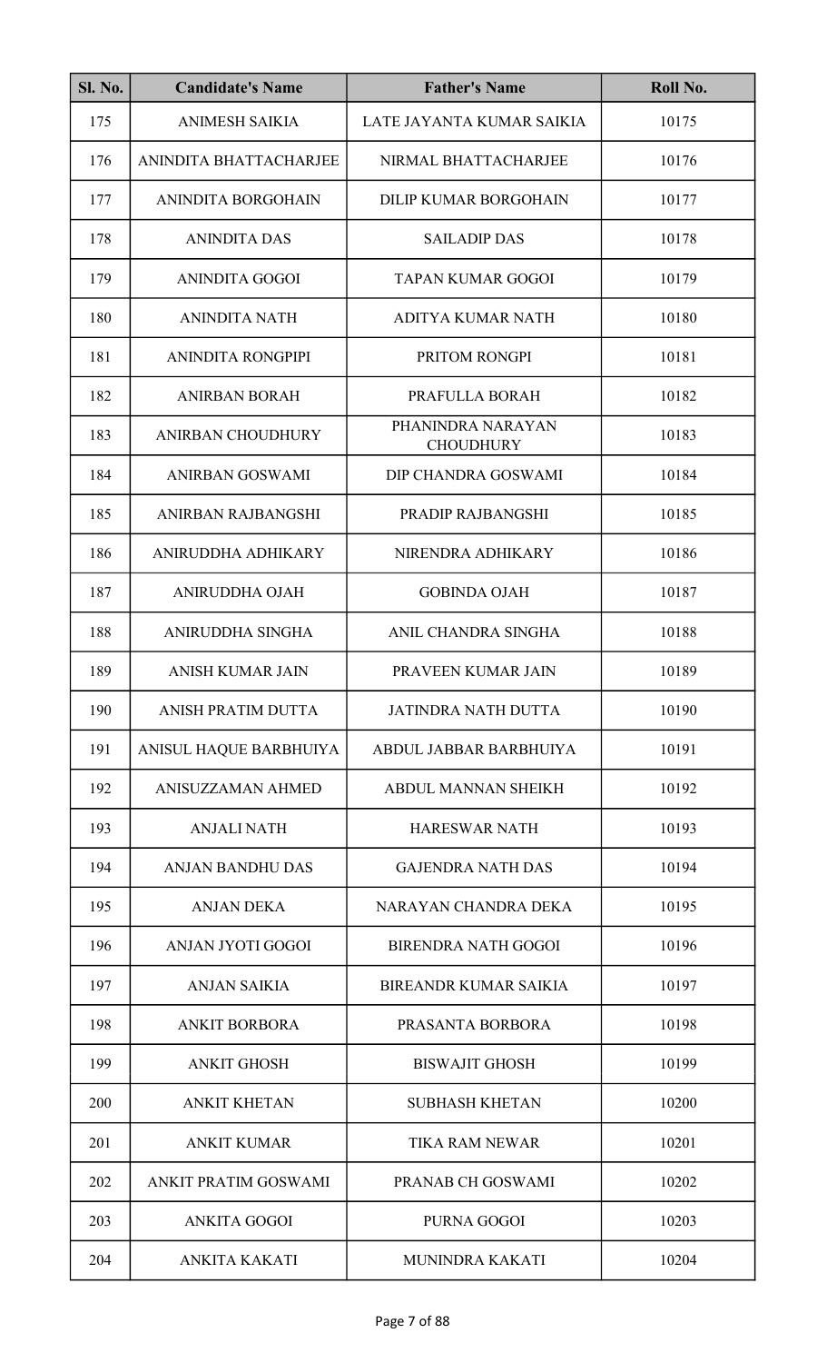| Sl. No. | Candidate's Name | Father's Name | Roll No. |
|---|---|---|---|
| 175 | ANIMESH SAIKIA | LATE JAYANTA KUMAR SAIKIA | 10175 |
| 176 | ANINDITA BHATTACHARJEE | NIRMAL BHATTACHARJEE | 10176 |
| 177 | ANINDITA BORGOHAIN | DILIP KUMAR BORGOHAIN | 10177 |
| 178 | ANINDITA DAS | SAILADIP DAS | 10178 |
| 179 | ANINDITA GOGOI | TAPAN KUMAR GOGOI | 10179 |
| 180 | ANINDITA NATH | ADITYA KUMAR NATH | 10180 |
| 181 | ANINDITA RONGPIPI | PRITOM RONGPI | 10181 |
| 182 | ANIRBAN BORAH | PRAFULLA BORAH | 10182 |
| 183 | ANIRBAN CHOUDHURY | PHANINDRA NARAYAN CHOUDHURY | 10183 |
| 184 | ANIRBAN GOSWAMI | DIP CHANDRA GOSWAMI | 10184 |
| 185 | ANIRBAN RAJBANGSHI | PRADIP RAJBANGSHI | 10185 |
| 186 | ANIRUDDHA ADHIKARY | NIRENDRA ADHIKARY | 10186 |
| 187 | ANIRUDDHA OJAH | GOBINDA OJAH | 10187 |
| 188 | ANIRUDDHA SINGHA | ANIL CHANDRA SINGHA | 10188 |
| 189 | ANISH KUMAR JAIN | PRAVEEN KUMAR JAIN | 10189 |
| 190 | ANISH PRATIM DUTTA | JATINDRA NATH DUTTA | 10190 |
| 191 | ANISUL HAQUE BARBHUIYA | ABDUL JABBAR BARBHUIYA | 10191 |
| 192 | ANISUZZAMAN AHMED | ABDUL MANNAN SHEIKH | 10192 |
| 193 | ANJALI NATH | HARESWAR NATH | 10193 |
| 194 | ANJAN BANDHU DAS | GAJENDRA NATH DAS | 10194 |
| 195 | ANJAN DEKA | NARAYAN CHANDRA DEKA | 10195 |
| 196 | ANJAN JYOTI GOGOI | BIRENDRA NATH GOGOI | 10196 |
| 197 | ANJAN SAIKIA | BIREANDR KUMAR SAIKIA | 10197 |
| 198 | ANKIT BORBORA | PRASANTA BORBORA | 10198 |
| 199 | ANKIT GHOSH | BISWAJIT GHOSH | 10199 |
| 200 | ANKIT KHETAN | SUBHASH KHETAN | 10200 |
| 201 | ANKIT KUMAR | TIKA RAM NEWAR | 10201 |
| 202 | ANKIT PRATIM GOSWAMI | PRANAB CH GOSWAMI | 10202 |
| 203 | ANKITA GOGOI | PURNA GOGOI | 10203 |
| 204 | ANKITA KAKATI | MUNINDRA KAKATI | 10204 |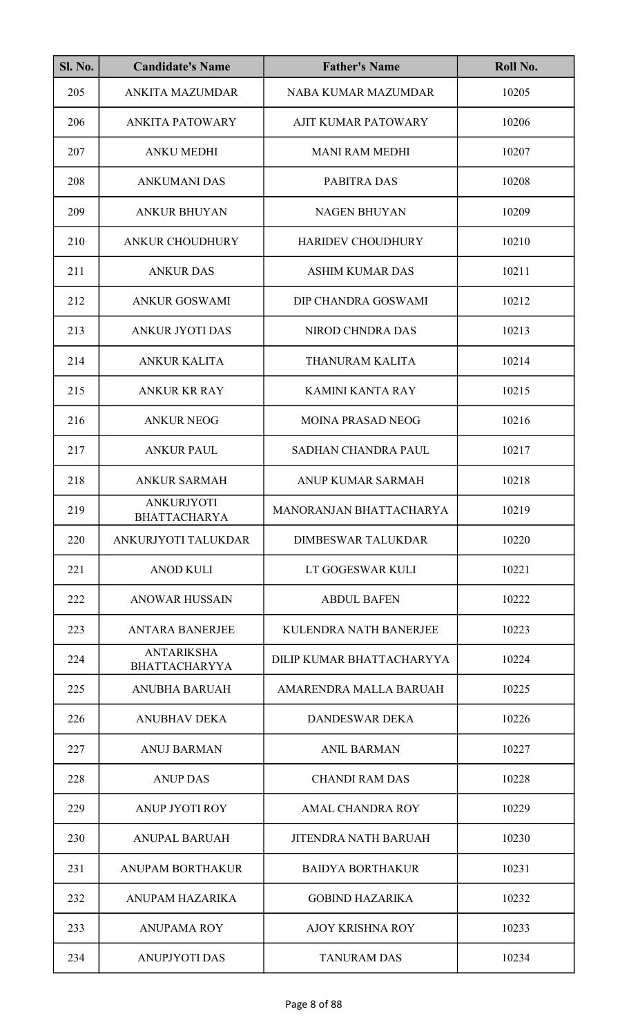| Sl. No. | Candidate's Name | Father's Name | Roll No. |
|---|---|---|---|
| 205 | ANKITA MAZUMDAR | NABA KUMAR MAZUMDAR | 10205 |
| 206 | ANKITA PATOWARY | AJIT KUMAR PATOWARY | 10206 |
| 207 | ANKU MEDHI | MANI RAM MEDHI | 10207 |
| 208 | ANKUMANI DAS | PABITRA DAS | 10208 |
| 209 | ANKUR BHUYAN | NAGEN BHUYAN | 10209 |
| 210 | ANKUR CHOUDHURY | HARIDEV CHOUDHURY | 10210 |
| 211 | ANKUR DAS | ASHIM KUMAR DAS | 10211 |
| 212 | ANKUR GOSWAMI | DIP CHANDRA GOSWAMI | 10212 |
| 213 | ANKUR JYOTI DAS | NIROD CHNDRA DAS | 10213 |
| 214 | ANKUR KALITA | THANURAM KALITA | 10214 |
| 215 | ANKUR KR RAY | KAMINI KANTA RAY | 10215 |
| 216 | ANKUR NEOG | MOINA PRASAD NEOG | 10216 |
| 217 | ANKUR PAUL | SADHAN CHANDRA PAUL | 10217 |
| 218 | ANKUR SARMAH | ANUP KUMAR SARMAH | 10218 |
| 219 | ANKURJYOTI BHATTACHARYA | MANORANJAN BHATTACHARYA | 10219 |
| 220 | ANKURJYOTI TALUKDAR | DIMBESWAR TALUKDAR | 10220 |
| 221 | ANOD KULI | LT GOGESWAR KULI | 10221 |
| 222 | ANOWAR HUSSAIN | ABDUL BAFEN | 10222 |
| 223 | ANTARA BANERJEE | KULENDRA NATH BANERJEE | 10223 |
| 224 | ANTARIKSHA BHATTACHARYYA | DILIP KUMAR BHATTACHARYYA | 10224 |
| 225 | ANUBHA BARUAH | AMARENDRA MALLA BARUAH | 10225 |
| 226 | ANUBHAV DEKA | DANDESWAR DEKA | 10226 |
| 227 | ANUJ BARMAN | ANIL BARMAN | 10227 |
| 228 | ANUP DAS | CHANDI RAM DAS | 10228 |
| 229 | ANUP JYOTI ROY | AMAL CHANDRA ROY | 10229 |
| 230 | ANUPAL BARUAH | JITENDRA NATH BARUAH | 10230 |
| 231 | ANUPAM BORTHAKUR | BAIDYA BORTHAKUR | 10231 |
| 232 | ANUPAM HAZARIKA | GOBIND HAZARIKA | 10232 |
| 233 | ANUPAMA ROY | AJOY KRISHNA ROY | 10233 |
| 234 | ANUPJYOTI DAS | TANURAM DAS | 10234 |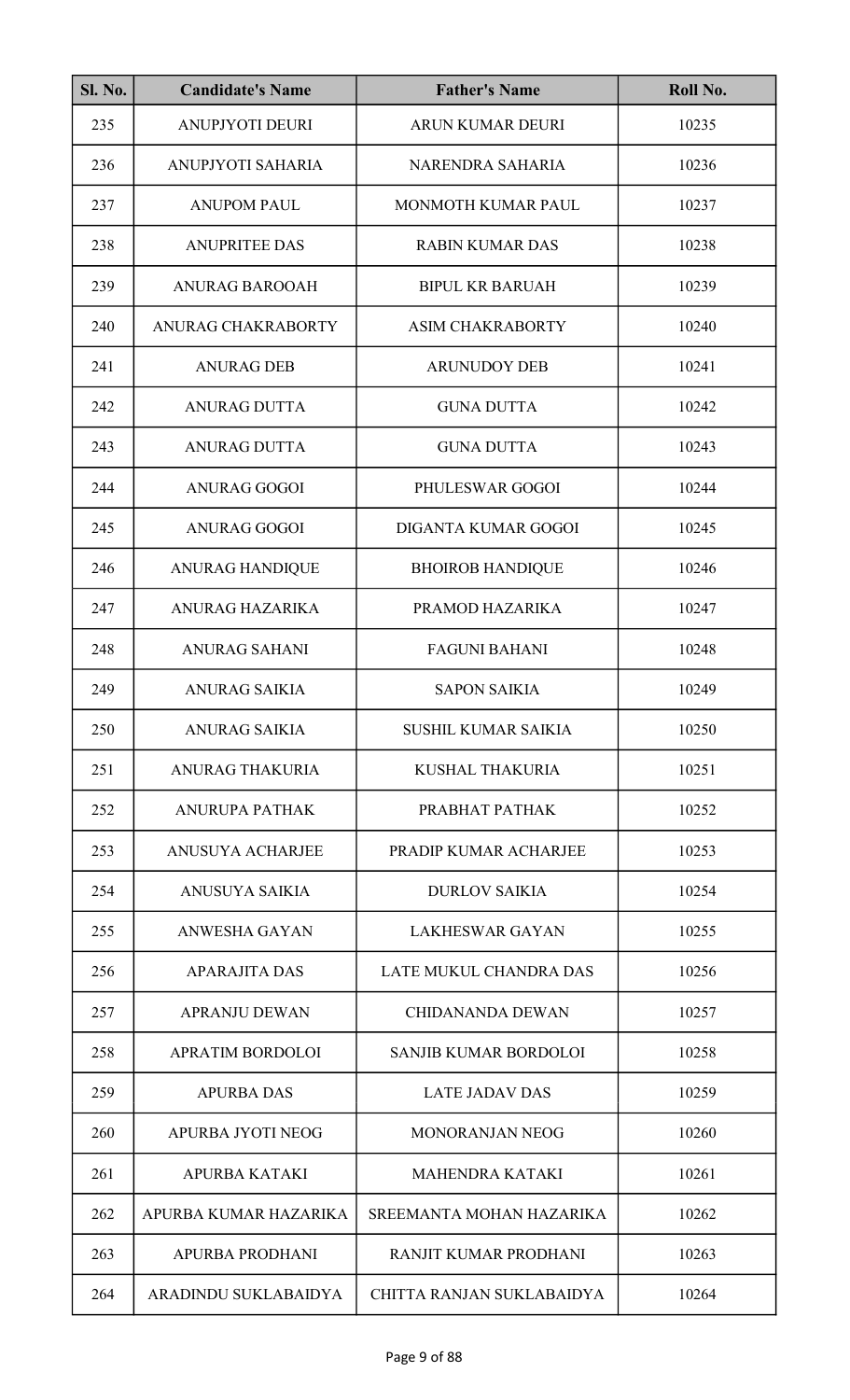| Sl. No. | Candidate's Name | Father's Name | Roll No. |
|---|---|---|---|
| 235 | ANUPJYOTI DEURI | ARUN KUMAR DEURI | 10235 |
| 236 | ANUPJYOTI SAHARIA | NARENDRA SAHARIA | 10236 |
| 237 | ANUPOM PAUL | MONMOTH KUMAR PAUL | 10237 |
| 238 | ANUPRITEE DAS | RABIN KUMAR DAS | 10238 |
| 239 | ANURAG BAROOAH | BIPUL KR BARUAH | 10239 |
| 240 | ANURAG CHAKRABORTY | ASIM CHAKRABORTY | 10240 |
| 241 | ANURAG DEB | ARUNUDOY DEB | 10241 |
| 242 | ANURAG DUTTA | GUNA DUTTA | 10242 |
| 243 | ANURAG DUTTA | GUNA DUTTA | 10243 |
| 244 | ANURAG GOGOI | PHULESWAR GOGOI | 10244 |
| 245 | ANURAG GOGOI | DIGANTA KUMAR GOGOI | 10245 |
| 246 | ANURAG HANDIQUE | BHOIROB HANDIQUE | 10246 |
| 247 | ANURAG HAZARIKA | PRAMOD HAZARIKA | 10247 |
| 248 | ANURAG SAHANI | FAGUNI BAHANI | 10248 |
| 249 | ANURAG SAIKIA | SAPON SAIKIA | 10249 |
| 250 | ANURAG SAIKIA | SUSHIL KUMAR SAIKIA | 10250 |
| 251 | ANURAG THAKURIA | KUSHAL THAKURIA | 10251 |
| 252 | ANURUPA PATHAK | PRABHAT PATHAK | 10252 |
| 253 | ANUSUYA ACHARJEE | PRADIP KUMAR ACHARJEE | 10253 |
| 254 | ANUSUYA SAIKIA | DURLOV SAIKIA | 10254 |
| 255 | ANWESHA GAYAN | LAKHESWAR GAYAN | 10255 |
| 256 | APARAJITA DAS | LATE MUKUL CHANDRA DAS | 10256 |
| 257 | APRANJU DEWAN | CHIDANANDA DEWAN | 10257 |
| 258 | APRATIM BORDOLOI | SANJIB KUMAR BORDOLOI | 10258 |
| 259 | APURBA DAS | LATE JADAV DAS | 10259 |
| 260 | APURBA JYOTI NEOG | MONORANJAN NEOG | 10260 |
| 261 | APURBA KATAKI | MAHENDRA KATAKI | 10261 |
| 262 | APURBA KUMAR HAZARIKA | SREEMANTA MOHAN HAZARIKA | 10262 |
| 263 | APURBA PRODHANI | RANJIT KUMAR PRODHANI | 10263 |
| 264 | ARADINDU SUKLABAIDYA | CHITTA RANJAN SUKLABAIDYA | 10264 |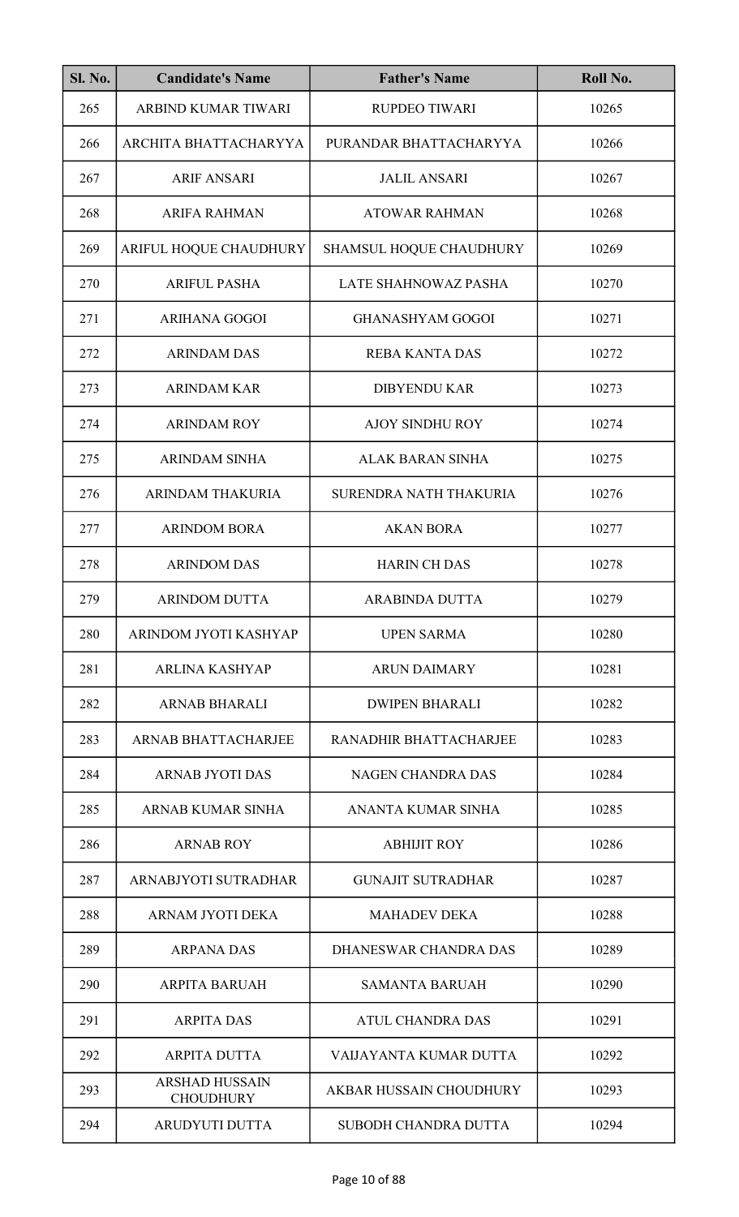| Sl. No. | Candidate's Name | Father's Name | Roll No. |
|---|---|---|---|
| 265 | ARBIND KUMAR TIWARI | RUPDEO TIWARI | 10265 |
| 266 | ARCHITA BHATTACHARYYA | PURANDAR BHATTACHARYYA | 10266 |
| 267 | ARIF ANSARI | JALIL ANSARI | 10267 |
| 268 | ARIFA RAHMAN | ATOWAR RAHMAN | 10268 |
| 269 | ARIFUL HOQUE CHAUDHURY | SHAMSUL HOQUE CHAUDHURY | 10269 |
| 270 | ARIFUL PASHA | LATE SHAHNOWAZ PASHA | 10270 |
| 271 | ARIHANA GOGOI | GHANASHYAM GOGOI | 10271 |
| 272 | ARINDAM DAS | REBA KANTA DAS | 10272 |
| 273 | ARINDAM KAR | DIBYENDU KAR | 10273 |
| 274 | ARINDAM ROY | AJOY SINDHU ROY | 10274 |
| 275 | ARINDAM SINHA | ALAK BARAN SINHA | 10275 |
| 276 | ARINDAM THAKURIA | SURENDRA NATH THAKURIA | 10276 |
| 277 | ARINDOM BORA | AKAN BORA | 10277 |
| 278 | ARINDOM DAS | HARIN CH DAS | 10278 |
| 279 | ARINDOM DUTTA | ARABINDA DUTTA | 10279 |
| 280 | ARINDOM JYOTI KASHYAP | UPEN SARMA | 10280 |
| 281 | ARLINA KASHYAP | ARUN DAIMARY | 10281 |
| 282 | ARNAB BHARALI | DWIPEN BHARALI | 10282 |
| 283 | ARNAB BHATTACHARJEE | RANADHIR BHATTACHARJEE | 10283 |
| 284 | ARNAB JYOTI DAS | NAGEN CHANDRA DAS | 10284 |
| 285 | ARNAB KUMAR SINHA | ANANTA KUMAR SINHA | 10285 |
| 286 | ARNAB ROY | ABHIJIT ROY | 10286 |
| 287 | ARNABJYOTI SUTRADHAR | GUNAJIT SUTRADHAR | 10287 |
| 288 | ARNAM JYOTI DEKA | MAHADEV DEKA | 10288 |
| 289 | ARPANA DAS | DHANESWAR CHANDRA DAS | 10289 |
| 290 | ARPITA BARUAH | SAMANTA BARUAH | 10290 |
| 291 | ARPITA DAS | ATUL CHANDRA DAS | 10291 |
| 292 | ARPITA DUTTA | VAIJAYANTA KUMAR DUTTA | 10292 |
| 293 | ARSHAD HUSSAIN CHOUDHURY | AKBAR HUSSAIN CHOUDHURY | 10293 |
| 294 | ARUDYUTI DUTTA | SUBODH CHANDRA DUTTA | 10294 |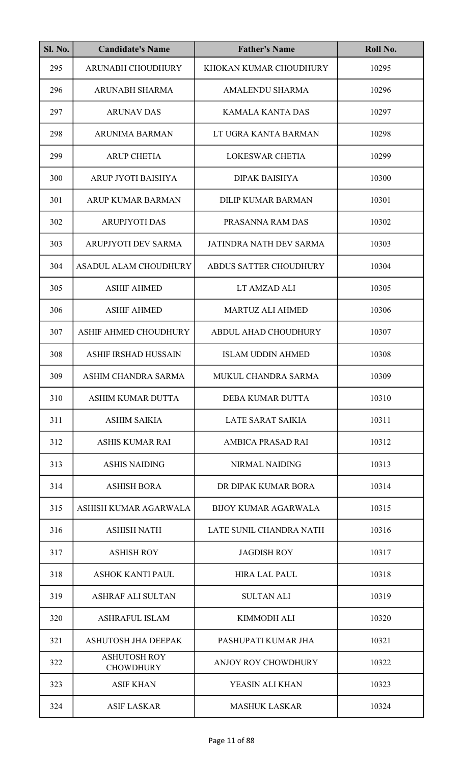| Sl. No. | Candidate's Name | Father's Name | Roll No. |
|---|---|---|---|
| 295 | ARUNABH CHOUDHURY | KHOKAN KUMAR CHOUDHURY | 10295 |
| 296 | ARUNABH SHARMA | AMALENDU SHARMA | 10296 |
| 297 | ARUNAV DAS | KAMALA KANTA DAS | 10297 |
| 298 | ARUNIMA BARMAN | LT UGRA KANTA BARMAN | 10298 |
| 299 | ARUP CHETIA | LOKESWAR CHETIA | 10299 |
| 300 | ARUP JYOTI BAISHYA | DIPAK BAISHYA | 10300 |
| 301 | ARUP KUMAR BARMAN | DILIP KUMAR BARMAN | 10301 |
| 302 | ARUPJYOTI DAS | PRASANNA RAM DAS | 10302 |
| 303 | ARUPJYOTI DEV SARMA | JATINDRA NATH DEV SARMA | 10303 |
| 304 | ASADUL ALAM CHOUDHURY | ABDUS SATTER CHOUDHURY | 10304 |
| 305 | ASHIF AHMED | LT AMZAD ALI | 10305 |
| 306 | ASHIF AHMED | MARTUZ ALI AHMED | 10306 |
| 307 | ASHIF AHMED CHOUDHURY | ABDUL AHAD CHOUDHURY | 10307 |
| 308 | ASHIF IRSHAD HUSSAIN | ISLAM UDDIN AHMED | 10308 |
| 309 | ASHIM CHANDRA SARMA | MUKUL CHANDRA SARMA | 10309 |
| 310 | ASHIM KUMAR DUTTA | DEBA KUMAR DUTTA | 10310 |
| 311 | ASHIM SAIKIA | LATE SARAT SAIKIA | 10311 |
| 312 | ASHIS KUMAR RAI | AMBICA PRASAD RAI | 10312 |
| 313 | ASHIS NAIDING | NIRMAL NAIDING | 10313 |
| 314 | ASHISH BORA | DR DIPAK KUMAR BORA | 10314 |
| 315 | ASHISH KUMAR AGARWALA | BIJOY KUMAR AGARWALA | 10315 |
| 316 | ASHISH NATH | LATE SUNIL CHANDRA NATH | 10316 |
| 317 | ASHISH ROY | JAGDISH ROY | 10317 |
| 318 | ASHOK KANTI PAUL | HIRA LAL PAUL | 10318 |
| 319 | ASHRAF ALI SULTAN | SULTAN ALI | 10319 |
| 320 | ASHRAFUL ISLAM | KIMMODH ALI | 10320 |
| 321 | ASHUTOSH JHA DEEPAK | PASHUPATI KUMAR JHA | 10321 |
| 322 | ASHUTOSH ROY CHOWDHURY | ANJOY ROY CHOWDHURY | 10322 |
| 323 | ASIF KHAN | YEASIN ALI KHAN | 10323 |
| 324 | ASIF LASKAR | MASHUK LASKAR | 10324 |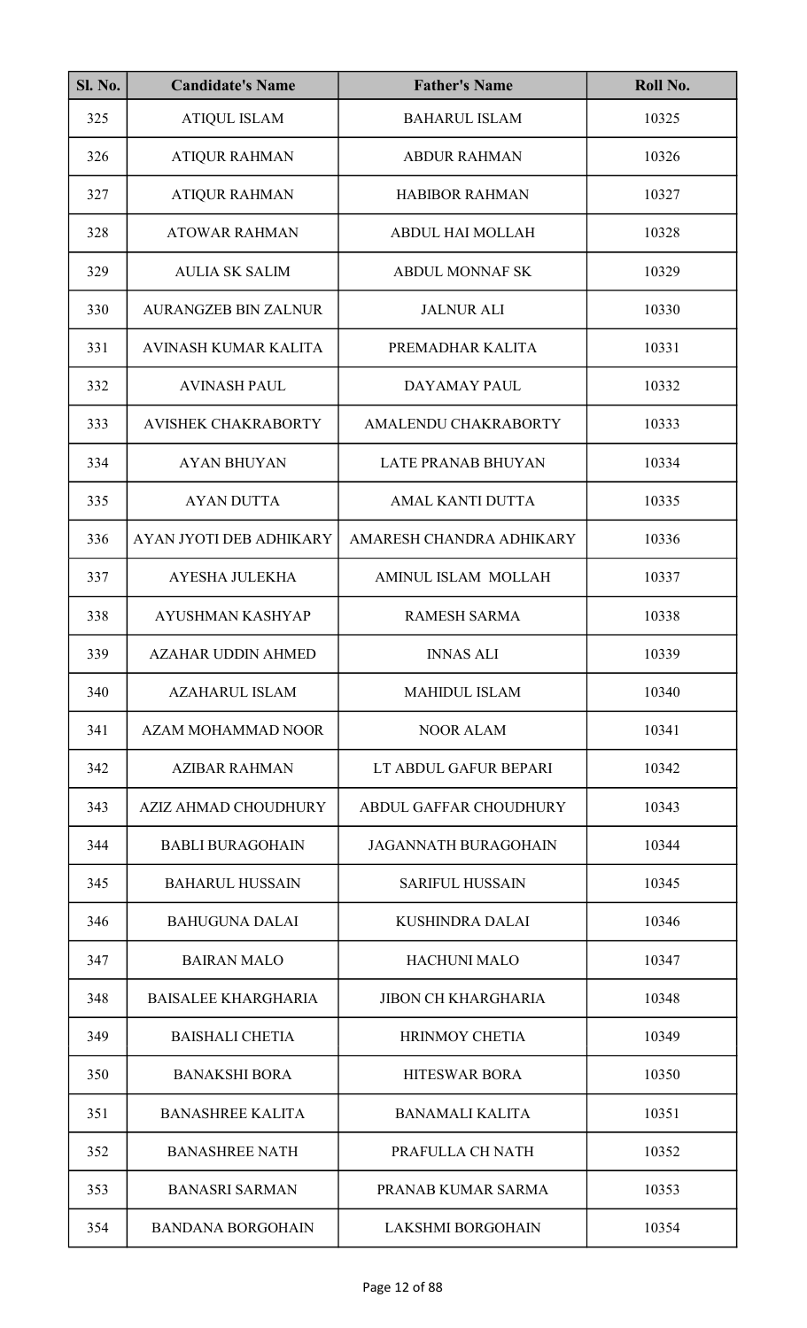| Sl. No. | Candidate's Name | Father's Name | Roll No. |
|---|---|---|---|
| 325 | ATIQUL ISLAM | BAHARUL ISLAM | 10325 |
| 326 | ATIQUR RAHMAN | ABDUR RAHMAN | 10326 |
| 327 | ATIQUR RAHMAN | HABIBOR RAHMAN | 10327 |
| 328 | ATOWAR RAHMAN | ABDUL HAI MOLLAH | 10328 |
| 329 | AULIA SK SALIM | ABDUL MONNAF SK | 10329 |
| 330 | AURANGZEB BIN ZALNUR | JALNUR ALI | 10330 |
| 331 | AVINASH KUMAR KALITA | PREMADHAR KALITA | 10331 |
| 332 | AVINASH PAUL | DAYAMAY PAUL | 10332 |
| 333 | AVISHEK CHAKRABORTY | AMALENDU CHAKRABORTY | 10333 |
| 334 | AYAN BHUYAN | LATE PRANAB BHUYAN | 10334 |
| 335 | AYAN DUTTA | AMAL KANTI DUTTA | 10335 |
| 336 | AYAN JYOTI DEB ADHIKARY | AMARESH CHANDRA ADHIKARY | 10336 |
| 337 | AYESHA JULEKHA | AMINUL ISLAM MOLLAH | 10337 |
| 338 | AYUSHMAN KASHYAP | RAMESH SARMA | 10338 |
| 339 | AZAHAR UDDIN AHMED | INNAS ALI | 10339 |
| 340 | AZAHARUL ISLAM | MAHIDUL ISLAM | 10340 |
| 341 | AZAM MOHAMMAD NOOR | NOOR ALAM | 10341 |
| 342 | AZIBAR RAHMAN | LT ABDUL GAFUR BEPARI | 10342 |
| 343 | AZIZ AHMAD CHOUDHURY | ABDUL GAFFAR CHOUDHURY | 10343 |
| 344 | BABLI BURAGOHAIN | JAGANNATH BURAGOHAIN | 10344 |
| 345 | BAHARUL HUSSAIN | SARIFUL HUSSAIN | 10345 |
| 346 | BAHUGUNA DALAI | KUSHINDRA DALAI | 10346 |
| 347 | BAIRAN MALO | HACHUNI MALO | 10347 |
| 348 | BAISALEE KHARGHARIA | JIBON CH KHARGHARIA | 10348 |
| 349 | BAISHALI CHETIA | HRINMOY CHETIA | 10349 |
| 350 | BANAKSHI BORA | HITESWAR BORA | 10350 |
| 351 | BANASHREE KALITA | BANAMALI KALITA | 10351 |
| 352 | BANASHREE NATH | PRAFULLA CH NATH | 10352 |
| 353 | BANASRI SARMAN | PRANAB KUMAR SARMA | 10353 |
| 354 | BANDANA BORGOHAIN | LAKSHMI BORGOHAIN | 10354 |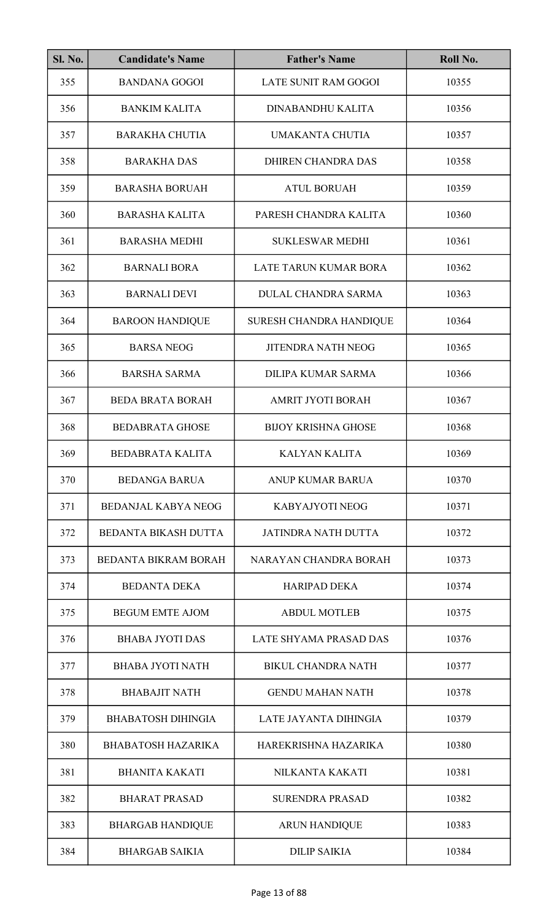| Sl. No. | Candidate's Name | Father's Name | Roll No. |
| --- | --- | --- | --- |
| 355 | BANDANA GOGOI | LATE SUNIT RAM GOGOI | 10355 |
| 356 | BANKIM KALITA | DINABANDHU KALITA | 10356 |
| 357 | BARAKHA CHUTIA | UMAKANTA CHUTIA | 10357 |
| 358 | BARAKHA DAS | DHIREN CHANDRA DAS | 10358 |
| 359 | BARASHA BORUAH | ATUL BORUAH | 10359 |
| 360 | BARASHA KALITA | PARESH CHANDRA KALITA | 10360 |
| 361 | BARASHA MEDHI | SUKLESWAR MEDHI | 10361 |
| 362 | BARNALI BORA | LATE TARUN KUMAR BORA | 10362 |
| 363 | BARNALI DEVI | DULAL CHANDRA SARMA | 10363 |
| 364 | BAROON HANDIQUE | SURESH CHANDRA HANDIQUE | 10364 |
| 365 | BARSA NEOG | JITENDRA NATH NEOG | 10365 |
| 366 | BARSHA SARMA | DILIPA KUMAR SARMA | 10366 |
| 367 | BEDA BRATA BORAH | AMRIT JYOTI BORAH | 10367 |
| 368 | BEDABRATA GHOSE | BIJOY KRISHNA GHOSE | 10368 |
| 369 | BEDABRATA KALITA | KALYAN KALITA | 10369 |
| 370 | BEDANGA BARUA | ANUP KUMAR BARUA | 10370 |
| 371 | BEDANJAL KABYA NEOG | KABYAJYOTI NEOG | 10371 |
| 372 | BEDANTA BIKASH DUTTA | JATINDRA NATH DUTTA | 10372 |
| 373 | BEDANTA BIKRAM BORAH | NARAYAN CHANDRA BORAH | 10373 |
| 374 | BEDANTA DEKA | HARIPAD DEKA | 10374 |
| 375 | BEGUM EMTE AJOM | ABDUL MOTLEB | 10375 |
| 376 | BHABA JYOTI DAS | LATE SHYAMA PRASAD DAS | 10376 |
| 377 | BHABA JYOTI NATH | BIKUL CHANDRA NATH | 10377 |
| 378 | BHABAJIT NATH | GENDU MAHAN NATH | 10378 |
| 379 | BHABATOSH DIHINGIA | LATE JAYANTA DIHINGIA | 10379 |
| 380 | BHABATOSH HAZARIKA | HAREKRISHNA HAZARIKA | 10380 |
| 381 | BHANITA KAKATI | NILKANTA KAKATI | 10381 |
| 382 | BHARAT PRASAD | SURENDRA PRASAD | 10382 |
| 383 | BHARGAB HANDIQUE | ARUN HANDIQUE | 10383 |
| 384 | BHARGAB SAIKIA | DILIP SAIKIA | 10384 |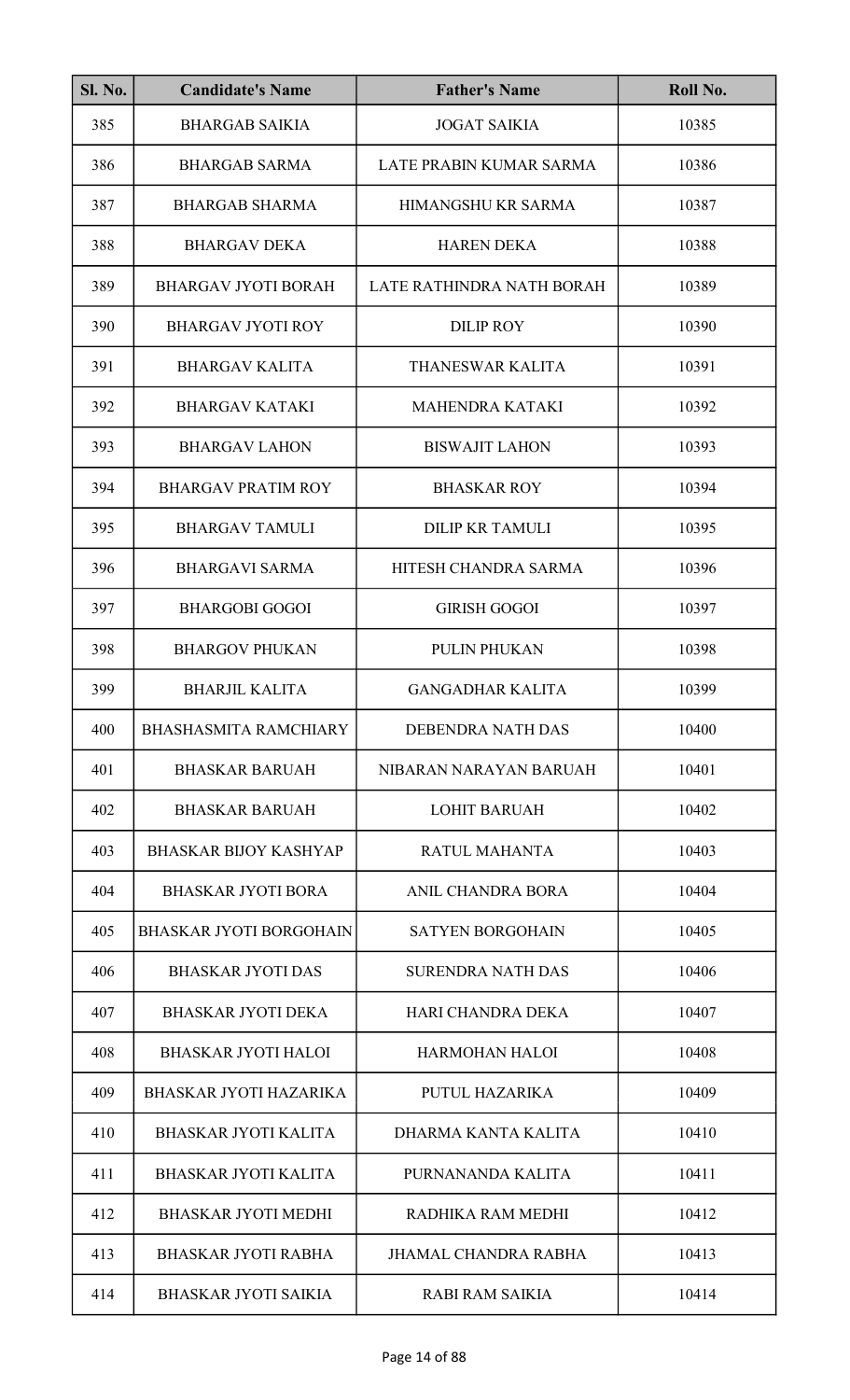| Sl. No. | Candidate's Name | Father's Name | Roll No. |
|---|---|---|---|
| 385 | BHARGAB SAIKIA | JOGAT SAIKIA | 10385 |
| 386 | BHARGAB SARMA | LATE PRABIN KUMAR SARMA | 10386 |
| 387 | BHARGAB SHARMA | HIMANGSHU KR SARMA | 10387 |
| 388 | BHARGAV DEKA | HAREN DEKA | 10388 |
| 389 | BHARGAV JYOTI BORAH | LATE RATHINDRA NATH BORAH | 10389 |
| 390 | BHARGAV JYOTI ROY | DILIP ROY | 10390 |
| 391 | BHARGAV KALITA | THANESWAR KALITA | 10391 |
| 392 | BHARGAV KATAKI | MAHENDRA KATAKI | 10392 |
| 393 | BHARGAV LAHON | BISWAJIT LAHON | 10393 |
| 394 | BHARGAV PRATIM ROY | BHASKAR ROY | 10394 |
| 395 | BHARGAV TAMULI | DILIP KR TAMULI | 10395 |
| 396 | BHARGAVI SARMA | HITESH CHANDRA SARMA | 10396 |
| 397 | BHARGOBI GOGOI | GIRISH GOGOI | 10397 |
| 398 | BHARGOV PHUKAN | PULIN PHUKAN | 10398 |
| 399 | BHARJIL KALITA | GANGADHAR KALITA | 10399 |
| 400 | BHASHASMITA RAMCHIARY | DEBENDRA NATH DAS | 10400 |
| 401 | BHASKAR BARUAH | NIBARAN NARAYAN BARUAH | 10401 |
| 402 | BHASKAR BARUAH | LOHIT BARUAH | 10402 |
| 403 | BHASKAR BIJOY KASHYAP | RATUL MAHANTA | 10403 |
| 404 | BHASKAR JYOTI BORA | ANIL CHANDRA BORA | 10404 |
| 405 | BHASKAR JYOTI BORGOHAIN | SATYEN BORGOHAIN | 10405 |
| 406 | BHASKAR JYOTI DAS | SURENDRA NATH DAS | 10406 |
| 407 | BHASKAR JYOTI DEKA | HARI CHANDRA DEKA | 10407 |
| 408 | BHASKAR JYOTI HALOI | HARMOHAN HALOI | 10408 |
| 409 | BHASKAR JYOTI HAZARIKA | PUTUL HAZARIKA | 10409 |
| 410 | BHASKAR JYOTI KALITA | DHARMA KANTA KALITA | 10410 |
| 411 | BHASKAR JYOTI KALITA | PURNANANDA KALITA | 10411 |
| 412 | BHASKAR JYOTI MEDHI | RADHIKA RAM MEDHI | 10412 |
| 413 | BHASKAR JYOTI RABHA | JHAMAL CHANDRA RABHA | 10413 |
| 414 | BHASKAR JYOTI SAIKIA | RABI RAM SAIKIA | 10414 |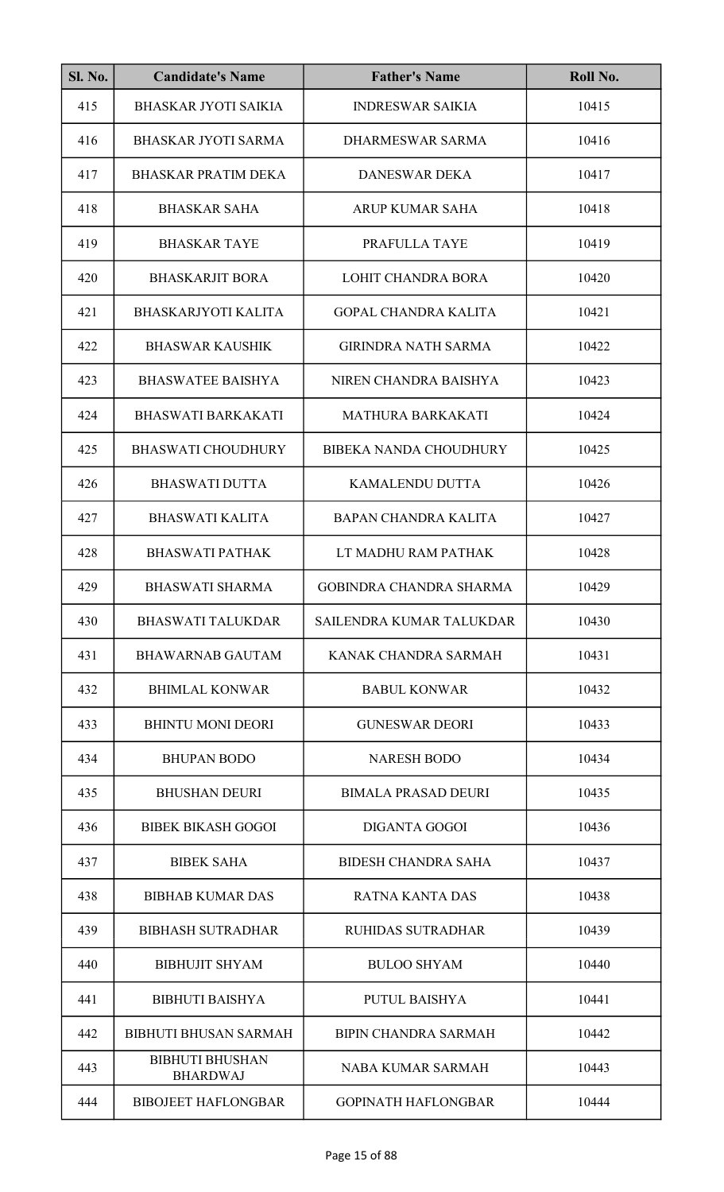| Sl. No. | Candidate's Name | Father's Name | Roll No. |
|---|---|---|---|
| 415 | BHASKAR JYOTI SAIKIA | INDRESWAR SAIKIA | 10415 |
| 416 | BHASKAR JYOTI SARMA | DHARMESWAR SARMA | 10416 |
| 417 | BHASKAR PRATIM DEKA | DANESWAR DEKA | 10417 |
| 418 | BHASKAR SAHA | ARUP KUMAR SAHA | 10418 |
| 419 | BHASKAR TAYE | PRAFULLA TAYE | 10419 |
| 420 | BHASKARJIT BORA | LOHIT CHANDRA BORA | 10420 |
| 421 | BHASKARJYOTI KALITA | GOPAL CHANDRA KALITA | 10421 |
| 422 | BHASWAR KAUSHIK | GIRINDRA NATH SARMA | 10422 |
| 423 | BHASWATEE BAISHYA | NIREN CHANDRA BAISHYA | 10423 |
| 424 | BHASWATI BARKAKATI | MATHURA BARKAKATI | 10424 |
| 425 | BHASWATI CHOUDHURY | BIBEKA NANDA CHOUDHURY | 10425 |
| 426 | BHASWATI DUTTA | KAMALENDU DUTTA | 10426 |
| 427 | BHASWATI KALITA | BAPAN CHANDRA KALITA | 10427 |
| 428 | BHASWATI PATHAK | LT MADHU RAM PATHAK | 10428 |
| 429 | BHASWATI SHARMA | GOBINDRA CHANDRA SHARMA | 10429 |
| 430 | BHASWATI TALUKDAR | SAILENDRA KUMAR TALUKDAR | 10430 |
| 431 | BHAWARNAB GAUTAM | KANAK CHANDRA SARMAH | 10431 |
| 432 | BHIMLAL KONWAR | BABUL KONWAR | 10432 |
| 433 | BHINTU MONI DEORI | GUNESWAR DEORI | 10433 |
| 434 | BHUPAN BODO | NARESH BODO | 10434 |
| 435 | BHUSHAN DEURI | BIMALA PRASAD DEURI | 10435 |
| 436 | BIBEK BIKASH GOGOI | DIGANTA GOGOI | 10436 |
| 437 | BIBEK SAHA | BIDESH CHANDRA SAHA | 10437 |
| 438 | BIBHAB KUMAR DAS | RATNA KANTA DAS | 10438 |
| 439 | BIBHASH SUTRADHAR | RUHIDAS SUTRADHAR | 10439 |
| 440 | BIBHUJIT SHYAM | BULOO SHYAM | 10440 |
| 441 | BIBHUTI BAISHYA | PUTUL BAISHYA | 10441 |
| 442 | BIBHUTI BHUSAN SARMAH | BIPIN CHANDRA SARMAH | 10442 |
| 443 | BIBHUTI BHUSHAN BHARDWAJ | NABA KUMAR SARMAH | 10443 |
| 444 | BIBOJEET HAFLONGBAR | GOPINATH HAFLONGBAR | 10444 |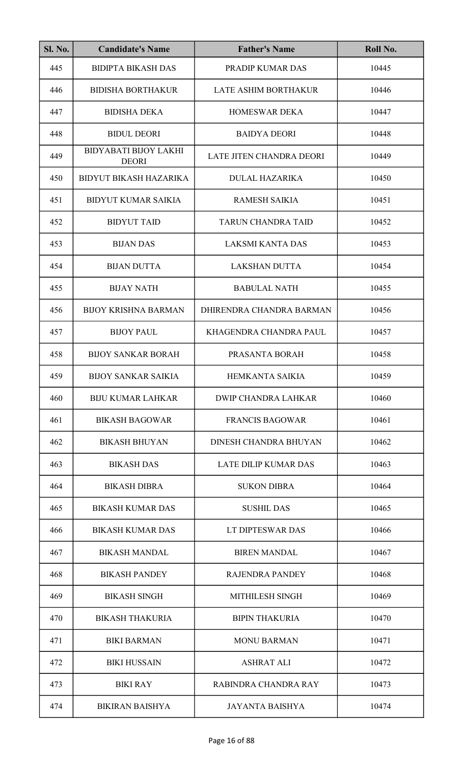| Sl. No. | Candidate's Name | Father's Name | Roll No. |
|---|---|---|---|
| 445 | BIDIPTA BIKASH DAS | PRADIP KUMAR DAS | 10445 |
| 446 | BIDISHA BORTHAKUR | LATE ASHIM BORTHAKUR | 10446 |
| 447 | BIDISHA DEKA | HOMESWAR DEKA | 10447 |
| 448 | BIDUL DEORI | BAIDYA DEORI | 10448 |
| 449 | BIDYABATI BIJOY LAKHI DEORI | LATE JITEN CHANDRA DEORI | 10449 |
| 450 | BIDYUT BIKASH HAZARIKA | DULAL HAZARIKA | 10450 |
| 451 | BIDYUT KUMAR SAIKIA | RAMESH SAIKIA | 10451 |
| 452 | BIDYUT TAID | TARUN CHANDRA TAID | 10452 |
| 453 | BIJAN DAS | LAKSMI KANTA DAS | 10453 |
| 454 | BIJAN DUTTA | LAKSHAN DUTTA | 10454 |
| 455 | BIJAY NATH | BABULAL NATH | 10455 |
| 456 | BIJOY KRISHNA BARMAN | DHIRENDRA CHANDRA BARMAN | 10456 |
| 457 | BIJOY PAUL | KHAGENDRA CHANDRA PAUL | 10457 |
| 458 | BIJOY SANKAR BORAH | PRASANTA BORAH | 10458 |
| 459 | BIJOY SANKAR SAIKIA | HEMKANTA SAIKIA | 10459 |
| 460 | BIJU KUMAR LAHKAR | DWIP CHANDRA LAHKAR | 10460 |
| 461 | BIKASH BAGOWAR | FRANCIS BAGOWAR | 10461 |
| 462 | BIKASH BHUYAN | DINESH CHANDRA BHUYAN | 10462 |
| 463 | BIKASH DAS | LATE DILIP KUMAR DAS | 10463 |
| 464 | BIKASH DIBRA | SUKON DIBRA | 10464 |
| 465 | BIKASH KUMAR DAS | SUSHIL DAS | 10465 |
| 466 | BIKASH KUMAR DAS | LT DIPTESWAR DAS | 10466 |
| 467 | BIKASH MANDAL | BIREN MANDAL | 10467 |
| 468 | BIKASH PANDEY | RAJENDRA PANDEY | 10468 |
| 469 | BIKASH SINGH | MITHILESH SINGH | 10469 |
| 470 | BIKASH THAKURIA | BIPIN THAKURIA | 10470 |
| 471 | BIKI BARMAN | MONU BARMAN | 10471 |
| 472 | BIKI HUSSAIN | ASHRAT ALI | 10472 |
| 473 | BIKI RAY | RABINDRA CHANDRA RAY | 10473 |
| 474 | BIKIRAN BAISHYA | JAYANTA BAISHYA | 10474 |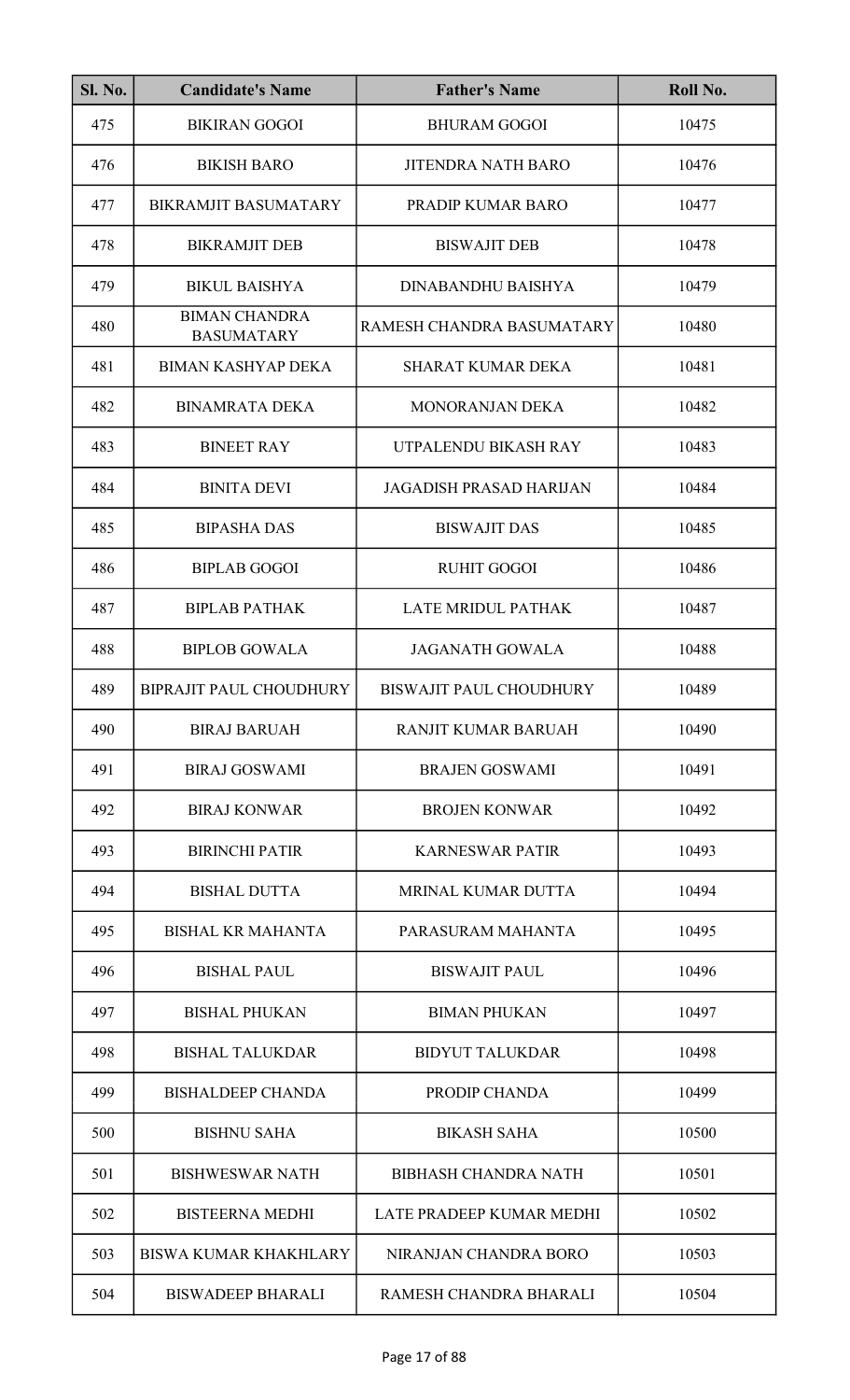| Sl. No. | Candidate's Name | Father's Name | Roll No. |
| --- | --- | --- | --- |
| 475 | BIKIRAN GOGOI | BHURAM GOGOI | 10475 |
| 476 | BIKISH BARO | JITENDRA NATH BARO | 10476 |
| 477 | BIKRAMJIT BASUMATARY | PRADIP KUMAR BARO | 10477 |
| 478 | BIKRAMJIT DEB | BISWAJIT DEB | 10478 |
| 479 | BIKUL BAISHYA | DINABANDHU BAISHYA | 10479 |
| 480 | BIMAN CHANDRA BASUMATARY | RAMESH CHANDRA BASUMATARY | 10480 |
| 481 | BIMAN KASHYAP DEKA | SHARAT KUMAR DEKA | 10481 |
| 482 | BINAMRATA DEKA | MONORANJAN DEKA | 10482 |
| 483 | BINEET RAY | UTPALENDU BIKASH RAY | 10483 |
| 484 | BINITA DEVI | JAGADISH PRASAD HARIJAN | 10484 |
| 485 | BIPASHA DAS | BISWAJIT DAS | 10485 |
| 486 | BIPLAB GOGOI | RUHIT GOGOI | 10486 |
| 487 | BIPLAB PATHAK | LATE MRIDUL PATHAK | 10487 |
| 488 | BIPLOB GOWALA | JAGANATH GOWALA | 10488 |
| 489 | BIPRAJIT PAUL CHOUDHURY | BISWAJIT PAUL CHOUDHURY | 10489 |
| 490 | BIRAJ BARUAH | RANJIT KUMAR BARUAH | 10490 |
| 491 | BIRAJ GOSWAMI | BRAJEN GOSWAMI | 10491 |
| 492 | BIRAJ KONWAR | BROJEN KONWAR | 10492 |
| 493 | BIRINCHI PATIR | KARNESWAR PATIR | 10493 |
| 494 | BISHAL DUTTA | MRINAL KUMAR DUTTA | 10494 |
| 495 | BISHAL KR MAHANTA | PARASURAM MAHANTA | 10495 |
| 496 | BISHAL PAUL | BISWAJIT PAUL | 10496 |
| 497 | BISHAL PHUKAN | BIMAN PHUKAN | 10497 |
| 498 | BISHAL TALUKDAR | BIDYUT TALUKDAR | 10498 |
| 499 | BISHALDEEP CHANDA | PRODIP CHANDA | 10499 |
| 500 | BISHNU SAHA | BIKASH SAHA | 10500 |
| 501 | BISHWESWAR NATH | BIBHASH CHANDRA NATH | 10501 |
| 502 | BISTEERNA MEDHI | LATE PRADEEP KUMAR MEDHI | 10502 |
| 503 | BISWA KUMAR KHAKHLARY | NIRANJAN CHANDRA BORO | 10503 |
| 504 | BISWADEEP BHARALI | RAMESH CHANDRA BHARALI | 10504 |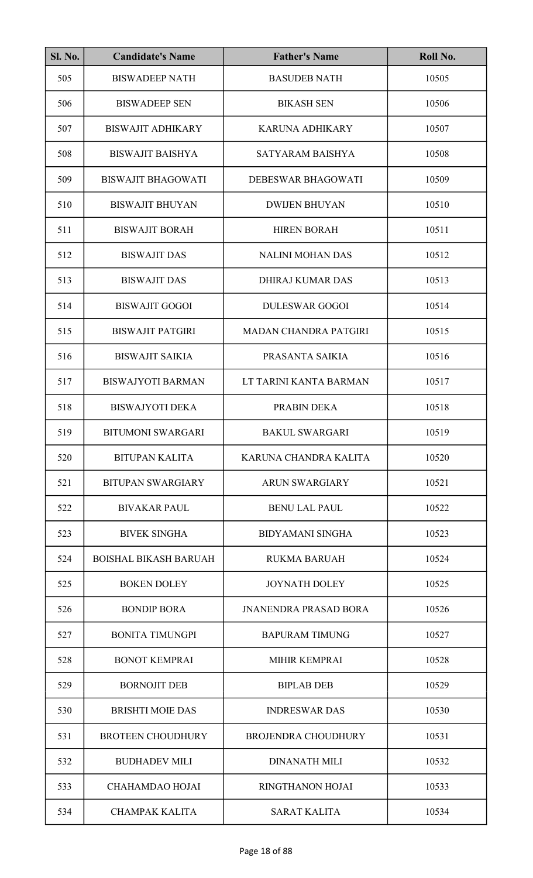| Sl. No. | Candidate's Name | Father's Name | Roll No. |
| --- | --- | --- | --- |
| 505 | BISWADEEP NATH | BASUDEB NATH | 10505 |
| 506 | BISWADEEP SEN | BIKASH SEN | 10506 |
| 507 | BISWAJIT ADHIKARY | KARUNA ADHIKARY | 10507 |
| 508 | BISWAJIT BAISHYA | SATYARAM BAISHYA | 10508 |
| 509 | BISWAJIT BHAGOWATI | DEBESWAR BHAGOWATI | 10509 |
| 510 | BISWAJIT BHUYAN | DWIJEN BHUYAN | 10510 |
| 511 | BISWAJIT BORAH | HIREN BORAH | 10511 |
| 512 | BISWAJIT DAS | NALINI MOHAN DAS | 10512 |
| 513 | BISWAJIT DAS | DHIRAJ KUMAR DAS | 10513 |
| 514 | BISWAJIT GOGOI | DULESWAR GOGOI | 10514 |
| 515 | BISWAJIT PATGIRI | MADAN CHANDRA PATGIRI | 10515 |
| 516 | BISWAJIT SAIKIA | PRASANTA SAIKIA | 10516 |
| 517 | BISWAJYOTI BARMAN | LT TARINI KANTA BARMAN | 10517 |
| 518 | BISWAJYOTI DEKA | PRABIN DEKA | 10518 |
| 519 | BITUMONI SWARGARI | BAKUL SWARGARI | 10519 |
| 520 | BITUPAN KALITA | KARUNA CHANDRA KALITA | 10520 |
| 521 | BITUPAN SWARGIARY | ARUN SWARGIARY | 10521 |
| 522 | BIVAKAR PAUL | BENU LAL PAUL | 10522 |
| 523 | BIVEK SINGHA | BIDYAMANI SINGHA | 10523 |
| 524 | BOISHAL BIKASH BARUAH | RUKMA BARUAH | 10524 |
| 525 | BOKEN DOLEY | JOYNATH DOLEY | 10525 |
| 526 | BONDIP BORA | JNANENDRA PRASAD BORA | 10526 |
| 527 | BONITA TIMUNGPI | BAPURAM TIMUNG | 10527 |
| 528 | BONOT KEMPRAI | MIHIR KEMPRAI | 10528 |
| 529 | BORNOJIT DEB | BIPLAB DEB | 10529 |
| 530 | BRISHTI MOIE DAS | INDRESWAR DAS | 10530 |
| 531 | BROTEEN CHOUDHURY | BROJENDRA CHOUDHURY | 10531 |
| 532 | BUDHADEV MILI | DINANATH MILI | 10532 |
| 533 | CHAHAMDAO HOJAI | RINGTHANON HOJAI | 10533 |
| 534 | CHAMPAK KALITA | SARAT KALITA | 10534 |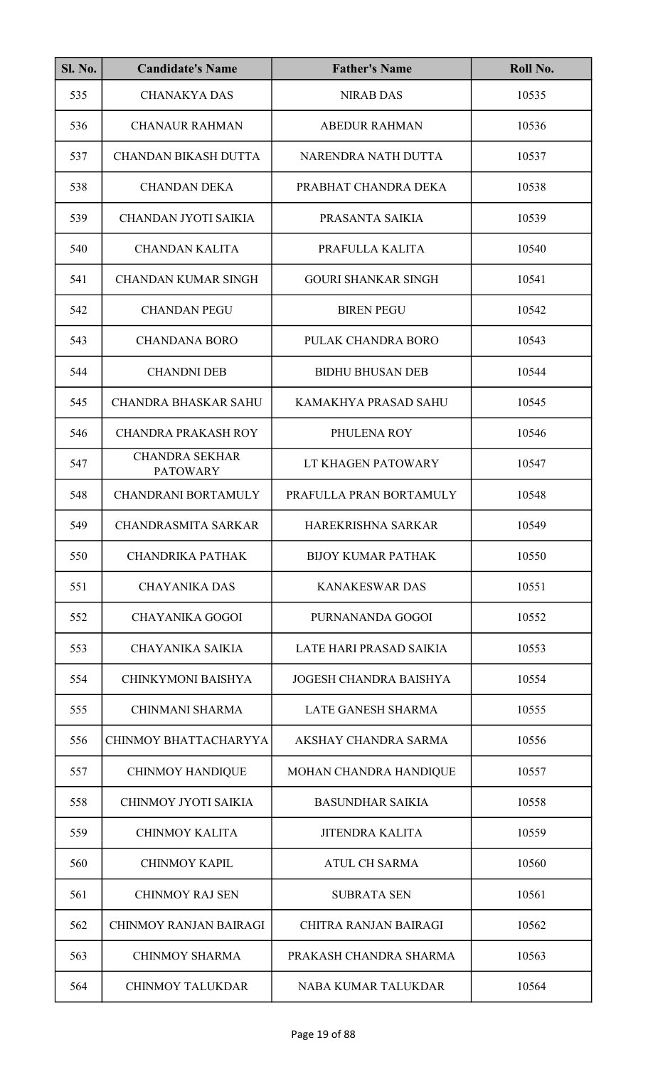| Sl. No. | Candidate's Name | Father's Name | Roll No. |
|---|---|---|---|
| 535 | CHANAKYA DAS | NIRAB DAS | 10535 |
| 536 | CHANAUR RAHMAN | ABEDUR RAHMAN | 10536 |
| 537 | CHANDAN BIKASH DUTTA | NARENDRA NATH DUTTA | 10537 |
| 538 | CHANDAN DEKA | PRABHAT CHANDRA DEKA | 10538 |
| 539 | CHANDAN JYOTI SAIKIA | PRASANTA SAIKIA | 10539 |
| 540 | CHANDAN KALITA | PRAFULLA KALITA | 10540 |
| 541 | CHANDAN KUMAR SINGH | GOURI SHANKAR SINGH | 10541 |
| 542 | CHANDAN PEGU | BIREN PEGU | 10542 |
| 543 | CHANDANA BORO | PULAK CHANDRA BORO | 10543 |
| 544 | CHANDNI DEB | BIDHU BHUSAN DEB | 10544 |
| 545 | CHANDRA BHASKAR SAHU | KAMAKHYA PRASAD SAHU | 10545 |
| 546 | CHANDRA PRAKASH ROY | PHULENA ROY | 10546 |
| 547 | CHANDRA SEKHAR PATOWARY | LT KHAGEN PATOWARY | 10547 |
| 548 | CHANDRANI BORTAMULY | PRAFULLA PRAN BORTAMULY | 10548 |
| 549 | CHANDRASMITA SARKAR | HAREKRISHNA SARKAR | 10549 |
| 550 | CHANDRIKA PATHAK | BIJOY KUMAR PATHAK | 10550 |
| 551 | CHAYANIKA DAS | KANAKESWAR DAS | 10551 |
| 552 | CHAYANIKA GOGOI | PURNANANDA GOGOI | 10552 |
| 553 | CHAYANIKA SAIKIA | LATE HARI PRASAD SAIKIA | 10553 |
| 554 | CHINKYMONI BAISHYA | JOGESH CHANDRA BAISHYA | 10554 |
| 555 | CHINMANI SHARMA | LATE GANESH SHARMA | 10555 |
| 556 | CHINMOY BHATTACHARYYA | AKSHAY CHANDRA SARMA | 10556 |
| 557 | CHINMOY HANDIQUE | MOHAN CHANDRA HANDIQUE | 10557 |
| 558 | CHINMOY JYOTI SAIKIA | BASUNDHAR SAIKIA | 10558 |
| 559 | CHINMOY KALITA | JITENDRA KALITA | 10559 |
| 560 | CHINMOY KAPIL | ATUL CH SARMA | 10560 |
| 561 | CHINMOY RAJ SEN | SUBRATA SEN | 10561 |
| 562 | CHINMOY RANJAN BAIRAGI | CHITRA RANJAN BAIRAGI | 10562 |
| 563 | CHINMOY SHARMA | PRAKASH CHANDRA SHARMA | 10563 |
| 564 | CHINMOY TALUKDAR | NABA KUMAR TALUKDAR | 10564 |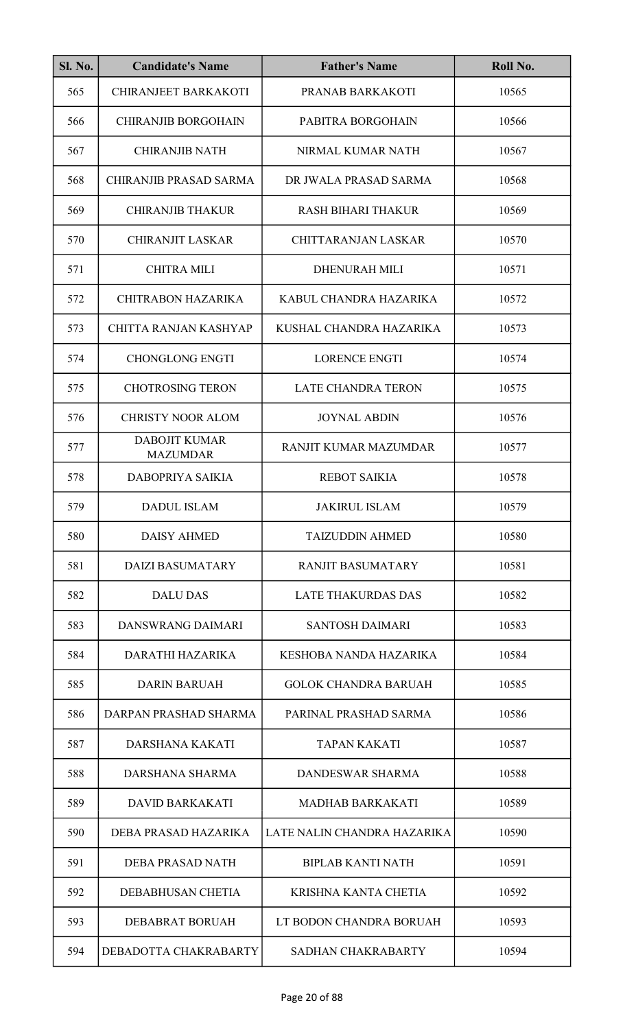| Sl. No. | Candidate's Name | Father's Name | Roll No. |
|---|---|---|---|
| 565 | CHIRANJEET BARKAKOTI | PRANAB BARKAKOTI | 10565 |
| 566 | CHIRANJIB BORGOHAIN | PABITRA BORGOHAIN | 10566 |
| 567 | CHIRANJIB NATH | NIRMAL KUMAR NATH | 10567 |
| 568 | CHIRANJIB PRASAD SARMA | DR JWALA PRASAD SARMA | 10568 |
| 569 | CHIRANJIB THAKUR | RASH BIHARI THAKUR | 10569 |
| 570 | CHIRANJIT LASKAR | CHITTARANJAN LASKAR | 10570 |
| 571 | CHITRA MILI | DHENURAH MILI | 10571 |
| 572 | CHITRABON HAZARIKA | KABUL CHANDRA HAZARIKA | 10572 |
| 573 | CHITTA RANJAN KASHYAP | KUSHAL CHANDRA HAZARIKA | 10573 |
| 574 | CHONGLONG ENGTI | LORENCE ENGTI | 10574 |
| 575 | CHOTROSING TERON | LATE CHANDRA TERON | 10575 |
| 576 | CHRISTY NOOR ALOM | JOYNAL ABDIN | 10576 |
| 577 | DABOJIT KUMAR MAZUMDAR | RANJIT KUMAR MAZUMDAR | 10577 |
| 578 | DABOPRIYA SAIKIA | REBOT SAIKIA | 10578 |
| 579 | DADUL ISLAM | JAKIRUL ISLAM | 10579 |
| 580 | DAISY AHMED | TAIZUDDIN AHMED | 10580 |
| 581 | DAIZI BASUMATARY | RANJIT BASUMATARY | 10581 |
| 582 | DALU DAS | LATE THAKURDAS DAS | 10582 |
| 583 | DANSWRANG DAIMARI | SANTOSH DAIMARI | 10583 |
| 584 | DARATHI HAZARIKA | KESHOBA NANDA HAZARIKA | 10584 |
| 585 | DARIN BARUAH | GOLOK CHANDRA BARUAH | 10585 |
| 586 | DARPAN PRASHAD SHARMA | PARINAL PRASHAD SARMA | 10586 |
| 587 | DARSHANA KAKATI | TAPAN KAKATI | 10587 |
| 588 | DARSHANA SHARMA | DANDESWAR SHARMA | 10588 |
| 589 | DAVID BARKAKATI | MADHAB BARKAKATI | 10589 |
| 590 | DEBA PRASAD HAZARIKA | LATE NALIN CHANDRA HAZARIKA | 10590 |
| 591 | DEBA PRASAD NATH | BIPLAB KANTI NATH | 10591 |
| 592 | DEBABHUSAN CHETIA | KRISHNA KANTA CHETIA | 10592 |
| 593 | DEBABRAT BORUAH | LT BODON CHANDRA BORUAH | 10593 |
| 594 | DEBADOTTA CHAKRABARTY | SADHAN CHAKRABARTY | 10594 |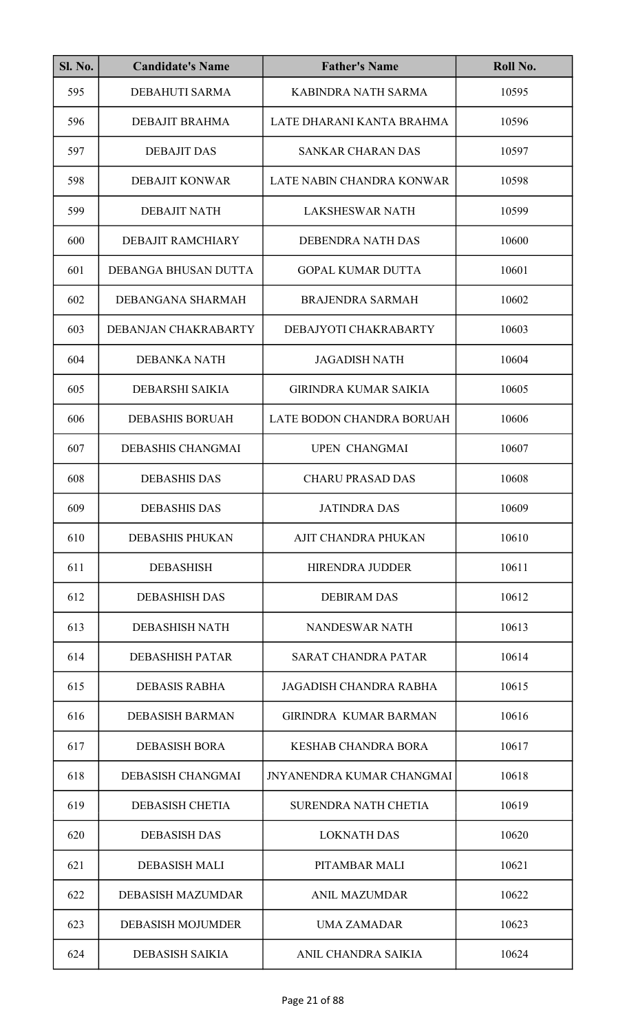| Sl. No. | Candidate's Name | Father's Name | Roll No. |
|---|---|---|---|
| 595 | DEBAHUTI SARMA | KABINDRA NATH SARMA | 10595 |
| 596 | DEBAJIT BRAHMA | LATE DHARANI KANTA BRAHMA | 10596 |
| 597 | DEBAJIT DAS | SANKAR CHARAN DAS | 10597 |
| 598 | DEBAJIT KONWAR | LATE NABIN CHANDRA KONWAR | 10598 |
| 599 | DEBAJIT NATH | LAKSHESWAR NATH | 10599 |
| 600 | DEBAJIT RAMCHIARY | DEBENDRA NATH DAS | 10600 |
| 601 | DEBANGA BHUSAN DUTTA | GOPAL KUMAR DUTTA | 10601 |
| 602 | DEBANGANA SHARMAH | BRAJENDRA SARMAH | 10602 |
| 603 | DEBANJAN CHAKRABARTY | DEBAJYOTI CHAKRABARTY | 10603 |
| 604 | DEBANKA NATH | JAGADISH NATH | 10604 |
| 605 | DEBARSHI SAIKIA | GIRINDRA KUMAR SAIKIA | 10605 |
| 606 | DEBASHIS BORUAH | LATE BODON CHANDRA BORUAH | 10606 |
| 607 | DEBASHIS CHANGMAI | UPEN CHANGMAI | 10607 |
| 608 | DEBASHIS DAS | CHARU PRASAD DAS | 10608 |
| 609 | DEBASHIS DAS | JATINDRA DAS | 10609 |
| 610 | DEBASHIS PHUKAN | AJIT CHANDRA PHUKAN | 10610 |
| 611 | DEBASHISH | HIRENDRA JUDDER | 10611 |
| 612 | DEBASHISH DAS | DEBIRAM DAS | 10612 |
| 613 | DEBASHISH NATH | NANDESWAR NATH | 10613 |
| 614 | DEBASHISH PATAR | SARAT CHANDRA PATAR | 10614 |
| 615 | DEBASIS RABHA | JAGADISH CHANDRA RABHA | 10615 |
| 616 | DEBASISH BARMAN | GIRINDRA KUMAR BARMAN | 10616 |
| 617 | DEBASISH BORA | KESHAB CHANDRA BORA | 10617 |
| 618 | DEBASISH CHANGMAI | JNYANENDRA KUMAR CHANGMAI | 10618 |
| 619 | DEBASISH CHETIA | SURENDRA NATH CHETIA | 10619 |
| 620 | DEBASISH DAS | LOKNATH DAS | 10620 |
| 621 | DEBASISH MALI | PITAMBAR MALI | 10621 |
| 622 | DEBASISH MAZUMDAR | ANIL MAZUMDAR | 10622 |
| 623 | DEBASISH MOJUMDER | UMA ZAMADAR | 10623 |
| 624 | DEBASISH SAIKIA | ANIL CHANDRA SAIKIA | 10624 |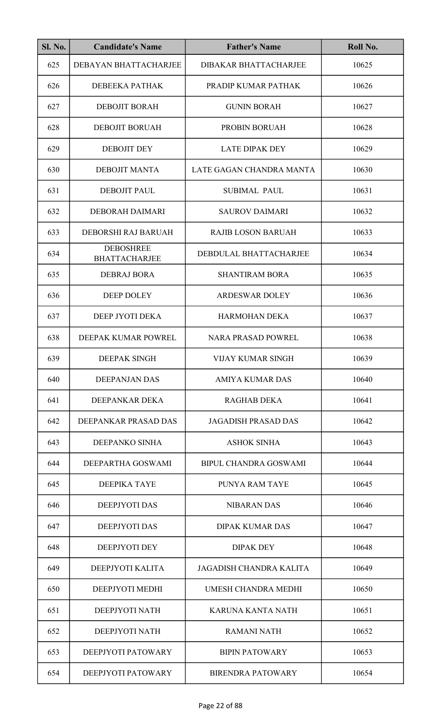| Sl. No. | Candidate's Name | Father's Name | Roll No. |
|---|---|---|---|
| 625 | DEBAYAN BHATTACHARJEE | DIBAKAR BHATTACHARJEE | 10625 |
| 626 | DEBEEKA PATHAK | PRADIP KUMAR PATHAK | 10626 |
| 627 | DEBOJIT BORAH | GUNIN BORAH | 10627 |
| 628 | DEBOJIT BORUAH | PROBIN BORUAH | 10628 |
| 629 | DEBOJIT DEY | LATE DIPAK DEY | 10629 |
| 630 | DEBOJIT MANTA | LATE GAGAN CHANDRA MANTA | 10630 |
| 631 | DEBOJIT PAUL | SUBIMAL PAUL | 10631 |
| 632 | DEBORAH DAIMARI | SAUROV DAIMARI | 10632 |
| 633 | DEBORSHI RAJ BARUAH | RAJIB LOSON BARUAH | 10633 |
| 634 | DEBOSHREE BHATTACHARJEE | DEBDULAL BHATTACHARJEE | 10634 |
| 635 | DEBRAJ BORA | SHANTIRAM BORA | 10635 |
| 636 | DEEP DOLEY | ARDESWAR DOLEY | 10636 |
| 637 | DEEP JYOTI DEKA | HARMOHAN DEKA | 10637 |
| 638 | DEEPAK KUMAR POWREL | NARA PRASAD POWREL | 10638 |
| 639 | DEEPAK SINGH | VIJAY KUMAR SINGH | 10639 |
| 640 | DEEPANJAN DAS | AMIYA KUMAR DAS | 10640 |
| 641 | DEEPANKAR DEKA | RAGHAB DEKA | 10641 |
| 642 | DEEPANKAR PRASAD DAS | JAGADISH PRASAD DAS | 10642 |
| 643 | DEEPANKO SINHA | ASHOK SINHA | 10643 |
| 644 | DEEPARTHA GOSWAMI | BIPUL CHANDRA GOSWAMI | 10644 |
| 645 | DEEPIKA TAYE | PUNYA RAM TAYE | 10645 |
| 646 | DEEPJYOTI DAS | NIBARAN DAS | 10646 |
| 647 | DEEPJYOTI DAS | DIPAK KUMAR DAS | 10647 |
| 648 | DEEPJYOTI DEY | DIPAK DEY | 10648 |
| 649 | DEEPJYOTI KALITA | JAGADISH CHANDRA KALITA | 10649 |
| 650 | DEEPJYOTI MEDHI | UMESH CHANDRA MEDHI | 10650 |
| 651 | DEEPJYOTI NATH | KARUNA KANTA NATH | 10651 |
| 652 | DEEPJYOTI NATH | RAMANI NATH | 10652 |
| 653 | DEEPJYOTI PATOWARY | BIPIN PATOWARY | 10653 |
| 654 | DEEPJYOTI PATOWARY | BIRENDRA PATOWARY | 10654 |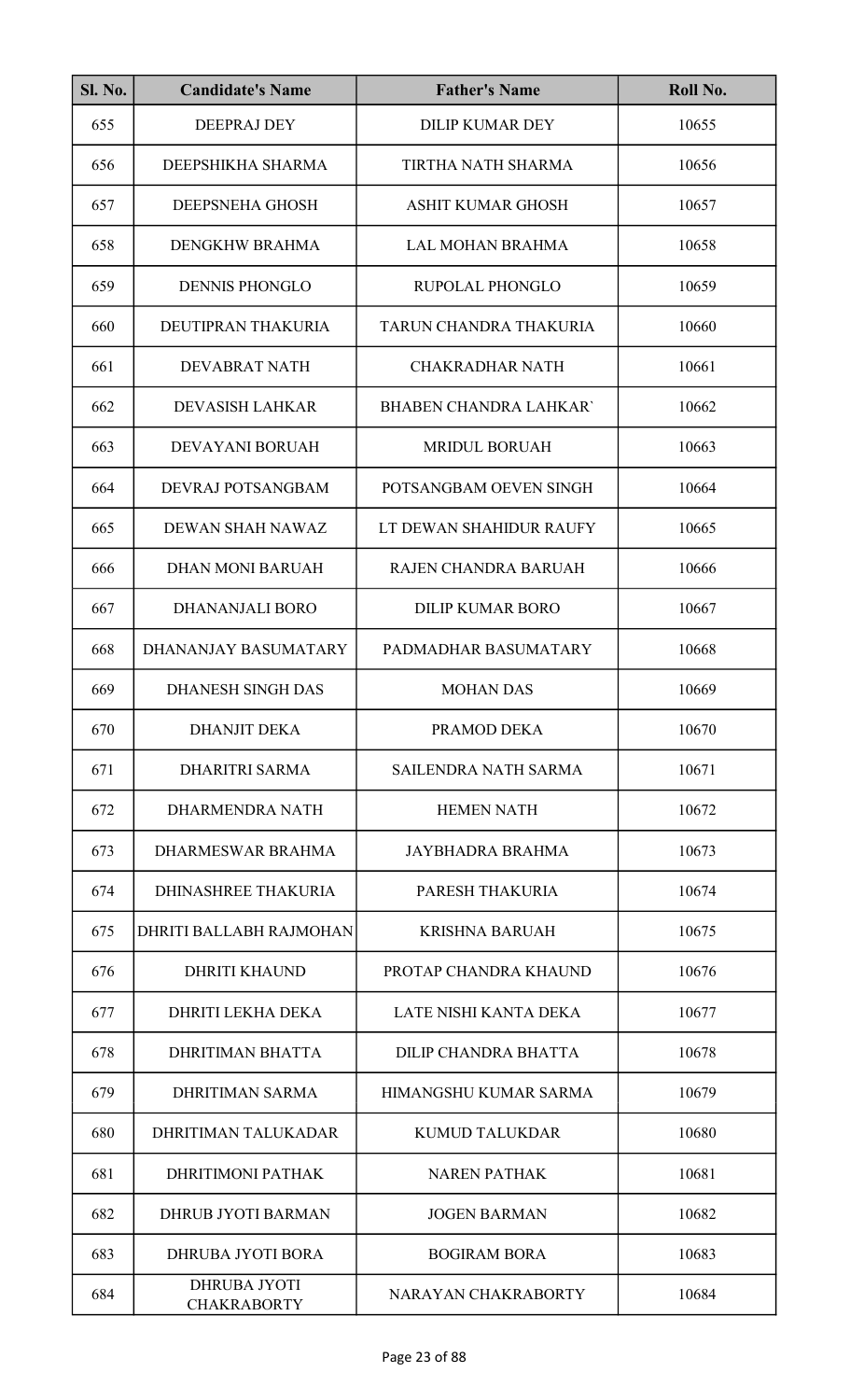| Sl. No. | Candidate's Name | Father's Name | Roll No. |
|---|---|---|---|
| 655 | DEEPRAJ DEY | DILIP KUMAR DEY | 10655 |
| 656 | DEEPSHIKHA SHARMA | TIRTHA NATH SHARMA | 10656 |
| 657 | DEEPSNEHA GHOSH | ASHIT KUMAR GHOSH | 10657 |
| 658 | DENGKHW BRAHMA | LAL MOHAN BRAHMA | 10658 |
| 659 | DENNIS PHONGLO | RUPOLAL PHONGLO | 10659 |
| 660 | DEUTIPRAN THAKURIA | TARUN CHANDRA THAKURIA | 10660 |
| 661 | DEVABRAT NATH | CHAKRADHAR NATH | 10661 |
| 662 | DEVASISH LAHKAR | BHABEN CHANDRA LAHKAR` | 10662 |
| 663 | DEVAYANI BORUAH | MRIDUL BORUAH | 10663 |
| 664 | DEVRAJ POTSANGBAM | POTSANGBAM OEVEN SINGH | 10664 |
| 665 | DEWAN SHAH NAWAZ | LT DEWAN SHAHIDUR RAUFY | 10665 |
| 666 | DHAN MONI BARUAH | RAJEN CHANDRA BARUAH | 10666 |
| 667 | DHANANJALI BORO | DILIP KUMAR BORO | 10667 |
| 668 | DHANANJAY BASUMATARY | PADMADHAR BASUMATARY | 10668 |
| 669 | DHANESH SINGH DAS | MOHAN DAS | 10669 |
| 670 | DHANJIT DEKA | PRAMOD DEKA | 10670 |
| 671 | DHARITRI SARMA | SAILENDRA NATH SARMA | 10671 |
| 672 | DHARMENDRA NATH | HEMEN NATH | 10672 |
| 673 | DHARMESWAR BRAHMA | JAYBHADRA BRAHMA | 10673 |
| 674 | DHINASHREE THAKURIA | PARESH THAKURIA | 10674 |
| 675 | DHRITI BALLABH RAJMOHAN | KRISHNA BARUAH | 10675 |
| 676 | DHRITI KHAUND | PROTAP CHANDRA KHAUND | 10676 |
| 677 | DHRITI LEKHA DEKA | LATE NISHI KANTA DEKA | 10677 |
| 678 | DHRITIMAN BHATTA | DILIP CHANDRA BHATTA | 10678 |
| 679 | DHRITIMAN SARMA | HIMANGSHU KUMAR SARMA | 10679 |
| 680 | DHRITIMAN TALUKADAR | KUMUD TALUKDAR | 10680 |
| 681 | DHRITIMONI PATHAK | NAREN PATHAK | 10681 |
| 682 | DHRUB JYOTI BARMAN | JOGEN BARMAN | 10682 |
| 683 | DHRUBA JYOTI BORA | BOGIRAM BORA | 10683 |
| 684 | DHRUBA JYOTI CHAKRABORTY | NARAYAN CHAKRABORTY | 10684 |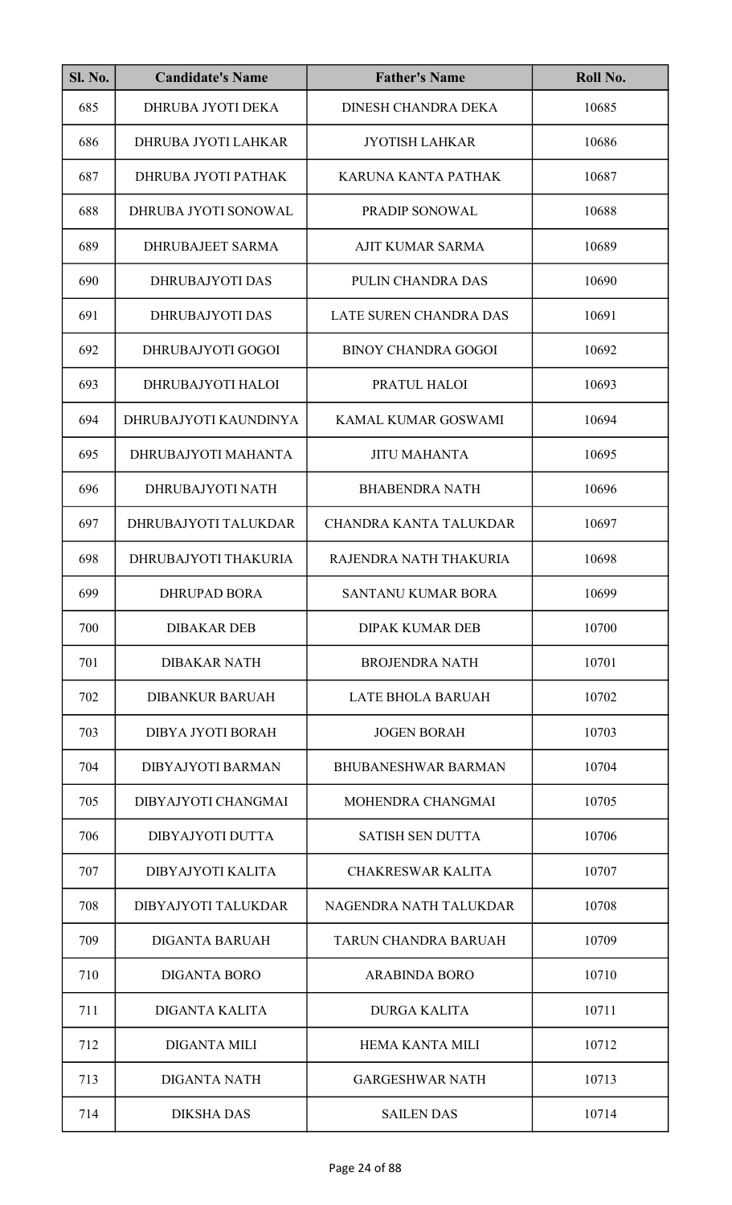| Sl. No. | Candidate's Name | Father's Name | Roll No. |
|---|---|---|---|
| 685 | DHRUBA JYOTI DEKA | DINESH CHANDRA DEKA | 10685 |
| 686 | DHRUBA JYOTI LAHKAR | JYOTISH LAHKAR | 10686 |
| 687 | DHRUBA JYOTI PATHAK | KARUNA KANTA PATHAK | 10687 |
| 688 | DHRUBA JYOTI SONOWAL | PRADIP SONOWAL | 10688 |
| 689 | DHRUBAJEET SARMA | AJIT KUMAR SARMA | 10689 |
| 690 | DHRUBAJYOTI DAS | PULIN CHANDRA DAS | 10690 |
| 691 | DHRUBAJYOTI DAS | LATE SUREN CHANDRA DAS | 10691 |
| 692 | DHRUBAJYOTI GOGOI | BINOY CHANDRA GOGOI | 10692 |
| 693 | DHRUBAJYOTI HALOI | PRATUL HALOI | 10693 |
| 694 | DHRUBAJYOTI KAUNDINYA | KAMAL KUMAR GOSWAMI | 10694 |
| 695 | DHRUBAJYOTI MAHANTA | JITU MAHANTA | 10695 |
| 696 | DHRUBAJYOTI NATH | BHABENDRA NATH | 10696 |
| 697 | DHRUBAJYOTI TALUKDAR | CHANDRA KANTA TALUKDAR | 10697 |
| 698 | DHRUBAJYOTI THAKURIA | RAJENDRA NATH THAKURIA | 10698 |
| 699 | DHRUPAD BORA | SANTANU KUMAR BORA | 10699 |
| 700 | DIBAKAR DEB | DIPAK KUMAR DEB | 10700 |
| 701 | DIBAKAR NATH | BROJENDRA NATH | 10701 |
| 702 | DIBANKUR BARUAH | LATE BHOLA BARUAH | 10702 |
| 703 | DIBYA JYOTI BORAH | JOGEN BORAH | 10703 |
| 704 | DIBYAJYOTI BARMAN | BHUBANESHWAR BARMAN | 10704 |
| 705 | DIBYAJYOTI CHANGMAI | MOHENDRA CHANGMAI | 10705 |
| 706 | DIBYAJYOTI DUTTA | SATISH SEN DUTTA | 10706 |
| 707 | DIBYAJYOTI KALITA | CHAKRESWAR KALITA | 10707 |
| 708 | DIBYAJYOTI TALUKDAR | NAGENDRA NATH TALUKDAR | 10708 |
| 709 | DIGANTA BARUAH | TARUN CHANDRA BARUAH | 10709 |
| 710 | DIGANTA BORO | ARABINDA BORO | 10710 |
| 711 | DIGANTA KALITA | DURGA KALITA | 10711 |
| 712 | DIGANTA MILI | HEMA KANTA MILI | 10712 |
| 713 | DIGANTA NATH | GARGESHWAR NATH | 10713 |
| 714 | DIKSHA DAS | SAILEN DAS | 10714 |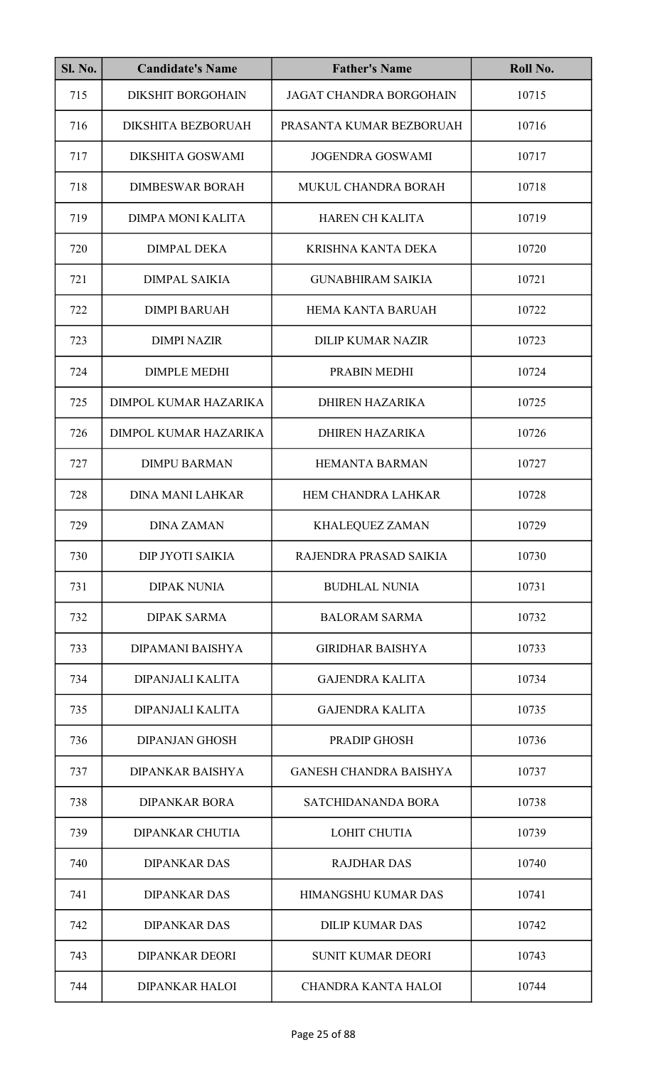| Sl. No. | Candidate's Name | Father's Name | Roll No. |
|---|---|---|---|
| 715 | DIKSHIT BORGOHAIN | JAGAT CHANDRA BORGOHAIN | 10715 |
| 716 | DIKSHITA BEZBORUAH | PRASANTA KUMAR BEZBORUAH | 10716 |
| 717 | DIKSHITA GOSWAMI | JOGENDRA GOSWAMI | 10717 |
| 718 | DIMBESWAR BORAH | MUKUL CHANDRA BORAH | 10718 |
| 719 | DIMPA MONI KALITA | HAREN CH KALITA | 10719 |
| 720 | DIMPAL DEKA | KRISHNA KANTA DEKA | 10720 |
| 721 | DIMPAL SAIKIA | GUNABHIRAM SAIKIA | 10721 |
| 722 | DIMPI BARUAH | HEMA KANTA BARUAH | 10722 |
| 723 | DIMPI NAZIR | DILIP KUMAR NAZIR | 10723 |
| 724 | DIMPLE MEDHI | PRABIN MEDHI | 10724 |
| 725 | DIMPOL KUMAR HAZARIKA | DHIREN HAZARIKA | 10725 |
| 726 | DIMPOL KUMAR HAZARIKA | DHIREN HAZARIKA | 10726 |
| 727 | DIMPU BARMAN | HEMANTA BARMAN | 10727 |
| 728 | DINA MANI LAHKAR | HEM CHANDRA LAHKAR | 10728 |
| 729 | DINA ZAMAN | KHALEQUEZ ZAMAN | 10729 |
| 730 | DIP JYOTI SAIKIA | RAJENDRA PRASAD SAIKIA | 10730 |
| 731 | DIPAK NUNIA | BUDHLAL NUNIA | 10731 |
| 732 | DIPAK SARMA | BALORAM SARMA | 10732 |
| 733 | DIPAMANI BAISHYA | GIRIDHAR BAISHYA | 10733 |
| 734 | DIPANJALI KALITA | GAJENDRA KALITA | 10734 |
| 735 | DIPANJALI KALITA | GAJENDRA KALITA | 10735 |
| 736 | DIPANJAN GHOSH | PRADIP GHOSH | 10736 |
| 737 | DIPANKAR BAISHYA | GANESH CHANDRA BAISHYA | 10737 |
| 738 | DIPANKAR BORA | SATCHIDANANDA BORA | 10738 |
| 739 | DIPANKAR CHUTIA | LOHIT CHUTIA | 10739 |
| 740 | DIPANKAR DAS | RAJDHAR DAS | 10740 |
| 741 | DIPANKAR DAS | HIMANGSHU KUMAR DAS | 10741 |
| 742 | DIPANKAR DAS | DILIP KUMAR DAS | 10742 |
| 743 | DIPANKAR DEORI | SUNIT KUMAR DEORI | 10743 |
| 744 | DIPANKAR HALOI | CHANDRA KANTA HALOI | 10744 |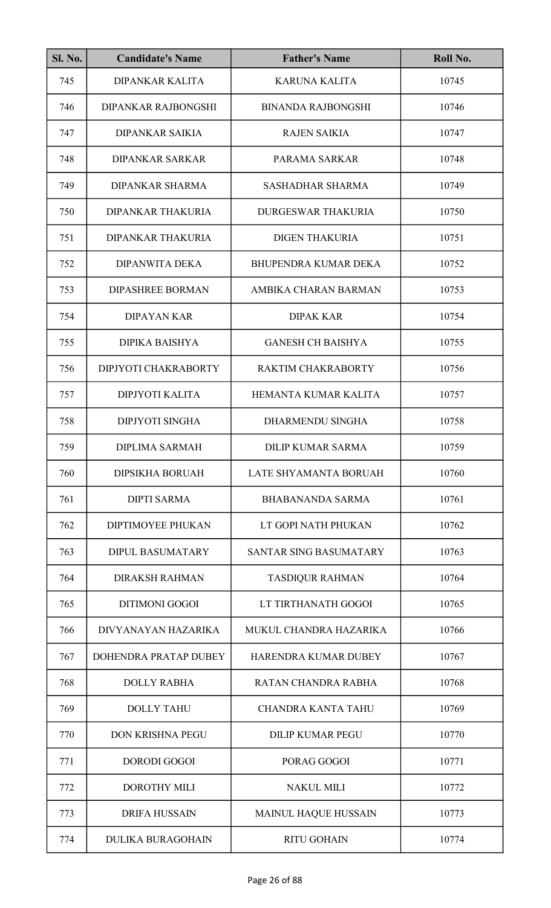| Sl. No. | Candidate's Name | Father's Name | Roll No. |
| --- | --- | --- | --- |
| 745 | DIPANKAR KALITA | KARUNA KALITA | 10745 |
| 746 | DIPANKAR RAJBONGSHI | BINANDA RAJBONGSHI | 10746 |
| 747 | DIPANKAR SAIKIA | RAJEN SAIKIA | 10747 |
| 748 | DIPANKAR SARKAR | PARAMA SARKAR | 10748 |
| 749 | DIPANKAR SHARMA | SASHADHAR SHARMA | 10749 |
| 750 | DIPANKAR THAKURIA | DURGESWAR THAKURIA | 10750 |
| 751 | DIPANKAR THAKURIA | DIGEN THAKURIA | 10751 |
| 752 | DIPANWITA DEKA | BHUPENDRA KUMAR DEKA | 10752 |
| 753 | DIPASHREE BORMAN | AMBIKA CHARAN BARMAN | 10753 |
| 754 | DIPAYAN KAR | DIPAK KAR | 10754 |
| 755 | DIPIKA BAISHYA | GANESH CH BAISHYA | 10755 |
| 756 | DIPJYOTI CHAKRABORTY | RAKTIM CHAKRABORTY | 10756 |
| 757 | DIPJYOTI KALITA | HEMANTA KUMAR KALITA | 10757 |
| 758 | DIPJYOTI SINGHA | DHARMENDU SINGHA | 10758 |
| 759 | DIPLIMA SARMAH | DILIP KUMAR SARMA | 10759 |
| 760 | DIPSIKHA BORUAH | LATE SHYAMANTA BORUAH | 10760 |
| 761 | DIPTI SARMA | BHABANANDA SARMA | 10761 |
| 762 | DIPTIMOYEE PHUKAN | LT GOPI NATH PHUKAN | 10762 |
| 763 | DIPUL BASUMATARY | SANTAR SING BASUMATARY | 10763 |
| 764 | DIRAKSH RAHMAN | TASDIQUR RAHMAN | 10764 |
| 765 | DITIMONI GOGOI | LT TIRTHANATH GOGOI | 10765 |
| 766 | DIVYANAYAN HAZARIKA | MUKUL CHANDRA HAZARIKA | 10766 |
| 767 | DOHENDRA PRATAP DUBEY | HARENDRA KUMAR DUBEY | 10767 |
| 768 | DOLLY RABHA | RATAN CHANDRA RABHA | 10768 |
| 769 | DOLLY TAHU | CHANDRA KANTA TAHU | 10769 |
| 770 | DON KRISHNA PEGU | DILIP KUMAR PEGU | 10770 |
| 771 | DORODI GOGOI | PORAG GOGOI | 10771 |
| 772 | DOROTHY MILI | NAKUL MILI | 10772 |
| 773 | DRIFA HUSSAIN | MAINUL HAQUE HUSSAIN | 10773 |
| 774 | DULIKA BURAGOHAIN | RITU GOHAIN | 10774 |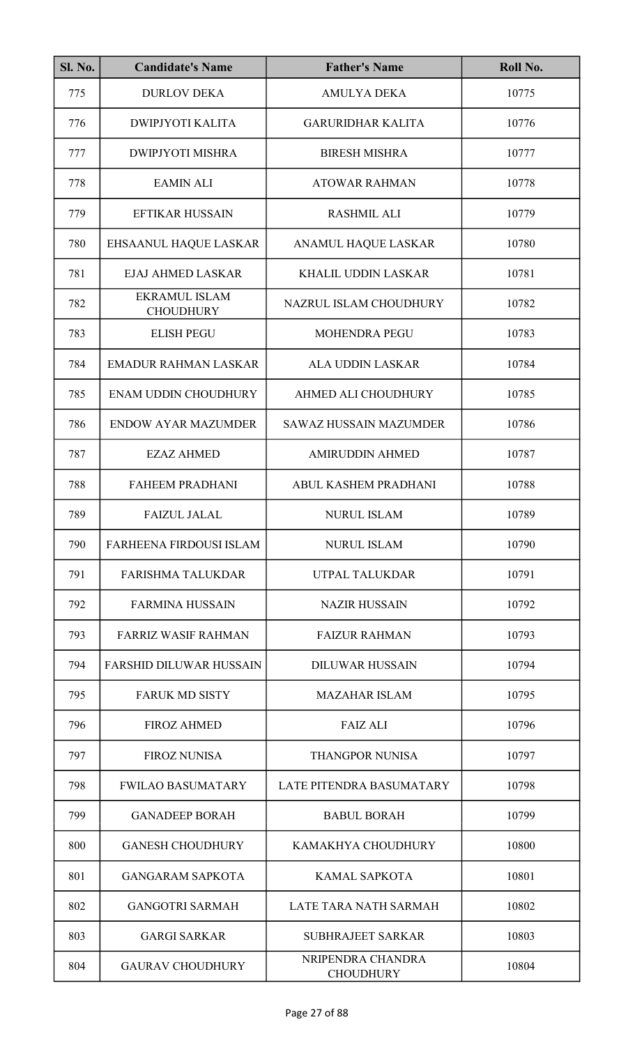| Sl. No. | Candidate's Name | Father's Name | Roll No. |
|---|---|---|---|
| 775 | DURLOV DEKA | AMULYA DEKA | 10775 |
| 776 | DWIPJYOTI KALITA | GARURIDHAR KALITA | 10776 |
| 777 | DWIPJYOTI MISHRA | BIRESH MISHRA | 10777 |
| 778 | EAMIN ALI | ATOWAR RAHMAN | 10778 |
| 779 | EFTIKAR HUSSAIN | RASHMIL ALI | 10779 |
| 780 | EHSAANUL HAQUE LASKAR | ANAMUL HAQUE LASKAR | 10780 |
| 781 | EJAJ AHMED LASKAR | KHALIL UDDIN LASKAR | 10781 |
| 782 | EKRAMUL ISLAM CHOUDHURY | NAZRUL ISLAM CHOUDHURY | 10782 |
| 783 | ELISH PEGU | MOHENDRA PEGU | 10783 |
| 784 | EMADUR RAHMAN LASKAR | ALA UDDIN LASKAR | 10784 |
| 785 | ENAM UDDIN CHOUDHURY | AHMED ALI CHOUDHURY | 10785 |
| 786 | ENDOW AYAR MAZUMDER | SAWAZ HUSSAIN MAZUMDER | 10786 |
| 787 | EZAZ AHMED | AMIRUDDIN AHMED | 10787 |
| 788 | FAHEEM PRADHANI | ABUL KASHEM PRADHANI | 10788 |
| 789 | FAIZUL JALAL | NURUL ISLAM | 10789 |
| 790 | FARHEENA FIRDOUSI ISLAM | NURUL ISLAM | 10790 |
| 791 | FARISHMA TALUKDAR | UTPAL TALUKDAR | 10791 |
| 792 | FARMINA HUSSAIN | NAZIR HUSSAIN | 10792 |
| 793 | FARRIZ WASIF RAHMAN | FAIZUR RAHMAN | 10793 |
| 794 | FARSHID DILUWAR HUSSAIN | DILUWAR HUSSAIN | 10794 |
| 795 | FARUK MD SISTY | MAZAHAR ISLAM | 10795 |
| 796 | FIROZ AHMED | FAIZ ALI | 10796 |
| 797 | FIROZ NUNISA | THANGPOR NUNISA | 10797 |
| 798 | FWILAO BASUMATARY | LATE PITENDRA BASUMATARY | 10798 |
| 799 | GANADEEP BORAH | BABUL BORAH | 10799 |
| 800 | GANESH CHOUDHURY | KAMAKHYA CHOUDHURY | 10800 |
| 801 | GANGARAM SAPKOTA | KAMAL SAPKOTA | 10801 |
| 802 | GANGOTRI SARMAH | LATE TARA NATH SARMAH | 10802 |
| 803 | GARGI SARKAR | SUBHRAJEET SARKAR | 10803 |
| 804 | GAURAV CHOUDHURY | NRIPENDRA CHANDRA CHOUDHURY | 10804 |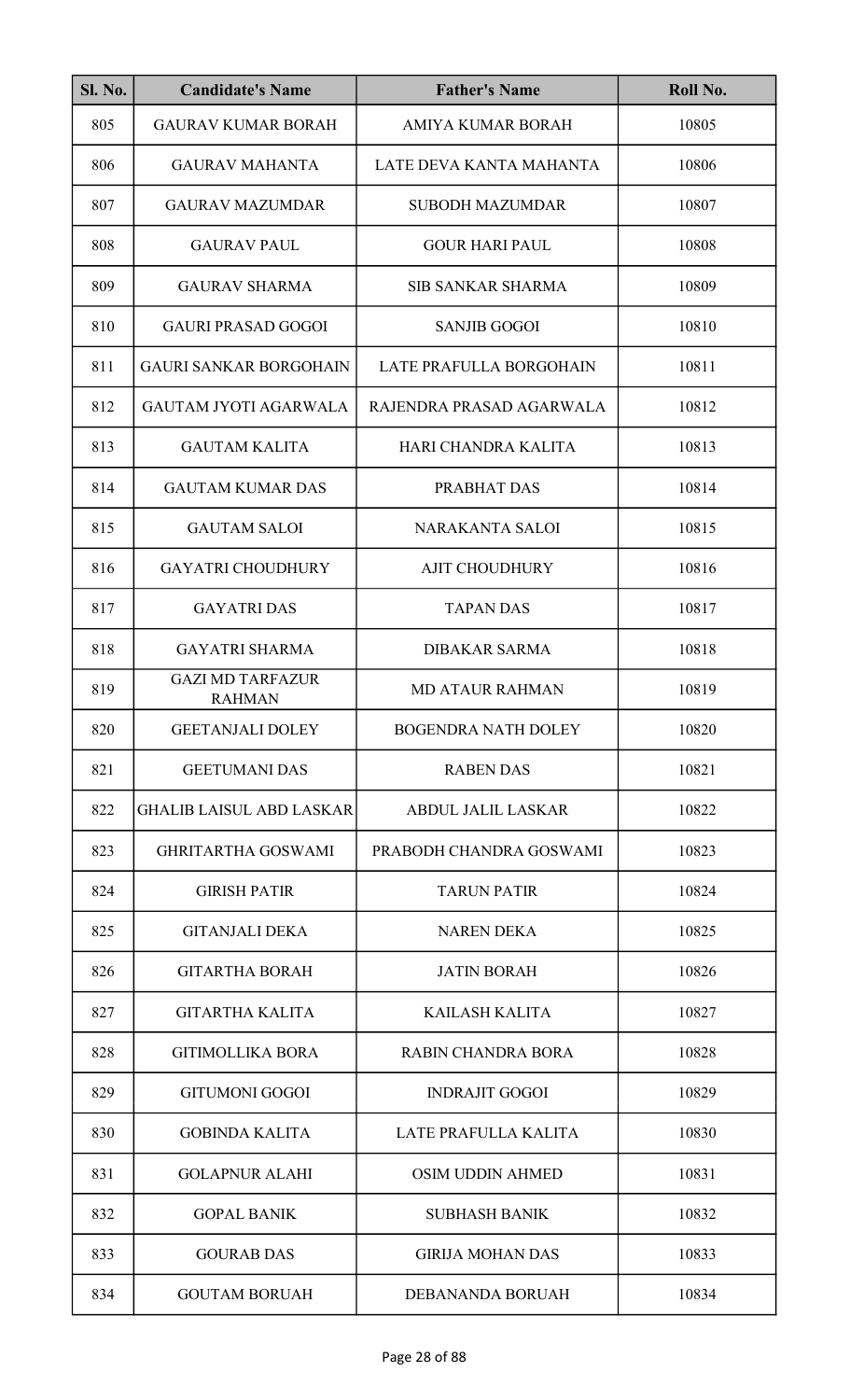| Sl. No. | Candidate's Name | Father's Name | Roll No. |
|---|---|---|---|
| 805 | GAURAV KUMAR BORAH | AMIYA KUMAR BORAH | 10805 |
| 806 | GAURAV MAHANTA | LATE DEVA KANTA MAHANTA | 10806 |
| 807 | GAURAV MAZUMDAR | SUBODH MAZUMDAR | 10807 |
| 808 | GAURAV PAUL | GOUR HARI PAUL | 10808 |
| 809 | GAURAV SHARMA | SIB SANKAR SHARMA | 10809 |
| 810 | GAURI PRASAD GOGOI | SANJIB GOGOI | 10810 |
| 811 | GAURI SANKAR BORGOHAIN | LATE PRAFULLA BORGOHAIN | 10811 |
| 812 | GAUTAM JYOTI AGARWALA | RAJENDRA PRASAD AGARWALA | 10812 |
| 813 | GAUTAM KALITA | HARI CHANDRA KALITA | 10813 |
| 814 | GAUTAM KUMAR DAS | PRABHAT DAS | 10814 |
| 815 | GAUTAM SALOI | NARAKANTA SALOI | 10815 |
| 816 | GAYATRI CHOUDHURY | AJIT CHOUDHURY | 10816 |
| 817 | GAYATRI DAS | TAPAN DAS | 10817 |
| 818 | GAYATRI SHARMA | DIBAKAR SARMA | 10818 |
| 819 | GAZI MD TARFAZUR RAHMAN | MD ATAUR RAHMAN | 10819 |
| 820 | GEETANJALI DOLEY | BOGENDRA NATH DOLEY | 10820 |
| 821 | GEETUMANI DAS | RABEN DAS | 10821 |
| 822 | GHALIB LAISUL ABD LASKAR | ABDUL JALIL LASKAR | 10822 |
| 823 | GHRITARTHA GOSWAMI | PRABODH CHANDRA GOSWAMI | 10823 |
| 824 | GIRISH PATIR | TARUN PATIR | 10824 |
| 825 | GITANJALI DEKA | NAREN DEKA | 10825 |
| 826 | GITARTHA BORAH | JATIN BORAH | 10826 |
| 827 | GITARTHA KALITA | KAILASH KALITA | 10827 |
| 828 | GITIMOLLIKA BORA | RABIN CHANDRA BORA | 10828 |
| 829 | GITUMONI GOGOI | INDRAJIT GOGOI | 10829 |
| 830 | GOBINDA KALITA | LATE PRAFULLA KALITA | 10830 |
| 831 | GOLAPNUR ALAHI | OSIM UDDIN AHMED | 10831 |
| 832 | GOPAL BANIK | SUBHASH BANIK | 10832 |
| 833 | GOURAB DAS | GIRIJA MOHAN DAS | 10833 |
| 834 | GOUTAM BORUAH | DEBANANDA BORUAH | 10834 |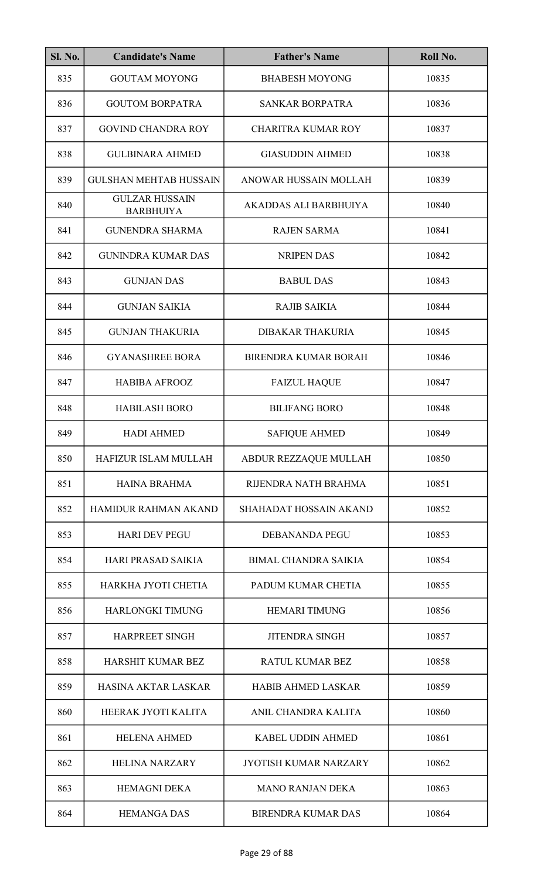| Sl. No. | Candidate's Name | Father's Name | Roll No. |
|---|---|---|---|
| 835 | GOUTAM MOYONG | BHABESH MOYONG | 10835 |
| 836 | GOUTOM BORPATRA | SANKAR BORPATRA | 10836 |
| 837 | GOVIND CHANDRA ROY | CHARITRA KUMAR ROY | 10837 |
| 838 | GULBINARA AHMED | GIASUDDIN AHMED | 10838 |
| 839 | GULSHAN MEHTAB HUSSAIN | ANOWAR HUSSAIN MOLLAH | 10839 |
| 840 | GULZAR HUSSAIN BARBHUIYA | AKADDAS ALI BARBHUIYA | 10840 |
| 841 | GUNENDRA SHARMA | RAJEN SARMA | 10841 |
| 842 | GUNINDRA KUMAR DAS | NRIPEN DAS | 10842 |
| 843 | GUNJAN DAS | BABUL DAS | 10843 |
| 844 | GUNJAN SAIKIA | RAJIB SAIKIA | 10844 |
| 845 | GUNJAN THAKURIA | DIBAKAR THAKURIA | 10845 |
| 846 | GYANASHREE BORA | BIRENDRA KUMAR BORAH | 10846 |
| 847 | HABIBA AFROOZ | FAIZUL HAQUE | 10847 |
| 848 | HABILASH BORO | BILIFANG BORO | 10848 |
| 849 | HADI AHMED | SAFIQUE AHMED | 10849 |
| 850 | HAFIZUR ISLAM MULLAH | ABDUR REZZAQUE MULLAH | 10850 |
| 851 | HAINA BRAHMA | RIJENDRA NATH BRAHMA | 10851 |
| 852 | HAMIDUR RAHMAN AKAND | SHAHADAT HOSSAIN AKAND | 10852 |
| 853 | HARI DEV PEGU | DEBANANDA PEGU | 10853 |
| 854 | HARI PRASAD SAIKIA | BIMAL CHANDRA SAIKIA | 10854 |
| 855 | HARKHA JYOTI CHETIA | PADUM KUMAR CHETIA | 10855 |
| 856 | HARLONGKI TIMUNG | HEMARI TIMUNG | 10856 |
| 857 | HARPREET SINGH | JITENDRA SINGH | 10857 |
| 858 | HARSHIT KUMAR BEZ | RATUL KUMAR BEZ | 10858 |
| 859 | HASINA AKTAR LASKAR | HABIB AHMED LASKAR | 10859 |
| 860 | HEERAK JYOTI KALITA | ANIL CHANDRA KALITA | 10860 |
| 861 | HELENA AHMED | KABEL UDDIN AHMED | 10861 |
| 862 | HELINA NARZARY | JYOTISH KUMAR NARZARY | 10862 |
| 863 | HEMAGNI DEKA | MANO RANJAN DEKA | 10863 |
| 864 | HEMANGA DAS | BIRENDRA KUMAR DAS | 10864 |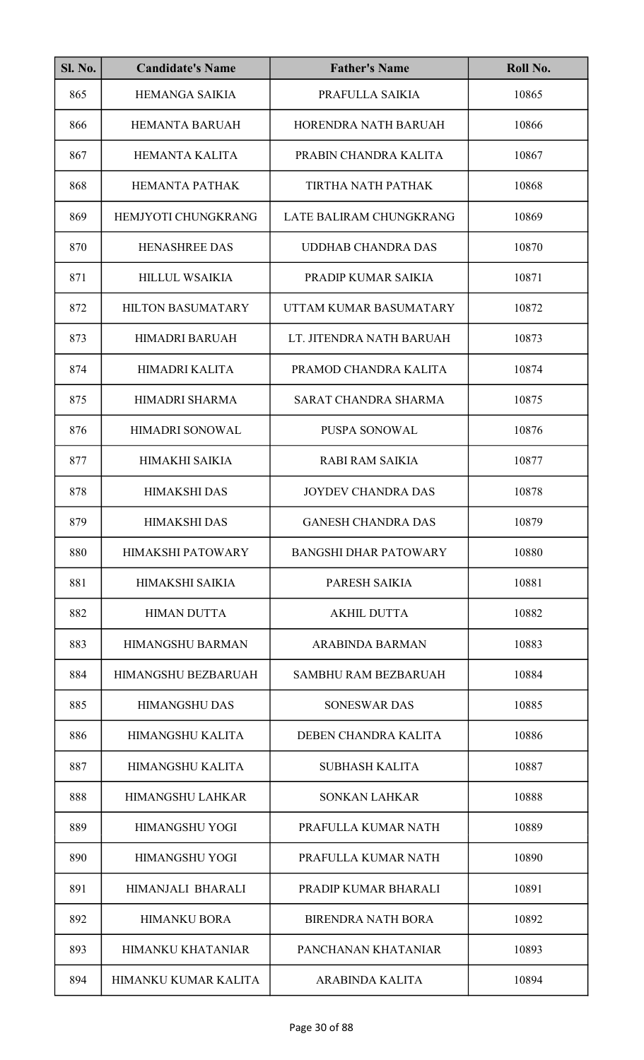| Sl. No. | Candidate's Name | Father's Name | Roll No. |
|---|---|---|---|
| 865 | HEMANGA SAIKIA | PRAFULLA SAIKIA | 10865 |
| 866 | HEMANTA BARUAH | HORENDRA NATH BARUAH | 10866 |
| 867 | HEMANTA KALITA | PRABIN CHANDRA KALITA | 10867 |
| 868 | HEMANTA PATHAK | TIRTHA NATH PATHAK | 10868 |
| 869 | HEMJYOTI CHUNGKRANG | LATE BALIRAM CHUNGKRANG | 10869 |
| 870 | HENASHREE DAS | UDDHAB CHANDRA DAS | 10870 |
| 871 | HILLUL WSAIKIA | PRADIP KUMAR SAIKIA | 10871 |
| 872 | HILTON BASUMATARY | UTTAM KUMAR BASUMATARY | 10872 |
| 873 | HIMADRI BARUAH | LT. JITENDRA NATH BARUAH | 10873 |
| 874 | HIMADRI KALITA | PRAMOD CHANDRA KALITA | 10874 |
| 875 | HIMADRI SHARMA | SARAT CHANDRA SHARMA | 10875 |
| 876 | HIMADRI SONOWAL | PUSPA SONOWAL | 10876 |
| 877 | HIMAKHI SAIKIA | RABI RAM SAIKIA | 10877 |
| 878 | HIMAKSHI DAS | JOYDEV CHANDRA DAS | 10878 |
| 879 | HIMAKSHI DAS | GANESH CHANDRA DAS | 10879 |
| 880 | HIMAKSHI PATOWARY | BANGSHI DHAR PATOWARY | 10880 |
| 881 | HIMAKSHI SAIKIA | PARESH SAIKIA | 10881 |
| 882 | HIMAN DUTTA | AKHIL DUTTA | 10882 |
| 883 | HIMANGSHU BARMAN | ARABINDA BARMAN | 10883 |
| 884 | HIMANGSHU BEZBARUAH | SAMBHU RAM BEZBARUAH | 10884 |
| 885 | HIMANGSHU DAS | SONESWAR DAS | 10885 |
| 886 | HIMANGSHU KALITA | DEBEN CHANDRA KALITA | 10886 |
| 887 | HIMANGSHU KALITA | SUBHASH KALITA | 10887 |
| 888 | HIMANGSHU LAHKAR | SONKAN LAHKAR | 10888 |
| 889 | HIMANGSHU YOGI | PRAFULLA KUMAR NATH | 10889 |
| 890 | HIMANGSHU YOGI | PRAFULLA KUMAR NATH | 10890 |
| 891 | HIMANJALI BHARALI | PRADIP KUMAR BHARALI | 10891 |
| 892 | HIMANKU BORA | BIRENDRA NATH BORA | 10892 |
| 893 | HIMANKU KHATANIAR | PANCHANAN KHATANIAR | 10893 |
| 894 | HIMANKU KUMAR KALITA | ARABINDA KALITA | 10894 |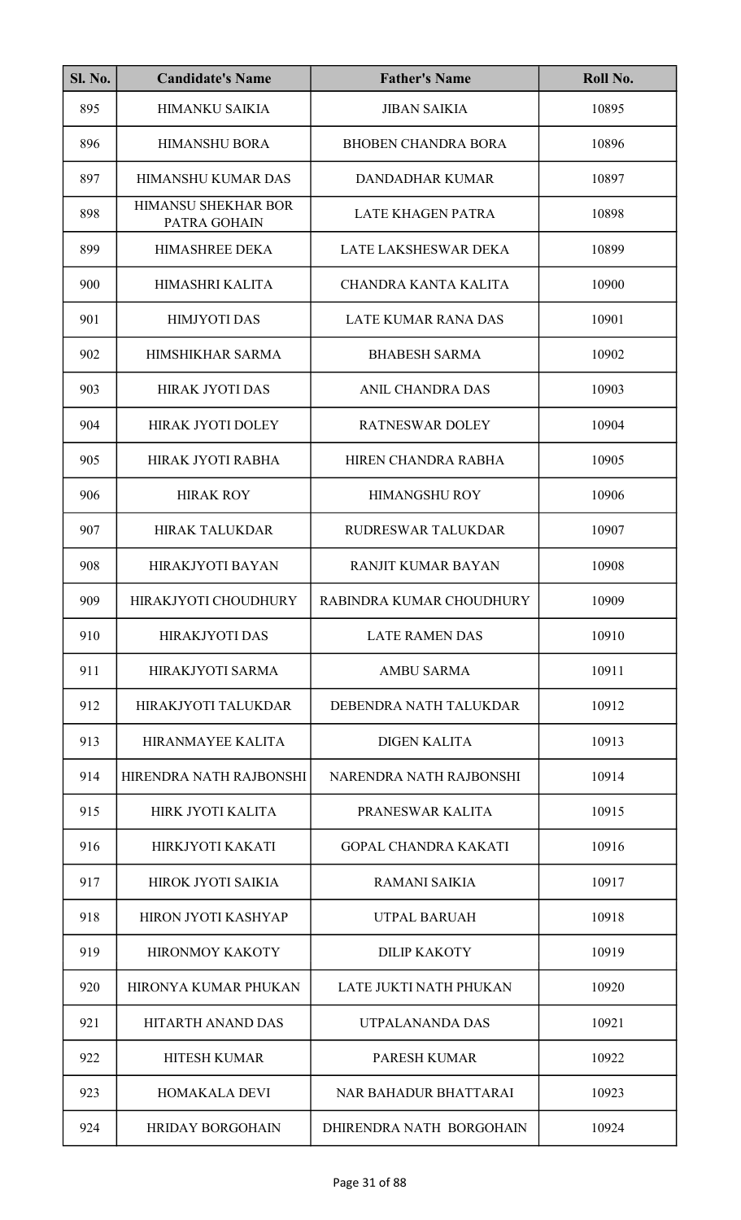| Sl. No. | Candidate's Name | Father's Name | Roll No. |
|---|---|---|---|
| 895 | HIMANKU SAIKIA | JIBAN SAIKIA | 10895 |
| 896 | HIMANSHU BORA | BHOBEN CHANDRA BORA | 10896 |
| 897 | HIMANSHU KUMAR DAS | DANDADHAR KUMAR | 10897 |
| 898 | HIMANSU SHEKHAR BOR PATRA GOHAIN | LATE KHAGEN PATRA | 10898 |
| 899 | HIMASHREE DEKA | LATE LAKSHESWAR DEKA | 10899 |
| 900 | HIMASHRI KALITA | CHANDRA KANTA KALITA | 10900 |
| 901 | HIMJYOTI DAS | LATE KUMAR RANA DAS | 10901 |
| 902 | HIMSHIKHAR SARMA | BHABESH SARMA | 10902 |
| 903 | HIRAK JYOTI DAS | ANIL CHANDRA DAS | 10903 |
| 904 | HIRAK JYOTI DOLEY | RATNESWAR DOLEY | 10904 |
| 905 | HIRAK JYOTI RABHA | HIREN CHANDRA RABHA | 10905 |
| 906 | HIRAK ROY | HIMANGSHU ROY | 10906 |
| 907 | HIRAK TALUKDAR | RUDRESWAR TALUKDAR | 10907 |
| 908 | HIRAKJYOTI BAYAN | RANJIT KUMAR BAYAN | 10908 |
| 909 | HIRAKJYOTI CHOUDHURY | RABINDRA KUMAR CHOUDHURY | 10909 |
| 910 | HIRAKJYOTI DAS | LATE RAMEN DAS | 10910 |
| 911 | HIRAKJYOTI SARMA | AMBU SARMA | 10911 |
| 912 | HIRAKJYOTI TALUKDAR | DEBENDRA NATH TALUKDAR | 10912 |
| 913 | HIRANMAYEE KALITA | DIGEN KALITA | 10913 |
| 914 | HIRENDRA NATH RAJBONSHI | NARENDRA NATH RAJBONSHI | 10914 |
| 915 | HIRK JYOTI KALITA | PRANESWAR KALITA | 10915 |
| 916 | HIRKJYOTI KAKATI | GOPAL CHANDRA KAKATI | 10916 |
| 917 | HIROK JYOTI SAIKIA | RAMANI SAIKIA | 10917 |
| 918 | HIRON JYOTI KASHYAP | UTPAL BARUAH | 10918 |
| 919 | HIRONMOY KAKOTY | DILIP KAKOTY | 10919 |
| 920 | HIRONYA KUMAR PHUKAN | LATE JUKTI NATH PHUKAN | 10920 |
| 921 | HITARTH ANAND DAS | UTPALANANDA DAS | 10921 |
| 922 | HITESH KUMAR | PARESH KUMAR | 10922 |
| 923 | HOMAKALA DEVI | NAR BAHADUR BHATTARAI | 10923 |
| 924 | HRIDAY BORGOHAIN | DHIRENDRA NATH BORGOHAIN | 10924 |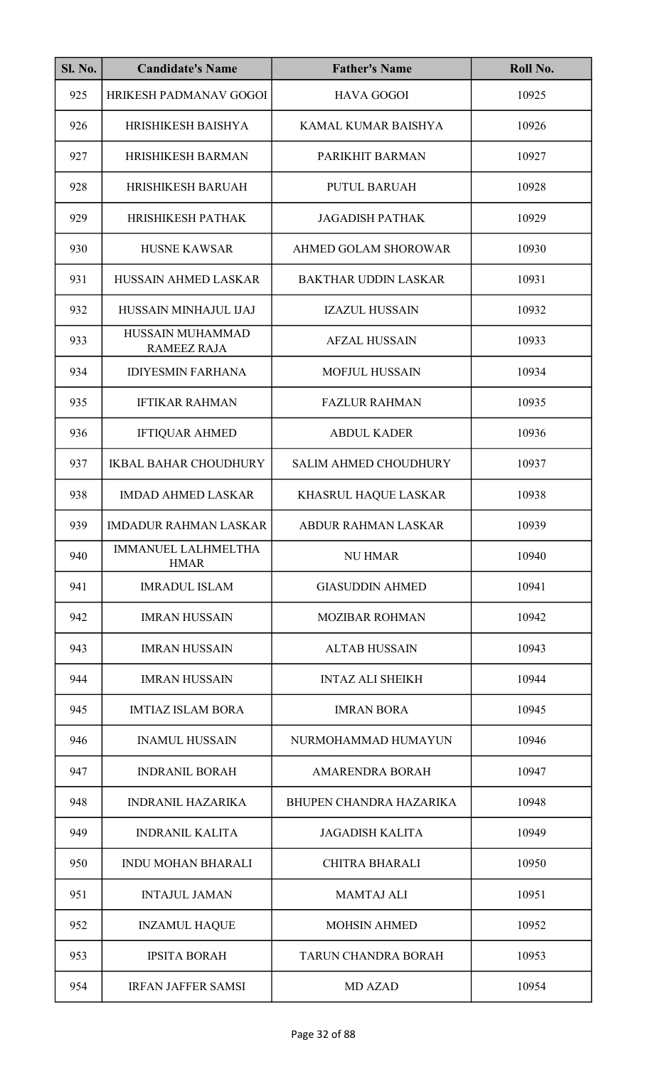| Sl. No. | Candidate's Name | Father's Name | Roll No. |
|---|---|---|---|
| 925 | HRIKESH PADMANAV GOGOI | HAVA GOGOI | 10925 |
| 926 | HRISHIKESH BAISHYA | KAMAL KUMAR BAISHYA | 10926 |
| 927 | HRISHIKESH BARMAN | PARIKHIT BARMAN | 10927 |
| 928 | HRISHIKESH BARUAH | PUTUL BARUAH | 10928 |
| 929 | HRISHIKESH PATHAK | JAGADISH PATHAK | 10929 |
| 930 | HUSNE KAWSAR | AHMED GOLAM SHOROWAR | 10930 |
| 931 | HUSSAIN AHMED LASKAR | BAKTHAR UDDIN LASKAR | 10931 |
| 932 | HUSSAIN MINHAJUL IJAJ | IZAZUL HUSSAIN | 10932 |
| 933 | HUSSAIN MUHAMMAD RAMEEZ RAJA | AFZAL HUSSAIN | 10933 |
| 934 | IDIYESMIN FARHANA | MOFJUL HUSSAIN | 10934 |
| 935 | IFTIKAR RAHMAN | FAZLUR RAHMAN | 10935 |
| 936 | IFTIQUAR AHMED | ABDUL KADER | 10936 |
| 937 | IKBAL BAHAR CHOUDHURY | SALIM AHMED CHOUDHURY | 10937 |
| 938 | IMDAD AHMED LASKAR | KHASRUL HAQUE LASKAR | 10938 |
| 939 | IMDADUR RAHMAN LASKAR | ABDUR RAHMAN LASKAR | 10939 |
| 940 | IMMANUEL LALHMELTHA HMAR | NU HMAR | 10940 |
| 941 | IMRADUL ISLAM | GIASUDDIN AHMED | 10941 |
| 942 | IMRAN HUSSAIN | MOZIBAR ROHMAN | 10942 |
| 943 | IMRAN HUSSAIN | ALTAB HUSSAIN | 10943 |
| 944 | IMRAN HUSSAIN | INTAZ ALI SHEIKH | 10944 |
| 945 | IMTIAZ ISLAM BORA | IMRAN BORA | 10945 |
| 946 | INAMUL HUSSAIN | NURMOHAMMAD HUMAYUN | 10946 |
| 947 | INDRANIL BORAH | AMARENDRA BORAH | 10947 |
| 948 | INDRANIL HAZARIKA | BHUPEN CHANDRA HAZARIKA | 10948 |
| 949 | INDRANIL KALITA | JAGADISH KALITA | 10949 |
| 950 | INDU MOHAN BHARALI | CHITRA BHARALI | 10950 |
| 951 | INTAJUL JAMAN | MAMTAJ ALI | 10951 |
| 952 | INZAMUL HAQUE | MOHSIN AHMED | 10952 |
| 953 | IPSITA BORAH | TARUN CHANDRA BORAH | 10953 |
| 954 | IRFAN JAFFER SAMSI | MD AZAD | 10954 |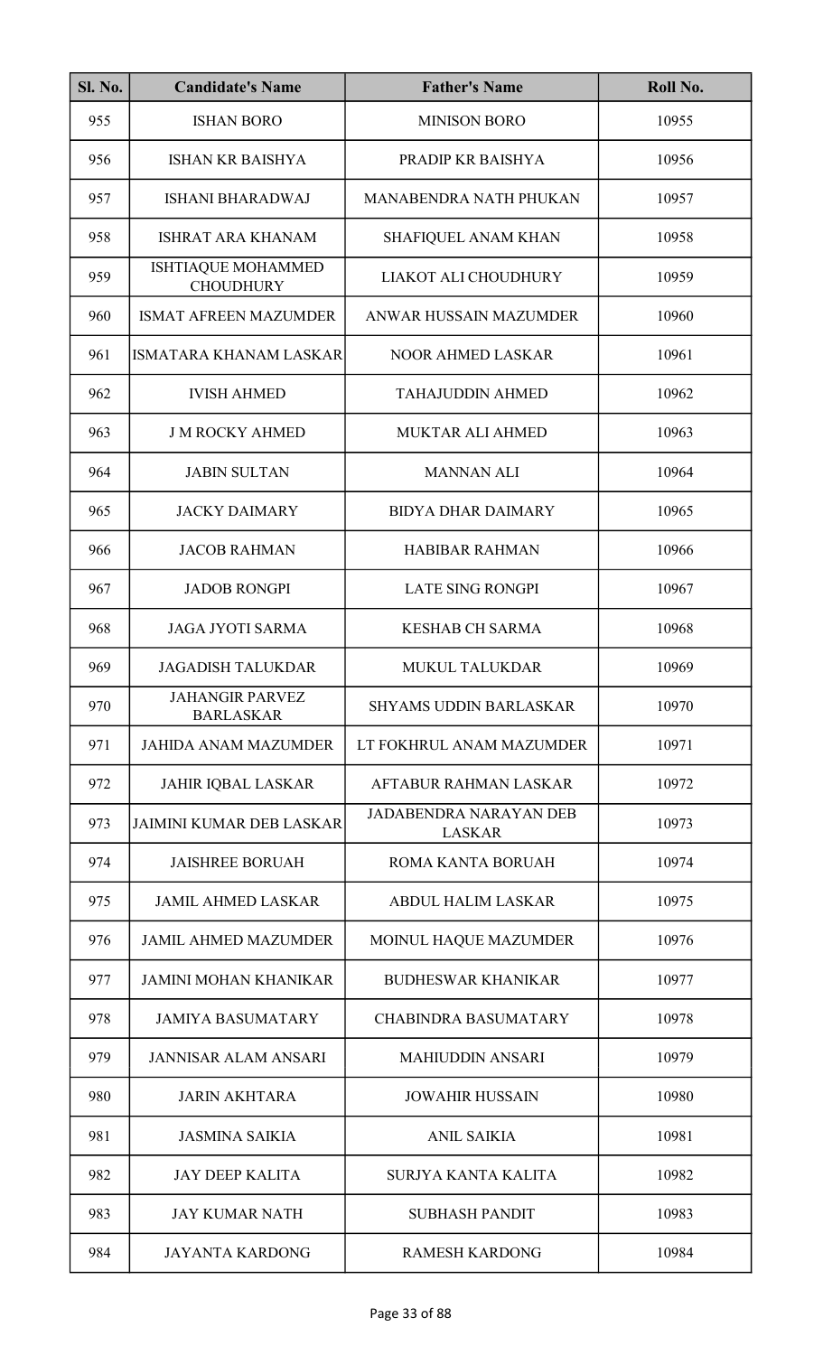| Sl. No. | Candidate's Name | Father's Name | Roll No. |
|---|---|---|---|
| 955 | ISHAN BORO | MINISON BORO | 10955 |
| 956 | ISHAN KR BAISHYA | PRADIP KR BAISHYA | 10956 |
| 957 | ISHANI BHARADWAJ | MANABENDRA NATH PHUKAN | 10957 |
| 958 | ISHRAT ARA KHANAM | SHAFIQUEL ANAM KHAN | 10958 |
| 959 | ISHTIAQUE MOHAMMED CHOUDHURY | LIAKOT ALI CHOUDHURY | 10959 |
| 960 | ISMAT AFREEN MAZUMDER | ANWAR HUSSAIN MAZUMDER | 10960 |
| 961 | ISMATARA KHANAM LASKAR | NOOR AHMED LASKAR | 10961 |
| 962 | IVISH AHMED | TAHAJUDDIN AHMED | 10962 |
| 963 | J M ROCKY AHMED | MUKTAR ALI AHMED | 10963 |
| 964 | JABIN SULTAN | MANNAN ALI | 10964 |
| 965 | JACKY DAIMARY | BIDYA DHAR DAIMARY | 10965 |
| 966 | JACOB RAHMAN | HABIBAR RAHMAN | 10966 |
| 967 | JADOB RONGPI | LATE SING RONGPI | 10967 |
| 968 | JAGA JYOTI SARMA | KESHAB CH SARMA | 10968 |
| 969 | JAGADISH TALUKDAR | MUKUL TALUKDAR | 10969 |
| 970 | JAHANGIR PARVEZ BARLASKAR | SHYAMS UDDIN BARLASKAR | 10970 |
| 971 | JAHIDA ANAM MAZUMDER | LT FOKHRUL ANAM MAZUMDER | 10971 |
| 972 | JAHIR IQBAL LASKAR | AFTABUR RAHMAN LASKAR | 10972 |
| 973 | JAIMINI KUMAR DEB LASKAR | JADABENDRA NARAYAN DEB LASKAR | 10973 |
| 974 | JAISHREE BORUAH | ROMA KANTA BORUAH | 10974 |
| 975 | JAMIL AHMED LASKAR | ABDUL HALIM LASKAR | 10975 |
| 976 | JAMIL AHMED MAZUMDER | MOINUL HAQUE MAZUMDER | 10976 |
| 977 | JAMINI MOHAN KHANIKAR | BUDHESWAR KHANIKAR | 10977 |
| 978 | JAMIYA BASUMATARY | CHABINDRA BASUMATARY | 10978 |
| 979 | JANNISAR ALAM ANSARI | MAHIUDDIN ANSARI | 10979 |
| 980 | JARIN AKHTARA | JOWAHIR HUSSAIN | 10980 |
| 981 | JASMINA SAIKIA | ANIL SAIKIA | 10981 |
| 982 | JAY DEEP KALITA | SURJYA KANTA KALITA | 10982 |
| 983 | JAY KUMAR NATH | SUBHASH PANDIT | 10983 |
| 984 | JAYANTA KARDONG | RAMESH KARDONG | 10984 |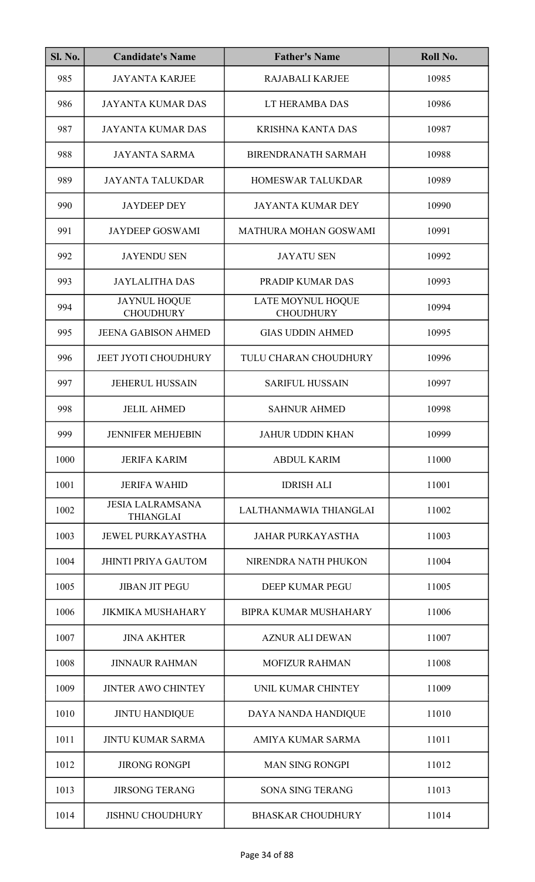| Sl. No. | Candidate's Name | Father's Name | Roll No. |
| --- | --- | --- | --- |
| 985 | JAYANTA KARJEE | RAJABALI KARJEE | 10985 |
| 986 | JAYANTA KUMAR DAS | LT HERAMBA DAS | 10986 |
| 987 | JAYANTA KUMAR DAS | KRISHNA KANTA DAS | 10987 |
| 988 | JAYANTA SARMA | BIRENDRANATH SARMAH | 10988 |
| 989 | JAYANTA TALUKDAR | HOMESWAR TALUKDAR | 10989 |
| 990 | JAYDEEP DEY | JAYANTA KUMAR DEY | 10990 |
| 991 | JAYDEEP GOSWAMI | MATHURA MOHAN GOSWAMI | 10991 |
| 992 | JAYENDU SEN | JAYATU SEN | 10992 |
| 993 | JAYLALITHA DAS | PRADIP KUMAR DAS | 10993 |
| 994 | JAYNUL HOQUE CHOUDHURY | LATE MOYNUL HOQUE CHOUDHURY | 10994 |
| 995 | JEENA GABISON AHMED | GIAS UDDIN AHMED | 10995 |
| 996 | JEET JYOTI CHOUDHURY | TULU CHARAN CHOUDHURY | 10996 |
| 997 | JEHERUL HUSSAIN | SARIFUL HUSSAIN | 10997 |
| 998 | JELIL AHMED | SAHNUR AHMED | 10998 |
| 999 | JENNIFER MEHJEBIN | JAHUR UDDIN KHAN | 10999 |
| 1000 | JERIFA KARIM | ABDUL KARIM | 11000 |
| 1001 | JERIFA WAHID | IDRISH ALI | 11001 |
| 1002 | JESIA LALRAMSANA THIANGLAI | LALTHANMAWIA THIANGLAI | 11002 |
| 1003 | JEWEL PURKAYASTHA | JAHAR PURKAYASTHA | 11003 |
| 1004 | JHINTI PRIYA GAUTOM | NIRENDRA NATH PHUKON | 11004 |
| 1005 | JIBAN JIT PEGU | DEEP KUMAR PEGU | 11005 |
| 1006 | JIKMIKA MUSHAHARY | BIPRA KUMAR MUSHAHARY | 11006 |
| 1007 | JINA AKHTER | AZNUR ALI DEWAN | 11007 |
| 1008 | JINNAUR RAHMAN | MOFIZUR RAHMAN | 11008 |
| 1009 | JINTER AWO CHINTEY | UNIL KUMAR CHINTEY | 11009 |
| 1010 | JINTU HANDIQUE | DAYA NANDA HANDIQUE | 11010 |
| 1011 | JINTU KUMAR SARMA | AMIYA KUMAR SARMA | 11011 |
| 1012 | JIRONG RONGPI | MAN SING RONGPI | 11012 |
| 1013 | JIRSONG TERANG | SONA SING TERANG | 11013 |
| 1014 | JISHNU CHOUDHURY | BHASKAR CHOUDHURY | 11014 |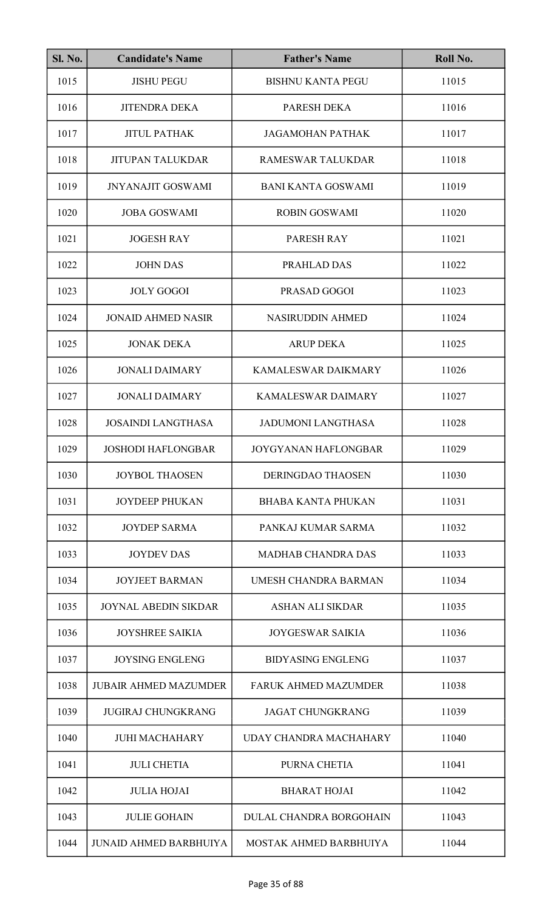| Sl. No. | Candidate's Name | Father's Name | Roll No. |
| --- | --- | --- | --- |
| 1015 | JISHU PEGU | BISHNU KANTA PEGU | 11015 |
| 1016 | JITENDRA DEKA | PARESH DEKA | 11016 |
| 1017 | JITUL PATHAK | JAGAMOHAN PATHAK | 11017 |
| 1018 | JITUPAN TALUKDAR | RAMESWAR TALUKDAR | 11018 |
| 1019 | JNYANAJIT GOSWAMI | BANI KANTA GOSWAMI | 11019 |
| 1020 | JOBA GOSWAMI | ROBIN GOSWAMI | 11020 |
| 1021 | JOGESH RAY | PARESH RAY | 11021 |
| 1022 | JOHN DAS | PRAHLAD DAS | 11022 |
| 1023 | JOLY GOGOI | PRASAD GOGOI | 11023 |
| 1024 | JONAID AHMED NASIR | NASIRUDDIN AHMED | 11024 |
| 1025 | JONAK DEKA | ARUP DEKA | 11025 |
| 1026 | JONALI DAIMARY | KAMALESWAR DAIKMARY | 11026 |
| 1027 | JONALI DAIMARY | KAMALESWAR DAIMARY | 11027 |
| 1028 | JOSAINDI LANGTHASA | JADUMONI LANGTHASA | 11028 |
| 1029 | JOSHODI HAFLONGBAR | JOYGYANAN HAFLONGBAR | 11029 |
| 1030 | JOYBOL THAOSEN | DERINGDAO THAOSEN | 11030 |
| 1031 | JOYDEEP PHUKAN | BHABA KANTA PHUKAN | 11031 |
| 1032 | JOYDEP SARMA | PANKAJ KUMAR SARMA | 11032 |
| 1033 | JOYDEV DAS | MADHAB CHANDRA DAS | 11033 |
| 1034 | JOYJEET BARMAN | UMESH CHANDRA BARMAN | 11034 |
| 1035 | JOYNAL ABEDIN SIKDAR | ASHAN ALI SIKDAR | 11035 |
| 1036 | JOYSHREE SAIKIA | JOYGESWAR SAIKIA | 11036 |
| 1037 | JOYSING ENGLENG | BIDYASING ENGLENG | 11037 |
| 1038 | JUBAIR AHMED MAZUMDER | FARUK AHMED MAZUMDER | 11038 |
| 1039 | JUGIRAJ CHUNGKRANG | JAGAT CHUNGKRANG | 11039 |
| 1040 | JUHI MACHAHARY | UDAY CHANDRA MACHAHARY | 11040 |
| 1041 | JULI CHETIA | PURNA CHETIA | 11041 |
| 1042 | JULIA HOJAI | BHARAT HOJAI | 11042 |
| 1043 | JULIE GOHAIN | DULAL CHANDRA BORGOHAIN | 11043 |
| 1044 | JUNAID AHMED BARBHUIYA | MOSTAK AHMED BARBHUIYA | 11044 |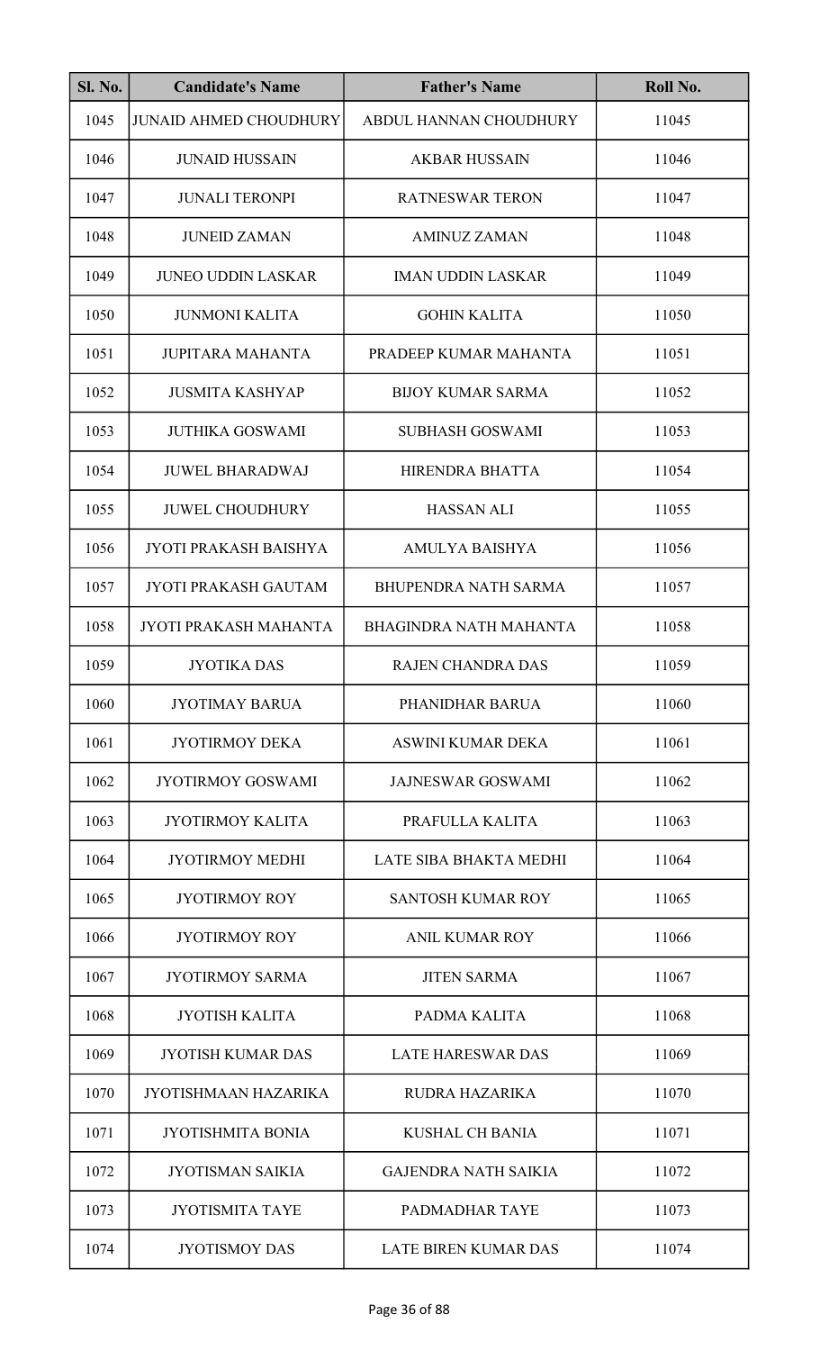| Sl. No. | Candidate's Name | Father's Name | Roll No. |
|---|---|---|---|
| 1045 | JUNAID AHMED CHOUDHURY | ABDUL HANNAN CHOUDHURY | 11045 |
| 1046 | JUNAID HUSSAIN | AKBAR HUSSAIN | 11046 |
| 1047 | JUNALI TERONPI | RATNESWAR TERON | 11047 |
| 1048 | JUNEID ZAMAN | AMINUZ ZAMAN | 11048 |
| 1049 | JUNEO UDDIN LASKAR | IMAN UDDIN LASKAR | 11049 |
| 1050 | JUNMONI KALITA | GOHIN KALITA | 11050 |
| 1051 | JUPITARA MAHANTA | PRADEEP KUMAR MAHANTA | 11051 |
| 1052 | JUSMITA KASHYAP | BIJOY KUMAR SARMA | 11052 |
| 1053 | JUTHIKA GOSWAMI | SUBHASH GOSWAMI | 11053 |
| 1054 | JUWEL BHARADWAJ | HIRENDRA BHATTA | 11054 |
| 1055 | JUWEL CHOUDHURY | HASSAN ALI | 11055 |
| 1056 | JYOTI PRAKASH BAISHYA | AMULYA BAISHYA | 11056 |
| 1057 | JYOTI PRAKASH GAUTAM | BHUPENDRA NATH SARMA | 11057 |
| 1058 | JYOTI PRAKASH MAHANTA | BHAGINDRA NATH MAHANTA | 11058 |
| 1059 | JYOTIKA DAS | RAJEN CHANDRA DAS | 11059 |
| 1060 | JYOTIMAY BARUA | PHANIDHAR BARUA | 11060 |
| 1061 | JYOTIRMOY DEKA | ASWINI KUMAR DEKA | 11061 |
| 1062 | JYOTIRMOY GOSWAMI | JAJNESWAR GOSWAMI | 11062 |
| 1063 | JYOTIRMOY KALITA | PRAFULLA KALITA | 11063 |
| 1064 | JYOTIRMOY MEDHI | LATE SIBA BHAKTA MEDHI | 11064 |
| 1065 | JYOTIRMOY ROY | SANTOSH KUMAR ROY | 11065 |
| 1066 | JYOTIRMOY ROY | ANIL KUMAR ROY | 11066 |
| 1067 | JYOTIRMOY SARMA | JITEN SARMA | 11067 |
| 1068 | JYOTISH KALITA | PADMA KALITA | 11068 |
| 1069 | JYOTISH KUMAR DAS | LATE HARESWAR DAS | 11069 |
| 1070 | JYOTISHMAAN HAZARIKA | RUDRA HAZARIKA | 11070 |
| 1071 | JYOTISHMITA BONIA | KUSHAL CH BANIA | 11071 |
| 1072 | JYOTISMAN SAIKIA | GAJENDRA NATH SAIKIA | 11072 |
| 1073 | JYOTISMITA TAYE | PADMADHAR TAYE | 11073 |
| 1074 | JYOTISMOY DAS | LATE BIREN KUMAR DAS | 11074 |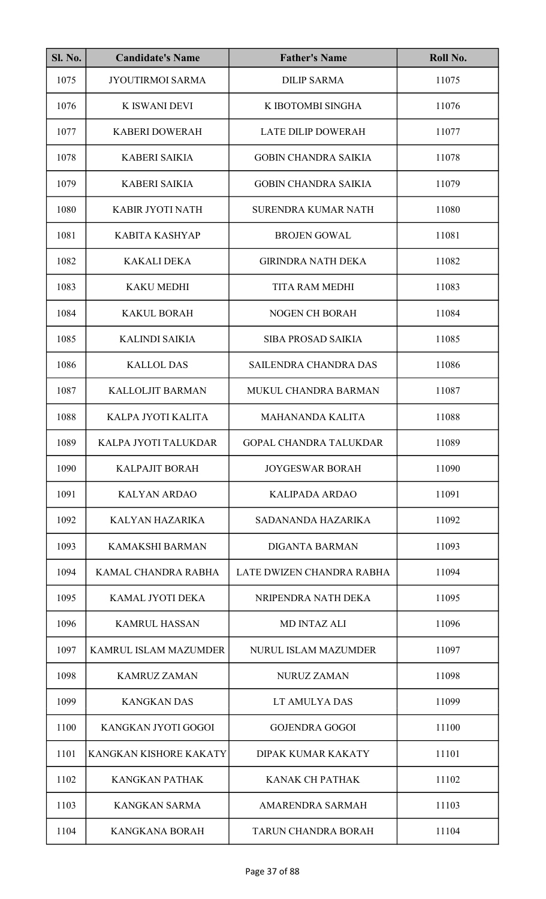| Sl. No. | Candidate's Name | Father's Name | Roll No. |
|---|---|---|---|
| 1075 | JYOUTIRMOI SARMA | DILIP SARMA | 11075 |
| 1076 | K ISWANI DEVI | K IBOTOMBI SINGHA | 11076 |
| 1077 | KABERI DOWERAH | LATE DILIP DOWERAH | 11077 |
| 1078 | KABERI SAIKIA | GOBIN CHANDRA SAIKIA | 11078 |
| 1079 | KABERI SAIKIA | GOBIN CHANDRA SAIKIA | 11079 |
| 1080 | KABIR JYOTI NATH | SURENDRA KUMAR NATH | 11080 |
| 1081 | KABITA KASHYAP | BROJEN GOWAL | 11081 |
| 1082 | KAKALI DEKA | GIRINDRA NATH DEKA | 11082 |
| 1083 | KAKU MEDHI | TITA RAM MEDHI | 11083 |
| 1084 | KAKUL BORAH | NOGEN CH BORAH | 11084 |
| 1085 | KALINDI SAIKIA | SIBA PROSAD SAIKIA | 11085 |
| 1086 | KALLOL DAS | SAILENDRA CHANDRA DAS | 11086 |
| 1087 | KALLOLJIT BARMAN | MUKUL CHANDRA BARMAN | 11087 |
| 1088 | KALPA JYOTI KALITA | MAHANANDA KALITA | 11088 |
| 1089 | KALPA JYOTI TALUKDAR | GOPAL CHANDRA TALUKDAR | 11089 |
| 1090 | KALPAJIT BORAH | JOYGESWAR BORAH | 11090 |
| 1091 | KALYAN ARDAO | KALIPADA ARDAO | 11091 |
| 1092 | KALYAN HAZARIKA | SADANANDA HAZARIKA | 11092 |
| 1093 | KAMAKSHI BARMAN | DIGANTA BARMAN | 11093 |
| 1094 | KAMAL CHANDRA RABHA | LATE DWIZEN CHANDRA RABHA | 11094 |
| 1095 | KAMAL JYOTI DEKA | NRIPENDRA NATH DEKA | 11095 |
| 1096 | KAMRUL HASSAN | MD INTAZ ALI | 11096 |
| 1097 | KAMRUL ISLAM MAZUMDER | NURUL ISLAM MAZUMDER | 11097 |
| 1098 | KAMRUZ ZAMAN | NURUZ ZAMAN | 11098 |
| 1099 | KANGKAN DAS | LT AMULYA DAS | 11099 |
| 1100 | KANGKAN JYOTI GOGOI | GOJENDRA GOGOI | 11100 |
| 1101 | KANGKAN KISHORE KAKATY | DIPAK KUMAR KAKATY | 11101 |
| 1102 | KANGKAN PATHAK | KANAK CH PATHAK | 11102 |
| 1103 | KANGKAN SARMA | AMARENDRA SARMAH | 11103 |
| 1104 | KANGKANA BORAH | TARUN CHANDRA BORAH | 11104 |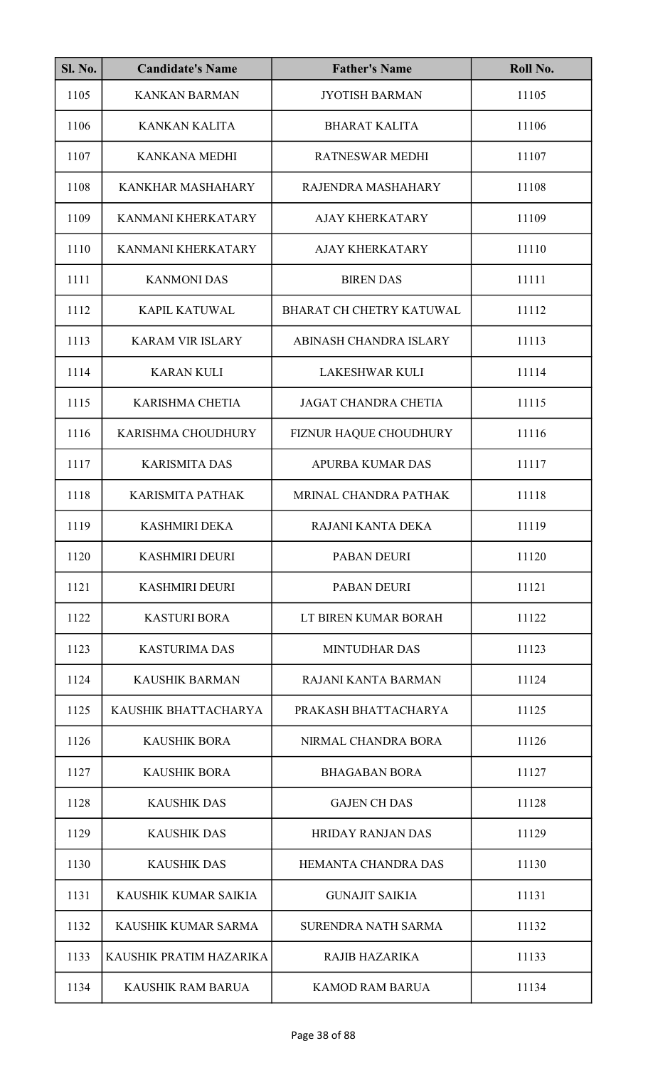| Sl. No. | Candidate's Name | Father's Name | Roll No. |
|---|---|---|---|
| 1105 | KANKAN BARMAN | JYOTISH BARMAN | 11105 |
| 1106 | KANKAN KALITA | BHARAT KALITA | 11106 |
| 1107 | KANKANA MEDHI | RATNESWAR MEDHI | 11107 |
| 1108 | KANKHAR MASHAHARY | RAJENDRA MASHAHARY | 11108 |
| 1109 | KANMANI KHERKATARY | AJAY KHERKATARY | 11109 |
| 1110 | KANMANI KHERKATARY | AJAY KHERKATARY | 11110 |
| 1111 | KANMONI DAS | BIREN DAS | 11111 |
| 1112 | KAPIL KATUWAL | BHARAT CH CHETRY KATUWAL | 11112 |
| 1113 | KARAM VIR ISLARY | ABINASH CHANDRA ISLARY | 11113 |
| 1114 | KARAN KULI | LAKESHWAR KULI | 11114 |
| 1115 | KARISHMA CHETIA | JAGAT CHANDRA CHETIA | 11115 |
| 1116 | KARISHMA CHOUDHURY | FIZNUR HAQUE CHOUDHURY | 11116 |
| 1117 | KARISMITA DAS | APURBA KUMAR DAS | 11117 |
| 1118 | KARISMITA PATHAK | MRINAL CHANDRA PATHAK | 11118 |
| 1119 | KASHMIRI DEKA | RAJANI KANTA DEKA | 11119 |
| 1120 | KASHMIRI DEURI | PABAN DEURI | 11120 |
| 1121 | KASHMIRI DEURI | PABAN DEURI | 11121 |
| 1122 | KASTURI BORA | LT BIREN KUMAR BORAH | 11122 |
| 1123 | KASTURIMA DAS | MINTUDHAR DAS | 11123 |
| 1124 | KAUSHIK BARMAN | RAJANI KANTA BARMAN | 11124 |
| 1125 | KAUSHIK BHATTACHARYA | PRAKASH BHATTACHARYA | 11125 |
| 1126 | KAUSHIK BORA | NIRMAL CHANDRA BORA | 11126 |
| 1127 | KAUSHIK BORA | BHAGABAN BORA | 11127 |
| 1128 | KAUSHIK DAS | GAJEN CH DAS | 11128 |
| 1129 | KAUSHIK DAS | HRIDAY RANJAN DAS | 11129 |
| 1130 | KAUSHIK DAS | HEMANTA CHANDRA DAS | 11130 |
| 1131 | KAUSHIK KUMAR SAIKIA | GUNAJIT SAIKIA | 11131 |
| 1132 | KAUSHIK KUMAR SARMA | SURENDRA NATH SARMA | 11132 |
| 1133 | KAUSHIK PRATIM HAZARIKA | RAJIB HAZARIKA | 11133 |
| 1134 | KAUSHIK RAM BARUA | KAMOD RAM BARUA | 11134 |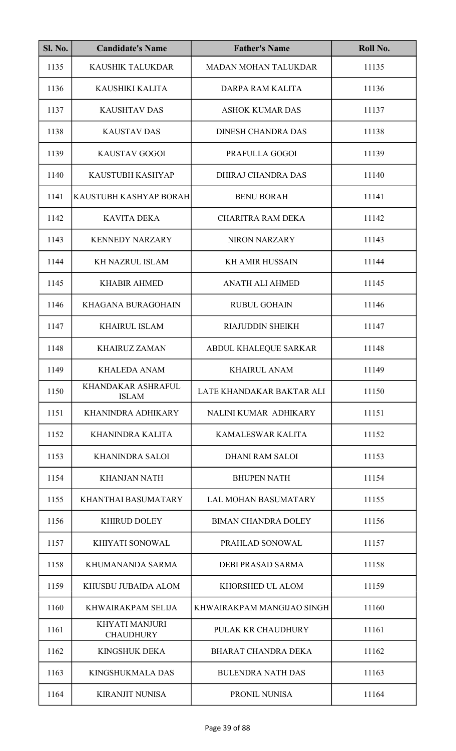| Sl. No. | Candidate's Name | Father's Name | Roll No. |
|---|---|---|---|
| 1135 | KAUSHIK TALUKDAR | MADAN MOHAN TALUKDAR | 11135 |
| 1136 | KAUSHIKI KALITA | DARPA RAM KALITA | 11136 |
| 1137 | KAUSHTAV DAS | ASHOK KUMAR DAS | 11137 |
| 1138 | KAUSTAV DAS | DINESH CHANDRA DAS | 11138 |
| 1139 | KAUSTAV GOGOI | PRAFULLA GOGOI | 11139 |
| 1140 | KAUSTUBH KASHYAP | DHIRAJ CHANDRA DAS | 11140 |
| 1141 | KAUSTUBH KASHYAP BORAH | BENU BORAH | 11141 |
| 1142 | KAVITA DEKA | CHARITRA RAM DEKA | 11142 |
| 1143 | KENNEDY NARZARY | NIRON NARZARY | 11143 |
| 1144 | KH NAZRUL ISLAM | KH AMIR HUSSAIN | 11144 |
| 1145 | KHABIR AHMED | ANATH ALI AHMED | 11145 |
| 1146 | KHAGANA BURAGOHAIN | RUBUL GOHAIN | 11146 |
| 1147 | KHAIRUL ISLAM | RIAJUDDIN SHEIKH | 11147 |
| 1148 | KHAIRUZ ZAMAN | ABDUL KHALEQUE SARKAR | 11148 |
| 1149 | KHALEDA ANAM | KHAIRUL ANAM | 11149 |
| 1150 | KHANDAKAR ASHRAFUL ISLAM | LATE KHANDAKAR BAKTAR ALI | 11150 |
| 1151 | KHANINDRA ADHIKARY | NALINI KUMAR ADHIKARY | 11151 |
| 1152 | KHANINDRA KALITA | KAMALESWAR KALITA | 11152 |
| 1153 | KHANINDRA SALOI | DHANI RAM SALOI | 11153 |
| 1154 | KHANJAN NATH | BHUPEN NATH | 11154 |
| 1155 | KHANTHAI BASUMATARY | LAL MOHAN BASUMATARY | 11155 |
| 1156 | KHIRUD DOLEY | BIMAN CHANDRA DOLEY | 11156 |
| 1157 | KHIYATI SONOWAL | PRAHLAD SONOWAL | 11157 |
| 1158 | KHUMANANDA SARMA | DEBI PRASAD SARMA | 11158 |
| 1159 | KHUSBU JUBAIDA ALOM | KHORSHED UL ALOM | 11159 |
| 1160 | KHWAIRAKPAM SELIJA | KHWAIRAKPAM MANGIJAO SINGH | 11160 |
| 1161 | KHYATI MANJURI CHAUDHURY | PULAK KR CHAUDHURY | 11161 |
| 1162 | KINGSHUK DEKA | BHARAT CHANDRA DEKA | 11162 |
| 1163 | KINGSHUKMALA DAS | BULENDRA NATH DAS | 11163 |
| 1164 | KIRANJIT NUNISA | PRONIL NUNISA | 11164 |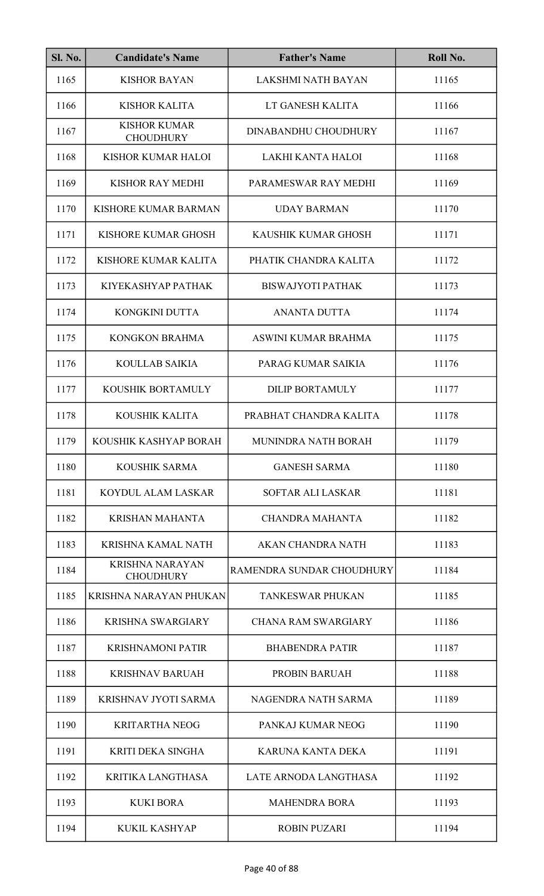| Sl. No. | Candidate's Name | Father's Name | Roll No. |
|---|---|---|---|
| 1165 | KISHOR BAYAN | LAKSHMI NATH BAYAN | 11165 |
| 1166 | KISHOR KALITA | LT GANESH KALITA | 11166 |
| 1167 | KISHOR KUMAR CHOUDHURY | DINABANDHU CHOUDHURY | 11167 |
| 1168 | KISHOR KUMAR HALOI | LAKHI KANTA HALOI | 11168 |
| 1169 | KISHOR RAY MEDHI | PARAMESWAR RAY MEDHI | 11169 |
| 1170 | KISHORE KUMAR BARMAN | UDAY BARMAN | 11170 |
| 1171 | KISHORE KUMAR GHOSH | KAUSHIK KUMAR GHOSH | 11171 |
| 1172 | KISHORE KUMAR KALITA | PHATIK CHANDRA KALITA | 11172 |
| 1173 | KIYEKASHYAP PATHAK | BISWAJYOTI PATHAK | 11173 |
| 1174 | KONGKINI DUTTA | ANANTA DUTTA | 11174 |
| 1175 | KONGKON BRAHMA | ASWINI KUMAR BRAHMA | 11175 |
| 1176 | KOULLAB SAIKIA | PARAG KUMAR SAIKIA | 11176 |
| 1177 | KOUSHIK BORTAMULY | DILIP BORTAMULY | 11177 |
| 1178 | KOUSHIK KALITA | PRABHAT CHANDRA KALITA | 11178 |
| 1179 | KOUSHIK KASHYAP BORAH | MUNINDRA NATH BORAH | 11179 |
| 1180 | KOUSHIK SARMA | GANESH SARMA | 11180 |
| 1181 | KOYDUL ALAM LASKAR | SOFTAR ALI LASKAR | 11181 |
| 1182 | KRISHAN MAHANTA | CHANDRA MAHANTA | 11182 |
| 1183 | KRISHNA KAMAL NATH | AKAN CHANDRA NATH | 11183 |
| 1184 | KRISHNA NARAYAN CHOUDHURY | RAMENDRA SUNDAR CHOUDHURY | 11184 |
| 1185 | KRISHNA NARAYAN PHUKAN | TANKESWAR PHUKAN | 11185 |
| 1186 | KRISHNA SWARGIARY | CHANA RAM SWARGIARY | 11186 |
| 1187 | KRISHNAMONI PATIR | BHABENDRA PATIR | 11187 |
| 1188 | KRISHNAV BARUAH | PROBIN BARUAH | 11188 |
| 1189 | KRISHNAV JYOTI SARMA | NAGENDRA NATH SARMA | 11189 |
| 1190 | KRITARTHA NEOG | PANKAJ KUMAR NEOG | 11190 |
| 1191 | KRITI DEKA SINGHA | KARUNA KANTA DEKA | 11191 |
| 1192 | KRITIKA LANGTHASA | LATE ARNODA LANGTHASA | 11192 |
| 1193 | KUKI BORA | MAHENDRA BORA | 11193 |
| 1194 | KUKIL KASHYAP | ROBIN PUZARI | 11194 |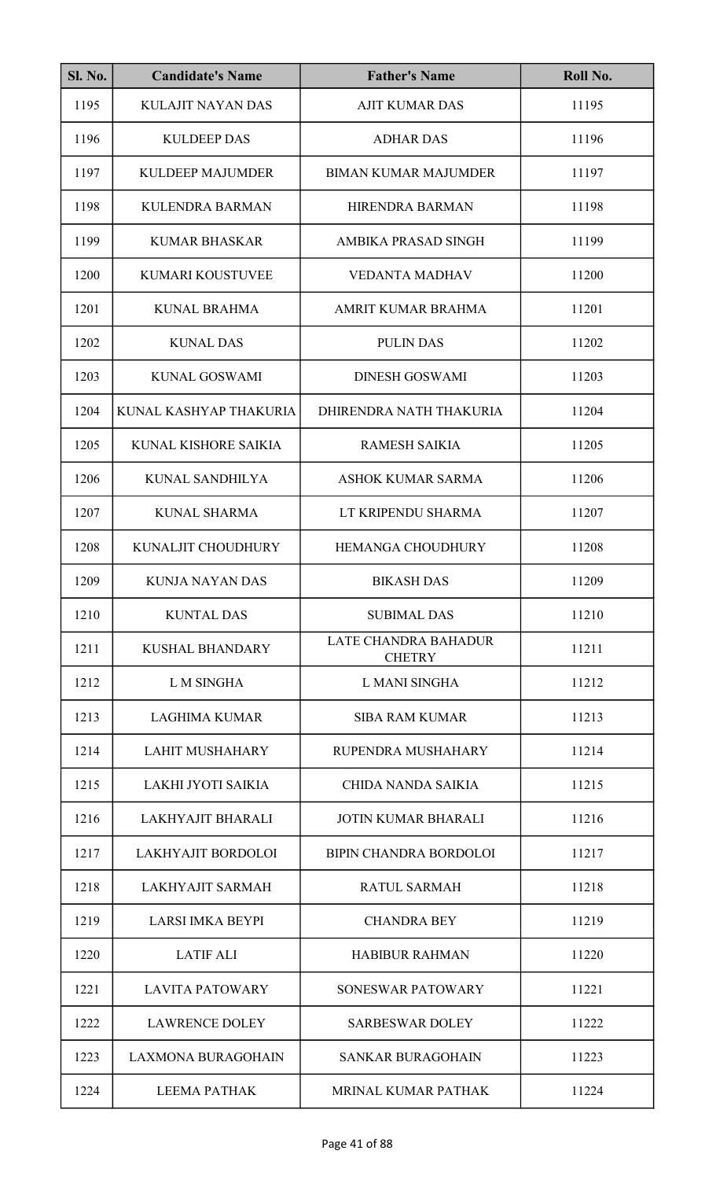| Sl. No. | Candidate's Name | Father's Name | Roll No. |
|---|---|---|---|
| 1195 | KULAJIT NAYAN DAS | AJIT KUMAR DAS | 11195 |
| 1196 | KULDEEP DAS | ADHAR DAS | 11196 |
| 1197 | KULDEEP MAJUMDER | BIMAN KUMAR MAJUMDER | 11197 |
| 1198 | KULENDRA BARMAN | HIRENDRA BARMAN | 11198 |
| 1199 | KUMAR BHASKAR | AMBIKA PRASAD SINGH | 11199 |
| 1200 | KUMARI KOUSTUVEE | VEDANTA MADHAV | 11200 |
| 1201 | KUNAL BRAHMA | AMRIT KUMAR BRAHMA | 11201 |
| 1202 | KUNAL DAS | PULIN DAS | 11202 |
| 1203 | KUNAL GOSWAMI | DINESH GOSWAMI | 11203 |
| 1204 | KUNAL KASHYAP THAKURIA | DHIRENDRA NATH THAKURIA | 11204 |
| 1205 | KUNAL KISHORE SAIKIA | RAMESH SAIKIA | 11205 |
| 1206 | KUNAL SANDHILYA | ASHOK KUMAR SARMA | 11206 |
| 1207 | KUNAL SHARMA | LT KRIPENDU SHARMA | 11207 |
| 1208 | KUNALJIT CHOUDHURY | HEMANGA CHOUDHURY | 11208 |
| 1209 | KUNJA NAYAN DAS | BIKASH DAS | 11209 |
| 1210 | KUNTAL DAS | SUBIMAL DAS | 11210 |
| 1211 | KUSHAL BHANDARY | LATE CHANDRA BAHADUR CHETRY | 11211 |
| 1212 | L M SINGHA | L MANI SINGHA | 11212 |
| 1213 | LAGHIMA KUMAR | SIBA RAM KUMAR | 11213 |
| 1214 | LAHIT MUSHAHARY | RUPENDRA MUSHAHARY | 11214 |
| 1215 | LAKHI JYOTI SAIKIA | CHIDA NANDA SAIKIA | 11215 |
| 1216 | LAKHYAJIT BHARALI | JOTIN KUMAR BHARALI | 11216 |
| 1217 | LAKHYAJIT BORDOLOI | BIPIN CHANDRA BORDOLOI | 11217 |
| 1218 | LAKHYAJIT SARMAH | RATUL SARMAH | 11218 |
| 1219 | LARSI IMKA BEYPI | CHANDRA BEY | 11219 |
| 1220 | LATIF ALI | HABIBUR RAHMAN | 11220 |
| 1221 | LAVITA PATOWARY | SONESWAR PATOWARY | 11221 |
| 1222 | LAWRENCE DOLEY | SARBESWAR DOLEY | 11222 |
| 1223 | LAXMONA BURAGOHAIN | SANKAR BURAGOHAIN | 11223 |
| 1224 | LEEMA PATHAK | MRINAL KUMAR PATHAK | 11224 |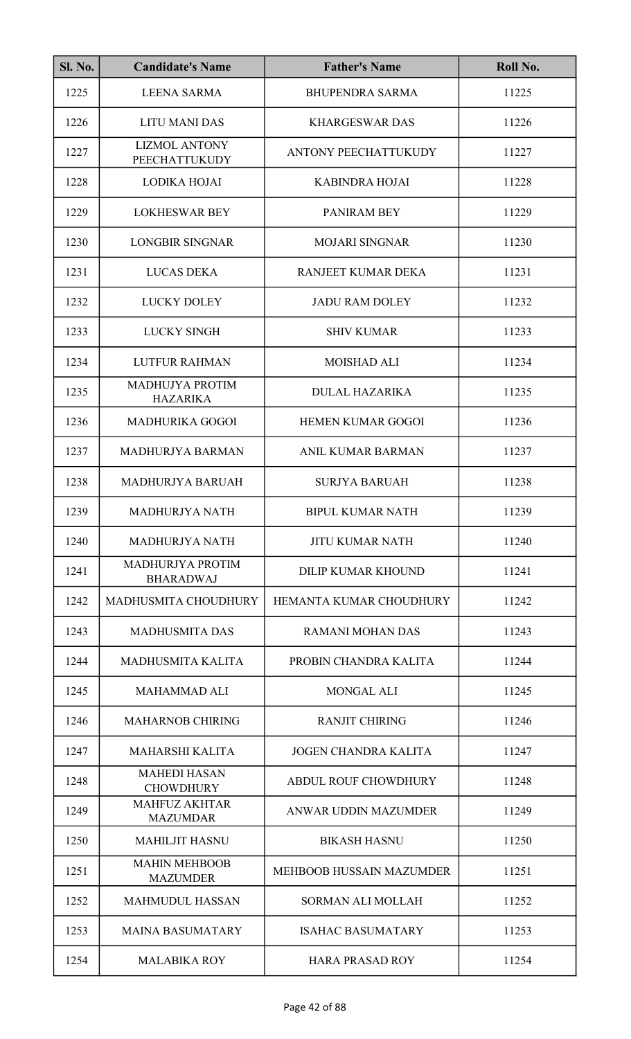| Sl. No. | Candidate's Name | Father's Name | Roll No. |
|---|---|---|---|
| 1225 | LEENA SARMA | BHUPENDRA SARMA | 11225 |
| 1226 | LITU MANI DAS | KHARGESWAR DAS | 11226 |
| 1227 | LIZMOL ANTONY PEECHATTUKUDY | ANTONY PEECHATTUKUDY | 11227 |
| 1228 | LODIKA HOJAI | KABINDRA HOJAI | 11228 |
| 1229 | LOKHESWAR BEY | PANIRAM BEY | 11229 |
| 1230 | LONGBIR SINGNAR | MOJARI SINGNAR | 11230 |
| 1231 | LUCAS DEKA | RANJEET KUMAR DEKA | 11231 |
| 1232 | LUCKY DOLEY | JADU RAM DOLEY | 11232 |
| 1233 | LUCKY SINGH | SHIV KUMAR | 11233 |
| 1234 | LUTFUR RAHMAN | MOISHAD ALI | 11234 |
| 1235 | MADHUJYA PROTIM HAZARIKA | DULAL HAZARIKA | 11235 |
| 1236 | MADHURIKA GOGOI | HEMEN KUMAR GOGOI | 11236 |
| 1237 | MADHURJYA BARMAN | ANIL KUMAR BARMAN | 11237 |
| 1238 | MADHURJYA BARUAH | SURJYA BARUAH | 11238 |
| 1239 | MADHURJYA NATH | BIPUL KUMAR NATH | 11239 |
| 1240 | MADHURJYA NATH | JITU KUMAR NATH | 11240 |
| 1241 | MADHURJYA PROTIM BHARADWAJ | DILIP KUMAR KHOUND | 11241 |
| 1242 | MADHUSMITA CHOUDHURY | HEMANTA KUMAR CHOUDHURY | 11242 |
| 1243 | MADHUSMITA DAS | RAMANI MOHAN DAS | 11243 |
| 1244 | MADHUSMITA KALITA | PROBIN CHANDRA KALITA | 11244 |
| 1245 | MAHAMMAD ALI | MONGAL ALI | 11245 |
| 1246 | MAHARNOB CHIRING | RANJIT CHIRING | 11246 |
| 1247 | MAHARSHI KALITA | JOGEN CHANDRA KALITA | 11247 |
| 1248 | MAHEDI HASAN CHOWDHURY | ABDUL ROUF CHOWDHURY | 11248 |
| 1249 | MAHFUZ AKHTAR MAZUMDAR | ANWAR UDDIN MAZUMDER | 11249 |
| 1250 | MAHILJIT HASNU | BIKASH HASNU | 11250 |
| 1251 | MAHIN MEHBOOB MAZUMDER | MEHBOOB HUSSAIN MAZUMDER | 11251 |
| 1252 | MAHMUDUL HASSAN | SORMAN ALI MOLLAH | 11252 |
| 1253 | MAINA BASUMATARY | ISAHAC BASUMATARY | 11253 |
| 1254 | MALABIKA ROY | HARA PRASAD ROY | 11254 |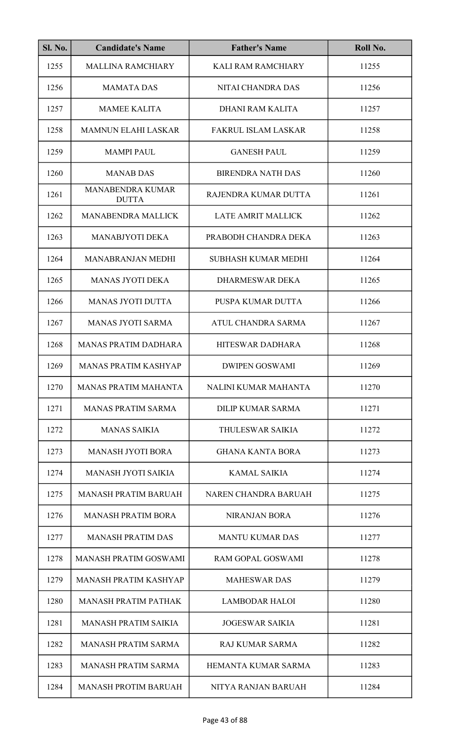| Sl. No. | Candidate's Name | Father's Name | Roll No. |
|---|---|---|---|
| 1255 | MALLINA RAMCHIARY | KALI RAM RAMCHIARY | 11255 |
| 1256 | MAMATA DAS | NITAI CHANDRA DAS | 11256 |
| 1257 | MAMEE KALITA | DHANI RAM KALITA | 11257 |
| 1258 | MAMNUN ELAHI LASKAR | FAKRUL ISLAM LASKAR | 11258 |
| 1259 | MAMPI PAUL | GANESH PAUL | 11259 |
| 1260 | MANAB DAS | BIRENDRA NATH DAS | 11260 |
| 1261 | MANABENDRA KUMAR DUTTA | RAJENDRA KUMAR DUTTA | 11261 |
| 1262 | MANABENDRA MALLICK | LATE AMRIT MALLICK | 11262 |
| 1263 | MANABJYOTI DEKA | PRABODH CHANDRA DEKA | 11263 |
| 1264 | MANABRANJAN MEDHI | SUBHASH KUMAR MEDHI | 11264 |
| 1265 | MANAS JYOTI DEKA | DHARMESWAR DEKA | 11265 |
| 1266 | MANAS JYOTI DUTTA | PUSPA KUMAR DUTTA | 11266 |
| 1267 | MANAS JYOTI SARMA | ATUL CHANDRA SARMA | 11267 |
| 1268 | MANAS PRATIM DADHARA | HITESWAR DADHARA | 11268 |
| 1269 | MANAS PRATIM KASHYAP | DWIPEN GOSWAMI | 11269 |
| 1270 | MANAS PRATIM MAHANTA | NALINI KUMAR MAHANTA | 11270 |
| 1271 | MANAS PRATIM SARMA | DILIP KUMAR SARMA | 11271 |
| 1272 | MANAS SAIKIA | THULESWAR SAIKIA | 11272 |
| 1273 | MANASH JYOTI BORA | GHANA KANTA BORA | 11273 |
| 1274 | MANASH JYOTI SAIKIA | KAMAL SAIKIA | 11274 |
| 1275 | MANASH PRATIM BARUAH | NAREN CHANDRA BARUAH | 11275 |
| 1276 | MANASH PRATIM BORA | NIRANJAN BORA | 11276 |
| 1277 | MANASH PRATIM DAS | MANTU KUMAR DAS | 11277 |
| 1278 | MANASH PRATIM GOSWAMI | RAM GOPAL GOSWAMI | 11278 |
| 1279 | MANASH PRATIM KASHYAP | MAHESWAR DAS | 11279 |
| 1280 | MANASH PRATIM PATHAK | LAMBODAR HALOI | 11280 |
| 1281 | MANASH PRATIM SAIKIA | JOGESWAR SAIKIA | 11281 |
| 1282 | MANASH PRATIM SARMA | RAJ KUMAR SARMA | 11282 |
| 1283 | MANASH PRATIM SARMA | HEMANTA KUMAR SARMA | 11283 |
| 1284 | MANASH PROTIM BARUAH | NITYA RANJAN BARUAH | 11284 |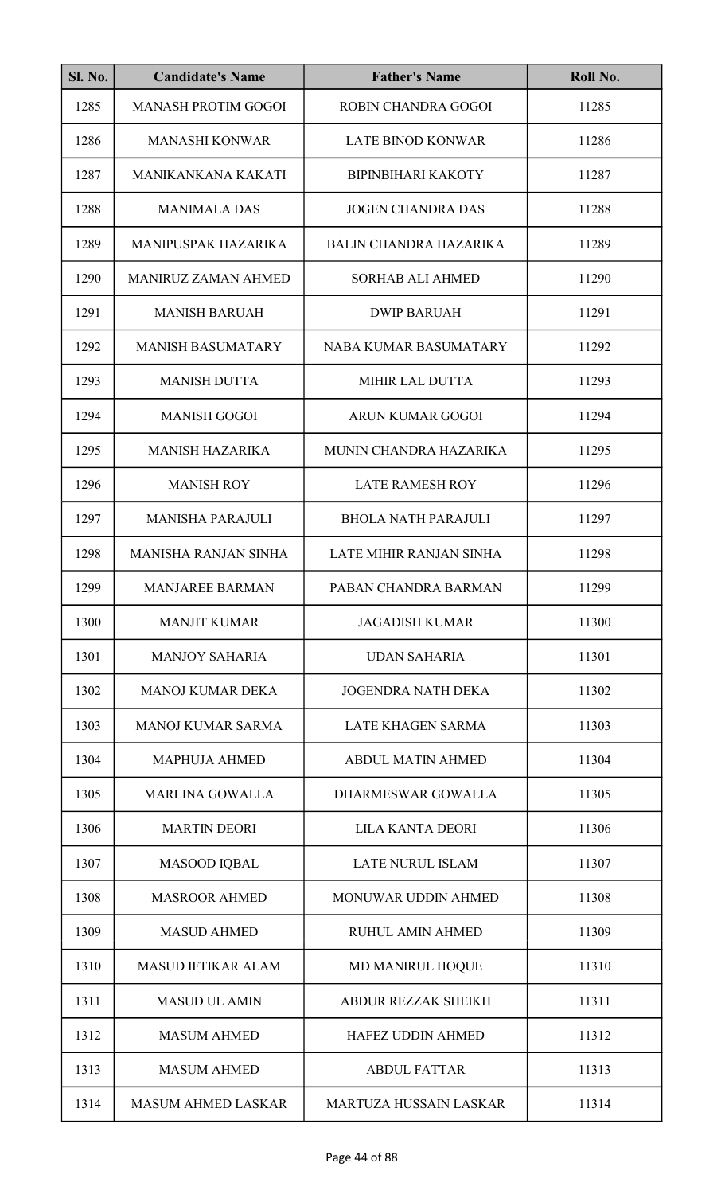| Sl. No. | Candidate's Name | Father's Name | Roll No. |
|---|---|---|---|
| 1285 | MANASH PROTIM GOGOI | ROBIN CHANDRA GOGOI | 11285 |
| 1286 | MANASHI KONWAR | LATE BINOD KONWAR | 11286 |
| 1287 | MANIKANKANA KAKATI | BIPINBIHARI KAKOTY | 11287 |
| 1288 | MANIMALA DAS | JOGEN CHANDRA DAS | 11288 |
| 1289 | MANIPUSPAK HAZARIKA | BALIN CHANDRA HAZARIKA | 11289 |
| 1290 | MANIRUZ ZAMAN AHMED | SORHAB ALI AHMED | 11290 |
| 1291 | MANISH BARUAH | DWIP BARUAH | 11291 |
| 1292 | MANISH BASUMATARY | NABA KUMAR BASUMATARY | 11292 |
| 1293 | MANISH DUTTA | MIHIR LAL DUTTA | 11293 |
| 1294 | MANISH GOGOI | ARUN KUMAR GOGOI | 11294 |
| 1295 | MANISH HAZARIKA | MUNIN CHANDRA HAZARIKA | 11295 |
| 1296 | MANISH ROY | LATE RAMESH ROY | 11296 |
| 1297 | MANISHA PARAJULI | BHOLA NATH PARAJULI | 11297 |
| 1298 | MANISHA RANJAN SINHA | LATE MIHIR RANJAN SINHA | 11298 |
| 1299 | MANJAREE BARMAN | PABAN CHANDRA BARMAN | 11299 |
| 1300 | MANJIT KUMAR | JAGADISH KUMAR | 11300 |
| 1301 | MANJOY SAHARIA | UDAN SAHARIA | 11301 |
| 1302 | MANOJ KUMAR DEKA | JOGENDRA NATH DEKA | 11302 |
| 1303 | MANOJ KUMAR SARMA | LATE KHAGEN SARMA | 11303 |
| 1304 | MAPHUJA AHMED | ABDUL MATIN AHMED | 11304 |
| 1305 | MARLINA GOWALLA | DHARMESWAR GOWALLA | 11305 |
| 1306 | MARTIN DEORI | LILA KANTA DEORI | 11306 |
| 1307 | MASOOD IQBAL | LATE NURUL ISLAM | 11307 |
| 1308 | MASROOR AHMED | MONUWAR UDDIN AHMED | 11308 |
| 1309 | MASUD AHMED | RUHUL AMIN AHMED | 11309 |
| 1310 | MASUD IFTIKAR ALAM | MD MANIRUL HOQUE | 11310 |
| 1311 | MASUD UL AMIN | ABDUR REZZAK SHEIKH | 11311 |
| 1312 | MASUM AHMED | HAFEZ UDDIN AHMED | 11312 |
| 1313 | MASUM AHMED | ABDUL FATTAR | 11313 |
| 1314 | MASUM AHMED LASKAR | MARTUZA HUSSAIN LASKAR | 11314 |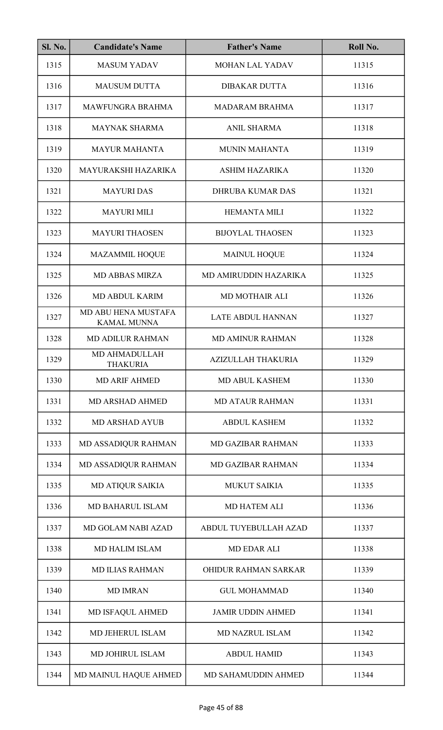| Sl. No. | Candidate's Name | Father's Name | Roll No. |
|---|---|---|---|
| 1315 | MASUM YADAV | MOHAN LAL YADAV | 11315 |
| 1316 | MAUSUM DUTTA | DIBAKAR DUTTA | 11316 |
| 1317 | MAWFUNGRA BRAHMA | MADARAM BRAHMA | 11317 |
| 1318 | MAYNAK SHARMA | ANIL SHARMA | 11318 |
| 1319 | MAYUR MAHANTA | MUNIN MAHANTA | 11319 |
| 1320 | MAYURAKSHI HAZARIKA | ASHIM HAZARIKA | 11320 |
| 1321 | MAYURI DAS | DHRUBA KUMAR DAS | 11321 |
| 1322 | MAYURI MILI | HEMANTA MILI | 11322 |
| 1323 | MAYURI THAOSEN | BIJOYLAL THAOSEN | 11323 |
| 1324 | MAZAMMIL HOQUE | MAINUL HOQUE | 11324 |
| 1325 | MD ABBAS MIRZA | MD AMIRUDDIN HAZARIKA | 11325 |
| 1326 | MD ABDUL KARIM | MD MOTHAIR ALI | 11326 |
| 1327 | MD ABU HENA MUSTAFA KAMAL MUNNA | LATE ABDUL HANNAN | 11327 |
| 1328 | MD ADILUR RAHMAN | MD AMINUR RAHMAN | 11328 |
| 1329 | MD AHMADULLAH THAKURIA | AZIZULLAH THAKURIA | 11329 |
| 1330 | MD ARIF AHMED | MD ABUL KASHEM | 11330 |
| 1331 | MD ARSHAD AHMED | MD ATAUR RAHMAN | 11331 |
| 1332 | MD ARSHAD AYUB | ABDUL KASHEM | 11332 |
| 1333 | MD ASSADIQUR RAHMAN | MD GAZIBAR RAHMAN | 11333 |
| 1334 | MD ASSADIQUR RAHMAN | MD GAZIBAR RAHMAN | 11334 |
| 1335 | MD ATIQUR SAIKIA | MUKUT SAIKIA | 11335 |
| 1336 | MD BAHARUL ISLAM | MD HATEM ALI | 11336 |
| 1337 | MD GOLAM NABI AZAD | ABDUL TUYEBULLAH AZAD | 11337 |
| 1338 | MD HALIM ISLAM | MD EDAR ALI | 11338 |
| 1339 | MD ILIAS RAHMAN | OHIDUR RAHMAN SARKAR | 11339 |
| 1340 | MD IMRAN | GUL MOHAMMAD | 11340 |
| 1341 | MD ISFAQUL AHMED | JAMIR UDDIN AHMED | 11341 |
| 1342 | MD JEHERUL ISLAM | MD NAZRUL ISLAM | 11342 |
| 1343 | MD JOHIRUL ISLAM | ABDUL HAMID | 11343 |
| 1344 | MD MAINUL HAQUE AHMED | MD SAHAMUDDIN AHMED | 11344 |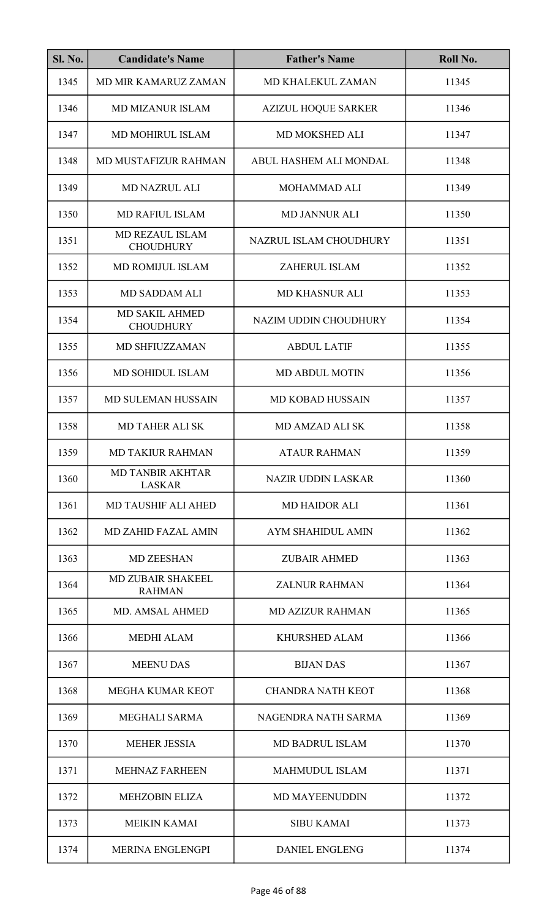| Sl. No. | Candidate's Name | Father's Name | Roll No. |
|---|---|---|---|
| 1345 | MD MIR KAMARUZ ZAMAN | MD KHALEKUL ZAMAN | 11345 |
| 1346 | MD MIZANUR ISLAM | AZIZUL HOQUE SARKER | 11346 |
| 1347 | MD MOHIRUL ISLAM | MD MOKSHED ALI | 11347 |
| 1348 | MD MUSTAFIZUR RAHMAN | ABUL HASHEM ALI MONDAL | 11348 |
| 1349 | MD NAZRUL ALI | MOHAMMAD ALI | 11349 |
| 1350 | MD RAFIUL ISLAM | MD JANNUR ALI | 11350 |
| 1351 | MD REZAUL ISLAM CHOUDHURY | NAZRUL ISLAM CHOUDHURY | 11351 |
| 1352 | MD ROMIJUL ISLAM | ZAHERUL ISLAM | 11352 |
| 1353 | MD SADDAM ALI | MD KHASNUR ALI | 11353 |
| 1354 | MD SAKIL AHMED CHOUDHURY | NAZIM UDDIN CHOUDHURY | 11354 |
| 1355 | MD SHFIUZZAMAN | ABDUL LATIF | 11355 |
| 1356 | MD SOHIDUL ISLAM | MD ABDUL MOTIN | 11356 |
| 1357 | MD SULEMAN HUSSAIN | MD KOBAD HUSSAIN | 11357 |
| 1358 | MD TAHER ALI SK | MD AMZAD ALI SK | 11358 |
| 1359 | MD TAKIUR RAHMAN | ATAUR RAHMAN | 11359 |
| 1360 | MD TANBIR AKHTAR LASKAR | NAZIR UDDIN LASKAR | 11360 |
| 1361 | MD TAUSHIF ALI AHED | MD HAIDOR ALI | 11361 |
| 1362 | MD ZAHID FAZAL AMIN | AYM SHAHIDUL AMIN | 11362 |
| 1363 | MD ZEESHAN | ZUBAIR AHMED | 11363 |
| 1364 | MD ZUBAIR SHAKEEL RAHMAN | ZALNUR RAHMAN | 11364 |
| 1365 | MD. AMSAL AHMED | MD AZIZUR RAHMAN | 11365 |
| 1366 | MEDHI ALAM | KHURSHED ALAM | 11366 |
| 1367 | MEENU DAS | BIJAN DAS | 11367 |
| 1368 | MEGHA KUMAR KEOT | CHANDRA NATH KEOT | 11368 |
| 1369 | MEGHALI SARMA | NAGENDRA NATH SARMA | 11369 |
| 1370 | MEHER JESSIA | MD BADRUL ISLAM | 11370 |
| 1371 | MEHNAZ FARHEEN | MAHMUDUL ISLAM | 11371 |
| 1372 | MEHZOBIN ELIZA | MD MAYEENUDDIN | 11372 |
| 1373 | MEIKIN KAMAI | SIBU KAMAI | 11373 |
| 1374 | MERINA ENGLENGPI | DANIEL ENGLENG | 11374 |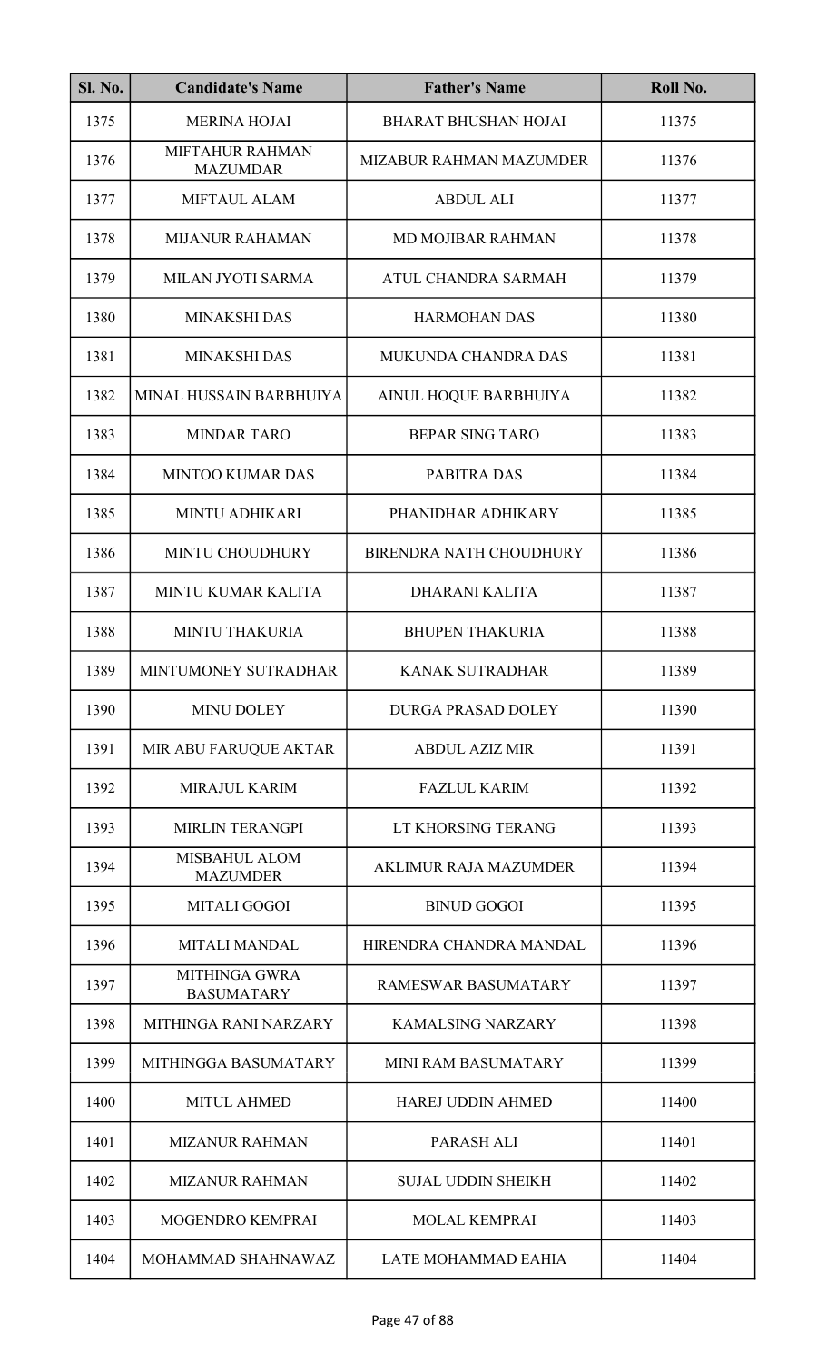| Sl. No. | Candidate's Name | Father's Name | Roll No. |
|---|---|---|---|
| 1375 | MERINA HOJAI | BHARAT BHUSHAN HOJAI | 11375 |
| 1376 | MIFTAHUR RAHMAN MAZUMDAR | MIZABUR RAHMAN MAZUMDER | 11376 |
| 1377 | MIFTAUL ALAM | ABDUL ALI | 11377 |
| 1378 | MIJANUR RAHAMAN | MD MOJIBAR RAHMAN | 11378 |
| 1379 | MILAN JYOTI SARMA | ATUL CHANDRA SARMAH | 11379 |
| 1380 | MINAKSHI DAS | HARMOHAN DAS | 11380 |
| 1381 | MINAKSHI DAS | MUKUNDA CHANDRA DAS | 11381 |
| 1382 | MINAL HUSSAIN BARBHUIYA | AINUL HOQUE BARBHUIYA | 11382 |
| 1383 | MINDAR TARO | BEPAR SING TARO | 11383 |
| 1384 | MINTOO KUMAR DAS | PABITRA DAS | 11384 |
| 1385 | MINTU ADHIKARI | PHANIDHAR ADHIKARY | 11385 |
| 1386 | MINTU CHOUDHURY | BIRENDRA NATH CHOUDHURY | 11386 |
| 1387 | MINTU KUMAR KALITA | DHARANI KALITA | 11387 |
| 1388 | MINTU THAKURIA | BHUPEN THAKURIA | 11388 |
| 1389 | MINTUMONEY SUTRADHAR | KANAK SUTRADHAR | 11389 |
| 1390 | MINU DOLEY | DURGA PRASAD DOLEY | 11390 |
| 1391 | MIR ABU FARUQUE AKTAR | ABDUL AZIZ MIR | 11391 |
| 1392 | MIRAJUL KARIM | FAZLUL KARIM | 11392 |
| 1393 | MIRLIN TERANGPI | LT KHORSING TERANG | 11393 |
| 1394 | MISBAHUL ALOM MAZUMDER | AKLIMUR RAJA MAZUMDER | 11394 |
| 1395 | MITALI GOGOI | BINUD GOGOI | 11395 |
| 1396 | MITALI MANDAL | HIRENDRA CHANDRA MANDAL | 11396 |
| 1397 | MITHINGA GWRA BASUMATARY | RAMESWAR BASUMATARY | 11397 |
| 1398 | MITHINGA RANI NARZARY | KAMALSING NARZARY | 11398 |
| 1399 | MITHINGGA BASUMATARY | MINI RAM BASUMATARY | 11399 |
| 1400 | MITUL AHMED | HAREJ UDDIN AHMED | 11400 |
| 1401 | MIZANUR RAHMAN | PARASH ALI | 11401 |
| 1402 | MIZANUR RAHMAN | SUJAL UDDIN SHEIKH | 11402 |
| 1403 | MOGENDRO KEMPRAI | MOLAL KEMPRAI | 11403 |
| 1404 | MOHAMMAD SHAHNAWAZ | LATE MOHAMMAD EAHIA | 11404 |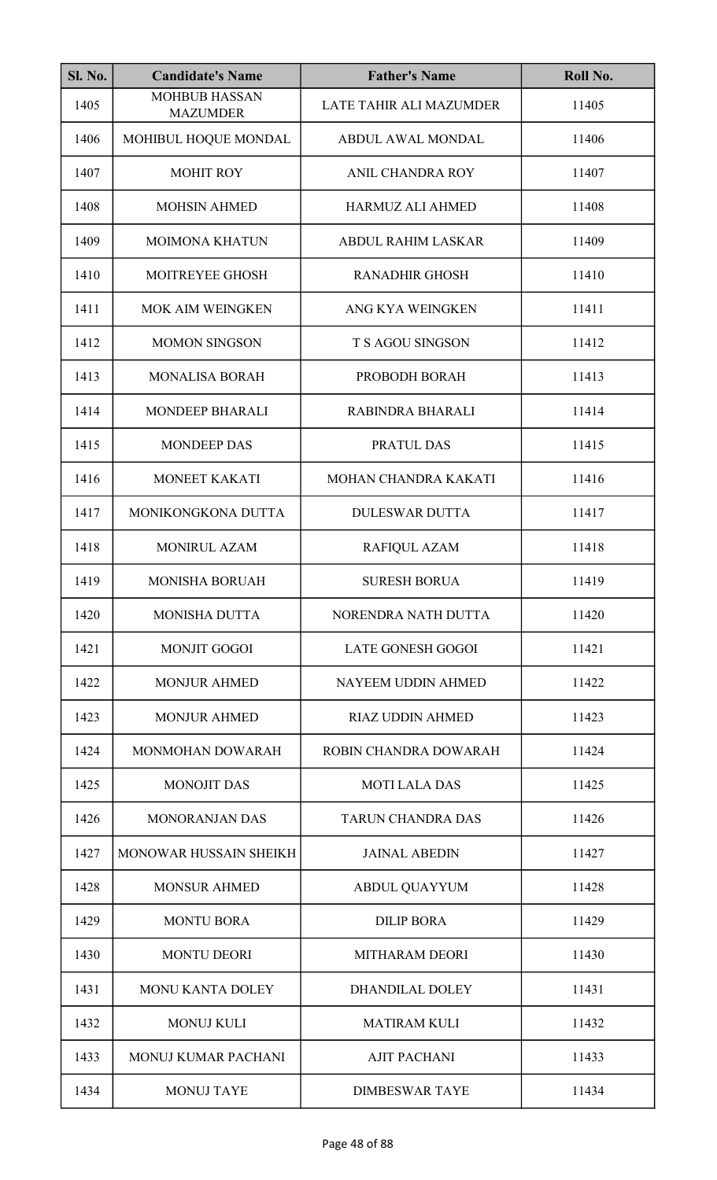| Sl. No. | Candidate's Name | Father's Name | Roll No. |
| --- | --- | --- | --- |
| 1405 | MOHBUB HASSAN MAZUMDER | LATE TAHIR ALI MAZUMDER | 11405 |
| 1406 | MOHIBUL HOQUE MONDAL | ABDUL AWAL MONDAL | 11406 |
| 1407 | MOHIT ROY | ANIL CHANDRA ROY | 11407 |
| 1408 | MOHSIN AHMED | HARMUZ ALI AHMED | 11408 |
| 1409 | MOIMONA KHATUN | ABDUL RAHIM LASKAR | 11409 |
| 1410 | MOITREYEE GHOSH | RANADHIR GHOSH | 11410 |
| 1411 | MOK AIM WEINGKEN | ANG KYA WEINGKEN | 11411 |
| 1412 | MOMON SINGSON | T S AGOU SINGSON | 11412 |
| 1413 | MONALISA BORAH | PROBODH BORAH | 11413 |
| 1414 | MONDEEP BHARALI | RABINDRA BHARALI | 11414 |
| 1415 | MONDEEP DAS | PRATUL DAS | 11415 |
| 1416 | MONEET KAKATI | MOHAN CHANDRA KAKATI | 11416 |
| 1417 | MONIKONGKONA DUTTA | DULESWAR DUTTA | 11417 |
| 1418 | MONIRUL AZAM | RAFIQUL AZAM | 11418 |
| 1419 | MONISHA BORUAH | SURESH BORUA | 11419 |
| 1420 | MONISHA DUTTA | NORENDRA NATH DUTTA | 11420 |
| 1421 | MONJIT GOGOI | LATE GONESH GOGOI | 11421 |
| 1422 | MONJUR AHMED | NAYEEM UDDIN AHMED | 11422 |
| 1423 | MONJUR AHMED | RIAZ UDDIN AHMED | 11423 |
| 1424 | MONMOHAN DOWARAH | ROBIN CHANDRA DOWARAH | 11424 |
| 1425 | MONOJIT DAS | MOTI LALA DAS | 11425 |
| 1426 | MONORANJAN DAS | TARUN CHANDRA DAS | 11426 |
| 1427 | MONOWAR HUSSAIN SHEIKH | JAINAL ABEDIN | 11427 |
| 1428 | MONSUR AHMED | ABDUL QUAYYUM | 11428 |
| 1429 | MONTU BORA | DILIP BORA | 11429 |
| 1430 | MONTU DEORI | MITHARAM DEORI | 11430 |
| 1431 | MONU KANTA DOLEY | DHANDILAL DOLEY | 11431 |
| 1432 | MONUJ KULI | MATIRAM KULI | 11432 |
| 1433 | MONUJ KUMAR PACHANI | AJIT PACHANI | 11433 |
| 1434 | MONUJ TAYE | DIMBESWAR TAYE | 11434 |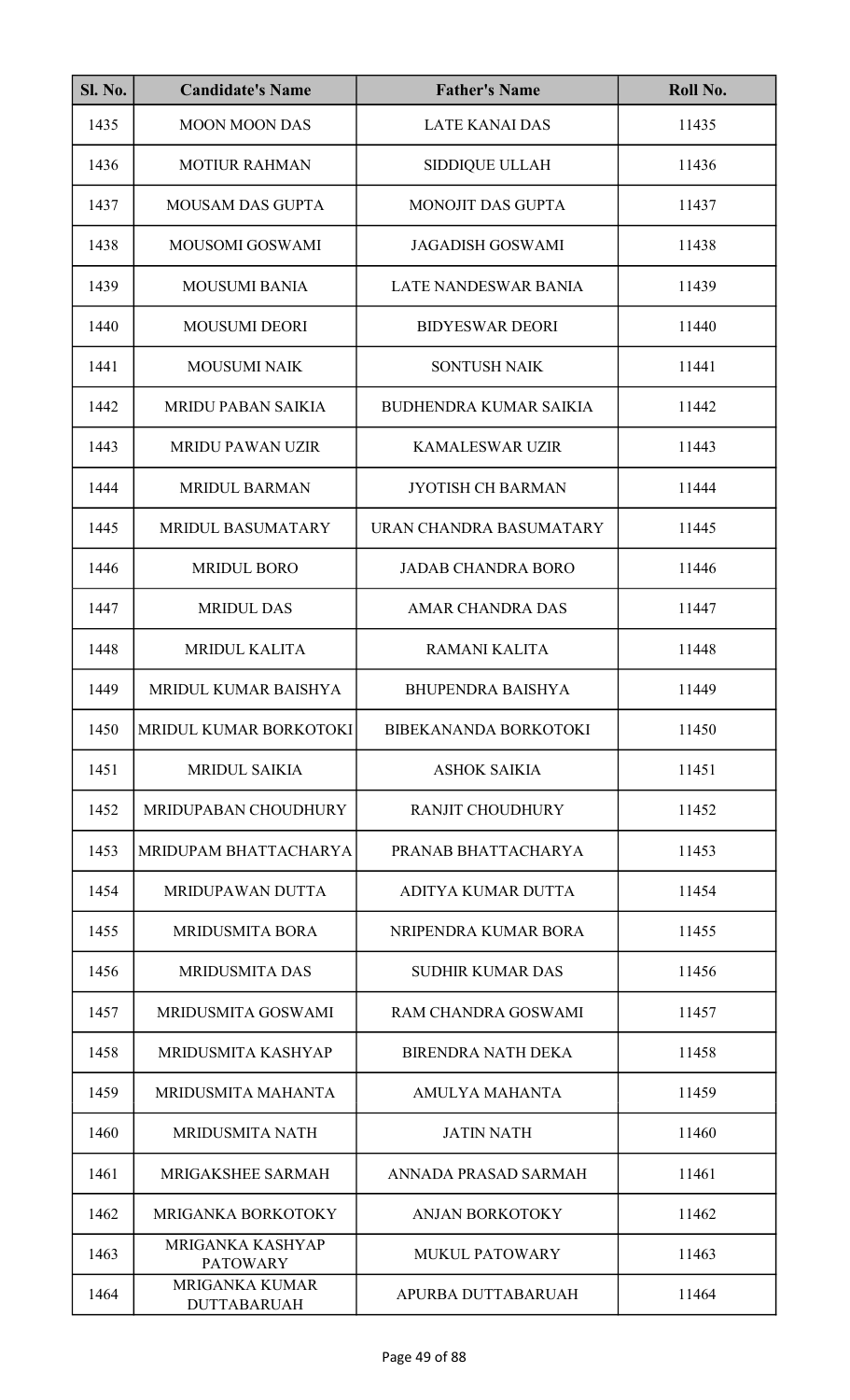| Sl. No. | Candidate's Name | Father's Name | Roll No. |
|---|---|---|---|
| 1435 | MOON MOON DAS | LATE KANAI DAS | 11435 |
| 1436 | MOTIUR RAHMAN | SIDDIQUE ULLAH | 11436 |
| 1437 | MOUSAM DAS GUPTA | MONOJIT DAS GUPTA | 11437 |
| 1438 | MOUSOMI GOSWAMI | JAGADISH GOSWAMI | 11438 |
| 1439 | MOUSUMI BANIA | LATE NANDESWAR BANIA | 11439 |
| 1440 | MOUSUMI DEORI | BIDYESWAR DEORI | 11440 |
| 1441 | MOUSUMI NAIK | SONTUSH NAIK | 11441 |
| 1442 | MRIDU PABAN SAIKIA | BUDHENDRA KUMAR SAIKIA | 11442 |
| 1443 | MRIDU PAWAN UZIR | KAMALESWAR UZIR | 11443 |
| 1444 | MRIDUL BARMAN | JYOTISH CH BARMAN | 11444 |
| 1445 | MRIDUL BASUMATARY | URAN CHANDRA BASUMATARY | 11445 |
| 1446 | MRIDUL BORO | JADAB CHANDRA BORO | 11446 |
| 1447 | MRIDUL DAS | AMAR CHANDRA DAS | 11447 |
| 1448 | MRIDUL KALITA | RAMANI KALITA | 11448 |
| 1449 | MRIDUL KUMAR BAISHYA | BHUPENDRA BAISHYA | 11449 |
| 1450 | MRIDUL KUMAR BORKOTOKI | BIBEKANANDA BORKOTOKI | 11450 |
| 1451 | MRIDUL SAIKIA | ASHOK SAIKIA | 11451 |
| 1452 | MRIDUPABAN CHOUDHURY | RANJIT CHOUDHURY | 11452 |
| 1453 | MRIDUPAM BHATTACHARYA | PRANAB BHATTACHARYA | 11453 |
| 1454 | MRIDUPAWAN DUTTA | ADITYA KUMAR DUTTA | 11454 |
| 1455 | MRIDUSMITA BORA | NRIPENDRA KUMAR BORA | 11455 |
| 1456 | MRIDUSMITA DAS | SUDHIR KUMAR DAS | 11456 |
| 1457 | MRIDUSMITA GOSWAMI | RAM CHANDRA GOSWAMI | 11457 |
| 1458 | MRIDUSMITA KASHYAP | BIRENDRA NATH DEKA | 11458 |
| 1459 | MRIDUSMITA MAHANTA | AMULYA MAHANTA | 11459 |
| 1460 | MRIDUSMITA NATH | JATIN NATH | 11460 |
| 1461 | MRIGAKSHEE SARMAH | ANNADA PRASAD SARMAH | 11461 |
| 1462 | MRIGANKA BORKOTOKY | ANJAN BORKOTOKY | 11462 |
| 1463 | MRIGANKA KASHYAP PATOWARY | MUKUL PATOWARY | 11463 |
| 1464 | MRIGANKA KUMAR DUTTABARUAH | APURBA DUTTABARUAH | 11464 |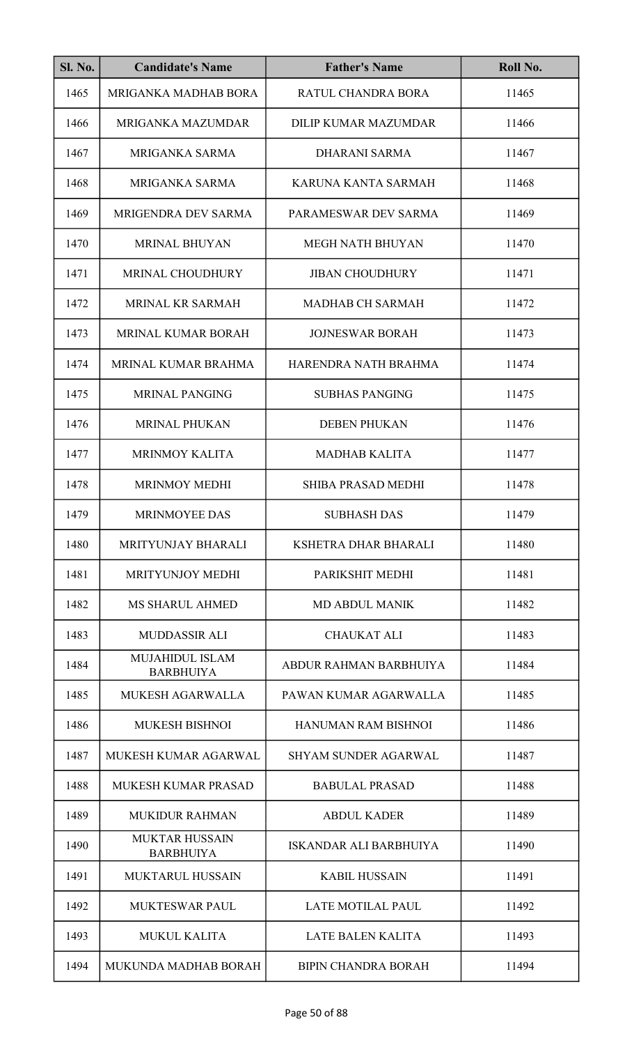| Sl. No. | Candidate's Name | Father's Name | Roll No. |
|---|---|---|---|
| 1465 | MRIGANKA MADHAB BORA | RATUL CHANDRA BORA | 11465 |
| 1466 | MRIGANKA MAZUMDAR | DILIP KUMAR MAZUMDAR | 11466 |
| 1467 | MRIGANKA SARMA | DHARANI SARMA | 11467 |
| 1468 | MRIGANKA SARMA | KARUNA KANTA SARMAH | 11468 |
| 1469 | MRIGENDRA DEV SARMA | PARAMESWAR DEV SARMA | 11469 |
| 1470 | MRINAL BHUYAN | MEGH NATH BHUYAN | 11470 |
| 1471 | MRINAL CHOUDHURY | JIBAN CHOUDHURY | 11471 |
| 1472 | MRINAL KR SARMAH | MADHAB CH SARMAH | 11472 |
| 1473 | MRINAL KUMAR BORAH | JOJNESWAR BORAH | 11473 |
| 1474 | MRINAL KUMAR BRAHMA | HARENDRA NATH BRAHMA | 11474 |
| 1475 | MRINAL PANGING | SUBHAS PANGING | 11475 |
| 1476 | MRINAL PHUKAN | DEBEN PHUKAN | 11476 |
| 1477 | MRINMOY KALITA | MADHAB KALITA | 11477 |
| 1478 | MRINMOY MEDHI | SHIBA PRASAD MEDHI | 11478 |
| 1479 | MRINMOYEE DAS | SUBHASH DAS | 11479 |
| 1480 | MRITYUNJAY BHARALI | KSHETRA DHAR BHARALI | 11480 |
| 1481 | MRITYUNJOY MEDHI | PARIKSHIT MEDHI | 11481 |
| 1482 | MS SHARUL AHMED | MD ABDUL MANIK | 11482 |
| 1483 | MUDDASSIR ALI | CHAUKAT ALI | 11483 |
| 1484 | MUJAHIDUL ISLAM BARBHUIYA | ABDUR RAHMAN BARBHUIYA | 11484 |
| 1485 | MUKESH AGARWALLA | PAWAN KUMAR AGARWALLA | 11485 |
| 1486 | MUKESH BISHNOI | HANUMAN RAM BISHNOI | 11486 |
| 1487 | MUKESH KUMAR AGARWAL | SHYAM SUNDER AGARWAL | 11487 |
| 1488 | MUKESH KUMAR PRASAD | BABULAL PRASAD | 11488 |
| 1489 | MUKIDUR RAHMAN | ABDUL KADER | 11489 |
| 1490 | MUKTAR HUSSAIN BARBHUIYA | ISKANDAR ALI BARBHUIYA | 11490 |
| 1491 | MUKTARUL HUSSAIN | KABIL HUSSAIN | 11491 |
| 1492 | MUKTESWAR PAUL | LATE MOTILAL PAUL | 11492 |
| 1493 | MUKUL KALITA | LATE BALEN KALITA | 11493 |
| 1494 | MUKUNDA MADHAB BORAH | BIPIN CHANDRA BORAH | 11494 |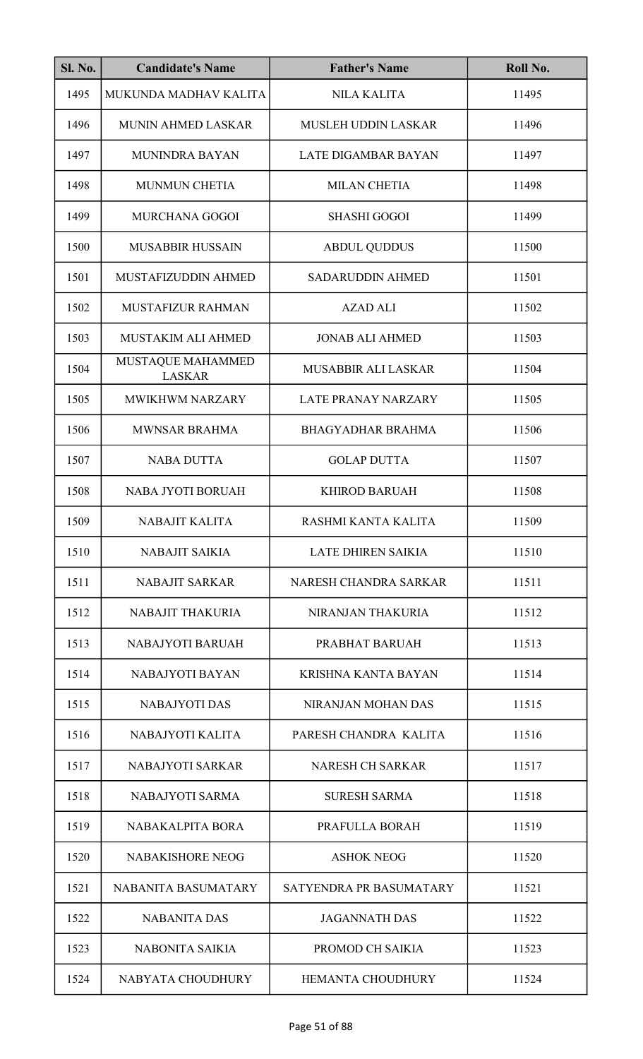| Sl. No. | Candidate's Name | Father's Name | Roll No. |
|---|---|---|---|
| 1495 | MUKUNDA MADHAV KALITA | NILA KALITA | 11495 |
| 1496 | MUNIN AHMED LASKAR | MUSLEH UDDIN LASKAR | 11496 |
| 1497 | MUNINDRA BAYAN | LATE DIGAMBAR BAYAN | 11497 |
| 1498 | MUNMUN CHETIA | MILAN CHETIA | 11498 |
| 1499 | MURCHANA GOGOI | SHASHI GOGOI | 11499 |
| 1500 | MUSABBIR HUSSAIN | ABDUL QUDDUS | 11500 |
| 1501 | MUSTAFIZUDDIN AHMED | SADARUDDIN AHMED | 11501 |
| 1502 | MUSTAFIZUR RAHMAN | AZAD ALI | 11502 |
| 1503 | MUSTAKIM ALI AHMED | JONAB ALI AHMED | 11503 |
| 1504 | MUSTAQUE MAHAMMED LASKAR | MUSABBIR ALI LASKAR | 11504 |
| 1505 | MWIKHWM NARZARY | LATE PRANAY NARZARY | 11505 |
| 1506 | MWNSAR BRAHMA | BHAGYADHAR BRAHMA | 11506 |
| 1507 | NABA DUTTA | GOLAP DUTTA | 11507 |
| 1508 | NABA JYOTI BORUAH | KHIROD BARUAH | 11508 |
| 1509 | NABAJIT KALITA | RASHMI KANTA KALITA | 11509 |
| 1510 | NABAJIT SAIKIA | LATE DHIREN SAIKIA | 11510 |
| 1511 | NABAJIT SARKAR | NARESH CHANDRA SARKAR | 11511 |
| 1512 | NABAJIT THAKURIA | NIRANJAN THAKURIA | 11512 |
| 1513 | NABAJYOTI BARUAH | PRABHAT BARUAH | 11513 |
| 1514 | NABAJYOTI BAYAN | KRISHNA KANTA BAYAN | 11514 |
| 1515 | NABAJYOTI DAS | NIRANJAN MOHAN DAS | 11515 |
| 1516 | NABAJYOTI KALITA | PARESH CHANDRA KALITA | 11516 |
| 1517 | NABAJYOTI SARKAR | NARESH CH SARKAR | 11517 |
| 1518 | NABAJYOTI SARMA | SURESH SARMA | 11518 |
| 1519 | NABAKALPITA BORA | PRAFULLA BORAH | 11519 |
| 1520 | NABAKISHORE NEOG | ASHOK NEOG | 11520 |
| 1521 | NABANITA BASUMATARY | SATYENDRA PR BASUMATARY | 11521 |
| 1522 | NABANITA DAS | JAGANNATH DAS | 11522 |
| 1523 | NABONITA SAIKIA | PROMOD CH SAIKIA | 11523 |
| 1524 | NABYATA CHOUDHURY | HEMANTA CHOUDHURY | 11524 |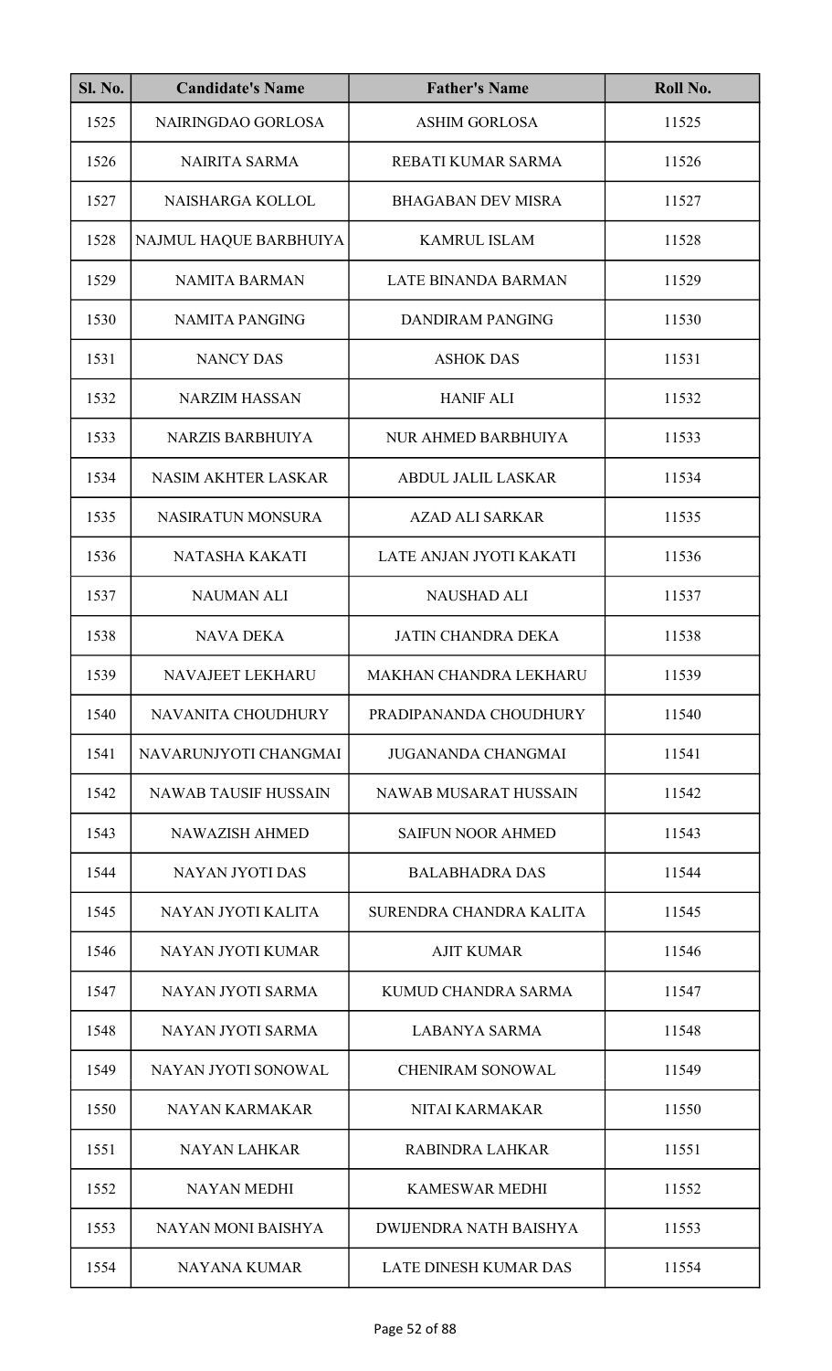| Sl. No. | Candidate's Name | Father's Name | Roll No. |
|---|---|---|---|
| 1525 | NAIRINGDAO GORLOSA | ASHIM GORLOSA | 11525 |
| 1526 | NAIRITA SARMA | REBATI KUMAR SARMA | 11526 |
| 1527 | NAISHARGA KOLLOL | BHAGABAN DEV MISRA | 11527 |
| 1528 | NAJMUL HAQUE BARBHUIYA | KAMRUL ISLAM | 11528 |
| 1529 | NAMITA BARMAN | LATE BINANDA BARMAN | 11529 |
| 1530 | NAMITA PANGING | DANDIRAM PANGING | 11530 |
| 1531 | NANCY DAS | ASHOK DAS | 11531 |
| 1532 | NARZIM HASSAN | HANIF ALI | 11532 |
| 1533 | NARZIS BARBHUIYA | NUR AHMED BARBHUIYA | 11533 |
| 1534 | NASIM AKHTER LASKAR | ABDUL JALIL LASKAR | 11534 |
| 1535 | NASIRATUN MONSURA | AZAD ALI SARKAR | 11535 |
| 1536 | NATASHA KAKATI | LATE ANJAN JYOTI KAKATI | 11536 |
| 1537 | NAUMAN ALI | NAUSHAD ALI | 11537 |
| 1538 | NAVA DEKA | JATIN CHANDRA DEKA | 11538 |
| 1539 | NAVAJEET LEKHARU | MAKHAN CHANDRA LEKHARU | 11539 |
| 1540 | NAVANITA CHOUDHURY | PRADIPANANDA CHOUDHURY | 11540 |
| 1541 | NAVARUNJYOTI CHANGMAI | JUGANANDA CHANGMAI | 11541 |
| 1542 | NAWAB TAUSIF HUSSAIN | NAWAB MUSARAT HUSSAIN | 11542 |
| 1543 | NAWAZISH AHMED | SAIFUN NOOR AHMED | 11543 |
| 1544 | NAYAN JYOTI DAS | BALABHADRA DAS | 11544 |
| 1545 | NAYAN JYOTI KALITA | SURENDRA CHANDRA KALITA | 11545 |
| 1546 | NAYAN JYOTI KUMAR | AJIT KUMAR | 11546 |
| 1547 | NAYAN JYOTI SARMA | KUMUD CHANDRA SARMA | 11547 |
| 1548 | NAYAN JYOTI SARMA | LABANYA SARMA | 11548 |
| 1549 | NAYAN JYOTI SONOWAL | CHENIRAM SONOWAL | 11549 |
| 1550 | NAYAN KARMAKAR | NITAI KARMAKAR | 11550 |
| 1551 | NAYAN LAHKAR | RABINDRA LAHKAR | 11551 |
| 1552 | NAYAN MEDHI | KAMESWAR MEDHI | 11552 |
| 1553 | NAYAN MONI BAISHYA | DWIJENDRA NATH BAISHYA | 11553 |
| 1554 | NAYANA KUMAR | LATE DINESH KUMAR DAS | 11554 |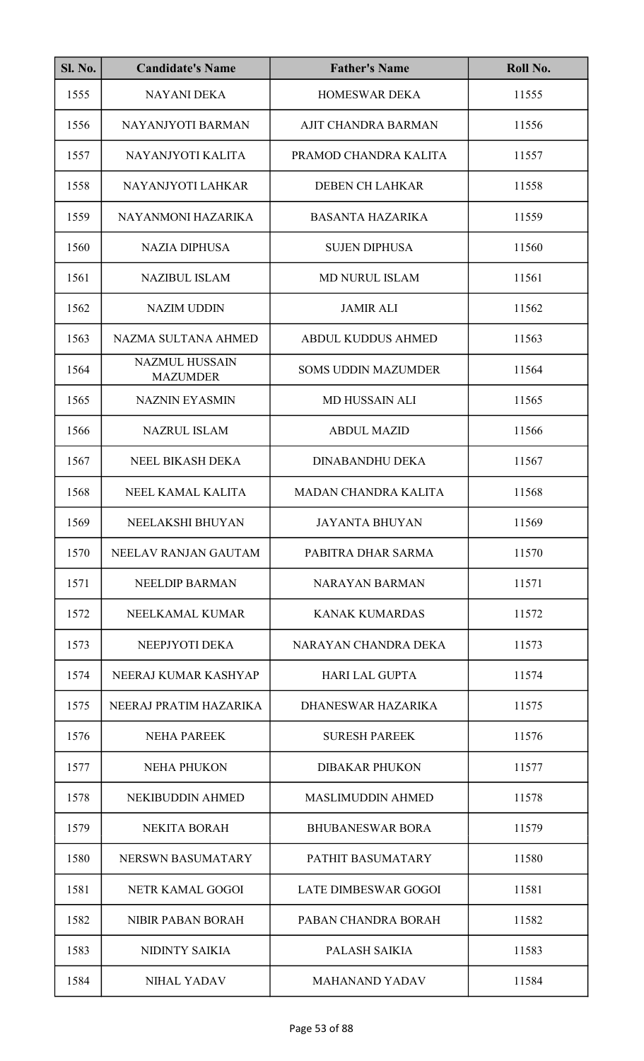| Sl. No. | Candidate's Name | Father's Name | Roll No. |
|---|---|---|---|
| 1555 | NAYANI DEKA | HOMESWAR DEKA | 11555 |
| 1556 | NAYANJYOTI BARMAN | AJIT CHANDRA BARMAN | 11556 |
| 1557 | NAYANJYOTI KALITA | PRAMOD CHANDRA KALITA | 11557 |
| 1558 | NAYANJYOTI LAHKAR | DEBEN CH LAHKAR | 11558 |
| 1559 | NAYANMONI HAZARIKA | BASANTA HAZARIKA | 11559 |
| 1560 | NAZIA DIPHUSA | SUJEN DIPHUSA | 11560 |
| 1561 | NAZIBUL ISLAM | MD NURUL ISLAM | 11561 |
| 1562 | NAZIM UDDIN | JAMIR ALI | 11562 |
| 1563 | NAZMA SULTANA AHMED | ABDUL KUDDUS AHMED | 11563 |
| 1564 | NAZMUL HUSSAIN MAZUMDER | SOMS UDDIN MAZUMDER | 11564 |
| 1565 | NAZNIN EYASMIN | MD HUSSAIN ALI | 11565 |
| 1566 | NAZRUL ISLAM | ABDUL MAZID | 11566 |
| 1567 | NEEL BIKASH DEKA | DINABANDHU DEKA | 11567 |
| 1568 | NEEL KAMAL KALITA | MADAN CHANDRA KALITA | 11568 |
| 1569 | NEELAKSHI BHUYAN | JAYANTA BHUYAN | 11569 |
| 1570 | NEELAV RANJAN GAUTAM | PABITRA DHAR SARMA | 11570 |
| 1571 | NEELDIP BARMAN | NARAYAN BARMAN | 11571 |
| 1572 | NEELKAMAL KUMAR | KANAK KUMARDAS | 11572 |
| 1573 | NEEPJYOTI DEKA | NARAYAN CHANDRA DEKA | 11573 |
| 1574 | NEERAJ KUMAR KASHYAP | HARI LAL GUPTA | 11574 |
| 1575 | NEERAJ PRATIM HAZARIKA | DHANESWAR HAZARIKA | 11575 |
| 1576 | NEHA PAREEK | SURESH PAREEK | 11576 |
| 1577 | NEHA PHUKON | DIBAKAR PHUKON | 11577 |
| 1578 | NEKIBUDDIN AHMED | MASLIMUDDIN AHMED | 11578 |
| 1579 | NEKITA BORAH | BHUBANESWAR BORA | 11579 |
| 1580 | NERSWN BASUMATARY | PATHIT BASUMATARY | 11580 |
| 1581 | NETR KAMAL GOGOI | LATE DIMBESWAR GOGOI | 11581 |
| 1582 | NIBIR PABAN BORAH | PABAN CHANDRA BORAH | 11582 |
| 1583 | NIDINTY SAIKIA | PALASH SAIKIA | 11583 |
| 1584 | NIHAL YADAV | MAHANAND YADAV | 11584 |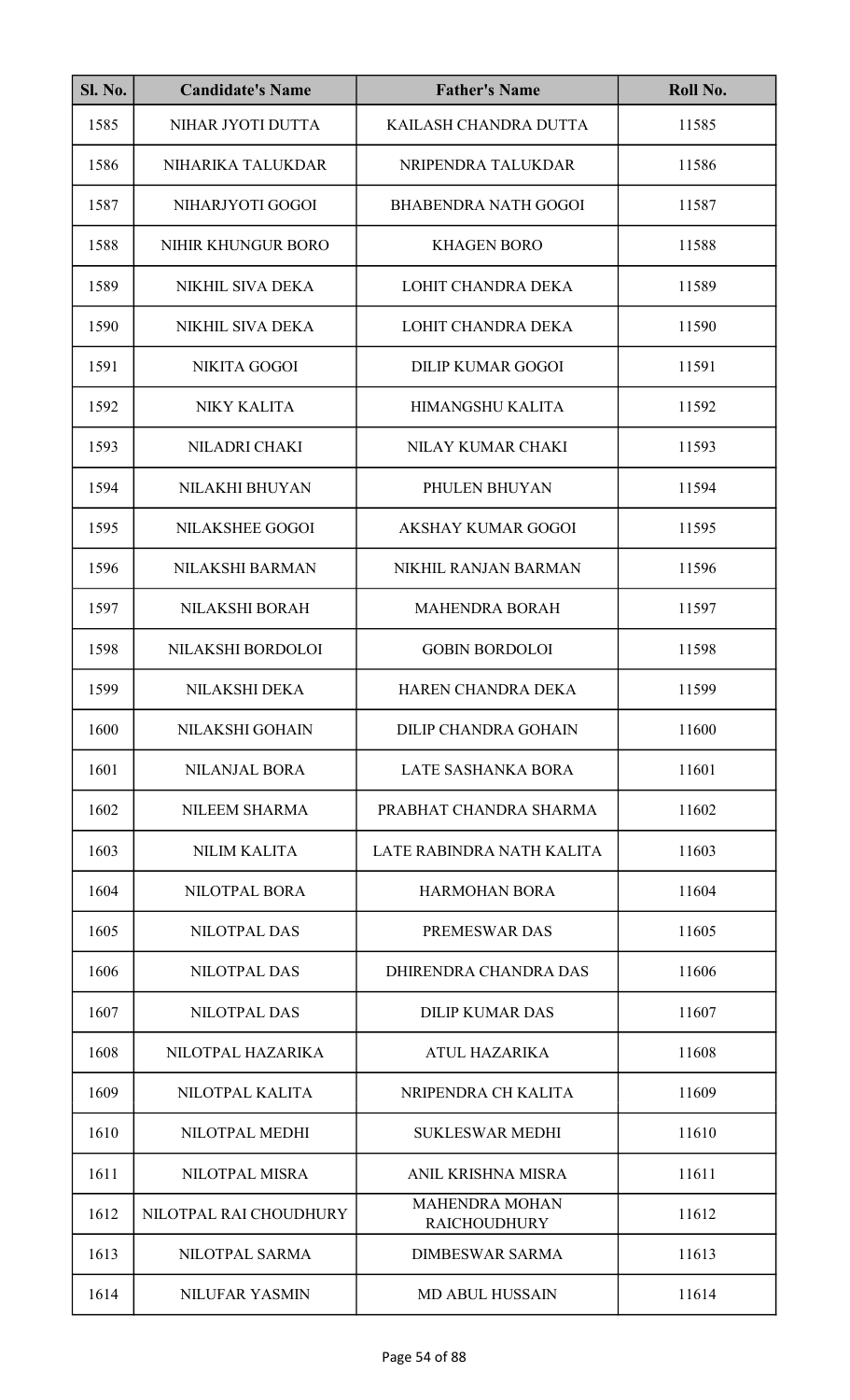| Sl. No. | Candidate's Name | Father's Name | Roll No. |
|---|---|---|---|
| 1585 | NIHAR JYOTI DUTTA | KAILASH CHANDRA DUTTA | 11585 |
| 1586 | NIHARIKA TALUKDAR | NRIPENDRA TALUKDAR | 11586 |
| 1587 | NIHARJYOTI GOGOI | BHABENDRA NATH GOGOI | 11587 |
| 1588 | NIHIR KHUNGUR BORO | KHAGEN BORO | 11588 |
| 1589 | NIKHIL SIVA DEKA | LOHIT CHANDRA DEKA | 11589 |
| 1590 | NIKHIL SIVA DEKA | LOHIT CHANDRA DEKA | 11590 |
| 1591 | NIKITA GOGOI | DILIP KUMAR GOGOI | 11591 |
| 1592 | NIKY KALITA | HIMANGSHU KALITA | 11592 |
| 1593 | NILADRI CHAKI | NILAY KUMAR CHAKI | 11593 |
| 1594 | NILAKHI BHUYAN | PHULEN BHUYAN | 11594 |
| 1595 | NILAKSHEE GOGOI | AKSHAY KUMAR GOGOI | 11595 |
| 1596 | NILAKSHI BARMAN | NIKHIL RANJAN BARMAN | 11596 |
| 1597 | NILAKSHI BORAH | MAHENDRA BORAH | 11597 |
| 1598 | NILAKSHI BORDOLOI | GOBIN BORDOLOI | 11598 |
| 1599 | NILAKSHI DEKA | HAREN CHANDRA DEKA | 11599 |
| 1600 | NILAKSHI GOHAIN | DILIP CHANDRA GOHAIN | 11600 |
| 1601 | NILANJAL BORA | LATE SASHANKA BORA | 11601 |
| 1602 | NILEEM SHARMA | PRABHAT CHANDRA SHARMA | 11602 |
| 1603 | NILIM KALITA | LATE RABINDRA NATH KALITA | 11603 |
| 1604 | NILOTPAL BORA | HARMOHAN BORA | 11604 |
| 1605 | NILOTPAL DAS | PREMESWAR DAS | 11605 |
| 1606 | NILOTPAL DAS | DHIRENDRA CHANDRA DAS | 11606 |
| 1607 | NILOTPAL DAS | DILIP KUMAR DAS | 11607 |
| 1608 | NILOTPAL HAZARIKA | ATUL HAZARIKA | 11608 |
| 1609 | NILOTPAL KALITA | NRIPENDRA CH KALITA | 11609 |
| 1610 | NILOTPAL MEDHI | SUKLESWAR MEDHI | 11610 |
| 1611 | NILOTPAL MISRA | ANIL KRISHNA MISRA | 11611 |
| 1612 | NILOTPAL RAI CHOUDHURY | MAHENDRA MOHAN RAICHOUDHURY | 11612 |
| 1613 | NILOTPAL SARMA | DIMBESWAR SARMA | 11613 |
| 1614 | NILUFAR YASMIN | MD ABUL HUSSAIN | 11614 |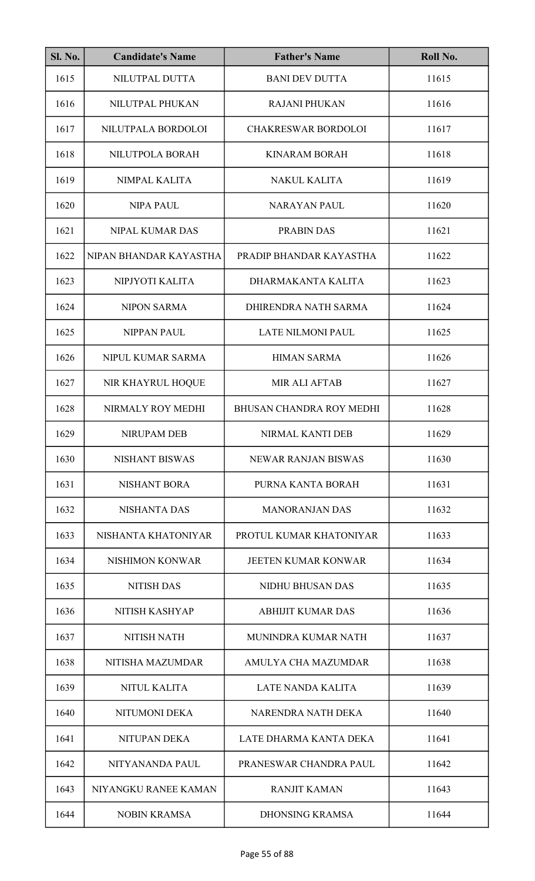| Sl. No. | Candidate's Name | Father's Name | Roll No. |
|---|---|---|---|
| 1615 | NILUTPAL DUTTA | BANI DEV DUTTA | 11615 |
| 1616 | NILUTPAL PHUKAN | RAJANI PHUKAN | 11616 |
| 1617 | NILUTPALA BORDOLOI | CHAKRESWAR BORDOLOI | 11617 |
| 1618 | NILUTPOLA BORAH | KINARAM BORAH | 11618 |
| 1619 | NIMPAL KALITA | NAKUL KALITA | 11619 |
| 1620 | NIPA PAUL | NARAYAN PAUL | 11620 |
| 1621 | NIPAL KUMAR DAS | PRABIN DAS | 11621 |
| 1622 | NIPAN BHANDAR KAYASTHA | PRADIP BHANDAR KAYASTHA | 11622 |
| 1623 | NIPJYOTI KALITA | DHARMAKANTA KALITA | 11623 |
| 1624 | NIPON SARMA | DHIRENDRA NATH SARMA | 11624 |
| 1625 | NIPPAN PAUL | LATE NILMONI PAUL | 11625 |
| 1626 | NIPUL KUMAR SARMA | HIMAN SARMA | 11626 |
| 1627 | NIR KHAYRUL HOQUE | MIR ALI AFTAB | 11627 |
| 1628 | NIRMALY ROY MEDHI | BHUSAN CHANDRA ROY MEDHI | 11628 |
| 1629 | NIRUPAM DEB | NIRMAL KANTI DEB | 11629 |
| 1630 | NISHANT BISWAS | NEWAR RANJAN BISWAS | 11630 |
| 1631 | NISHANT BORA | PURNA KANTA BORAH | 11631 |
| 1632 | NISHANTA DAS | MANORANJAN DAS | 11632 |
| 1633 | NISHANTA KHATONIYAR | PROTUL KUMAR KHATONIYAR | 11633 |
| 1634 | NISHIMON KONWAR | JEETEN KUMAR KONWAR | 11634 |
| 1635 | NITISH DAS | NIDHU BHUSAN DAS | 11635 |
| 1636 | NITISH KASHYAP | ABHIJIT KUMAR DAS | 11636 |
| 1637 | NITISH NATH | MUNINDRA KUMAR NATH | 11637 |
| 1638 | NITISHA MAZUMDAR | AMULYA CHA MAZUMDAR | 11638 |
| 1639 | NITUL KALITA | LATE NANDA KALITA | 11639 |
| 1640 | NITUMONI DEKA | NARENDRA NATH DEKA | 11640 |
| 1641 | NITUPAN DEKA | LATE DHARMA KANTA DEKA | 11641 |
| 1642 | NITYANANDA PAUL | PRANESWAR CHANDRA PAUL | 11642 |
| 1643 | NIYANGKU RANEE KAMAN | RANJIT KAMAN | 11643 |
| 1644 | NOBIN KRAMSA | DHONSING KRAMSA | 11644 |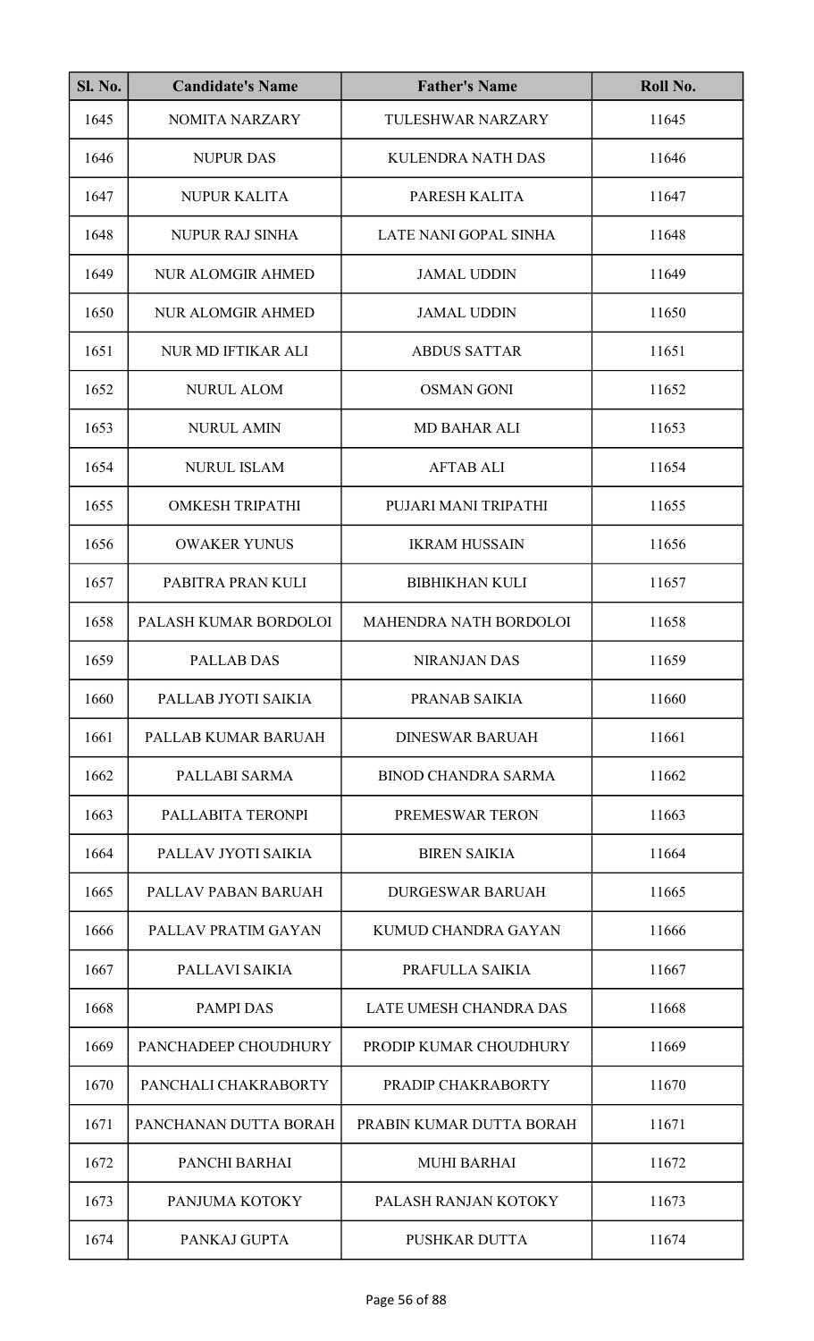| Sl. No. | Candidate's Name | Father's Name | Roll No. |
|---|---|---|---|
| 1645 | NOMITA NARZARY | TULESHWAR NARZARY | 11645 |
| 1646 | NUPUR DAS | KULENDRA NATH DAS | 11646 |
| 1647 | NUPUR KALITA | PARESH KALITA | 11647 |
| 1648 | NUPUR RAJ SINHA | LATE NANI GOPAL SINHA | 11648 |
| 1649 | NUR ALOMGIR AHMED | JAMAL UDDIN | 11649 |
| 1650 | NUR ALOMGIR AHMED | JAMAL UDDIN | 11650 |
| 1651 | NUR MD IFTIKAR ALI | ABDUS SATTAR | 11651 |
| 1652 | NURUL ALOM | OSMAN GONI | 11652 |
| 1653 | NURUL AMIN | MD BAHAR ALI | 11653 |
| 1654 | NURUL ISLAM | AFTAB ALI | 11654 |
| 1655 | OMKESH TRIPATHI | PUJARI MANI TRIPATHI | 11655 |
| 1656 | OWAKER YUNUS | IKRAM HUSSAIN | 11656 |
| 1657 | PABITRA PRAN KULI | BIBHIKHAN KULI | 11657 |
| 1658 | PALASH KUMAR BORDOLOI | MAHENDRA NATH BORDOLOI | 11658 |
| 1659 | PALLAB DAS | NIRANJAN DAS | 11659 |
| 1660 | PALLAB JYOTI SAIKIA | PRANAB SAIKIA | 11660 |
| 1661 | PALLAB KUMAR BARUAH | DINESWAR BARUAH | 11661 |
| 1662 | PALLABI SARMA | BINOD CHANDRA SARMA | 11662 |
| 1663 | PALLABITA TERONPI | PREMESWAR TERON | 11663 |
| 1664 | PALLAV JYOTI SAIKIA | BIREN SAIKIA | 11664 |
| 1665 | PALLAV PABAN BARUAH | DURGESWAR BARUAH | 11665 |
| 1666 | PALLAV PRATIM GAYAN | KUMUD CHANDRA GAYAN | 11666 |
| 1667 | PALLAVI SAIKIA | PRAFULLA SAIKIA | 11667 |
| 1668 | PAMPI DAS | LATE UMESH CHANDRA DAS | 11668 |
| 1669 | PANCHADEEP CHOUDHURY | PRODIP KUMAR CHOUDHURY | 11669 |
| 1670 | PANCHALI CHAKRABORTY | PRADIP CHAKRABORTY | 11670 |
| 1671 | PANCHANAN DUTTA BORAH | PRABIN KUMAR DUTTA BORAH | 11671 |
| 1672 | PANCHI BARHAI | MUHI BARHAI | 11672 |
| 1673 | PANJUMA KOTOKY | PALASH RANJAN KOTOKY | 11673 |
| 1674 | PANKAJ GUPTA | PUSHKAR DUTTA | 11674 |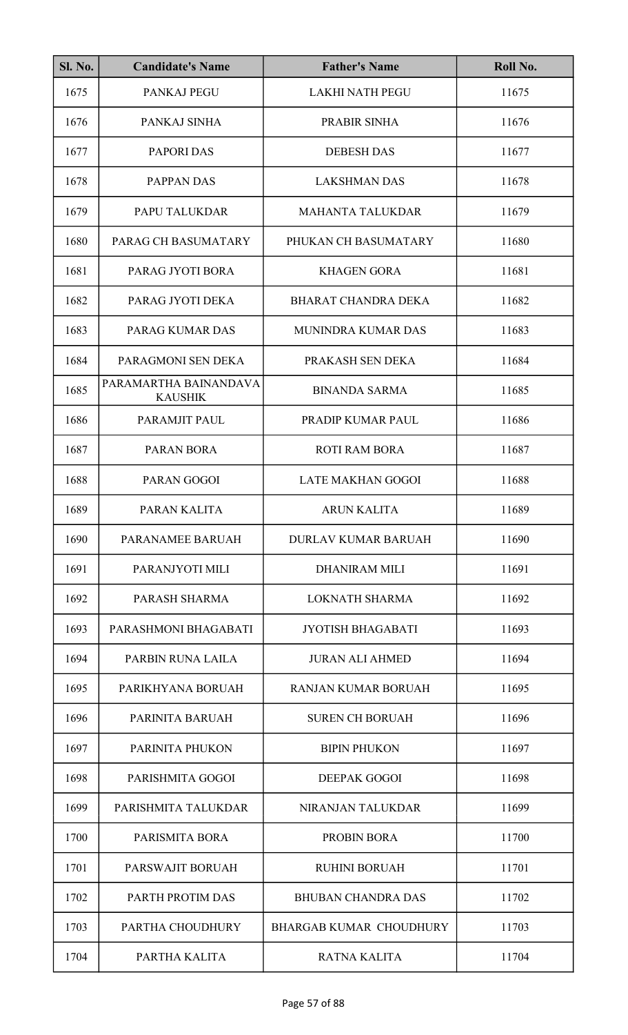| Sl. No. | Candidate's Name | Father's Name | Roll No. |
|---|---|---|---|
| 1675 | PANKAJ PEGU | LAKHI NATH PEGU | 11675 |
| 1676 | PANKAJ SINHA | PRABIR SINHA | 11676 |
| 1677 | PAPORI DAS | DEBESH DAS | 11677 |
| 1678 | PAPPAN DAS | LAKSHMAN DAS | 11678 |
| 1679 | PAPU TALUKDAR | MAHANTA TALUKDAR | 11679 |
| 1680 | PARAG CH BASUMATARY | PHUKAN CH BASUMATARY | 11680 |
| 1681 | PARAG JYOTI BORA | KHAGEN GORA | 11681 |
| 1682 | PARAG JYOTI DEKA | BHARAT CHANDRA DEKA | 11682 |
| 1683 | PARAG KUMAR DAS | MUNINDRA KUMAR DAS | 11683 |
| 1684 | PARAGMONI SEN DEKA | PRAKASH SEN DEKA | 11684 |
| 1685 | PARAMARTHA BAINANDAVA KAUSHIK | BINANDA SARMA | 11685 |
| 1686 | PARAMJIT PAUL | PRADIP KUMAR PAUL | 11686 |
| 1687 | PARAN BORA | ROTI RAM BORA | 11687 |
| 1688 | PARAN GOGOI | LATE MAKHAN GOGOI | 11688 |
| 1689 | PARAN KALITA | ARUN KALITA | 11689 |
| 1690 | PARANAMEE BARUAH | DURLAV KUMAR BARUAH | 11690 |
| 1691 | PARANJYOTI MILI | DHANIRAM MILI | 11691 |
| 1692 | PARASH SHARMA | LOKNATH SHARMA | 11692 |
| 1693 | PARASHMONI BHAGABATI | JYOTISH BHAGABATI | 11693 |
| 1694 | PARBIN RUNA LAILA | JURAN ALI AHMED | 11694 |
| 1695 | PARIKHYANA BORUAH | RANJAN KUMAR BORUAH | 11695 |
| 1696 | PARINITA BARUAH | SUREN CH BORUAH | 11696 |
| 1697 | PARINITA PHUKON | BIPIN PHUKON | 11697 |
| 1698 | PARISHMITA GOGOI | DEEPAK GOGOI | 11698 |
| 1699 | PARISHMITA TALUKDAR | NIRANJAN TALUKDAR | 11699 |
| 1700 | PARISMITA BORA | PROBIN BORA | 11700 |
| 1701 | PARSWAJIT BORUAH | RUHINI BORUAH | 11701 |
| 1702 | PARTH PROTIM DAS | BHUBAN CHANDRA DAS | 11702 |
| 1703 | PARTHA CHOUDHURY | BHARGAB KUMAR CHOUDHURY | 11703 |
| 1704 | PARTHA KALITA | RATNA KALITA | 11704 |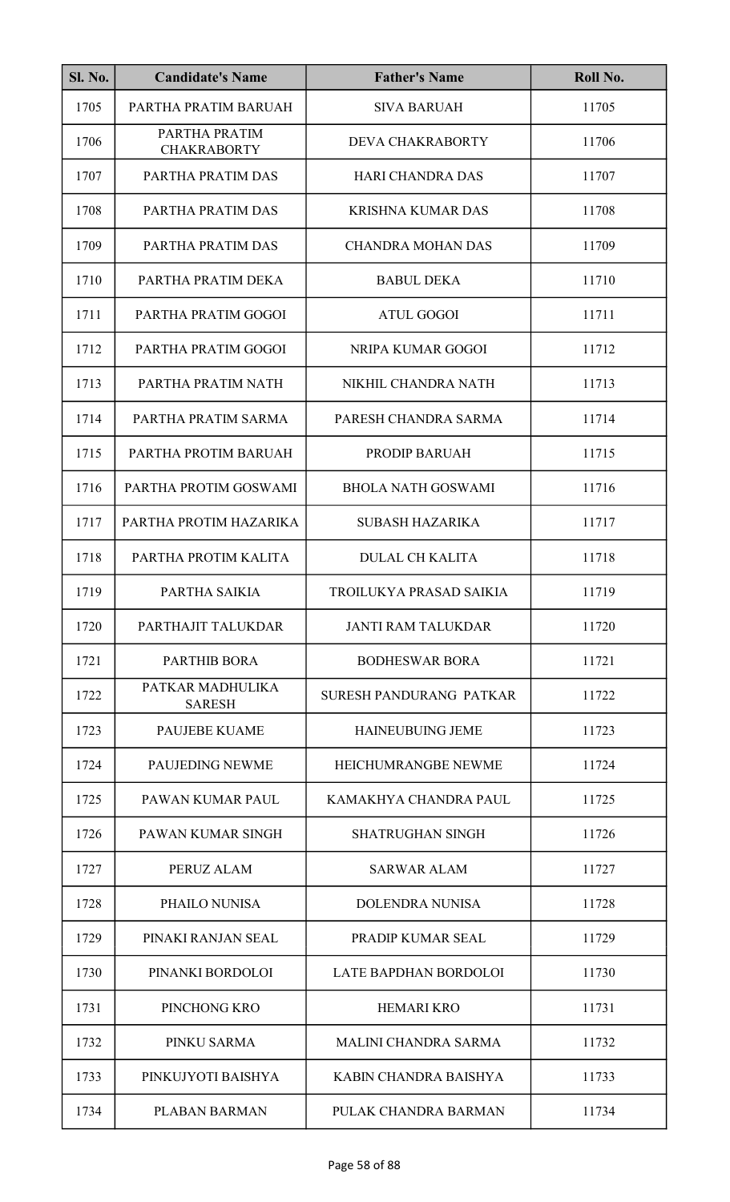| Sl. No. | Candidate's Name | Father's Name | Roll No. |
|---|---|---|---|
| 1705 | PARTHA PRATIM BARUAH | SIVA BARUAH | 11705 |
| 1706 | PARTHA PRATIM CHAKRABORTY | DEVA CHAKRABORTY | 11706 |
| 1707 | PARTHA PRATIM DAS | HARI CHANDRA DAS | 11707 |
| 1708 | PARTHA PRATIM DAS | KRISHNA KUMAR DAS | 11708 |
| 1709 | PARTHA PRATIM DAS | CHANDRA MOHAN DAS | 11709 |
| 1710 | PARTHA PRATIM DEKA | BABUL DEKA | 11710 |
| 1711 | PARTHA PRATIM GOGOI | ATUL GOGOI | 11711 |
| 1712 | PARTHA PRATIM GOGOI | NRIPA KUMAR GOGOI | 11712 |
| 1713 | PARTHA PRATIM NATH | NIKHIL CHANDRA NATH | 11713 |
| 1714 | PARTHA PRATIM SARMA | PARESH CHANDRA SARMA | 11714 |
| 1715 | PARTHA PROTIM BARUAH | PRODIP BARUAH | 11715 |
| 1716 | PARTHA PROTIM GOSWAMI | BHOLA NATH GOSWAMI | 11716 |
| 1717 | PARTHA PROTIM HAZARIKA | SUBASH HAZARIKA | 11717 |
| 1718 | PARTHA PROTIM KALITA | DULAL CH KALITA | 11718 |
| 1719 | PARTHA SAIKIA | TROILUKYA PRASAD SAIKIA | 11719 |
| 1720 | PARTHAJIT TALUKDAR | JANTI RAM TALUKDAR | 11720 |
| 1721 | PARTHIB BORA | BODHESWAR BORA | 11721 |
| 1722 | PATKAR MADHULIKA SARESH | SURESH PANDURANG PATKAR | 11722 |
| 1723 | PAUJEBE KUAME | HAINEUBUING JEME | 11723 |
| 1724 | PAUJEDING NEWME | HEICHUMRANGBE NEWME | 11724 |
| 1725 | PAWAN KUMAR PAUL | KAMAKHYA CHANDRA PAUL | 11725 |
| 1726 | PAWAN KUMAR SINGH | SHATRUGHAN SINGH | 11726 |
| 1727 | PERUZ ALAM | SARWAR ALAM | 11727 |
| 1728 | PHAILO NUNISA | DOLENDRA NUNISA | 11728 |
| 1729 | PINAKI RANJAN SEAL | PRADIP KUMAR SEAL | 11729 |
| 1730 | PINANKI BORDOLOI | LATE BAPDHAN BORDOLOI | 11730 |
| 1731 | PINCHONG KRO | HEMARI KRO | 11731 |
| 1732 | PINKU SARMA | MALINI CHANDRA SARMA | 11732 |
| 1733 | PINKUJYOTI BAISHYA | KABIN CHANDRA BAISHYA | 11733 |
| 1734 | PLABAN BARMAN | PULAK CHANDRA BARMAN | 11734 |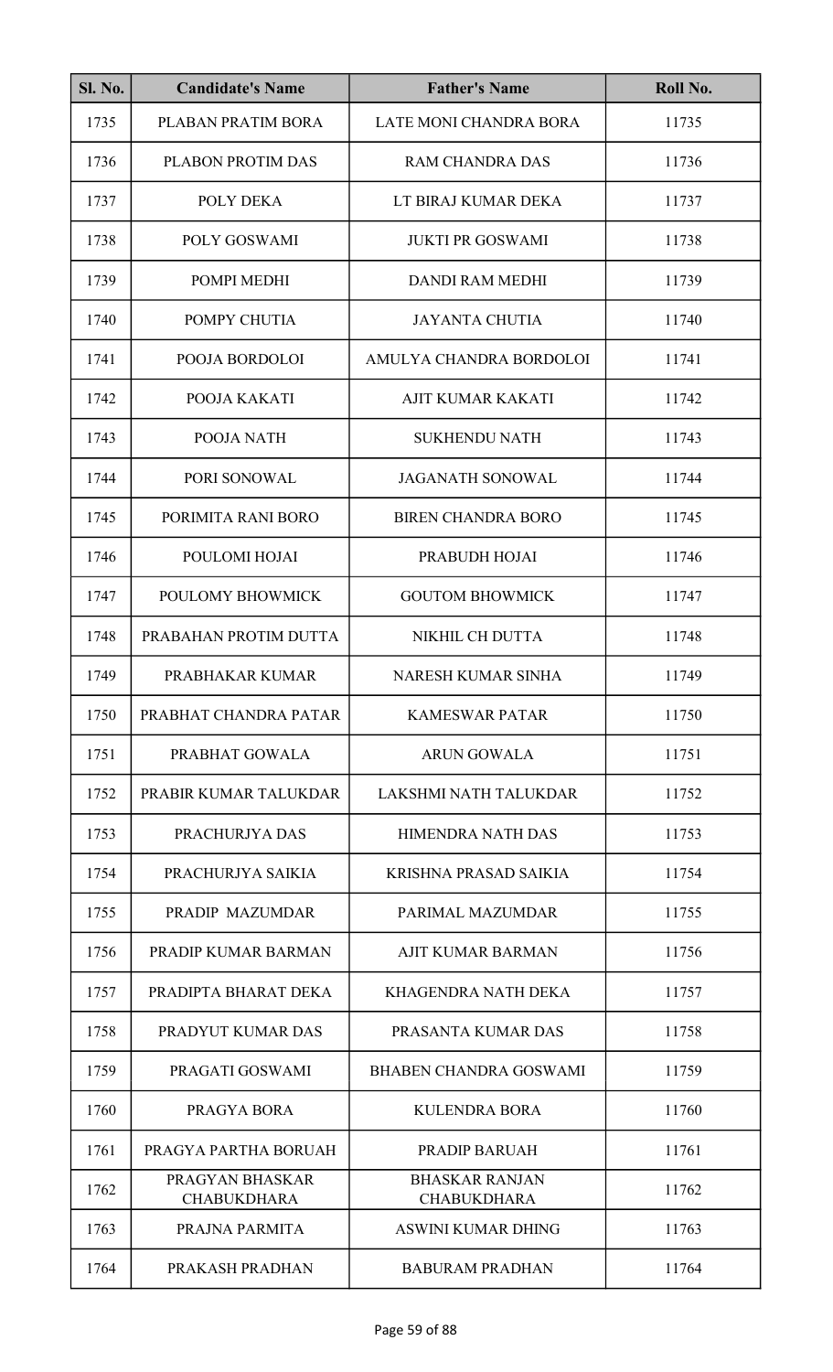| Sl. No. | Candidate's Name | Father's Name | Roll No. |
|---|---|---|---|
| 1735 | PLABAN PRATIM BORA | LATE MONI CHANDRA BORA | 11735 |
| 1736 | PLABON PROTIM DAS | RAM CHANDRA DAS | 11736 |
| 1737 | POLY DEKA | LT BIRAJ KUMAR DEKA | 11737 |
| 1738 | POLY GOSWAMI | JUKTI PR GOSWAMI | 11738 |
| 1739 | POMPI MEDHI | DANDI RAM MEDHI | 11739 |
| 1740 | POMPY CHUTIA | JAYANTA CHUTIA | 11740 |
| 1741 | POOJA BORDOLOI | AMULYA CHANDRA BORDOLOI | 11741 |
| 1742 | POOJA KAKATI | AJIT KUMAR KAKATI | 11742 |
| 1743 | POOJA NATH | SUKHENDU NATH | 11743 |
| 1744 | PORI SONOWAL | JAGANATH SONOWAL | 11744 |
| 1745 | PORIMITA RANI BORO | BIREN CHANDRA BORO | 11745 |
| 1746 | POULOMI HOJAI | PRABUDH HOJAI | 11746 |
| 1747 | POULOMY BHOWMICK | GOUTOM BHOWMICK | 11747 |
| 1748 | PRABAHAN PROTIM DUTTA | NIKHIL CH DUTTA | 11748 |
| 1749 | PRABHAKAR KUMAR | NARESH KUMAR SINHA | 11749 |
| 1750 | PRABHAT CHANDRA PATAR | KAMESWAR PATAR | 11750 |
| 1751 | PRABHAT GOWALA | ARUN GOWALA | 11751 |
| 1752 | PRABIR KUMAR TALUKDAR | LAKSHMI NATH TALUKDAR | 11752 |
| 1753 | PRACHURJYA DAS | HIMENDRA NATH DAS | 11753 |
| 1754 | PRACHURJYA SAIKIA | KRISHNA PRASAD SAIKIA | 11754 |
| 1755 | PRADIP MAZUMDAR | PARIMAL MAZUMDAR | 11755 |
| 1756 | PRADIP KUMAR BARMAN | AJIT KUMAR BARMAN | 11756 |
| 1757 | PRADIPTA BHARAT DEKA | KHAGENDRA NATH DEKA | 11757 |
| 1758 | PRADYUT KUMAR DAS | PRASANTA KUMAR DAS | 11758 |
| 1759 | PRAGATI GOSWAMI | BHABEN CHANDRA GOSWAMI | 11759 |
| 1760 | PRAGYA BORA | KULENDRA BORA | 11760 |
| 1761 | PRAGYA PARTHA BORUAH | PRADIP BARUAH | 11761 |
| 1762 | PRAGYAN BHASKAR CHABUKDHARA | BHASKAR RANJAN CHABUKDHARA | 11762 |
| 1763 | PRAJNA PARMITA | ASWINI KUMAR DHING | 11763 |
| 1764 | PRAKASH PRADHAN | BABURAM PRADHAN | 11764 |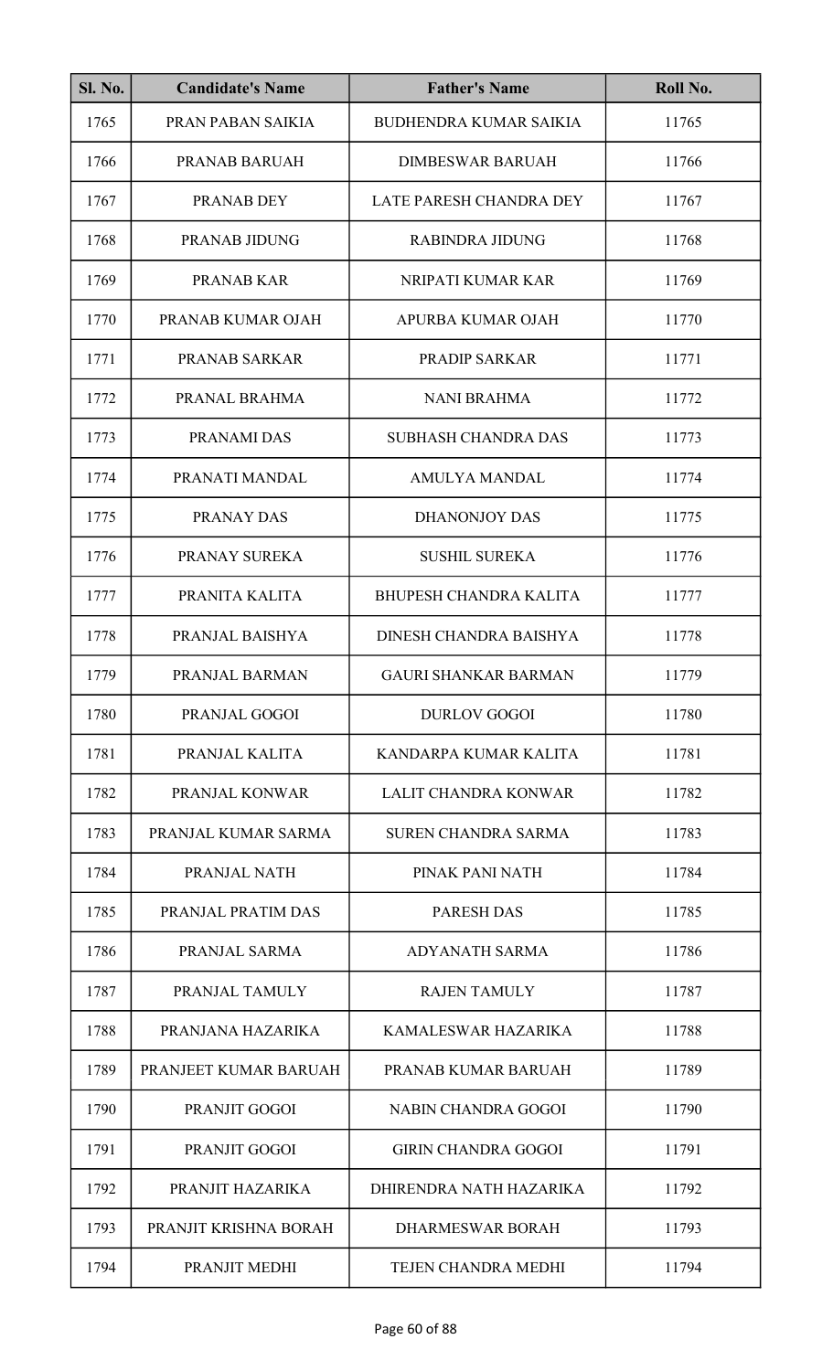| Sl. No. | Candidate's Name | Father's Name | Roll No. |
|---|---|---|---|
| 1765 | PRAN PABAN SAIKIA | BUDHENDRA KUMAR SAIKIA | 11765 |
| 1766 | PRANAB BARUAH | DIMBESWAR BARUAH | 11766 |
| 1767 | PRANAB DEY | LATE PARESH CHANDRA DEY | 11767 |
| 1768 | PRANAB JIDUNG | RABINDRA JIDUNG | 11768 |
| 1769 | PRANAB KAR | NRIPATI KUMAR KAR | 11769 |
| 1770 | PRANAB KUMAR OJAH | APURBA KUMAR OJAH | 11770 |
| 1771 | PRANAB SARKAR | PRADIP SARKAR | 11771 |
| 1772 | PRANAL BRAHMA | NANI BRAHMA | 11772 |
| 1773 | PRANAMI DAS | SUBHASH CHANDRA DAS | 11773 |
| 1774 | PRANATI MANDAL | AMULYA MANDAL | 11774 |
| 1775 | PRANAY DAS | DHANONJOY DAS | 11775 |
| 1776 | PRANAY SUREKA | SUSHIL SUREKA | 11776 |
| 1777 | PRANITA KALITA | BHUPESH CHANDRA KALITA | 11777 |
| 1778 | PRANJAL BAISHYA | DINESH CHANDRA BAISHYA | 11778 |
| 1779 | PRANJAL BARMAN | GAURI SHANKAR BARMAN | 11779 |
| 1780 | PRANJAL GOGOI | DURLOV GOGOI | 11780 |
| 1781 | PRANJAL KALITA | KANDARPA KUMAR KALITA | 11781 |
| 1782 | PRANJAL KONWAR | LALIT CHANDRA KONWAR | 11782 |
| 1783 | PRANJAL KUMAR SARMA | SUREN CHANDRA SARMA | 11783 |
| 1784 | PRANJAL NATH | PINAK PANI NATH | 11784 |
| 1785 | PRANJAL PRATIM DAS | PARESH DAS | 11785 |
| 1786 | PRANJAL SARMA | ADYANATH SARMA | 11786 |
| 1787 | PRANJAL TAMULY | RAJEN TAMULY | 11787 |
| 1788 | PRANJANA HAZARIKA | KAMALESWAR HAZARIKA | 11788 |
| 1789 | PRANJEET KUMAR BARUAH | PRANAB KUMAR BARUAH | 11789 |
| 1790 | PRANJIT GOGOI | NABIN CHANDRA GOGOI | 11790 |
| 1791 | PRANJIT GOGOI | GIRIN CHANDRA GOGOI | 11791 |
| 1792 | PRANJIT HAZARIKA | DHIRENDRA NATH HAZARIKA | 11792 |
| 1793 | PRANJIT KRISHNA BORAH | DHARMESWAR BORAH | 11793 |
| 1794 | PRANJIT MEDHI | TEJEN CHANDRA MEDHI | 11794 |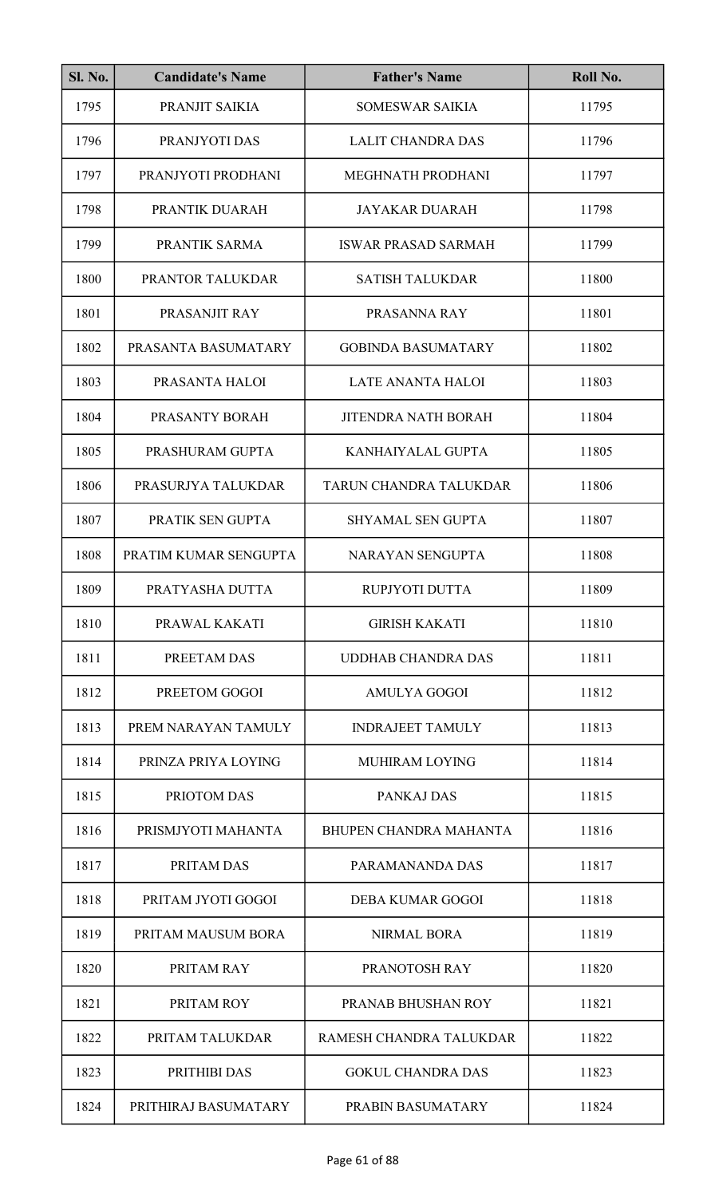| Sl. No. | Candidate's Name | Father's Name | Roll No. |
|---|---|---|---|
| 1795 | PRANJIT SAIKIA | SOMESWAR SAIKIA | 11795 |
| 1796 | PRANJYOTI DAS | LALIT CHANDRA DAS | 11796 |
| 1797 | PRANJYOTI PRODHANI | MEGHNATH PRODHANI | 11797 |
| 1798 | PRANTIK DUARAH | JAYAKAR DUARAH | 11798 |
| 1799 | PRANTIK SARMA | ISWAR PRASAD SARMAH | 11799 |
| 1800 | PRANTOR TALUKDAR | SATISH TALUKDAR | 11800 |
| 1801 | PRASANJIT RAY | PRASANNA RAY | 11801 |
| 1802 | PRASANTA BASUMATARY | GOBINDA BASUMATARY | 11802 |
| 1803 | PRASANTA HALOI | LATE ANANTA HALOI | 11803 |
| 1804 | PRASANTY BORAH | JITENDRA NATH BORAH | 11804 |
| 1805 | PRASHURAM GUPTA | KANHAIYALAL GUPTA | 11805 |
| 1806 | PRASURJYA TALUKDAR | TARUN CHANDRA TALUKDAR | 11806 |
| 1807 | PRATIK SEN GUPTA | SHYAMAL SEN GUPTA | 11807 |
| 1808 | PRATIM KUMAR SENGUPTA | NARAYAN SENGUPTA | 11808 |
| 1809 | PRATYASHA DUTTA | RUPJYOTI DUTTA | 11809 |
| 1810 | PRAWAL KAKATI | GIRISH KAKATI | 11810 |
| 1811 | PREETAM DAS | UDDHAB CHANDRA DAS | 11811 |
| 1812 | PREETOM GOGOI | AMULYA GOGOI | 11812 |
| 1813 | PREM NARAYAN TAMULY | INDRAJEET TAMULY | 11813 |
| 1814 | PRINZA PRIYA LOYING | MUHIRAM LOYING | 11814 |
| 1815 | PRIOTOM DAS | PANKAJ DAS | 11815 |
| 1816 | PRISMJYOTI MAHANTA | BHUPEN CHANDRA MAHANTA | 11816 |
| 1817 | PRITAM DAS | PARAMANANDA DAS | 11817 |
| 1818 | PRITAM JYOTI GOGOI | DEBA KUMAR GOGOI | 11818 |
| 1819 | PRITAM MAUSUM BORA | NIRMAL BORA | 11819 |
| 1820 | PRITAM RAY | PRANOTOSH RAY | 11820 |
| 1821 | PRITAM ROY | PRANAB BHUSHAN ROY | 11821 |
| 1822 | PRITAM TALUKDAR | RAMESH CHANDRA TALUKDAR | 11822 |
| 1823 | PRITHIBI DAS | GOKUL CHANDRA DAS | 11823 |
| 1824 | PRITHIRAJ BASUMATARY | PRABIN BASUMATARY | 11824 |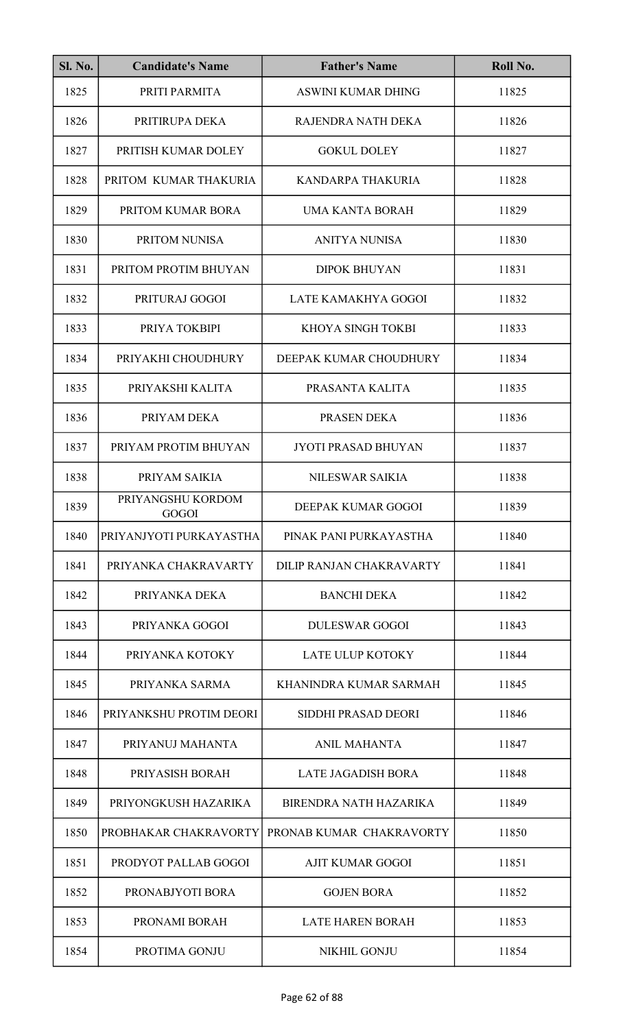| Sl. No. | Candidate's Name | Father's Name | Roll No. |
|---|---|---|---|
| 1825 | PRITI PARMITA | ASWINI KUMAR DHING | 11825 |
| 1826 | PRITIRUPA DEKA | RAJENDRA NATH DEKA | 11826 |
| 1827 | PRITISH KUMAR DOLEY | GOKUL DOLEY | 11827 |
| 1828 | PRITOM KUMAR THAKURIA | KANDARPA THAKURIA | 11828 |
| 1829 | PRITOM KUMAR BORA | UMA KANTA BORAH | 11829 |
| 1830 | PRITOM NUNISA | ANITYA NUNISA | 11830 |
| 1831 | PRITOM PROTIM BHUYAN | DIPOK BHUYAN | 11831 |
| 1832 | PRITURAJ GOGOI | LATE KAMAKHYA GOGOI | 11832 |
| 1833 | PRIYA TOKBIPI | KHOYA SINGH TOKBI | 11833 |
| 1834 | PRIYAKHI CHOUDHURY | DEEPAK KUMAR CHOUDHURY | 11834 |
| 1835 | PRIYAKSHI KALITA | PRASANTA KALITA | 11835 |
| 1836 | PRIYAM DEKA | PRASEN DEKA | 11836 |
| 1837 | PRIYAM PROTIM BHUYAN | JYOTI PRASAD BHUYAN | 11837 |
| 1838 | PRIYAM SAIKIA | NILESWAR SAIKIA | 11838 |
| 1839 | PRIYANGSHU KORDOM GOGOI | DEEPAK KUMAR GOGOI | 11839 |
| 1840 | PRIYANJYOTI PURKAYASTHA | PINAK PANI PURKAYASTHA | 11840 |
| 1841 | PRIYANKA CHAKRAVARTY | DILIP RANJAN CHAKRAVARTY | 11841 |
| 1842 | PRIYANKA DEKA | BANCHI DEKA | 11842 |
| 1843 | PRIYANKA GOGOI | DULESWAR GOGOI | 11843 |
| 1844 | PRIYANKA KOTOKY | LATE ULUP KOTOKY | 11844 |
| 1845 | PRIYANKA SARMA | KHANINDRA KUMAR SARMAH | 11845 |
| 1846 | PRIYANKSHU PROTIM DEORI | SIDDHI PRASAD DEORI | 11846 |
| 1847 | PRIYANUJ MAHANTA | ANIL MAHANTA | 11847 |
| 1848 | PRIYASISH BORAH | LATE JAGADISH BORA | 11848 |
| 1849 | PRIYONGKUSH HAZARIKA | BIRENDRA NATH HAZARIKA | 11849 |
| 1850 | PROBHAKAR CHAKRAVORTY | PRONAB KUMAR CHAKRAVORTY | 11850 |
| 1851 | PRODYOT PALLAB GOGOI | AJIT KUMAR GOGOI | 11851 |
| 1852 | PRONABJYOTI BORA | GOJEN BORA | 11852 |
| 1853 | PRONAMI BORAH | LATE HAREN BORAH | 11853 |
| 1854 | PROTIMA GONJU | NIKHIL GONJU | 11854 |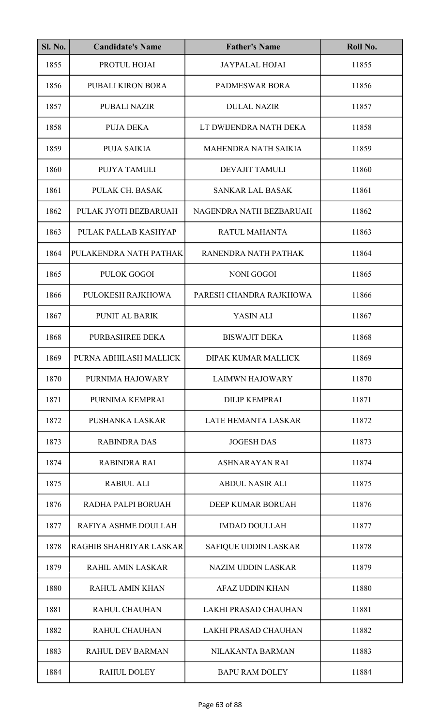| Sl. No. | Candidate's Name | Father's Name | Roll No. |
| --- | --- | --- | --- |
| 1855 | PROTUL HOJAI | JAYPALAL HOJAI | 11855 |
| 1856 | PUBALI KIRON BORA | PADMESWAR BORA | 11856 |
| 1857 | PUBALI NAZIR | DULAL NAZIR | 11857 |
| 1858 | PUJA DEKA | LT DWIJENDRA NATH DEKA | 11858 |
| 1859 | PUJA SAIKIA | MAHENDRA NATH SAIKIA | 11859 |
| 1860 | PUJYA TAMULI | DEVAJIT TAMULI | 11860 |
| 1861 | PULAK CH. BASAK | SANKAR LAL BASAK | 11861 |
| 1862 | PULAK JYOTI BEZBARUAH | NAGENDRA NATH BEZBARUAH | 11862 |
| 1863 | PULAK PALLAB KASHYAP | RATUL MAHANTA | 11863 |
| 1864 | PULAKENDRA NATH PATHAK | RANENDRA NATH PATHAK | 11864 |
| 1865 | PULOK GOGOI | NONI GOGOI | 11865 |
| 1866 | PULOKESH RAJKHOWA | PARESH CHANDRA RAJKHOWA | 11866 |
| 1867 | PUNIT AL BARIK | YASIN ALI | 11867 |
| 1868 | PURBASHREE DEKA | BISWAJIT DEKA | 11868 |
| 1869 | PURNA ABHILASH MALLICK | DIPAK KUMAR MALLICK | 11869 |
| 1870 | PURNIMA HAJOWARY | LAIMWN HAJOWARY | 11870 |
| 1871 | PURNIMA KEMPRAI | DILIP KEMPRAI | 11871 |
| 1872 | PUSHANKA LASKAR | LATE HEMANTA LASKAR | 11872 |
| 1873 | RABINDRA DAS | JOGESH DAS | 11873 |
| 1874 | RABINDRA RAI | ASHNARAYAN RAI | 11874 |
| 1875 | RABIUL ALI | ABDUL NASIR ALI | 11875 |
| 1876 | RADHA PALPI BORUAH | DEEP KUMAR BORUAH | 11876 |
| 1877 | RAFIYA ASHME DOULLAH | IMDAD DOULLAH | 11877 |
| 1878 | RAGHIB SHAHRIYAR LASKAR | SAFIQUE UDDIN LASKAR | 11878 |
| 1879 | RAHIL AMIN LASKAR | NAZIM UDDIN LASKAR | 11879 |
| 1880 | RAHUL AMIN KHAN | AFAZ UDDIN KHAN | 11880 |
| 1881 | RAHUL CHAUHAN | LAKHI PRASAD CHAUHAN | 11881 |
| 1882 | RAHUL CHAUHAN | LAKHI PRASAD CHAUHAN | 11882 |
| 1883 | RAHUL DEV BARMAN | NILAKANTA BARMAN | 11883 |
| 1884 | RAHUL DOLEY | BAPU RAM DOLEY | 11884 |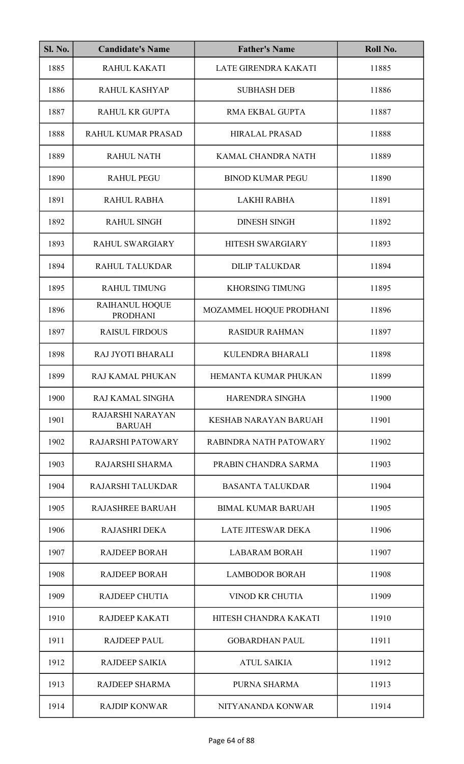| Sl. No. | Candidate's Name | Father's Name | Roll No. |
|---|---|---|---|
| 1885 | RAHUL KAKATI | LATE GIRENDRA KAKATI | 11885 |
| 1886 | RAHUL KASHYAP | SUBHASH DEB | 11886 |
| 1887 | RAHUL KR GUPTA | RMA EKBAL GUPTA | 11887 |
| 1888 | RAHUL KUMAR PRASAD | HIRALAL PRASAD | 11888 |
| 1889 | RAHUL NATH | KAMAL CHANDRA NATH | 11889 |
| 1890 | RAHUL PEGU | BINOD KUMAR PEGU | 11890 |
| 1891 | RAHUL RABHA | LAKHI RABHA | 11891 |
| 1892 | RAHUL SINGH | DINESH SINGH | 11892 |
| 1893 | RAHUL SWARGIARY | HITESH SWARGIARY | 11893 |
| 1894 | RAHUL TALUKDAR | DILIP TALUKDAR | 11894 |
| 1895 | RAHUL TIMUNG | KHORSING TIMUNG | 11895 |
| 1896 | RAIHANUL HOQUE PRODHANI | MOZAMMEL HOQUE PRODHANI | 11896 |
| 1897 | RAISUL FIRDOUS | RASIDUR RAHMAN | 11897 |
| 1898 | RAJ JYOTI BHARALI | KULENDRA BHARALI | 11898 |
| 1899 | RAJ KAMAL PHUKAN | HEMANTA KUMAR PHUKAN | 11899 |
| 1900 | RAJ KAMAL SINGHA | HARENDRA SINGHA | 11900 |
| 1901 | RAJARSHI NARAYAN BARUAH | KESHAB NARAYAN BARUAH | 11901 |
| 1902 | RAJARSHI PATOWARY | RABINDRA NATH PATOWARY | 11902 |
| 1903 | RAJARSHI SHARMA | PRABIN CHANDRA SARMA | 11903 |
| 1904 | RAJARSHI TALUKDAR | BASANTA TALUKDAR | 11904 |
| 1905 | RAJASHREE BARUAH | BIMAL KUMAR BARUAH | 11905 |
| 1906 | RAJASHRI DEKA | LATE JITESWAR DEKA | 11906 |
| 1907 | RAJDEEP BORAH | LABARAM BORAH | 11907 |
| 1908 | RAJDEEP BORAH | LAMBODOR BORAH | 11908 |
| 1909 | RAJDEEP CHUTIA | VINOD KR CHUTIA | 11909 |
| 1910 | RAJDEEP KAKATI | HITESH CHANDRA KAKATI | 11910 |
| 1911 | RAJDEEP PAUL | GOBARDHAN PAUL | 11911 |
| 1912 | RAJDEEP SAIKIA | ATUL SAIKIA | 11912 |
| 1913 | RAJDEEP SHARMA | PURNA SHARMA | 11913 |
| 1914 | RAJDIP KONWAR | NITYANANDA KONWAR | 11914 |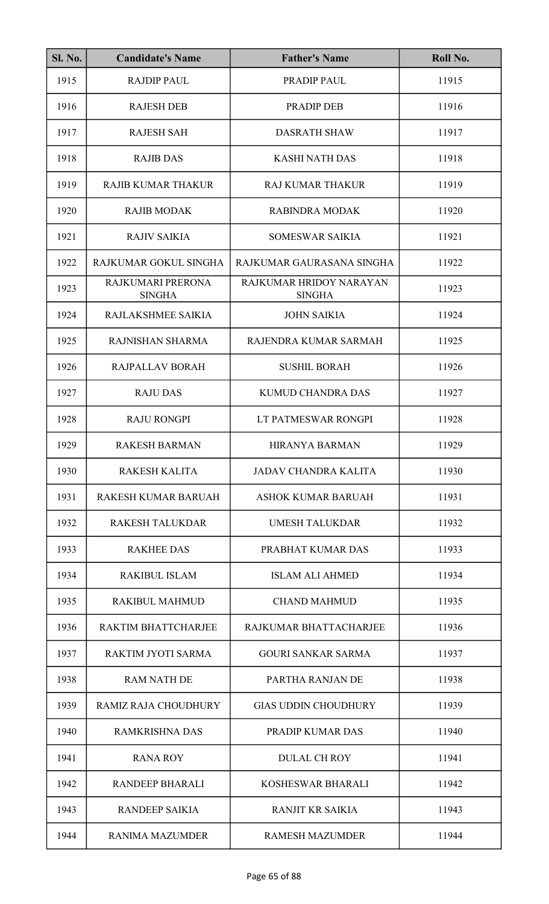| Sl. No. | Candidate's Name | Father's Name | Roll No. |
|---|---|---|---|
| 1915 | RAJDIP PAUL | PRADIP PAUL | 11915 |
| 1916 | RAJESH DEB | PRADIP DEB | 11916 |
| 1917 | RAJESH SAH | DASRATH SHAW | 11917 |
| 1918 | RAJIB DAS | KASHI NATH DAS | 11918 |
| 1919 | RAJIB KUMAR THAKUR | RAJ KUMAR THAKUR | 11919 |
| 1920 | RAJIB MODAK | RABINDRA MODAK | 11920 |
| 1921 | RAJIV SAIKIA | SOMESWAR SAIKIA | 11921 |
| 1922 | RAJKUMAR GOKUL SINGHA | RAJKUMAR GAURASANA SINGHA | 11922 |
| 1923 | RAJKUMARI PRERONA SINGHA | RAJKUMAR HRIDOY NARAYAN SINGHA | 11923 |
| 1924 | RAJLAKSHMEE SAIKIA | JOHN SAIKIA | 11924 |
| 1925 | RAJNISHAN SHARMA | RAJENDRA KUMAR SARMAH | 11925 |
| 1926 | RAJPALLAV BORAH | SUSHIL BORAH | 11926 |
| 1927 | RAJU DAS | KUMUD CHANDRA DAS | 11927 |
| 1928 | RAJU RONGPI | LT PATMESWAR RONGPI | 11928 |
| 1929 | RAKESH BARMAN | HIRANYA BARMAN | 11929 |
| 1930 | RAKESH KALITA | JADAV CHANDRA KALITA | 11930 |
| 1931 | RAKESH KUMAR BARUAH | ASHOK KUMAR BARUAH | 11931 |
| 1932 | RAKESH TALUKDAR | UMESH TALUKDAR | 11932 |
| 1933 | RAKHEE DAS | PRABHAT KUMAR DAS | 11933 |
| 1934 | RAKIBUL ISLAM | ISLAM ALI AHMED | 11934 |
| 1935 | RAKIBUL MAHMUD | CHAND MAHMUD | 11935 |
| 1936 | RAKTIM BHATTCHARJEE | RAJKUMAR BHATTACHARJEE | 11936 |
| 1937 | RAKTIM JYOTI SARMA | GOURI SANKAR SARMA | 11937 |
| 1938 | RAM NATH DE | PARTHA RANJAN DE | 11938 |
| 1939 | RAMIZ RAJA CHOUDHURY | GIAS UDDIN CHOUDHURY | 11939 |
| 1940 | RAMKRISHNA DAS | PRADIP KUMAR DAS | 11940 |
| 1941 | RANA ROY | DULAL CH ROY | 11941 |
| 1942 | RANDEEP BHARALI | KOSHESWAR BHARALI | 11942 |
| 1943 | RANDEEP SAIKIA | RANJIT KR SAIKIA | 11943 |
| 1944 | RANIMA MAZUMDER | RAMESH MAZUMDER | 11944 |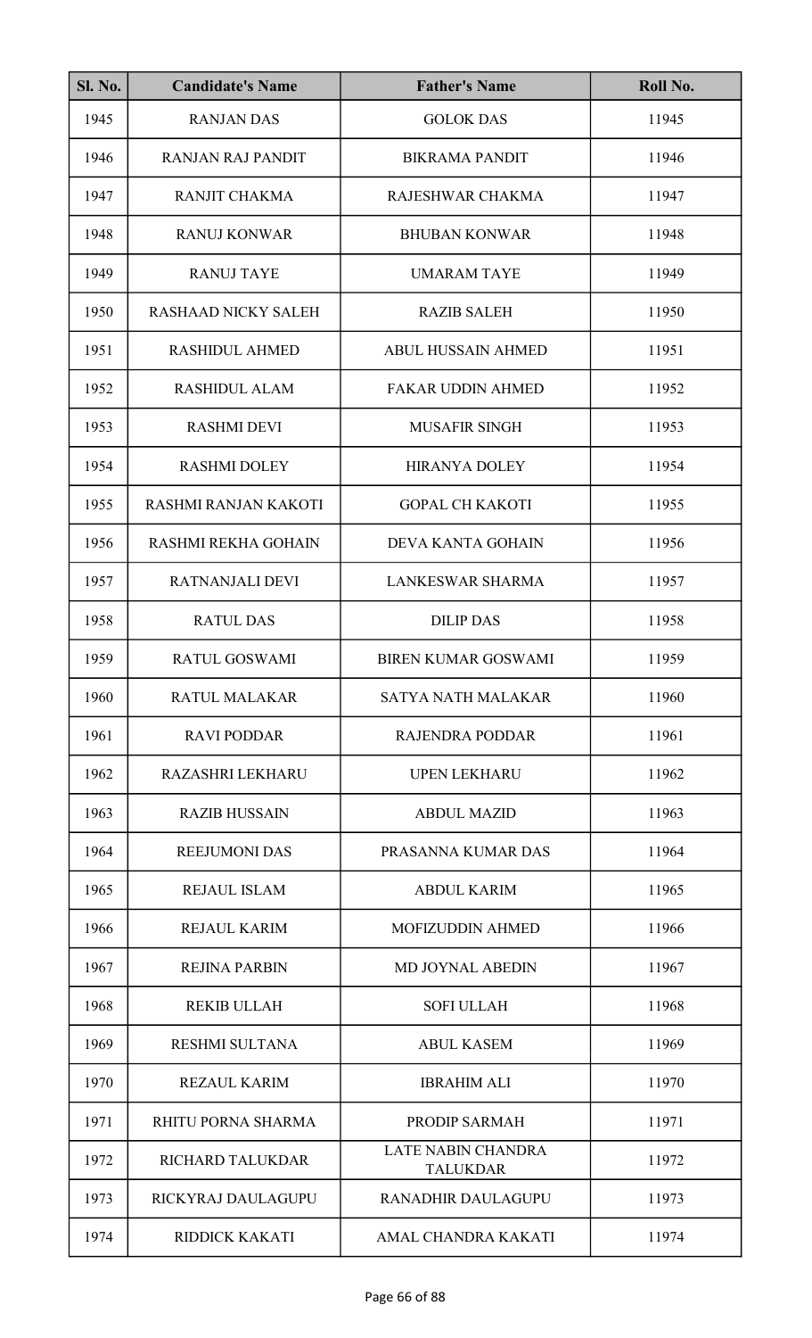| Sl. No. | Candidate's Name | Father's Name | Roll No. |
|---|---|---|---|
| 1945 | RANJAN DAS | GOLOK DAS | 11945 |
| 1946 | RANJAN RAJ PANDIT | BIKRAMA PANDIT | 11946 |
| 1947 | RANJIT CHAKMA | RAJESHWAR CHAKMA | 11947 |
| 1948 | RANUJ KONWAR | BHUBAN KONWAR | 11948 |
| 1949 | RANUJ TAYE | UMARAM TAYE | 11949 |
| 1950 | RASHAAD NICKY SALEH | RAZIB SALEH | 11950 |
| 1951 | RASHIDUL AHMED | ABUL HUSSAIN AHMED | 11951 |
| 1952 | RASHIDUL ALAM | FAKAR UDDIN AHMED | 11952 |
| 1953 | RASHMI DEVI | MUSAFIR SINGH | 11953 |
| 1954 | RASHMI DOLEY | HIRANYA DOLEY | 11954 |
| 1955 | RASHMI RANJAN KAKOTI | GOPAL CH KAKOTI | 11955 |
| 1956 | RASHMI REKHA GOHAIN | DEVA KANTA GOHAIN | 11956 |
| 1957 | RATNANJALI DEVI | LANKESWAR SHARMA | 11957 |
| 1958 | RATUL DAS | DILIP DAS | 11958 |
| 1959 | RATUL GOSWAMI | BIREN KUMAR GOSWAMI | 11959 |
| 1960 | RATUL MALAKAR | SATYA NATH MALAKAR | 11960 |
| 1961 | RAVI PODDAR | RAJENDRA PODDAR | 11961 |
| 1962 | RAZASHRI LEKHARU | UPEN LEKHARU | 11962 |
| 1963 | RAZIB HUSSAIN | ABDUL MAZID | 11963 |
| 1964 | REEJUMONI DAS | PRASANNA KUMAR DAS | 11964 |
| 1965 | REJAUL ISLAM | ABDUL KARIM | 11965 |
| 1966 | REJAUL KARIM | MOFIZUDDIN AHMED | 11966 |
| 1967 | REJINA PARBIN | MD JOYNAL ABEDIN | 11967 |
| 1968 | REKIB ULLAH | SOFI ULLAH | 11968 |
| 1969 | RESHMI SULTANA | ABUL KASEM | 11969 |
| 1970 | REZAUL KARIM | IBRAHIM ALI | 11970 |
| 1971 | RHITU PORNA SHARMA | PRODIP SARMAH | 11971 |
| 1972 | RICHARD TALUKDAR | LATE NABIN CHANDRA TALUKDAR | 11972 |
| 1973 | RICKYRAJ DAULAGUPU | RANADHIR DAULAGUPU | 11973 |
| 1974 | RIDDICK KAKATI | AMAL CHANDRA KAKATI | 11974 |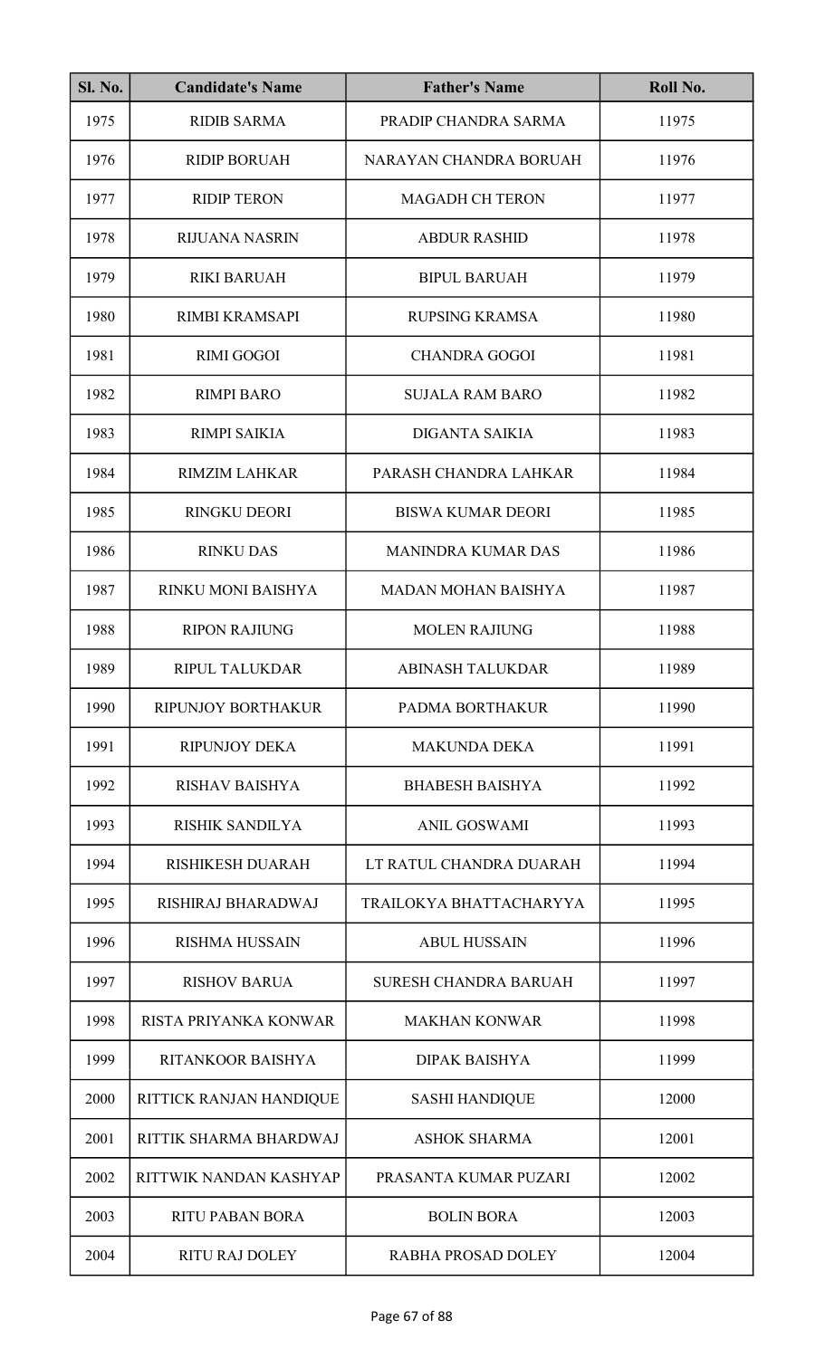| Sl. No. | Candidate's Name | Father's Name | Roll No. |
|---|---|---|---|
| 1975 | RIDIB SARMA | PRADIP CHANDRA SARMA | 11975 |
| 1976 | RIDIP BORUAH | NARAYAN CHANDRA BORUAH | 11976 |
| 1977 | RIDIP TERON | MAGADH CH TERON | 11977 |
| 1978 | RIJUANA NASRIN | ABDUR RASHID | 11978 |
| 1979 | RIKI BARUAH | BIPUL BARUAH | 11979 |
| 1980 | RIMBI KRAMSAPI | RUPSING KRAMSA | 11980 |
| 1981 | RIMI GOGOI | CHANDRA GOGOI | 11981 |
| 1982 | RIMPI BARO | SUJALA RAM BARO | 11982 |
| 1983 | RIMPI SAIKIA | DIGANTA SAIKIA | 11983 |
| 1984 | RIMZIM LAHKAR | PARASH CHANDRA LAHKAR | 11984 |
| 1985 | RINGKU DEORI | BISWA KUMAR DEORI | 11985 |
| 1986 | RINKU DAS | MANINDRA KUMAR DAS | 11986 |
| 1987 | RINKU MONI BAISHYA | MADAN MOHAN BAISHYA | 11987 |
| 1988 | RIPON RAJIUNG | MOLEN RAJIUNG | 11988 |
| 1989 | RIPUL TALUKDAR | ABINASH TALUKDAR | 11989 |
| 1990 | RIPUNJOY BORTHAKUR | PADMA BORTHAKUR | 11990 |
| 1991 | RIPUNJOY DEKA | MAKUNDA DEKA | 11991 |
| 1992 | RISHAV BAISHYA | BHABESH BAISHYA | 11992 |
| 1993 | RISHIK SANDILYA | ANIL GOSWAMI | 11993 |
| 1994 | RISHIKESH DUARAH | LT RATUL CHANDRA DUARAH | 11994 |
| 1995 | RISHIRAJ BHARADWAJ | TRAILOKYA BHATTACHARYYA | 11995 |
| 1996 | RISHMA HUSSAIN | ABUL HUSSAIN | 11996 |
| 1997 | RISHOV BARUA | SURESH CHANDRA BARUAH | 11997 |
| 1998 | RISTA PRIYANKA KONWAR | MAKHAN KONWAR | 11998 |
| 1999 | RITANKOOR BAISHYA | DIPAK BAISHYA | 11999 |
| 2000 | RITTICK RANJAN HANDIQUE | SASHI HANDIQUE | 12000 |
| 2001 | RITTIK SHARMA BHARDWAJ | ASHOK SHARMA | 12001 |
| 2002 | RITTWIK NANDAN KASHYAP | PRASANTA KUMAR PUZARI | 12002 |
| 2003 | RITU PABAN BORA | BOLIN BORA | 12003 |
| 2004 | RITU RAJ DOLEY | RABHA PROSAD DOLEY | 12004 |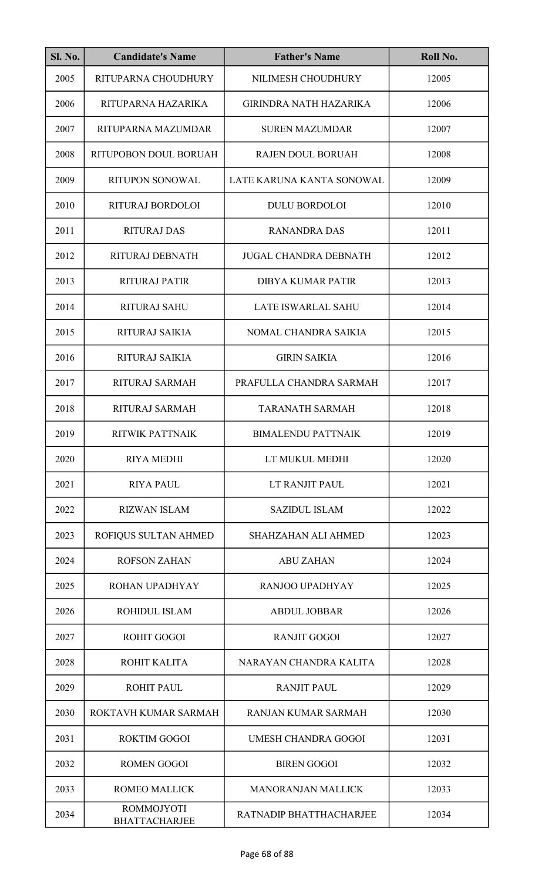| Sl. No. | Candidate's Name | Father's Name | Roll No. |
|---|---|---|---|
| 2005 | RITUPARNA CHOUDHURY | NILIMESH CHOUDHURY | 12005 |
| 2006 | RITUPARNA HAZARIKA | GIRINDRA NATH HAZARIKA | 12006 |
| 2007 | RITUPARNA MAZUMDAR | SUREN MAZUMDAR | 12007 |
| 2008 | RITUPOBON DOUL BORUAH | RAJEN DOUL BORUAH | 12008 |
| 2009 | RITUPON SONOWAL | LATE KARUNA KANTA SONOWAL | 12009 |
| 2010 | RITURAJ BORDOLOI | DULU BORDOLOI | 12010 |
| 2011 | RITURAJ DAS | RANANDRA DAS | 12011 |
| 2012 | RITURAJ DEBNATH | JUGAL CHANDRA DEBNATH | 12012 |
| 2013 | RITURAJ PATIR | DIBYA KUMAR PATIR | 12013 |
| 2014 | RITURAJ SAHU | LATE ISWARLAL SAHU | 12014 |
| 2015 | RITURAJ SAIKIA | NOMAL CHANDRA SAIKIA | 12015 |
| 2016 | RITURAJ SAIKIA | GIRIN SAIKIA | 12016 |
| 2017 | RITURAJ SARMAH | PRAFULLA CHANDRA SARMAH | 12017 |
| 2018 | RITURAJ SARMAH | TARANATH SARMAH | 12018 |
| 2019 | RITWIK PATTNAIK | BIMALENDU PATTNAIK | 12019 |
| 2020 | RIYA MEDHI | LT MUKUL MEDHI | 12020 |
| 2021 | RIYA PAUL | LT RANJIT PAUL | 12021 |
| 2022 | RIZWAN ISLAM | SAZIDUL ISLAM | 12022 |
| 2023 | ROFIQUS SULTAN AHMED | SHAHZAHAN ALI AHMED | 12023 |
| 2024 | ROFSON ZAHAN | ABU ZAHAN | 12024 |
| 2025 | ROHAN UPADHYAY | RANJOO UPADHYAY | 12025 |
| 2026 | ROHIDUL ISLAM | ABDUL JOBBAR | 12026 |
| 2027 | ROHIT GOGOI | RANJIT GOGOI | 12027 |
| 2028 | ROHIT KALITA | NARAYAN CHANDRA KALITA | 12028 |
| 2029 | ROHIT PAUL | RANJIT PAUL | 12029 |
| 2030 | ROKTAVH KUMAR SARMAH | RANJAN KUMAR SARMAH | 12030 |
| 2031 | ROKTIM GOGOI | UMESH CHANDRA GOGOI | 12031 |
| 2032 | ROMEN GOGOI | BIREN GOGOI | 12032 |
| 2033 | ROMEO MALLICK | MANORANJAN MALLICK | 12033 |
| 2034 | ROMMOJYOTI BHATTACHARJEE | RATNADIP BHATTHACHARJEE | 12034 |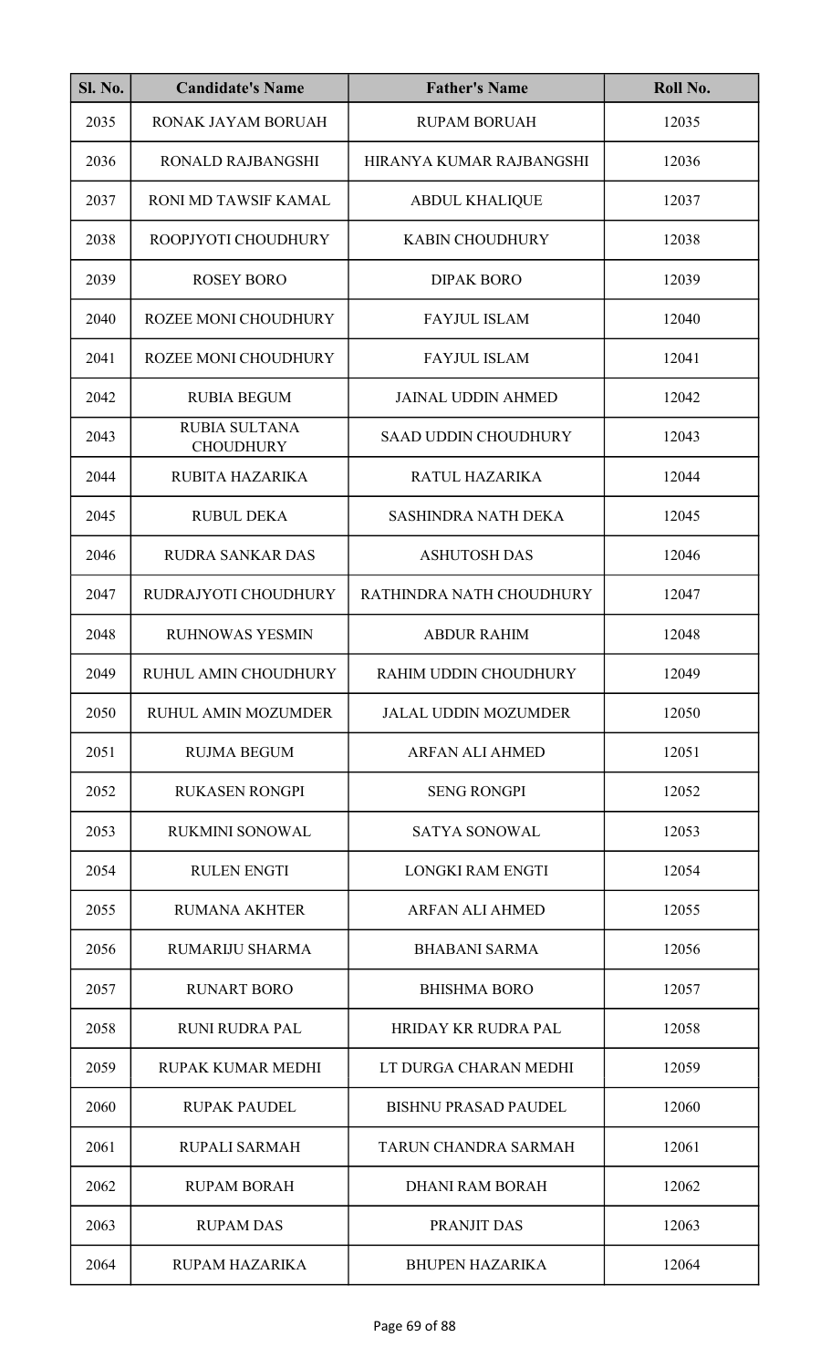| Sl. No. | Candidate's Name | Father's Name | Roll No. |
| --- | --- | --- | --- |
| 2035 | RONAK JAYAM BORUAH | RUPAM BORUAH | 12035 |
| 2036 | RONALD RAJBANGSHI | HIRANYA KUMAR RAJBANGSHI | 12036 |
| 2037 | RONI MD TAWSIF KAMAL | ABDUL KHALIQUE | 12037 |
| 2038 | ROOPJYOTI CHOUDHURY | KABIN CHOUDHURY | 12038 |
| 2039 | ROSEY BORO | DIPAK BORO | 12039 |
| 2040 | ROZEE MONI CHOUDHURY | FAYJUL ISLAM | 12040 |
| 2041 | ROZEE MONI CHOUDHURY | FAYJUL ISLAM | 12041 |
| 2042 | RUBIA BEGUM | JAINAL UDDIN AHMED | 12042 |
| 2043 | RUBIA SULTANA CHOUDHURY | SAAD UDDIN CHOUDHURY | 12043 |
| 2044 | RUBITA HAZARIKA | RATUL HAZARIKA | 12044 |
| 2045 | RUBUL DEKA | SASHINDRA NATH DEKA | 12045 |
| 2046 | RUDRA SANKAR DAS | ASHUTOSH DAS | 12046 |
| 2047 | RUDRAJYOTI CHOUDHURY | RATHINDRA NATH CHOUDHURY | 12047 |
| 2048 | RUHNOWAS YESMIN | ABDUR RAHIM | 12048 |
| 2049 | RUHUL AMIN CHOUDHURY | RAHIM UDDIN CHOUDHURY | 12049 |
| 2050 | RUHUL AMIN MOZUMDER | JALAL UDDIN MOZUMDER | 12050 |
| 2051 | RUJMA BEGUM | ARFAN ALI AHMED | 12051 |
| 2052 | RUKASEN RONGPI | SENG RONGPI | 12052 |
| 2053 | RUKMINI SONOWAL | SATYA SONOWAL | 12053 |
| 2054 | RULEN ENGTI | LONGKI RAM ENGTI | 12054 |
| 2055 | RUMANA AKHTER | ARFAN ALI AHMED | 12055 |
| 2056 | RUMARIJU SHARMA | BHABANI SARMA | 12056 |
| 2057 | RUNART BORO | BHISHMA BORO | 12057 |
| 2058 | RUNI RUDRA PAL | HRIDAY KR RUDRA PAL | 12058 |
| 2059 | RUPAK KUMAR MEDHI | LT DURGA CHARAN MEDHI | 12059 |
| 2060 | RUPAK PAUDEL | BISHNU PRASAD PAUDEL | 12060 |
| 2061 | RUPALI SARMAH | TARUN CHANDRA SARMAH | 12061 |
| 2062 | RUPAM BORAH | DHANI RAM BORAH | 12062 |
| 2063 | RUPAM DAS | PRANJIT DAS | 12063 |
| 2064 | RUPAM HAZARIKA | BHUPEN HAZARIKA | 12064 |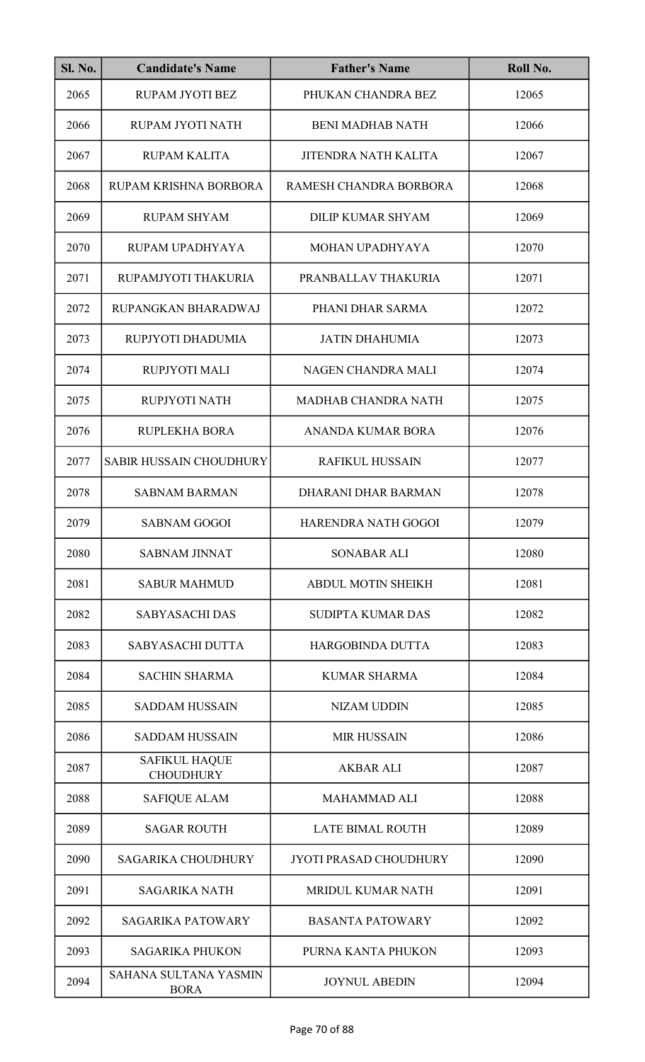| Sl. No. | Candidate's Name | Father's Name | Roll No. |
|---|---|---|---|
| 2065 | RUPAM JYOTI BEZ | PHUKAN CHANDRA BEZ | 12065 |
| 2066 | RUPAM JYOTI NATH | BENI MADHAB NATH | 12066 |
| 2067 | RUPAM KALITA | JITENDRA NATH KALITA | 12067 |
| 2068 | RUPAM KRISHNA BORBORA | RAMESH CHANDRA BORBORA | 12068 |
| 2069 | RUPAM SHYAM | DILIP KUMAR SHYAM | 12069 |
| 2070 | RUPAM UPADHYAYA | MOHAN UPADHYAYA | 12070 |
| 2071 | RUPAMJYOTI THAKURIA | PRANBALLAV THAKURIA | 12071 |
| 2072 | RUPANGKAN BHARADWAJ | PHANI DHAR SARMA | 12072 |
| 2073 | RUPJYOTI DHADUMIA | JATIN DHAHUMIA | 12073 |
| 2074 | RUPJYOTI MALI | NAGEN CHANDRA MALI | 12074 |
| 2075 | RUPJYOTI NATH | MADHAB CHANDRA NATH | 12075 |
| 2076 | RUPLEKHA BORA | ANANDA KUMAR BORA | 12076 |
| 2077 | SABIR HUSSAIN CHOUDHURY | RAFIKUL HUSSAIN | 12077 |
| 2078 | SABNAM BARMAN | DHARANI DHAR BARMAN | 12078 |
| 2079 | SABNAM GOGOI | HARENDRA NATH GOGOI | 12079 |
| 2080 | SABNAM JINNAT | SONABAR ALI | 12080 |
| 2081 | SABUR MAHMUD | ABDUL MOTIN SHEIKH | 12081 |
| 2082 | SABYASACHI DAS | SUDIPTA KUMAR DAS | 12082 |
| 2083 | SABYASACHI DUTTA | HARGOBINDA DUTTA | 12083 |
| 2084 | SACHIN SHARMA | KUMAR SHARMA | 12084 |
| 2085 | SADDAM HUSSAIN | NIZAM UDDIN | 12085 |
| 2086 | SADDAM HUSSAIN | MIR HUSSAIN | 12086 |
| 2087 | SAFIKUL HAQUE CHOUDHURY | AKBAR ALI | 12087 |
| 2088 | SAFIQUE ALAM | MAHAMMAD ALI | 12088 |
| 2089 | SAGAR ROUTH | LATE BIMAL ROUTH | 12089 |
| 2090 | SAGARIKA CHOUDHURY | JYOTI PRASAD CHOUDHURY | 12090 |
| 2091 | SAGARIKA NATH | MRIDUL KUMAR NATH | 12091 |
| 2092 | SAGARIKA PATOWARY | BASANTA PATOWARY | 12092 |
| 2093 | SAGARIKA PHUKON | PURNA KANTA PHUKON | 12093 |
| 2094 | SAHANA SULTANA YASMIN BORA | JOYNUL ABEDIN | 12094 |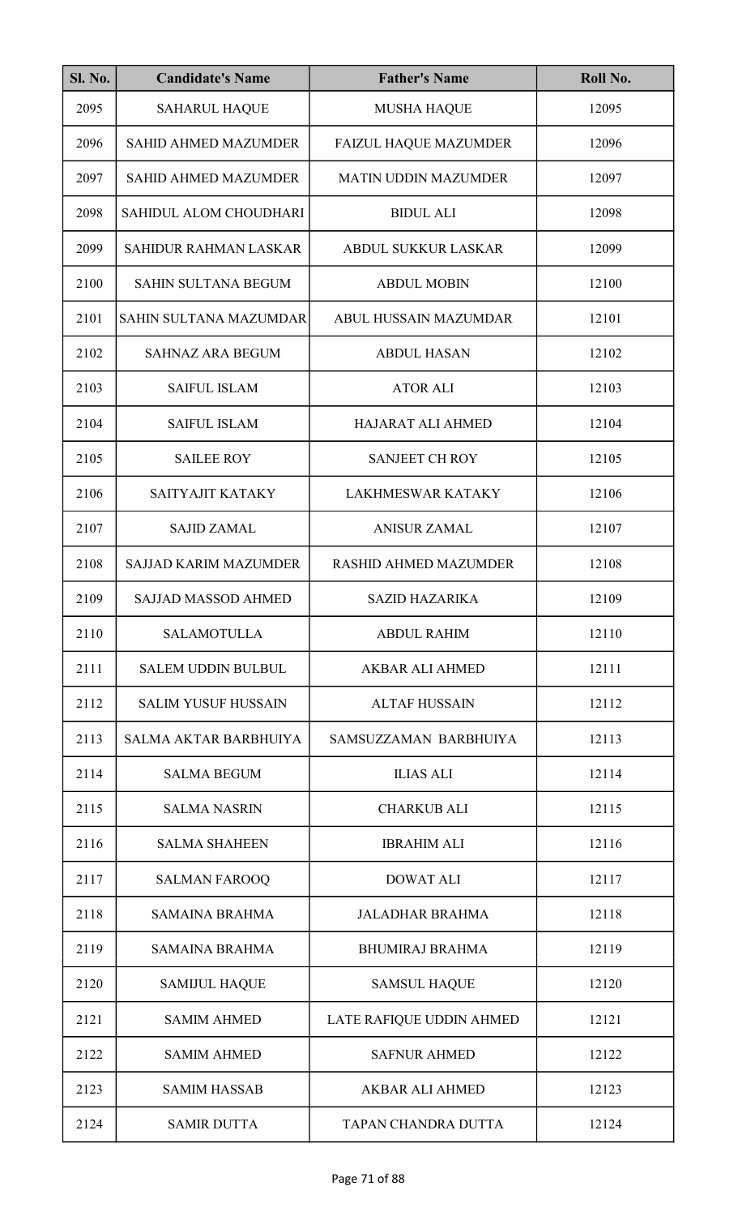| Sl. No. | Candidate's Name | Father's Name | Roll No. |
|---|---|---|---|
| 2095 | SAHARUL HAQUE | MUSHA HAQUE | 12095 |
| 2096 | SAHID AHMED MAZUMDER | FAIZUL HAQUE MAZUMDER | 12096 |
| 2097 | SAHID AHMED MAZUMDER | MATIN UDDIN MAZUMDER | 12097 |
| 2098 | SAHIDUL ALOM CHOUDHARI | BIDUL ALI | 12098 |
| 2099 | SAHIDUR RAHMAN LASKAR | ABDUL SUKKUR LASKAR | 12099 |
| 2100 | SAHIN SULTANA BEGUM | ABDUL MOBIN | 12100 |
| 2101 | SAHIN SULTANA MAZUMDAR | ABUL HUSSAIN MAZUMDAR | 12101 |
| 2102 | SAHNAZ ARA BEGUM | ABDUL HASAN | 12102 |
| 2103 | SAIFUL ISLAM | ATOR ALI | 12103 |
| 2104 | SAIFUL ISLAM | HAJARAT ALI AHMED | 12104 |
| 2105 | SAILEE ROY | SANJEET CH ROY | 12105 |
| 2106 | SAITYAJIT KATAKY | LAKHMESWAR KATAKY | 12106 |
| 2107 | SAJID ZAMAL | ANISUR ZAMAL | 12107 |
| 2108 | SAJJAD KARIM MAZUMDER | RASHID AHMED MAZUMDER | 12108 |
| 2109 | SAJJAD MASSOD AHMED | SAZID HAZARIKA | 12109 |
| 2110 | SALAMOTULLA | ABDUL RAHIM | 12110 |
| 2111 | SALEM UDDIN BULBUL | AKBAR ALI AHMED | 12111 |
| 2112 | SALIM YUSUF HUSSAIN | ALTAF HUSSAIN | 12112 |
| 2113 | SALMA AKTAR BARBHUIYA | SAMSUZZAMAN BARBHUIYA | 12113 |
| 2114 | SALMA BEGUM | ILIAS ALI | 12114 |
| 2115 | SALMA NASRIN | CHARKUB ALI | 12115 |
| 2116 | SALMA SHAHEEN | IBRAHIM ALI | 12116 |
| 2117 | SALMAN FAROOQ | DOWAT ALI | 12117 |
| 2118 | SAMAINA BRAHMA | JALADHAR BRAHMA | 12118 |
| 2119 | SAMAINA BRAHMA | BHUMIRAJ BRAHMA | 12119 |
| 2120 | SAMIJUL HAQUE | SAMSUL HAQUE | 12120 |
| 2121 | SAMIM AHMED | LATE RAFIQUE UDDIN AHMED | 12121 |
| 2122 | SAMIM AHMED | SAFNUR AHMED | 12122 |
| 2123 | SAMIM HASSAB | AKBAR ALI AHMED | 12123 |
| 2124 | SAMIR DUTTA | TAPAN CHANDRA DUTTA | 12124 |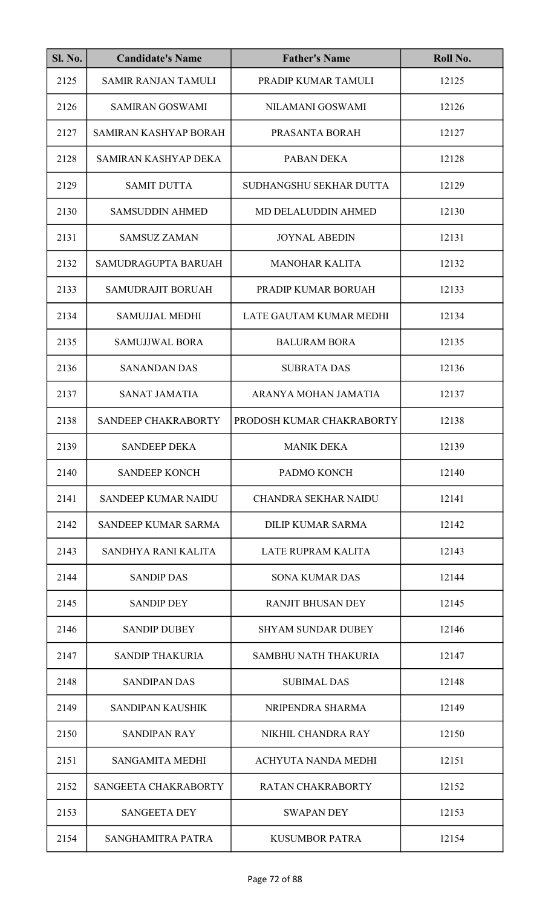| Sl. No. | Candidate's Name | Father's Name | Roll No. |
|---|---|---|---|
| 2125 | SAMIR RANJAN TAMULI | PRADIP KUMAR TAMULI | 12125 |
| 2126 | SAMIRAN GOSWAMI | NILAMANI GOSWAMI | 12126 |
| 2127 | SAMIRAN KASHYAP BORAH | PRASANTA BORAH | 12127 |
| 2128 | SAMIRAN KASHYAP DEKA | PABAN DEKA | 12128 |
| 2129 | SAMIT DUTTA | SUDHANGSHU SEKHAR DUTTA | 12129 |
| 2130 | SAMSUDDIN AHMED | MD DELALUDDIN AHMED | 12130 |
| 2131 | SAMSUZ ZAMAN | JOYNAL ABEDIN | 12131 |
| 2132 | SAMUDRAGUPTA BARUAH | MANOHAR KALITA | 12132 |
| 2133 | SAMUDRAJIT BORUAH | PRADIP KUMAR BORUAH | 12133 |
| 2134 | SAMUJJAL MEDHI | LATE GAUTAM KUMAR MEDHI | 12134 |
| 2135 | SAMUJJWAL BORA | BALURAM BORA | 12135 |
| 2136 | SANANDAN DAS | SUBRATA DAS | 12136 |
| 2137 | SANAT JAMATIA | ARANYA MOHAN JAMATIA | 12137 |
| 2138 | SANDEEP CHAKRABORTY | PRODOSH KUMAR CHAKRABORTY | 12138 |
| 2139 | SANDEEP DEKA | MANIK DEKA | 12139 |
| 2140 | SANDEEP KONCH | PADMO KONCH | 12140 |
| 2141 | SANDEEP KUMAR NAIDU | CHANDRA SEKHAR NAIDU | 12141 |
| 2142 | SANDEEP KUMAR SARMA | DILIP KUMAR SARMA | 12142 |
| 2143 | SANDHYA RANI KALITA | LATE RUPRAM KALITA | 12143 |
| 2144 | SANDIP DAS | SONA KUMAR DAS | 12144 |
| 2145 | SANDIP DEY | RANJIT BHUSAN DEY | 12145 |
| 2146 | SANDIP DUBEY | SHYAM SUNDAR DUBEY | 12146 |
| 2147 | SANDIP THAKURIA | SAMBHU NATH THAKURIA | 12147 |
| 2148 | SANDIPAN DAS | SUBIMAL DAS | 12148 |
| 2149 | SANDIPAN KAUSHIK | NRIPENDRA SHARMA | 12149 |
| 2150 | SANDIPAN RAY | NIKHIL CHANDRA RAY | 12150 |
| 2151 | SANGAMITA MEDHI | ACHYUTA NANDA MEDHI | 12151 |
| 2152 | SANGEETA CHAKRABORTY | RATAN CHAKRABORTY | 12152 |
| 2153 | SANGEETA DEY | SWAPAN DEY | 12153 |
| 2154 | SANGHAMITRA PATRA | KUSUMBOR PATRA | 12154 |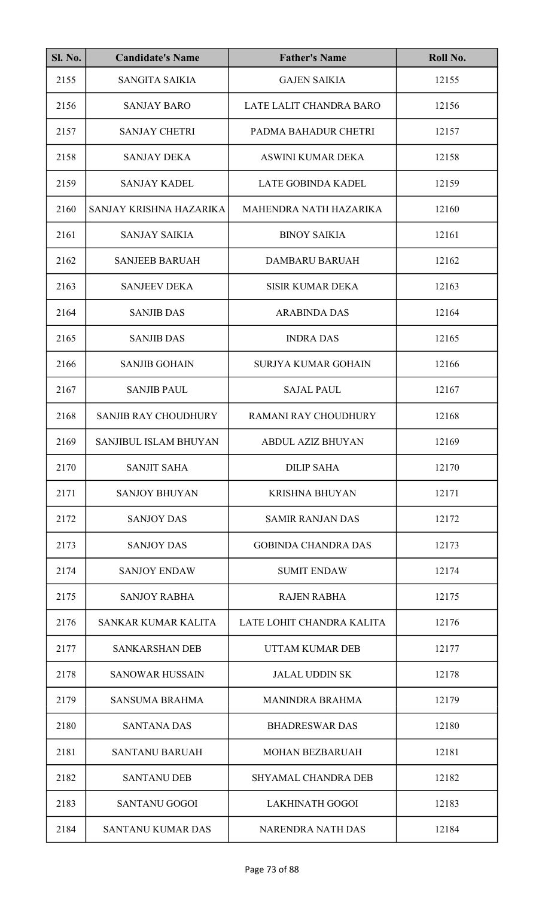| Sl. No. | Candidate's Name | Father's Name | Roll No. |
|---|---|---|---|
| 2155 | SANGITA SAIKIA | GAJEN SAIKIA | 12155 |
| 2156 | SANJAY BARO | LATE LALIT CHANDRA BARO | 12156 |
| 2157 | SANJAY CHETRI | PADMA BAHADUR CHETRI | 12157 |
| 2158 | SANJAY DEKA | ASWINI KUMAR DEKA | 12158 |
| 2159 | SANJAY KADEL | LATE GOBINDA KADEL | 12159 |
| 2160 | SANJAY KRISHNA HAZARIKA | MAHENDRA NATH HAZARIKA | 12160 |
| 2161 | SANJAY SAIKIA | BINOY SAIKIA | 12161 |
| 2162 | SANJEEB BARUAH | DAMBARU BARUAH | 12162 |
| 2163 | SANJEEV DEKA | SISIR KUMAR DEKA | 12163 |
| 2164 | SANJIB DAS | ARABINDA DAS | 12164 |
| 2165 | SANJIB DAS | INDRA DAS | 12165 |
| 2166 | SANJIB GOHAIN | SURJYA KUMAR GOHAIN | 12166 |
| 2167 | SANJIB PAUL | SAJAL PAUL | 12167 |
| 2168 | SANJIB RAY CHOUDHURY | RAMANI RAY CHOUDHURY | 12168 |
| 2169 | SANJIBUL ISLAM BHUYAN | ABDUL AZIZ BHUYAN | 12169 |
| 2170 | SANJIT SAHA | DILIP SAHA | 12170 |
| 2171 | SANJOY BHUYAN | KRISHNA BHUYAN | 12171 |
| 2172 | SANJOY DAS | SAMIR RANJAN DAS | 12172 |
| 2173 | SANJOY DAS | GOBINDA CHANDRA DAS | 12173 |
| 2174 | SANJOY ENDAW | SUMIT ENDAW | 12174 |
| 2175 | SANJOY RABHA | RAJEN RABHA | 12175 |
| 2176 | SANKAR KUMAR KALITA | LATE LOHIT CHANDRA KALITA | 12176 |
| 2177 | SANKARSHAN DEB | UTTAM KUMAR DEB | 12177 |
| 2178 | SANOWAR HUSSAIN | JALAL UDDIN SK | 12178 |
| 2179 | SANSUMA BRAHMA | MANINDRA BRAHMA | 12179 |
| 2180 | SANTANA DAS | BHADRESWAR DAS | 12180 |
| 2181 | SANTANU BARUAH | MOHAN BEZBARUAH | 12181 |
| 2182 | SANTANU DEB | SHYAMAL CHANDRA DEB | 12182 |
| 2183 | SANTANU GOGOI | LAKHINATH GOGOI | 12183 |
| 2184 | SANTANU KUMAR DAS | NARENDRA NATH DAS | 12184 |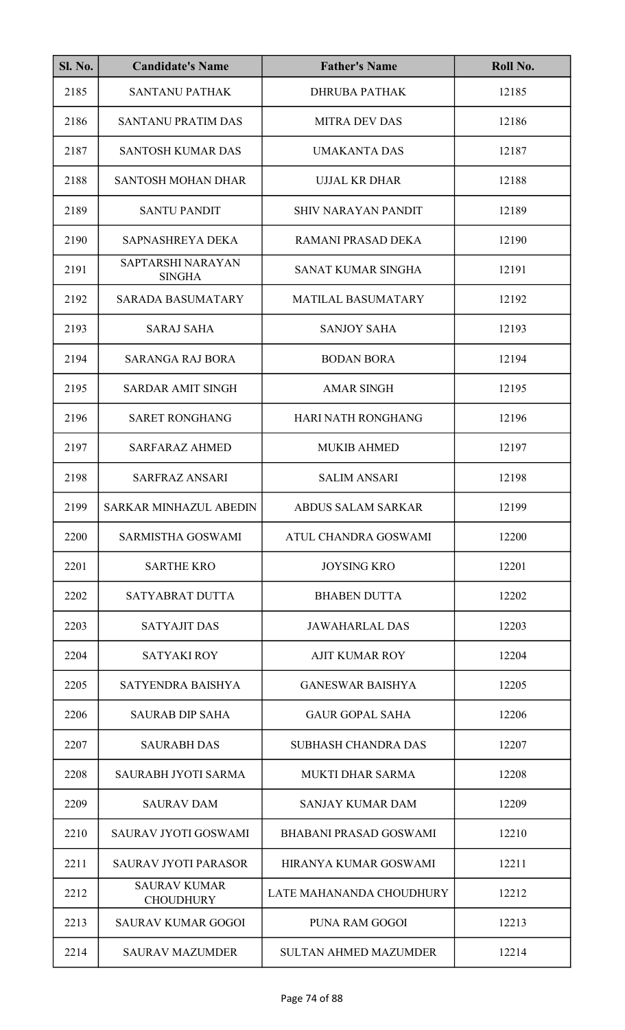| Sl. No. | Candidate's Name | Father's Name | Roll No. |
|---|---|---|---|
| 2185 | SANTANU PATHAK | DHRUBA PATHAK | 12185 |
| 2186 | SANTANU PRATIM DAS | MITRA DEV DAS | 12186 |
| 2187 | SANTOSH KUMAR DAS | UMAKANTA DAS | 12187 |
| 2188 | SANTOSH MOHAN DHAR | UJJAL KR DHAR | 12188 |
| 2189 | SANTU PANDIT | SHIV NARAYAN PANDIT | 12189 |
| 2190 | SAPNASHREYA DEKA | RAMANI PRASAD DEKA | 12190 |
| 2191 | SAPTARSHI NARAYAN SINGHA | SANAT KUMAR SINGHA | 12191 |
| 2192 | SARADA BASUMATARY | MATILAL BASUMATARY | 12192 |
| 2193 | SARAJ SAHA | SANJOY SAHA | 12193 |
| 2194 | SARANGA RAJ BORA | BODAN BORA | 12194 |
| 2195 | SARDAR AMIT SINGH | AMAR SINGH | 12195 |
| 2196 | SARET RONGHANG | HARI NATH RONGHANG | 12196 |
| 2197 | SARFARAZ AHMED | MUKIB AHMED | 12197 |
| 2198 | SARFRAZ ANSARI | SALIM ANSARI | 12198 |
| 2199 | SARKAR MINHAZUL ABEDIN | ABDUS SALAM SARKAR | 12199 |
| 2200 | SARMISTHA GOSWAMI | ATUL CHANDRA GOSWAMI | 12200 |
| 2201 | SARTHE KRO | JOYSING KRO | 12201 |
| 2202 | SATYABRAT DUTTA | BHABEN DUTTA | 12202 |
| 2203 | SATYAJIT DAS | JAWAHARLAL DAS | 12203 |
| 2204 | SATYAKI ROY | AJIT KUMAR ROY | 12204 |
| 2205 | SATYENDRA BAISHYA | GANESWAR BAISHYA | 12205 |
| 2206 | SAURAB DIP SAHA | GAUR GOPAL SAHA | 12206 |
| 2207 | SAURABH DAS | SUBHASH CHANDRA DAS | 12207 |
| 2208 | SAURABH JYOTI SARMA | MUKTI DHAR SARMA | 12208 |
| 2209 | SAURAV DAM | SANJAY KUMAR DAM | 12209 |
| 2210 | SAURAV JYOTI GOSWAMI | BHABANI PRASAD GOSWAMI | 12210 |
| 2211 | SAURAV JYOTI PARASOR | HIRANYA KUMAR GOSWAMI | 12211 |
| 2212 | SAURAV KUMAR CHOUDHURY | LATE MAHANANDA CHOUDHURY | 12212 |
| 2213 | SAURAV KUMAR GOGOI | PUNA RAM GOGOI | 12213 |
| 2214 | SAURAV MAZUMDER | SULTAN AHMED MAZUMDER | 12214 |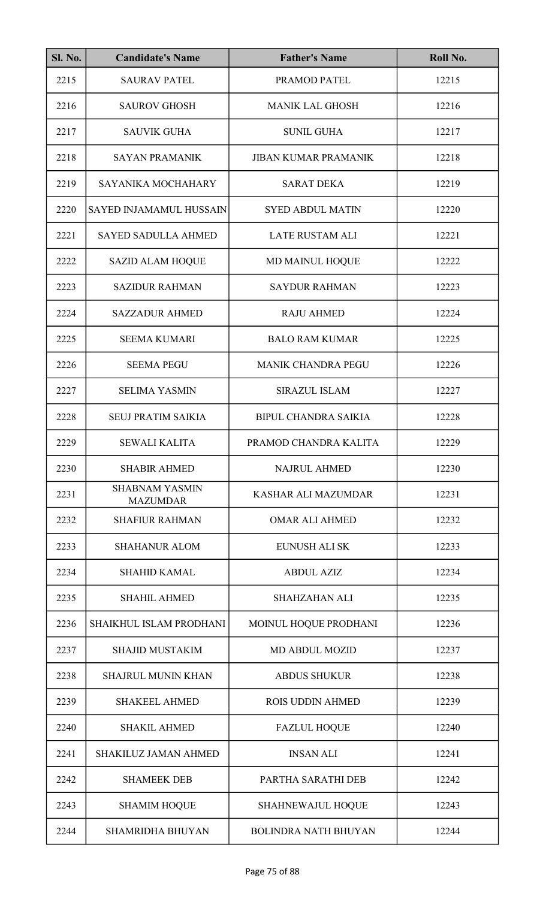| Sl. No. | Candidate's Name | Father's Name | Roll No. |
|---|---|---|---|
| 2215 | SAURAV PATEL | PRAMOD PATEL | 12215 |
| 2216 | SAUROV GHOSH | MANIK LAL GHOSH | 12216 |
| 2217 | SAUVIK GUHA | SUNIL GUHA | 12217 |
| 2218 | SAYAN PRAMANIK | JIBAN KUMAR PRAMANIK | 12218 |
| 2219 | SAYANIKA MOCHAHARY | SARAT DEKA | 12219 |
| 2220 | SAYED INJAMAMUL HUSSAIN | SYED ABDUL MATIN | 12220 |
| 2221 | SAYED SADULLA AHMED | LATE RUSTAM ALI | 12221 |
| 2222 | SAZID ALAM HOQUE | MD MAINUL HOQUE | 12222 |
| 2223 | SAZIDUR RAHMAN | SAYDUR RAHMAN | 12223 |
| 2224 | SAZZADUR AHMED | RAJU AHMED | 12224 |
| 2225 | SEEMA KUMARI | BALO RAM KUMAR | 12225 |
| 2226 | SEEMA PEGU | MANIK CHANDRA PEGU | 12226 |
| 2227 | SELIMA YASMIN | SIRAZUL ISLAM | 12227 |
| 2228 | SEUJ PRATIM SAIKIA | BIPUL CHANDRA SAIKIA | 12228 |
| 2229 | SEWALI KALITA | PRAMOD CHANDRA KALITA | 12229 |
| 2230 | SHABIR AHMED | NAJRUL AHMED | 12230 |
| 2231 | SHABNAM YASMIN MAZUMDAR | KASHAR ALI MAZUMDAR | 12231 |
| 2232 | SHAFIUR RAHMAN | OMAR ALI AHMED | 12232 |
| 2233 | SHAHANUR ALOM | EUNUSH ALI SK | 12233 |
| 2234 | SHAHID KAMAL | ABDUL AZIZ | 12234 |
| 2235 | SHAHIL AHMED | SHAHZAHAN ALI | 12235 |
| 2236 | SHAIKHUL ISLAM PRODHANI | MOINUL HOQUE PRODHANI | 12236 |
| 2237 | SHAJID MUSTAKIM | MD ABDUL MOZID | 12237 |
| 2238 | SHAJRUL MUNIN KHAN | ABDUS SHUKUR | 12238 |
| 2239 | SHAKEEL AHMED | ROIS UDDIN AHMED | 12239 |
| 2240 | SHAKIL AHMED | FAZLUL HOQUE | 12240 |
| 2241 | SHAKILUZ JAMAN AHMED | INSAN ALI | 12241 |
| 2242 | SHAMEEK DEB | PARTHA SARATHI DEB | 12242 |
| 2243 | SHAMIM HOQUE | SHAHNEWAJUL HOQUE | 12243 |
| 2244 | SHAMRIDHA BHUYAN | BOLINDRA NATH BHUYAN | 12244 |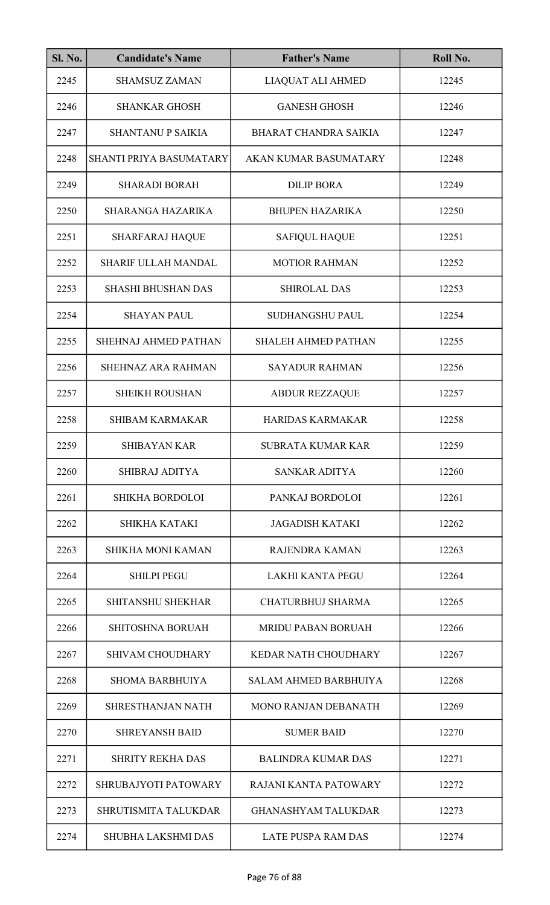| Sl. No. | Candidate's Name | Father's Name | Roll No. |
|---|---|---|---|
| 2245 | SHAMSUZ ZAMAN | LIAQUAT ALI AHMED | 12245 |
| 2246 | SHANKAR GHOSH | GANESH GHOSH | 12246 |
| 2247 | SHANTANU P SAIKIA | BHARAT CHANDRA SAIKIA | 12247 |
| 2248 | SHANTI PRIYA BASUMATARY | AKAN KUMAR BASUMATARY | 12248 |
| 2249 | SHARADI BORAH | DILIP BORA | 12249 |
| 2250 | SHARANGA HAZARIKA | BHUPEN HAZARIKA | 12250 |
| 2251 | SHARFARAJ HAQUE | SAFIQUL HAQUE | 12251 |
| 2252 | SHARIF ULLAH MANDAL | MOTIOR RAHMAN | 12252 |
| 2253 | SHASHI BHUSHAN DAS | SHIROLAL DAS | 12253 |
| 2254 | SHAYAN PAUL | SUDHANGSHU PAUL | 12254 |
| 2255 | SHEHNAJ AHMED PATHAN | SHALEH AHMED PATHAN | 12255 |
| 2256 | SHEHNAZ ARA RAHMAN | SAYADUR RAHMAN | 12256 |
| 2257 | SHEIKH ROUSHAN | ABDUR REZZAQUE | 12257 |
| 2258 | SHIBAM KARMAKAR | HARIDAS KARMAKAR | 12258 |
| 2259 | SHIBAYAN KAR | SUBRATA KUMAR KAR | 12259 |
| 2260 | SHIBRAJ ADITYA | SANKAR ADITYA | 12260 |
| 2261 | SHIKHA BORDOLOI | PANKAJ BORDOLOI | 12261 |
| 2262 | SHIKHA KATAKI | JAGADISH KATAKI | 12262 |
| 2263 | SHIKHA MONI KAMAN | RAJENDRA KAMAN | 12263 |
| 2264 | SHILPI PEGU | LAKHI KANTA PEGU | 12264 |
| 2265 | SHITANSHU SHEKHAR | CHATURBHUJ SHARMA | 12265 |
| 2266 | SHITOSHNA BORUAH | MRIDU PABAN BORUAH | 12266 |
| 2267 | SHIVAM CHOUDHARY | KEDAR NATH CHOUDHARY | 12267 |
| 2268 | SHOMA BARBHUIYA | SALAM AHMED BARBHUIYA | 12268 |
| 2269 | SHRESTHANJAN NATH | MONO RANJAN DEBANATH | 12269 |
| 2270 | SHREYANSH BAID | SUMER BAID | 12270 |
| 2271 | SHRITY REKHA DAS | BALINDRA KUMAR DAS | 12271 |
| 2272 | SHRUBAJYOTI PATOWARY | RAJANI KANTA PATOWARY | 12272 |
| 2273 | SHRUTISMITA TALUKDAR | GHANASHYAM TALUKDAR | 12273 |
| 2274 | SHUBHA LAKSHMI DAS | LATE PUSPA RAM DAS | 12274 |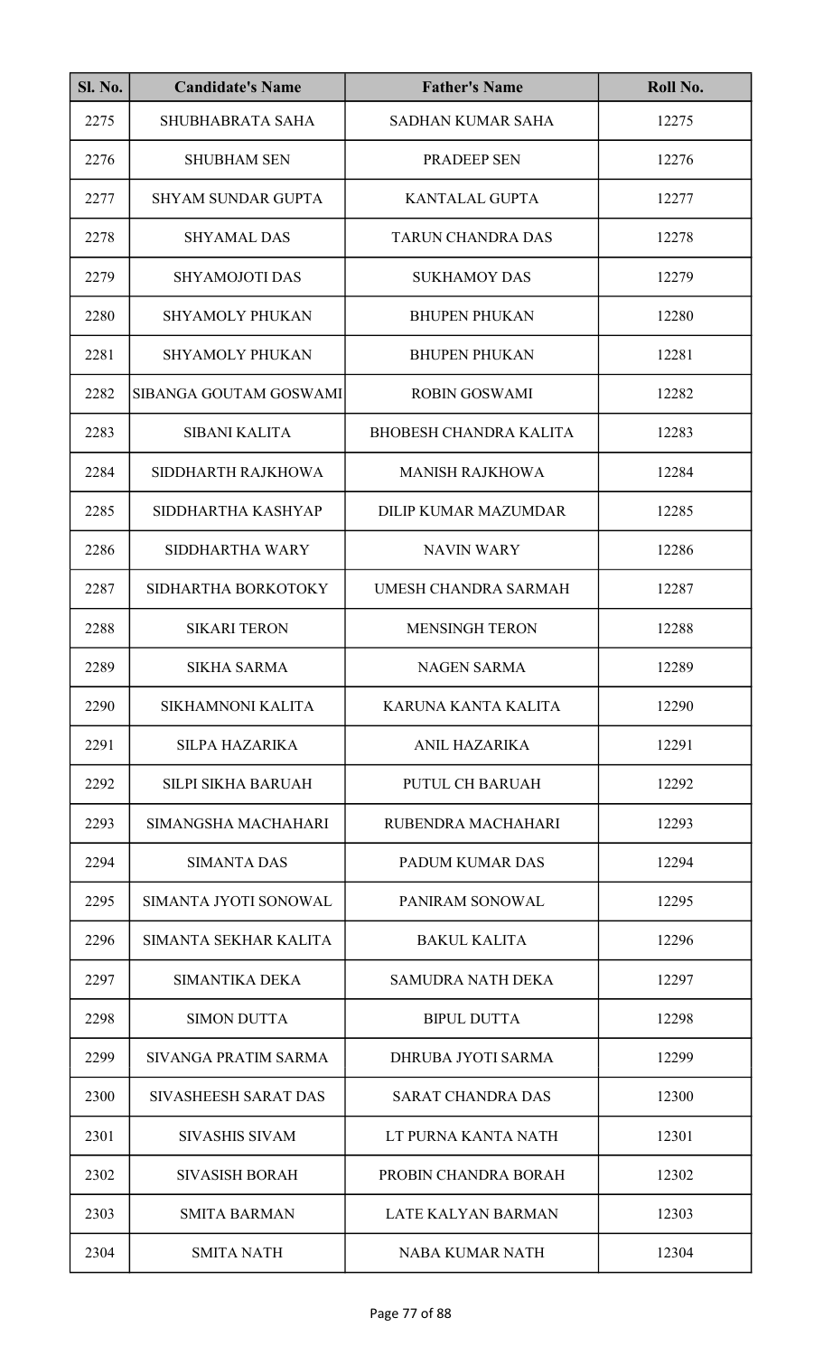| Sl. No. | Candidate's Name | Father's Name | Roll No. |
|---|---|---|---|
| 2275 | SHUBHABRATA SAHA | SADHAN KUMAR SAHA | 12275 |
| 2276 | SHUBHAM SEN | PRADEEP SEN | 12276 |
| 2277 | SHYAM SUNDAR GUPTA | KANTALAL GUPTA | 12277 |
| 2278 | SHYAMAL DAS | TARUN CHANDRA DAS | 12278 |
| 2279 | SHYAMOJOTI DAS | SUKHAMOY DAS | 12279 |
| 2280 | SHYAMOLY PHUKAN | BHUPEN PHUKAN | 12280 |
| 2281 | SHYAMOLY PHUKAN | BHUPEN PHUKAN | 12281 |
| 2282 | SIBANGA GOUTAM GOSWAMI | ROBIN GOSWAMI | 12282 |
| 2283 | SIBANI KALITA | BHOBESH CHANDRA KALITA | 12283 |
| 2284 | SIDDHARTH RAJKHOWA | MANISH RAJKHOWA | 12284 |
| 2285 | SIDDHARTHA KASHYAP | DILIP KUMAR MAZUMDAR | 12285 |
| 2286 | SIDDHARTHA WARY | NAVIN WARY | 12286 |
| 2287 | SIDHARTHA BORKOTOKY | UMESH CHANDRA SARMAH | 12287 |
| 2288 | SIKARI TERON | MENSINGH TERON | 12288 |
| 2289 | SIKHA SARMA | NAGEN SARMA | 12289 |
| 2290 | SIKHAMNONI KALITA | KARUNA KANTA KALITA | 12290 |
| 2291 | SILPA HAZARIKA | ANIL HAZARIKA | 12291 |
| 2292 | SILPI SIKHA BARUAH | PUTUL CH BARUAH | 12292 |
| 2293 | SIMANGSHA MACHAHARI | RUBENDRA MACHAHARI | 12293 |
| 2294 | SIMANTA DAS | PADUM KUMAR DAS | 12294 |
| 2295 | SIMANTA JYOTI SONOWAL | PANIRAM SONOWAL | 12295 |
| 2296 | SIMANTA SEKHAR KALITA | BAKUL KALITA | 12296 |
| 2297 | SIMANTIKA DEKA | SAMUDRA NATH DEKA | 12297 |
| 2298 | SIMON DUTTA | BIPUL DUTTA | 12298 |
| 2299 | SIVANGA PRATIM SARMA | DHRUBA JYOTI SARMA | 12299 |
| 2300 | SIVASHEESH SARAT DAS | SARAT CHANDRA DAS | 12300 |
| 2301 | SIVASHIS SIVAM | LT PURNA KANTA NATH | 12301 |
| 2302 | SIVASISH BORAH | PROBIN CHANDRA BORAH | 12302 |
| 2303 | SMITA BARMAN | LATE KALYAN BARMAN | 12303 |
| 2304 | SMITA NATH | NABA KUMAR NATH | 12304 |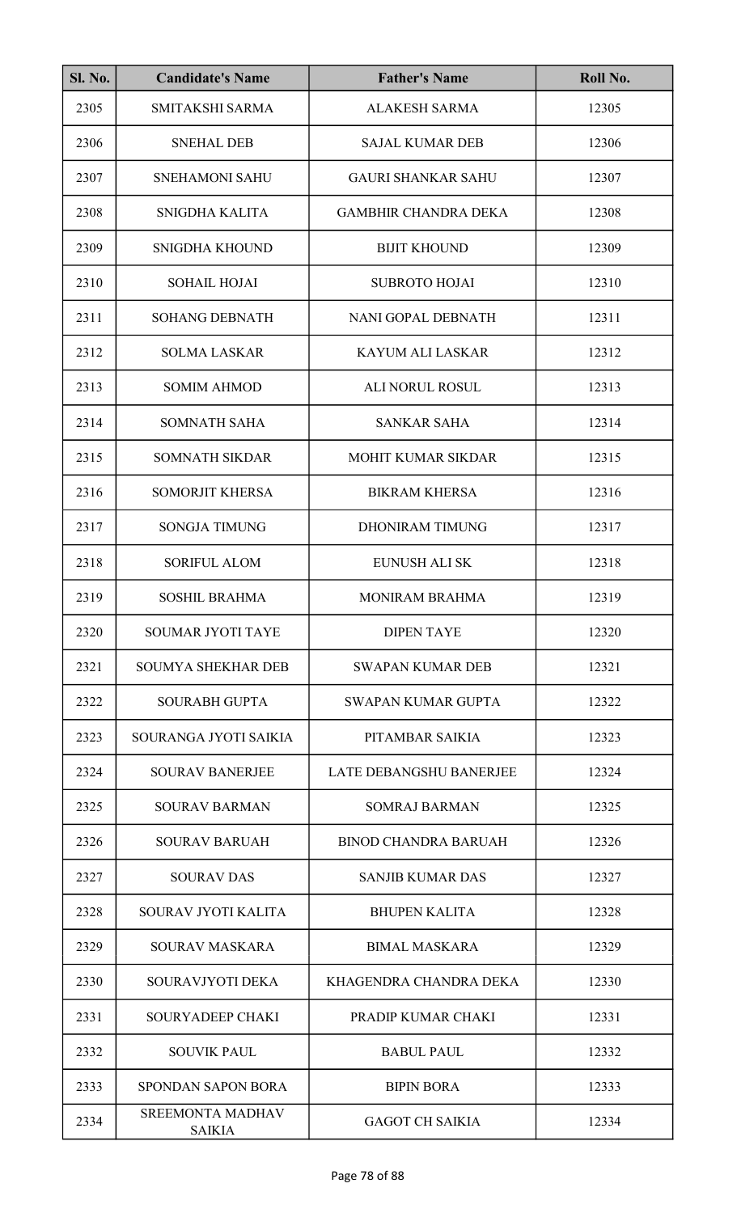| Sl. No. | Candidate's Name | Father's Name | Roll No. |
|---|---|---|---|
| 2305 | SMITAKSHI SARMA | ALAKESH SARMA | 12305 |
| 2306 | SNEHAL DEB | SAJAL KUMAR DEB | 12306 |
| 2307 | SNEHAMONI SAHU | GAURI SHANKAR SAHU | 12307 |
| 2308 | SNIGDHA KALITA | GAMBHIR CHANDRA DEKA | 12308 |
| 2309 | SNIGDHA KHOUND | BIJIT KHOUND | 12309 |
| 2310 | SOHAIL HOJAI | SUBROTO HOJAI | 12310 |
| 2311 | SOHANG DEBNATH | NANI GOPAL DEBNATH | 12311 |
| 2312 | SOLMA LASKAR | KAYUM ALI LASKAR | 12312 |
| 2313 | SOMIM AHMOD | ALI NORUL ROSUL | 12313 |
| 2314 | SOMNATH SAHA | SANKAR SAHA | 12314 |
| 2315 | SOMNATH SIKDAR | MOHIT KUMAR SIKDAR | 12315 |
| 2316 | SOMORJIT KHERSA | BIKRAM KHERSA | 12316 |
| 2317 | SONGJA TIMUNG | DHONIRAM TIMUNG | 12317 |
| 2318 | SORIFUL ALOM | EUNUSH ALI SK | 12318 |
| 2319 | SOSHIL BRAHMA | MONIRAM BRAHMA | 12319 |
| 2320 | SOUMAR JYOTI TAYE | DIPEN TAYE | 12320 |
| 2321 | SOUMYA SHEKHAR DEB | SWAPAN KUMAR DEB | 12321 |
| 2322 | SOURABH GUPTA | SWAPAN KUMAR GUPTA | 12322 |
| 2323 | SOURANGA JYOTI SAIKIA | PITAMBAR SAIKIA | 12323 |
| 2324 | SOURAV BANERJEE | LATE DEBANGSHU BANERJEE | 12324 |
| 2325 | SOURAV BARMAN | SOMRAJ BARMAN | 12325 |
| 2326 | SOURAV BARUAH | BINOD CHANDRA BARUAH | 12326 |
| 2327 | SOURAV DAS | SANJIB KUMAR DAS | 12327 |
| 2328 | SOURAV JYOTI KALITA | BHUPEN KALITA | 12328 |
| 2329 | SOURAV MASKARA | BIMAL MASKARA | 12329 |
| 2330 | SOURAVJYOTI DEKA | KHAGENDRA CHANDRA DEKA | 12330 |
| 2331 | SOURYADEEP CHAKI | PRADIP KUMAR CHAKI | 12331 |
| 2332 | SOUVIK PAUL | BABUL PAUL | 12332 |
| 2333 | SPONDAN SAPON BORA | BIPIN BORA | 12333 |
| 2334 | SREEMONTA MADHAV SAIKIA | GAGOT CH SAIKIA | 12334 |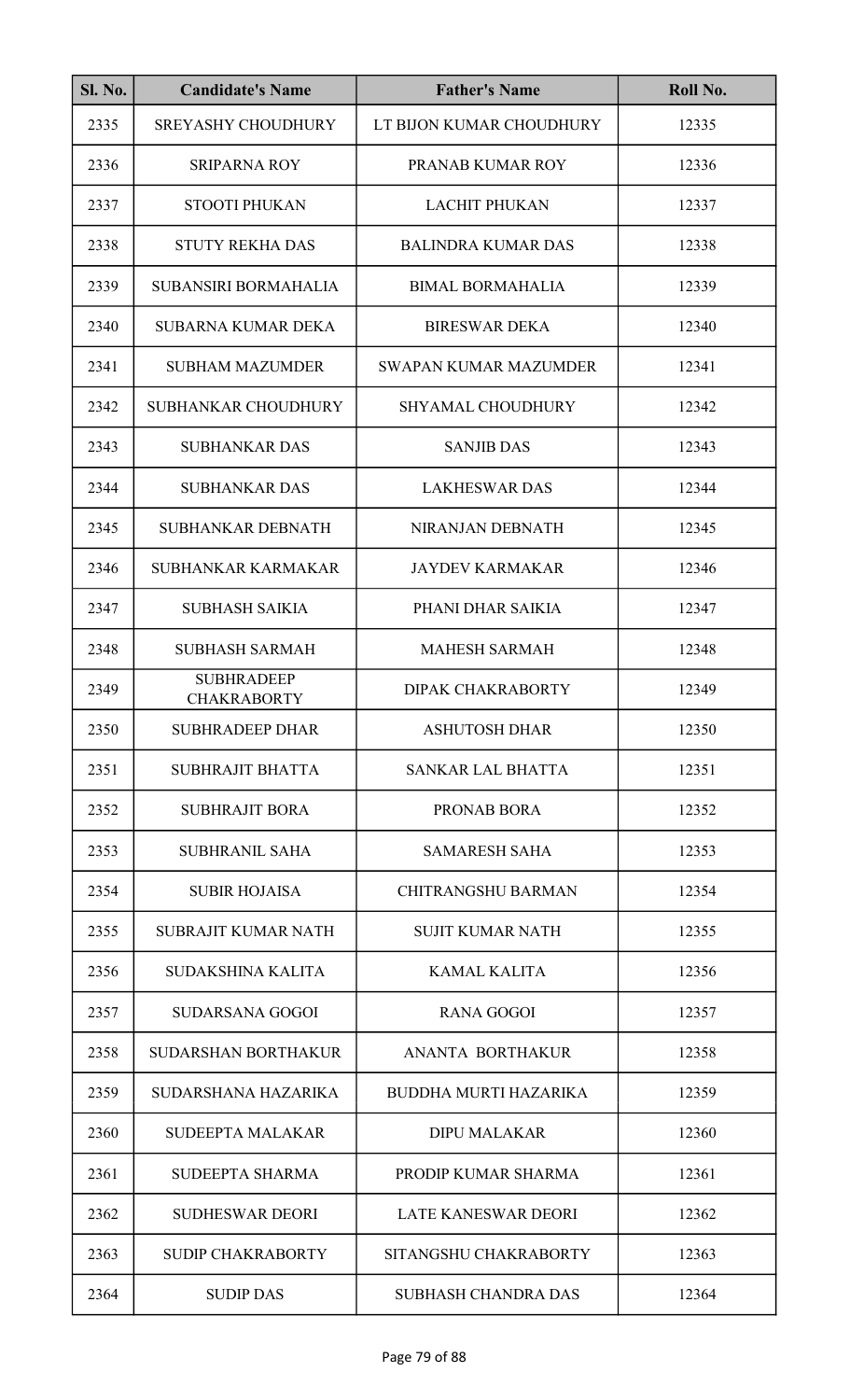| Sl. No. | Candidate's Name | Father's Name | Roll No. |
|---|---|---|---|
| 2335 | SREYASHY CHOUDHURY | LT BIJON KUMAR CHOUDHURY | 12335 |
| 2336 | SRIPARNA ROY | PRANAB KUMAR ROY | 12336 |
| 2337 | STOOTI PHUKAN | LACHIT PHUKAN | 12337 |
| 2338 | STUTY REKHA DAS | BALINDRA KUMAR DAS | 12338 |
| 2339 | SUBANSIRI BORMAHALIA | BIMAL BORMAHALIA | 12339 |
| 2340 | SUBARNA KUMAR DEKA | BIRESWAR DEKA | 12340 |
| 2341 | SUBHAM MAZUMDER | SWAPAN KUMAR MAZUMDER | 12341 |
| 2342 | SUBHANKAR CHOUDHURY | SHYAMAL CHOUDHURY | 12342 |
| 2343 | SUBHANKAR DAS | SANJIB DAS | 12343 |
| 2344 | SUBHANKAR DAS | LAKHESWAR DAS | 12344 |
| 2345 | SUBHANKAR DEBNATH | NIRANJAN DEBNATH | 12345 |
| 2346 | SUBHANKAR KARMAKAR | JAYDEV KARMAKAR | 12346 |
| 2347 | SUBHASH SAIKIA | PHANI DHAR SAIKIA | 12347 |
| 2348 | SUBHASH SARMAH | MAHESH SARMAH | 12348 |
| 2349 | SUBHRADEEP CHAKRABORTY | DIPAK CHAKRABORTY | 12349 |
| 2350 | SUBHRADEEP DHAR | ASHUTOSH DHAR | 12350 |
| 2351 | SUBHRAJIT BHATTA | SANKAR LAL BHATTA | 12351 |
| 2352 | SUBHRAJIT BORA | PRONAB BORA | 12352 |
| 2353 | SUBHRANIL SAHA | SAMARESH SAHA | 12353 |
| 2354 | SUBIR HOJAISA | CHITRANGSHU BARMAN | 12354 |
| 2355 | SUBRAJIT KUMAR NATH | SUJIT KUMAR NATH | 12355 |
| 2356 | SUDAKSHINA KALITA | KAMAL KALITA | 12356 |
| 2357 | SUDARSANA GOGOI | RANA GOGOI | 12357 |
| 2358 | SUDARSHAN BORTHAKUR | ANANTA BORTHAKUR | 12358 |
| 2359 | SUDARSHANA HAZARIKA | BUDDHA MURTI HAZARIKA | 12359 |
| 2360 | SUDEEPTA MALAKAR | DIPU MALAKAR | 12360 |
| 2361 | SUDEEPTA SHARMA | PRODIP KUMAR SHARMA | 12361 |
| 2362 | SUDHESWAR DEORI | LATE KANESWAR DEORI | 12362 |
| 2363 | SUDIP CHAKRABORTY | SITANGSHU CHAKRABORTY | 12363 |
| 2364 | SUDIP DAS | SUBHASH CHANDRA DAS | 12364 |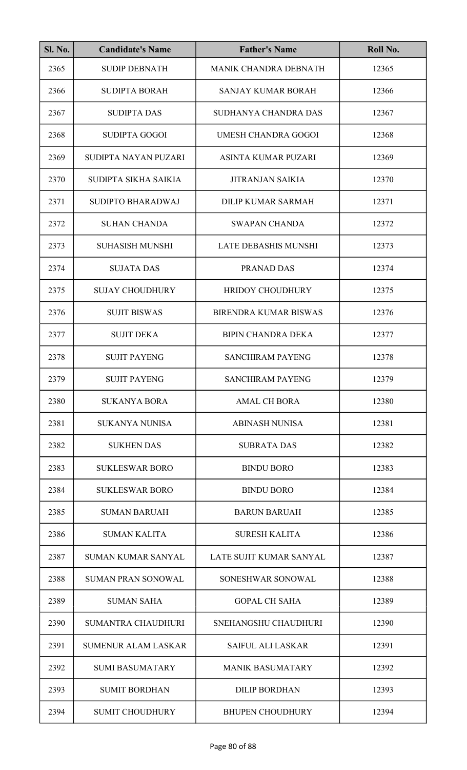| Sl. No. | Candidate's Name | Father's Name | Roll No. |
|---|---|---|---|
| 2365 | SUDIP DEBNATH | MANIK CHANDRA DEBNATH | 12365 |
| 2366 | SUDIPTA BORAH | SANJAY KUMAR BORAH | 12366 |
| 2367 | SUDIPTA DAS | SUDHANYA CHANDRA DAS | 12367 |
| 2368 | SUDIPTA GOGOI | UMESH CHANDRA GOGOI | 12368 |
| 2369 | SUDIPTA NAYAN PUZARI | ASINTA KUMAR PUZARI | 12369 |
| 2370 | SUDIPTA SIKHA SAIKIA | JITRANJAN SAIKIA | 12370 |
| 2371 | SUDIPTO BHARADWAJ | DILIP KUMAR SARMAH | 12371 |
| 2372 | SUHAN CHANDA | SWAPAN CHANDA | 12372 |
| 2373 | SUHASISH MUNSHI | LATE DEBASHIS MUNSHI | 12373 |
| 2374 | SUJATA DAS | PRANAD DAS | 12374 |
| 2375 | SUJAY CHOUDHURY | HRIDOY CHOUDHURY | 12375 |
| 2376 | SUJIT BISWAS | BIRENDRA KUMAR BISWAS | 12376 |
| 2377 | SUJIT DEKA | BIPIN CHANDRA DEKA | 12377 |
| 2378 | SUJIT PAYENG | SANCHIRAM PAYENG | 12378 |
| 2379 | SUJIT PAYENG | SANCHIRAM PAYENG | 12379 |
| 2380 | SUKANYA BORA | AMAL CH BORA | 12380 |
| 2381 | SUKANYA NUNISA | ABINASH NUNISA | 12381 |
| 2382 | SUKHEN DAS | SUBRATA DAS | 12382 |
| 2383 | SUKLESWAR BORO | BINDU BORO | 12383 |
| 2384 | SUKLESWAR BORO | BINDU BORO | 12384 |
| 2385 | SUMAN BARUAH | BARUN BARUAH | 12385 |
| 2386 | SUMAN KALITA | SURESH KALITA | 12386 |
| 2387 | SUMAN KUMAR SANYAL | LATE SUJIT KUMAR SANYAL | 12387 |
| 2388 | SUMAN PRAN SONOWAL | SONESHWAR SONOWAL | 12388 |
| 2389 | SUMAN SAHA | GOPAL CH SAHA | 12389 |
| 2390 | SUMANTRA CHAUDHURI | SNEHANGSHU CHAUDHURI | 12390 |
| 2391 | SUMENUR ALAM LASKAR | SAIFUL ALI LASKAR | 12391 |
| 2392 | SUMI BASUMATARY | MANIK BASUMATARY | 12392 |
| 2393 | SUMIT BORDHAN | DILIP BORDHAN | 12393 |
| 2394 | SUMIT CHOUDHURY | BHUPEN CHOUDHURY | 12394 |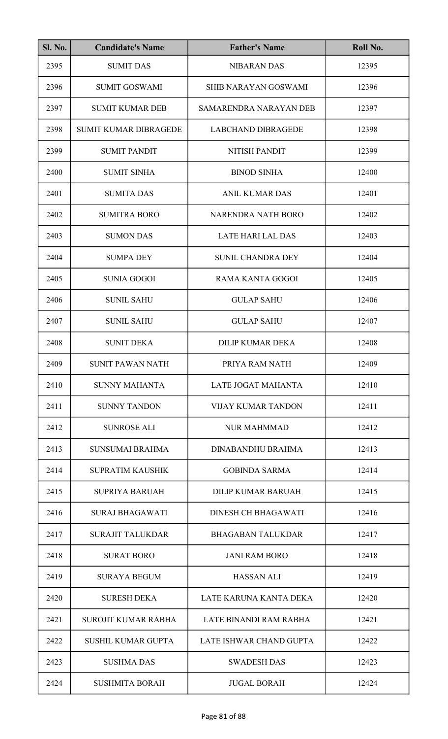| Sl. No. | Candidate's Name | Father's Name | Roll No. |
|---|---|---|---|
| 2395 | SUMIT DAS | NIBARAN DAS | 12395 |
| 2396 | SUMIT GOSWAMI | SHIB NARAYAN GOSWAMI | 12396 |
| 2397 | SUMIT KUMAR DEB | SAMARENDRA NARAYAN DEB | 12397 |
| 2398 | SUMIT KUMAR DIBRAGEDE | LABCHAND DIBRAGEDE | 12398 |
| 2399 | SUMIT PANDIT | NITISH PANDIT | 12399 |
| 2400 | SUMIT SINHA | BINOD SINHA | 12400 |
| 2401 | SUMITA DAS | ANIL KUMAR DAS | 12401 |
| 2402 | SUMITRA BORO | NARENDRA NATH BORO | 12402 |
| 2403 | SUMON DAS | LATE HARI LAL DAS | 12403 |
| 2404 | SUMPA DEY | SUNIL CHANDRA DEY | 12404 |
| 2405 | SUNIA GOGOI | RAMA KANTA GOGOI | 12405 |
| 2406 | SUNIL SAHU | GULAP SAHU | 12406 |
| 2407 | SUNIL SAHU | GULAP SAHU | 12407 |
| 2408 | SUNIT DEKA | DILIP KUMAR DEKA | 12408 |
| 2409 | SUNIT PAWAN NATH | PRIYA RAM NATH | 12409 |
| 2410 | SUNNY MAHANTA | LATE JOGAT MAHANTA | 12410 |
| 2411 | SUNNY TANDON | VIJAY KUMAR TANDON | 12411 |
| 2412 | SUNROSE ALI | NUR MAHMMAD | 12412 |
| 2413 | SUNSUMAI BRAHMA | DINABANDHU BRAHMA | 12413 |
| 2414 | SUPRATIM KAUSHIK | GOBINDA SARMA | 12414 |
| 2415 | SUPRIYA BARUAH | DILIP KUMAR BARUAH | 12415 |
| 2416 | SURAJ BHAGAWATI | DINESH CH BHAGAWATI | 12416 |
| 2417 | SURAJIT TALUKDAR | BHAGABAN TALUKDAR | 12417 |
| 2418 | SURAT BORO | JANI RAM BORO | 12418 |
| 2419 | SURAYA BEGUM | HASSAN ALI | 12419 |
| 2420 | SURESH DEKA | LATE KARUNA KANTA DEKA | 12420 |
| 2421 | SUROJIT KUMAR RABHA | LATE BINANDI RAM RABHA | 12421 |
| 2422 | SUSHIL KUMAR GUPTA | LATE ISHWAR CHAND GUPTA | 12422 |
| 2423 | SUSHMA DAS | SWADESH DAS | 12423 |
| 2424 | SUSHMITA BORAH | JUGAL BORAH | 12424 |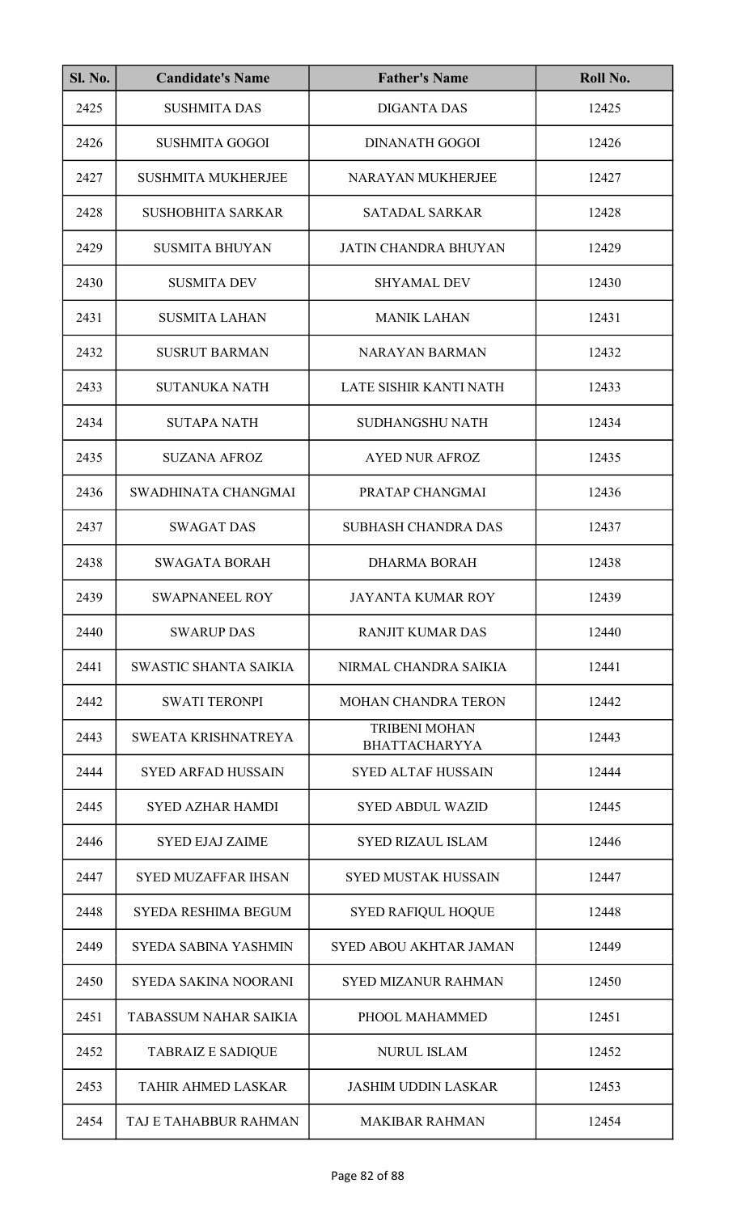| Sl. No. | Candidate's Name | Father's Name | Roll No. |
|---|---|---|---|
| 2425 | SUSHMITA DAS | DIGANTA DAS | 12425 |
| 2426 | SUSHMITA GOGOI | DINANATH GOGOI | 12426 |
| 2427 | SUSHMITA MUKHERJEE | NARAYAN MUKHERJEE | 12427 |
| 2428 | SUSHOBHITA SARKAR | SATADAL SARKAR | 12428 |
| 2429 | SUSMITA BHUYAN | JATIN CHANDRA BHUYAN | 12429 |
| 2430 | SUSMITA DEV | SHYAMAL DEV | 12430 |
| 2431 | SUSMITA LAHAN | MANIK LAHAN | 12431 |
| 2432 | SUSRUT BARMAN | NARAYAN BARMAN | 12432 |
| 2433 | SUTANUKA NATH | LATE SISHIR KANTI NATH | 12433 |
| 2434 | SUTAPA NATH | SUDHANGSHU NATH | 12434 |
| 2435 | SUZANA AFROZ | AYED NUR AFROZ | 12435 |
| 2436 | SWADHINATA CHANGMAI | PRATAP CHANGMAI | 12436 |
| 2437 | SWAGAT DAS | SUBHASH CHANDRA DAS | 12437 |
| 2438 | SWAGATA BORAH | DHARMA BORAH | 12438 |
| 2439 | SWAPNANEEL ROY | JAYANTA KUMAR ROY | 12439 |
| 2440 | SWARUP DAS | RANJIT KUMAR DAS | 12440 |
| 2441 | SWASTIC SHANTA SAIKIA | NIRMAL CHANDRA SAIKIA | 12441 |
| 2442 | SWATI TERONPI | MOHAN CHANDRA TERON | 12442 |
| 2443 | SWEATA KRISHNATREYA | TRIBENI MOHAN BHATTACHARYYA | 12443 |
| 2444 | SYED ARFAD HUSSAIN | SYED ALTAF HUSSAIN | 12444 |
| 2445 | SYED AZHAR HAMDI | SYED ABDUL WAZID | 12445 |
| 2446 | SYED EJAJ ZAIME | SYED RIZAUL ISLAM | 12446 |
| 2447 | SYED MUZAFFAR IHSAN | SYED MUSTAK HUSSAIN | 12447 |
| 2448 | SYEDA RESHIMA BEGUM | SYED RAFIQUL HOQUE | 12448 |
| 2449 | SYEDA SABINA YASHMIN | SYED ABOU AKHTAR JAMAN | 12449 |
| 2450 | SYEDA SAKINA NOORANI | SYED MIZANUR RAHMAN | 12450 |
| 2451 | TABASSUM NAHAR SAIKIA | PHOOL MAHAMMED | 12451 |
| 2452 | TABRAIZ E SADIQUE | NURUL ISLAM | 12452 |
| 2453 | TAHIR AHMED LASKAR | JASHIM UDDIN LASKAR | 12453 |
| 2454 | TAJ E TAHABBUR RAHMAN | MAKIBAR RAHMAN | 12454 |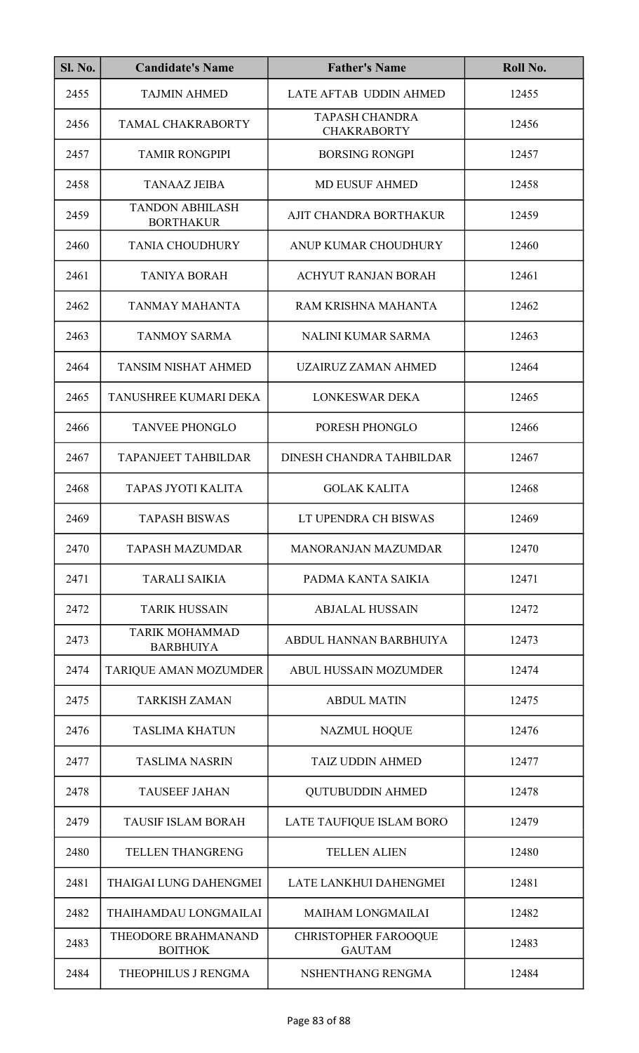| Sl. No. | Candidate's Name | Father's Name | Roll No. |
|---|---|---|---|
| 2455 | TAJMIN AHMED | LATE AFTAB UDDIN AHMED | 12455 |
| 2456 | TAMAL CHAKRABORTY | TAPASH CHANDRA CHAKRABORTY | 12456 |
| 2457 | TAMIR RONGPIPI | BORSING RONGPI | 12457 |
| 2458 | TANAAZ JEIBA | MD EUSUF AHMED | 12458 |
| 2459 | TANDON ABHILASH BORTHAKUR | AJIT CHANDRA BORTHAKUR | 12459 |
| 2460 | TANIA CHOUDHURY | ANUP KUMAR CHOUDHURY | 12460 |
| 2461 | TANIYA BORAH | ACHYUT RANJAN BORAH | 12461 |
| 2462 | TANMAY MAHANTA | RAM KRISHNA MAHANTA | 12462 |
| 2463 | TANMOY SARMA | NALINI KUMAR SARMA | 12463 |
| 2464 | TANSIM NISHAT AHMED | UZAIRUZ ZAMAN AHMED | 12464 |
| 2465 | TANUSHREE KUMARI DEKA | LONKESWAR DEKA | 12465 |
| 2466 | TANVEE PHONGLO | PORESH PHONGLO | 12466 |
| 2467 | TAPANJEET TAHBILDAR | DINESH CHANDRA TAHBILDAR | 12467 |
| 2468 | TAPAS JYOTI KALITA | GOLAK KALITA | 12468 |
| 2469 | TAPASH BISWAS | LT UPENDRA CH BISWAS | 12469 |
| 2470 | TAPASH MAZUMDAR | MANORANJAN MAZUMDAR | 12470 |
| 2471 | TARALI SAIKIA | PADMA KANTA SAIKIA | 12471 |
| 2472 | TARIK HUSSAIN | ABJALAL HUSSAIN | 12472 |
| 2473 | TARIK MOHAMMAD BARBHUIYA | ABDUL HANNAN BARBHUIYA | 12473 |
| 2474 | TARIQUE AMAN MOZUMDER | ABUL HUSSAIN MOZUMDER | 12474 |
| 2475 | TARKISH ZAMAN | ABDUL MATIN | 12475 |
| 2476 | TASLIMA KHATUN | NAZMUL HOQUE | 12476 |
| 2477 | TASLIMA NASRIN | TAIZ UDDIN AHMED | 12477 |
| 2478 | TAUSEEF JAHAN | QUTUBUDDIN AHMED | 12478 |
| 2479 | TAUSIF ISLAM BORAH | LATE TAUFIQUE ISLAM BORO | 12479 |
| 2480 | TELLEN THANGRENG | TELLEN ALIEN | 12480 |
| 2481 | THAIGAI LUNG DAHENGMEI | LATE LANKHUI DAHENGMEI | 12481 |
| 2482 | THAIHAMDAU LONGMAILAI | MAIHAM LONGMAILAI | 12482 |
| 2483 | THEODORE BRAHMANAND BOITHOK | CHRISTOPHER FAROOQUE GAUTAM | 12483 |
| 2484 | THEOPHILUS J RENGMA | NSHENTHANG RENGMA | 12484 |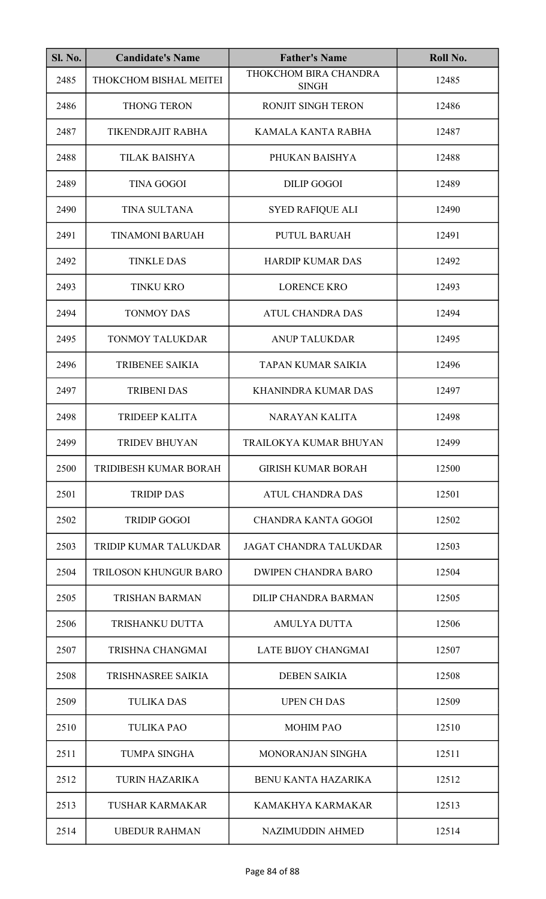| Sl. No. | Candidate's Name | Father's Name | Roll No. |
|---|---|---|---|
| 2485 | THOKCHOM BISHAL MEITEI | THOKCHOM BIRA CHANDRA SINGH | 12485 |
| 2486 | THONG TERON | RONJIT SINGH TERON | 12486 |
| 2487 | TIKENDRAJIT RABHA | KAMALA KANTA RABHA | 12487 |
| 2488 | TILAK BAISHYA | PHUKAN BAISHYA | 12488 |
| 2489 | TINA GOGOI | DILIP GOGOI | 12489 |
| 2490 | TINA SULTANA | SYED RAFIQUE ALI | 12490 |
| 2491 | TINAMONI BARUAH | PUTUL BARUAH | 12491 |
| 2492 | TINKLE DAS | HARDIP KUMAR DAS | 12492 |
| 2493 | TINKU KRO | LORENCE KRO | 12493 |
| 2494 | TONMOY DAS | ATUL CHANDRA DAS | 12494 |
| 2495 | TONMOY TALUKDAR | ANUP TALUKDAR | 12495 |
| 2496 | TRIBENEE SAIKIA | TAPAN KUMAR SAIKIA | 12496 |
| 2497 | TRIBENI DAS | KHANINDRA KUMAR DAS | 12497 |
| 2498 | TRIDEEP KALITA | NARAYAN KALITA | 12498 |
| 2499 | TRIDEV BHUYAN | TRAILOKYA KUMAR BHUYAN | 12499 |
| 2500 | TRIDIBESH KUMAR BORAH | GIRISH KUMAR BORAH | 12500 |
| 2501 | TRIDIP DAS | ATUL CHANDRA DAS | 12501 |
| 2502 | TRIDIP GOGOI | CHANDRA KANTA GOGOI | 12502 |
| 2503 | TRIDIP KUMAR TALUKDAR | JAGAT CHANDRA TALUKDAR | 12503 |
| 2504 | TRILOSON KHUNGUR BARO | DWIPEN CHANDRA BARO | 12504 |
| 2505 | TRISHAN BARMAN | DILIP CHANDRA BARMAN | 12505 |
| 2506 | TRISHANKU DUTTA | AMULYA DUTTA | 12506 |
| 2507 | TRISHNA CHANGMAI | LATE BIJOY CHANGMAI | 12507 |
| 2508 | TRISHNASREE SAIKIA | DEBEN SAIKIA | 12508 |
| 2509 | TULIKA DAS | UPEN CH DAS | 12509 |
| 2510 | TULIKA PAO | MOHIM PAO | 12510 |
| 2511 | TUMPA SINGHA | MONORANJAN SINGHA | 12511 |
| 2512 | TURIN HAZARIKA | BENU KANTA HAZARIKA | 12512 |
| 2513 | TUSHAR KARMAKAR | KAMAKHYA KARMAKAR | 12513 |
| 2514 | UBEDUR RAHMAN | NAZIMUDDIN AHMED | 12514 |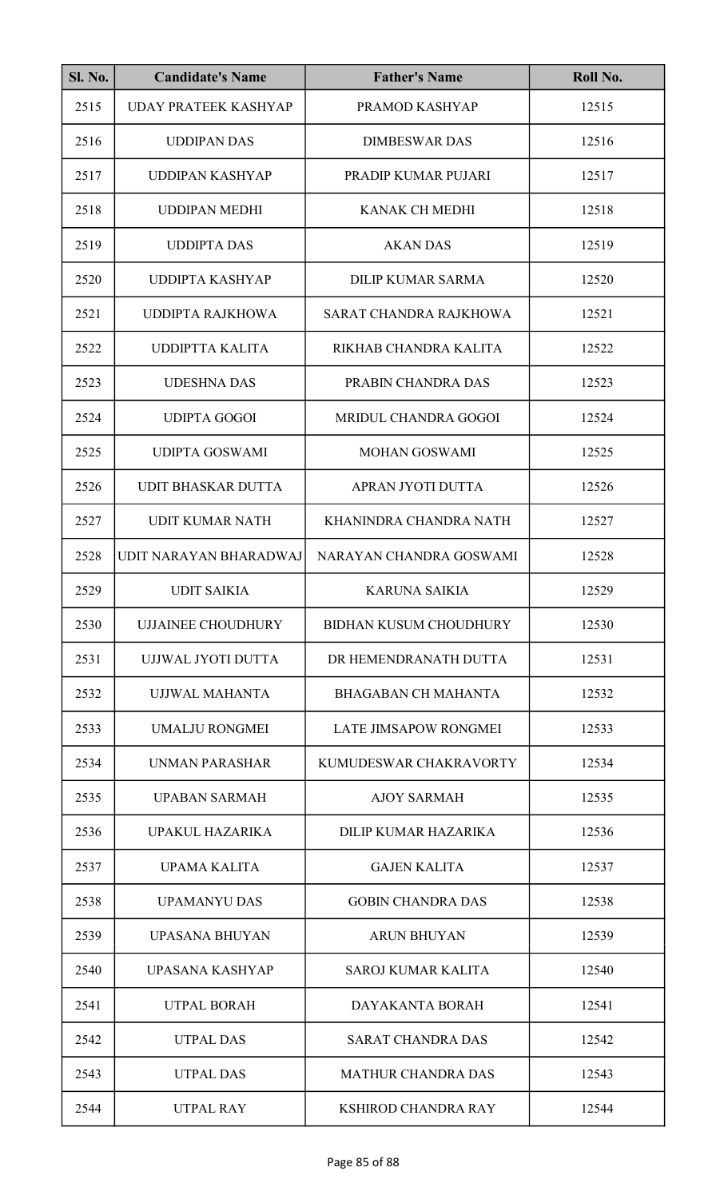| Sl. No. | Candidate's Name | Father's Name | Roll No. |
|---|---|---|---|
| 2515 | UDAY PRATEEK KASHYAP | PRAMOD KASHYAP | 12515 |
| 2516 | UDDIPAN DAS | DIMBESWAR DAS | 12516 |
| 2517 | UDDIPAN KASHYAP | PRADIP KUMAR PUJARI | 12517 |
| 2518 | UDDIPAN MEDHI | KANAK CH MEDHI | 12518 |
| 2519 | UDDIPTA DAS | AKAN DAS | 12519 |
| 2520 | UDDIPTA KASHYAP | DILIP KUMAR SARMA | 12520 |
| 2521 | UDDIPTA RAJKHOWA | SARAT CHANDRA RAJKHOWA | 12521 |
| 2522 | UDDIPTTA KALITA | RIKHAB CHANDRA KALITA | 12522 |
| 2523 | UDESHNA DAS | PRABIN CHANDRA DAS | 12523 |
| 2524 | UDIPTA GOGOI | MRIDUL CHANDRA GOGOI | 12524 |
| 2525 | UDIPTA GOSWAMI | MOHAN GOSWAMI | 12525 |
| 2526 | UDIT BHASKAR DUTTA | APRAN JYOTI DUTTA | 12526 |
| 2527 | UDIT KUMAR NATH | KHANINDRA CHANDRA NATH | 12527 |
| 2528 | UDIT NARAYAN BHARADWAJ | NARAYAN CHANDRA GOSWAMI | 12528 |
| 2529 | UDIT SAIKIA | KARUNA SAIKIA | 12529 |
| 2530 | UJJAINEE CHOUDHURY | BIDHAN KUSUM CHOUDHURY | 12530 |
| 2531 | UJJWAL JYOTI DUTTA | DR HEMENDRANATH DUTTA | 12531 |
| 2532 | UJJWAL MAHANTA | BHAGABAN CH MAHANTA | 12532 |
| 2533 | UMALJU RONGMEI | LATE JIMSAPOW RONGMEI | 12533 |
| 2534 | UNMAN PARASHAR | KUMUDESWAR CHAKRAVORTY | 12534 |
| 2535 | UPABAN SARMAH | AJOY SARMAH | 12535 |
| 2536 | UPAKUL HAZARIKA | DILIP KUMAR HAZARIKA | 12536 |
| 2537 | UPAMA KALITA | GAJEN KALITA | 12537 |
| 2538 | UPAMANYU DAS | GOBIN CHANDRA DAS | 12538 |
| 2539 | UPASANA BHUYAN | ARUN BHUYAN | 12539 |
| 2540 | UPASANA KASHYAP | SAROJ KUMAR KALITA | 12540 |
| 2541 | UTPAL BORAH | DAYAKANTA BORAH | 12541 |
| 2542 | UTPAL DAS | SARAT CHANDRA DAS | 12542 |
| 2543 | UTPAL DAS | MATHUR CHANDRA DAS | 12543 |
| 2544 | UTPAL RAY | KSHIROD CHANDRA RAY | 12544 |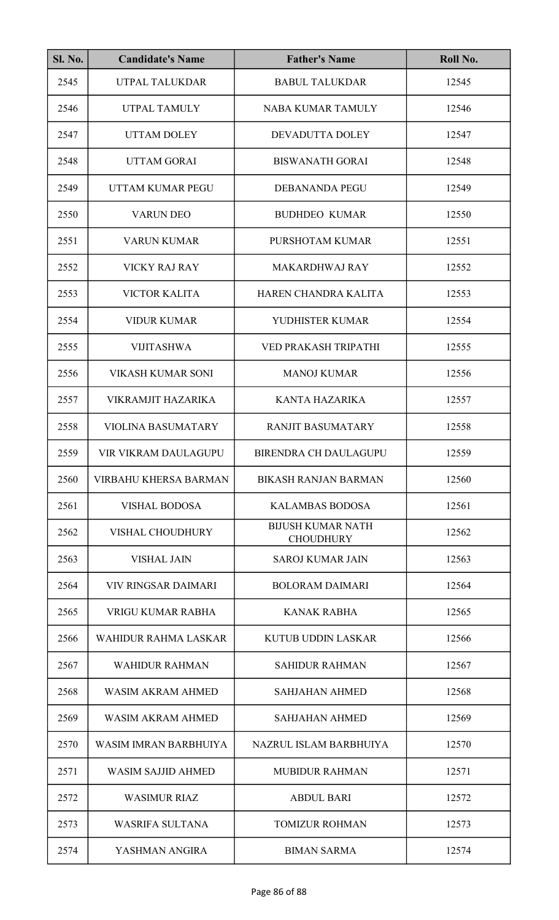| Sl. No. | Candidate's Name | Father's Name | Roll No. |
|---|---|---|---|
| 2545 | UTPAL TALUKDAR | BABUL TALUKDAR | 12545 |
| 2546 | UTPAL TAMULY | NABA KUMAR TAMULY | 12546 |
| 2547 | UTTAM DOLEY | DEVADUTTA DOLEY | 12547 |
| 2548 | UTTAM GORAI | BISWANATH GORAI | 12548 |
| 2549 | UTTAM KUMAR PEGU | DEBANANDA PEGU | 12549 |
| 2550 | VARUN DEO | BUDHDEO KUMAR | 12550 |
| 2551 | VARUN KUMAR | PURSHOTAM KUMAR | 12551 |
| 2552 | VICKY RAJ RAY | MAKARDHWAJ RAY | 12552 |
| 2553 | VICTOR KALITA | HAREN CHANDRA KALITA | 12553 |
| 2554 | VIDUR KUMAR | YUDHISTER KUMAR | 12554 |
| 2555 | VIJITASHWA | VED PRAKASH TRIPATHI | 12555 |
| 2556 | VIKASH KUMAR SONI | MANOJ KUMAR | 12556 |
| 2557 | VIKRAMJIT HAZARIKA | KANTA HAZARIKA | 12557 |
| 2558 | VIOLINA BASUMATARY | RANJIT BASUMATARY | 12558 |
| 2559 | VIR VIKRAM DAULAGUPU | BIRENDRA CH DAULAGUPU | 12559 |
| 2560 | VIRBAHU KHERSA BARMAN | BIKASH RANJAN BARMAN | 12560 |
| 2561 | VISHAL BODOSA | KALAMBAS BODOSA | 12561 |
| 2562 | VISHAL CHOUDHURY | BIJUSH KUMAR NATH CHOUDHURY | 12562 |
| 2563 | VISHAL JAIN | SAROJ KUMAR JAIN | 12563 |
| 2564 | VIV RINGSAR DAIMARI | BOLORAM DAIMARI | 12564 |
| 2565 | VRIGU KUMAR RABHA | KANAK RABHA | 12565 |
| 2566 | WAHIDUR RAHMA LASKAR | KUTUB UDDIN LASKAR | 12566 |
| 2567 | WAHIDUR RAHMAN | SAHIDUR RAHMAN | 12567 |
| 2568 | WASIM AKRAM AHMED | SAHJAHAN AHMED | 12568 |
| 2569 | WASIM AKRAM AHMED | SAHJAHAN AHMED | 12569 |
| 2570 | WASIM IMRAN BARBHUIYA | NAZRUL ISLAM BARBHUIYA | 12570 |
| 2571 | WASIM SAJJID AHMED | MUBIDUR RAHMAN | 12571 |
| 2572 | WASIMUR RIAZ | ABDUL BARI | 12572 |
| 2573 | WASRIFA SULTANA | TOMIZUR ROHMAN | 12573 |
| 2574 | YASHMAN ANGIRA | BIMAN SARMA | 12574 |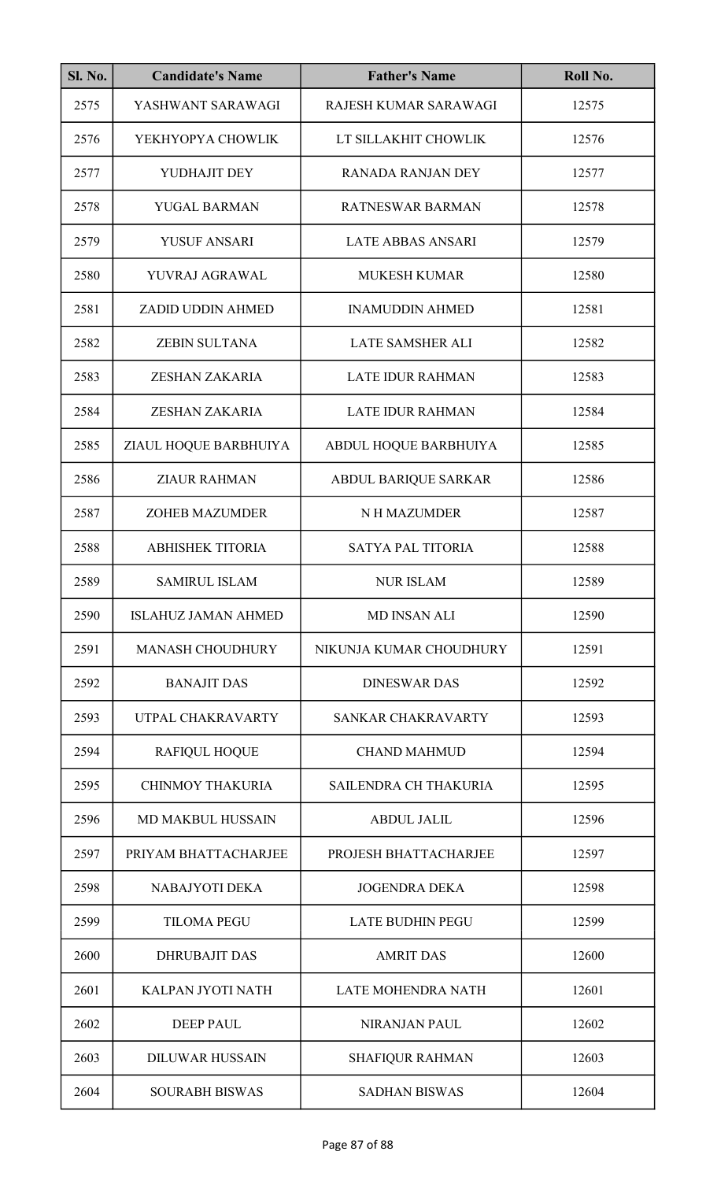| Sl. No. | Candidate's Name | Father's Name | Roll No. |
|---|---|---|---|
| 2575 | YASHWANT SARAWAGI | RAJESH KUMAR SARAWAGI | 12575 |
| 2576 | YEKHYOPYA CHOWLIK | LT SILLAKHIT CHOWLIK | 12576 |
| 2577 | YUDHAJIT DEY | RANADA RANJAN DEY | 12577 |
| 2578 | YUGAL BARMAN | RATNESWAR BARMAN | 12578 |
| 2579 | YUSUF ANSARI | LATE ABBAS ANSARI | 12579 |
| 2580 | YUVRAJ AGRAWAL | MUKESH KUMAR | 12580 |
| 2581 | ZADID UDDIN AHMED | INAMUDDIN AHMED | 12581 |
| 2582 | ZEBIN SULTANA | LATE SAMSHER ALI | 12582 |
| 2583 | ZESHAN ZAKARIA | LATE IDUR RAHMAN | 12583 |
| 2584 | ZESHAN ZAKARIA | LATE IDUR RAHMAN | 12584 |
| 2585 | ZIAUL HOQUE BARBHUIYA | ABDUL HOQUE BARBHUIYA | 12585 |
| 2586 | ZIAUR RAHMAN | ABDUL BARIQUE SARKAR | 12586 |
| 2587 | ZOHEB MAZUMDER | N H MAZUMDER | 12587 |
| 2588 | ABHISHEK TITORIA | SATYA PAL TITORIA | 12588 |
| 2589 | SAMIRUL ISLAM | NUR ISLAM | 12589 |
| 2590 | ISLAHUZ JAMAN AHMED | MD INSAN ALI | 12590 |
| 2591 | MANASH CHOUDHURY | NIKUNJA KUMAR CHOUDHURY | 12591 |
| 2592 | BANAJIT DAS | DINESWAR DAS | 12592 |
| 2593 | UTPAL CHAKRAVARTY | SANKAR CHAKRAVARTY | 12593 |
| 2594 | RAFIQUL HOQUE | CHAND MAHMUD | 12594 |
| 2595 | CHINMOY THAKURIA | SAILENDRA CH THAKURIA | 12595 |
| 2596 | MD MAKBUL HUSSAIN | ABDUL JALIL | 12596 |
| 2597 | PRIYAM BHATTACHARJEE | PROJESH BHATTACHARJEE | 12597 |
| 2598 | NABAJYOTI DEKA | JOGENDRA DEKA | 12598 |
| 2599 | TILOMA PEGU | LATE BUDHIN PEGU | 12599 |
| 2600 | DHRUBAJIT DAS | AMRIT DAS | 12600 |
| 2601 | KALPAN JYOTI NATH | LATE MOHENDRA NATH | 12601 |
| 2602 | DEEP PAUL | NIRANJAN PAUL | 12602 |
| 2603 | DILUWAR HUSSAIN | SHAFIQUR RAHMAN | 12603 |
| 2604 | SOURABH BISWAS | SADHAN BISWAS | 12604 |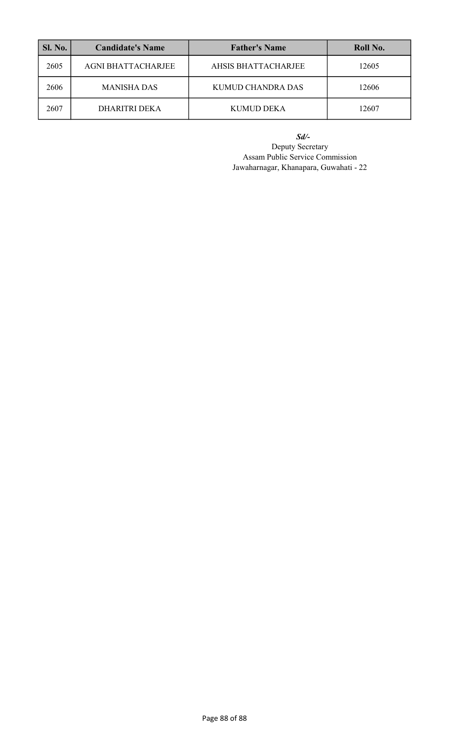| Sl. No. | Candidate's Name | Father's Name | Roll No. |
|---|---|---|---|
| 2605 | AGNI BHATTACHARJEE | AHSIS BHATTACHARJEE | 12605 |
| 2606 | MANISHA DAS | KUMUD CHANDRA DAS | 12606 |
| 2607 | DHARITRI DEKA | KUMUD DEKA | 12607 |

***Sd/-***
Deputy Secretary
Assam Public Service Commission
Jawaharnagar, Khanapara, Guwahati - 22